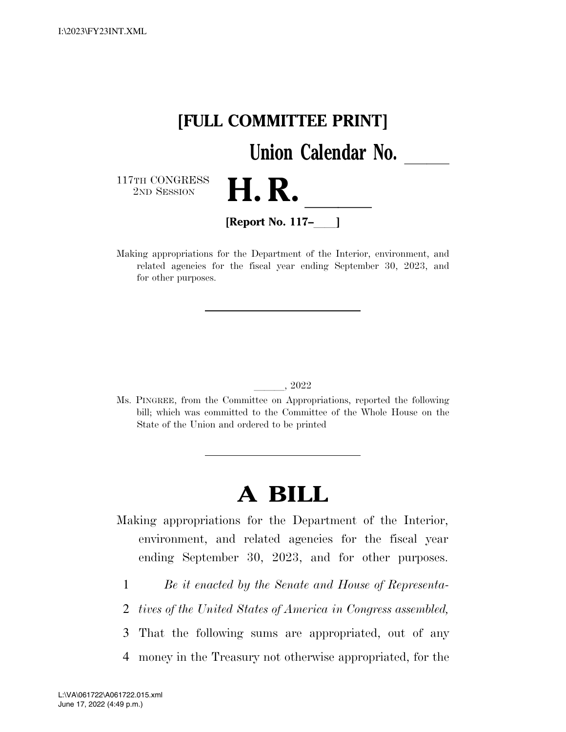I:\2023\FY23INT.XML

**[FULL COMMITTEE PRINT]**

**Union Calendar No. \_\_\_\_\_**

117TH CONGRESS
2ND SESSION

# H. R. \_\_\_\_\_\_

**[Report No. 117–\_\_\_\_]**

Making appropriations for the Department of the Interior, environment, and related agencies for the fiscal year ending September 30, 2023, and for other purposes.

---

\_\_\_\_\_\_, 2022

Ms. PINGREE, from the Committee on Appropriations, reported the following bill; which was committed to the Committee of the Whole House on the State of the Union and ordered to be printed

---

# A BILL

Making appropriations for the Department of the Interior, environment, and related agencies for the fiscal year ending September 30, 2023, and for other purposes.

1 *Be it enacted by the Senate and House of Representa-*
2 *tives of the United States of America in Congress assembled,*
3 That the following sums are appropriated, out of any
4 money in the Treasury not otherwise appropriated, for the

L:\VA\061722\A061722.015.xml
June 17, 2022 (4:49 p.m.)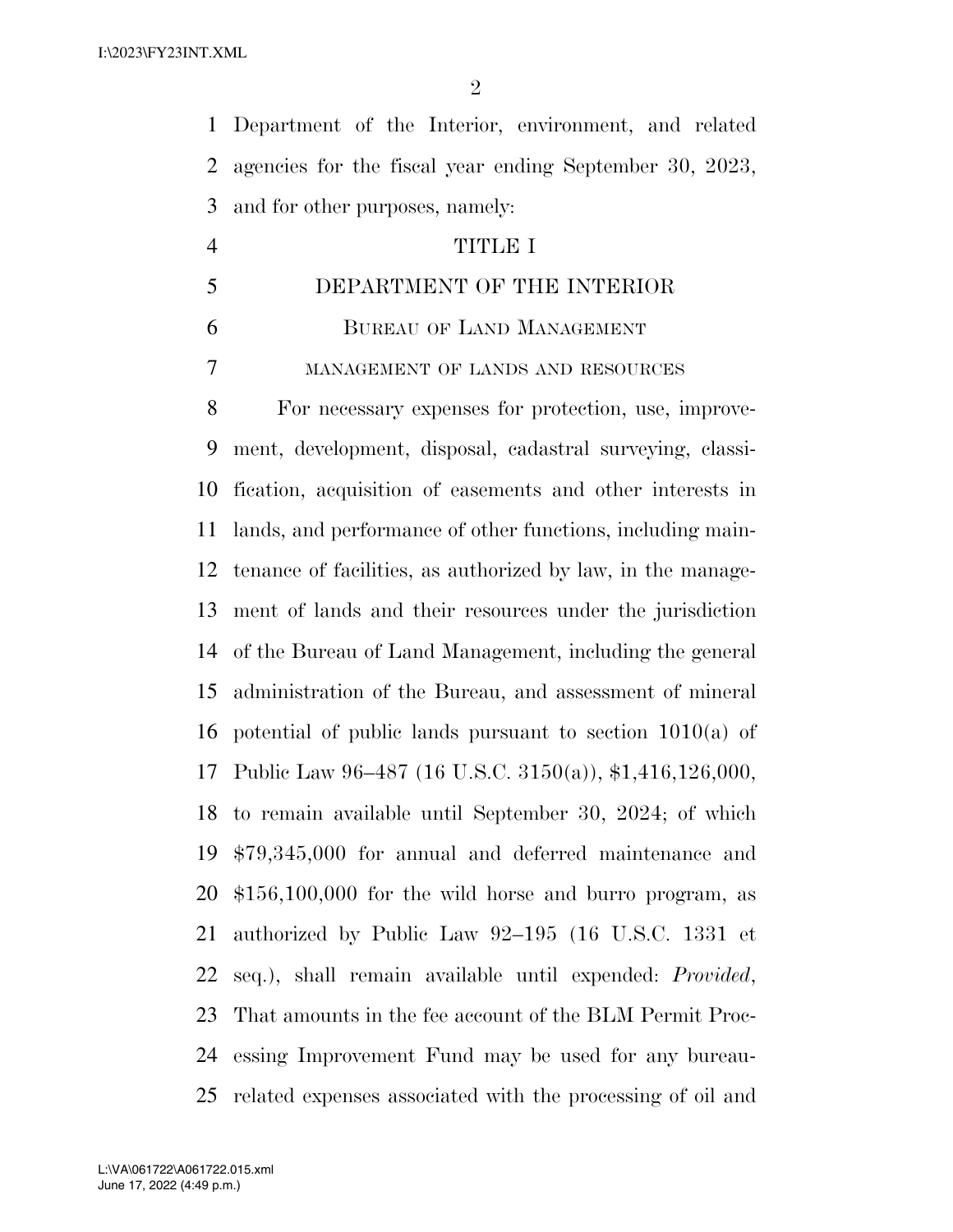Department of the Interior, environment, and related agencies for the fiscal year ending September 30, 2023, and for other purposes, namely:

# TITLE I

# DEPARTMENT OF THE INTERIOR

## Bureau of Land Management

### management of lands and resources

For necessary expenses for protection, use, improvement, development, disposal, cadastral surveying, classification, acquisition of easements and other interests in lands, and performance of other functions, including maintenance of facilities, as authorized by law, in the management of lands and their resources under the jurisdiction of the Bureau of Land Management, including the general administration of the Bureau, and assessment of mineral potential of public lands pursuant to section 1010(a) of Public Law 96–487 (16 U.S.C. 3150(a)), $1,416,126,000, to remain available until September 30, 2024; of which $79,345,000 for annual and deferred maintenance and $156,100,000 for the wild horse and burro program, as authorized by Public Law 92–195 (16 U.S.C. 1331 et seq.), shall remain available until expended: *Provided*, That amounts in the fee account of the BLM Permit Processing Improvement Fund may be used for any bureau-related expenses associated with the processing of oil and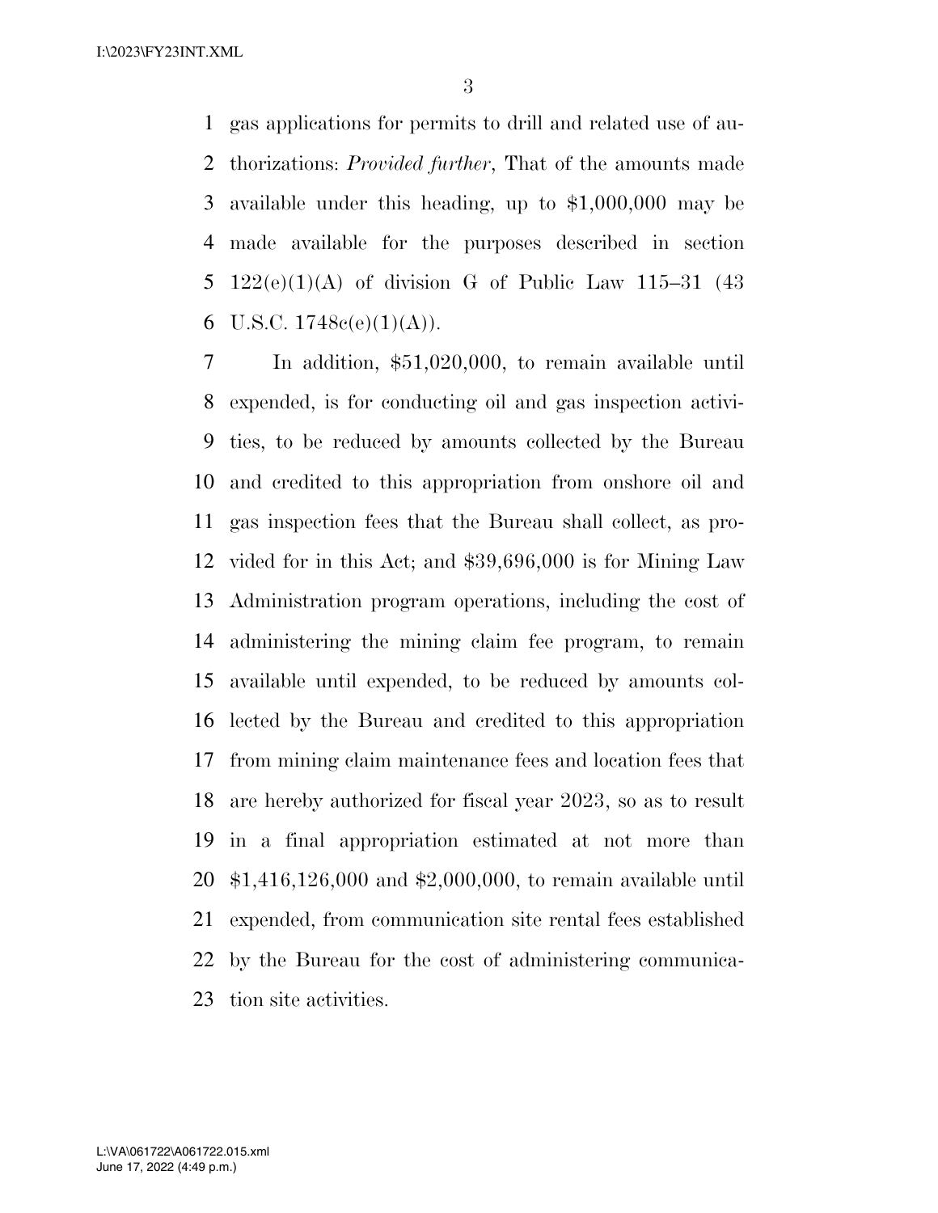gas applications for permits to drill and related use of authorizations: *Provided further*, That of the amounts made available under this heading, up to $1,000,000 may be made available for the purposes described in section 122(e)(1)(A) of division G of Public Law 115–31 (43 U.S.C. 1748c(e)(1)(A)).

In addition, $51,020,000, to remain available until expended, is for conducting oil and gas inspection activities, to be reduced by amounts collected by the Bureau and credited to this appropriation from onshore oil and gas inspection fees that the Bureau shall collect, as provided for in this Act; and $39,696,000 is for Mining Law Administration program operations, including the cost of administering the mining claim fee program, to remain available until expended, to be reduced by amounts collected by the Bureau and credited to this appropriation from mining claim maintenance fees and location fees that are hereby authorized for fiscal year 2023, so as to result in a final appropriation estimated at not more than $1,416,126,000 and $2,000,000, to remain available until expended, from communication site rental fees established by the Bureau for the cost of administering communication site activities.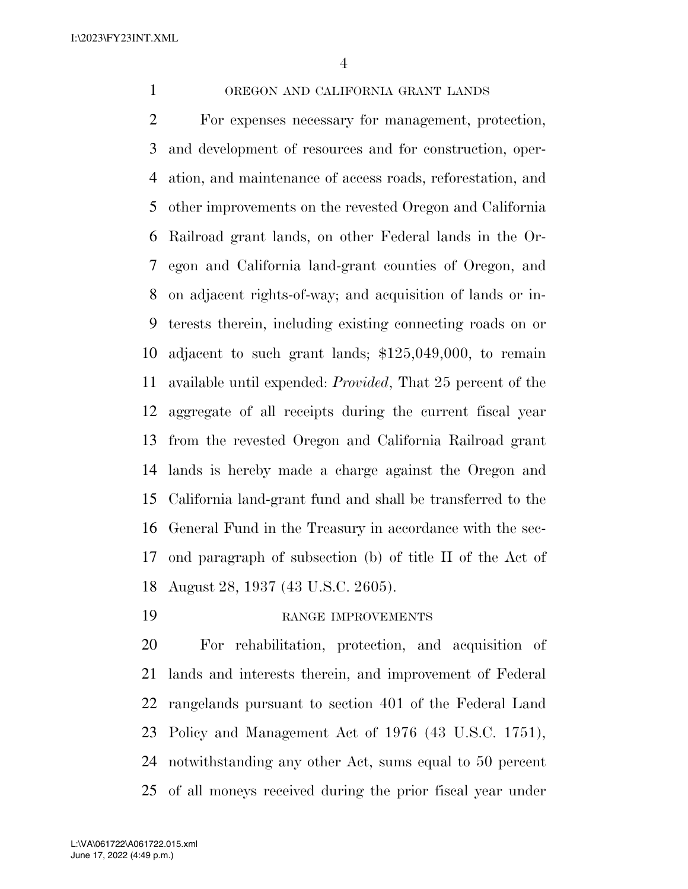OREGON AND CALIFORNIA GRANT LANDS

For expenses necessary for management, protection, and development of resources and for construction, operation, and maintenance of access roads, reforestation, and other improvements on the revested Oregon and California Railroad grant lands, on other Federal lands in the Oregon and California land-grant counties of Oregon, and on adjacent rights-of-way; and acquisition of lands or interests therein, including existing connecting roads on or adjacent to such grant lands; $125,049,000, to remain available until expended: *Provided*, That 25 percent of the aggregate of all receipts during the current fiscal year from the revested Oregon and California Railroad grant lands is hereby made a charge against the Oregon and California land-grant fund and shall be transferred to the General Fund in the Treasury in accordance with the second paragraph of subsection (b) of title II of the Act of August 28, 1937 (43 U.S.C. 2605).

RANGE IMPROVEMENTS

For rehabilitation, protection, and acquisition of lands and interests therein, and improvement of Federal rangelands pursuant to section 401 of the Federal Land Policy and Management Act of 1976 (43 U.S.C. 1751), notwithstanding any other Act, sums equal to 50 percent of all moneys received during the prior fiscal year under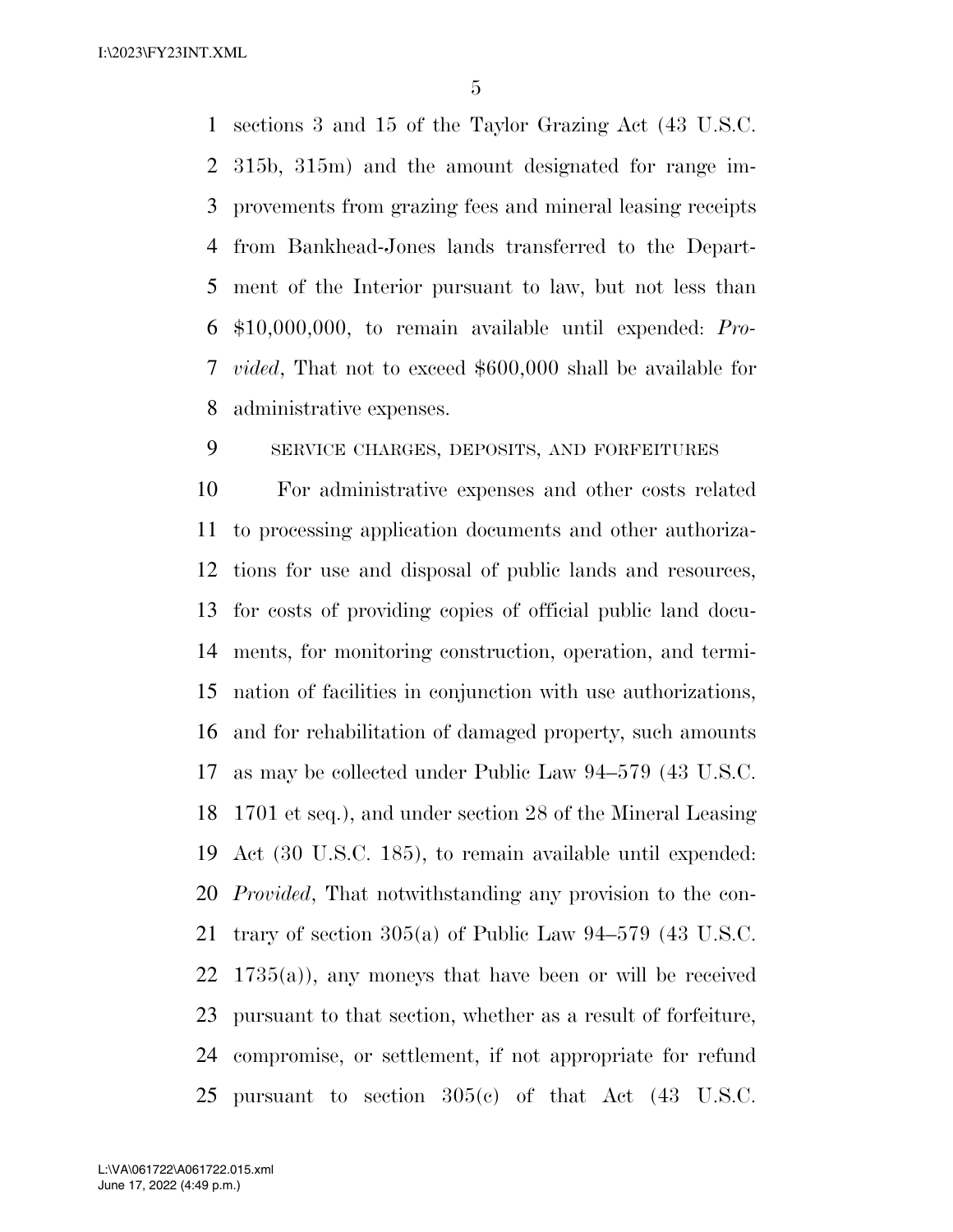sections 3 and 15 of the Taylor Grazing Act (43 U.S.C. 315b, 315m) and the amount designated for range improvements from grazing fees and mineral leasing receipts from Bankhead-Jones lands transferred to the Department of the Interior pursuant to law, but not less than $10,000,000, to remain available until expended: *Provided*, That not to exceed $600,000 shall be available for administrative expenses.

SERVICE CHARGES, DEPOSITS, AND FORFEITURES

For administrative expenses and other costs related to processing application documents and other authorizations for use and disposal of public lands and resources, for costs of providing copies of official public land documents, for monitoring construction, operation, and termination of facilities in conjunction with use authorizations, and for rehabilitation of damaged property, such amounts as may be collected under Public Law 94–579 (43 U.S.C. 1701 et seq.), and under section 28 of the Mineral Leasing Act (30 U.S.C. 185), to remain available until expended: *Provided*, That notwithstanding any provision to the contrary of section 305(a) of Public Law 94–579 (43 U.S.C. 1735(a)), any moneys that have been or will be received pursuant to that section, whether as a result of forfeiture, compromise, or settlement, if not appropriate for refund pursuant to section 305(c) of that Act (43 U.S.C.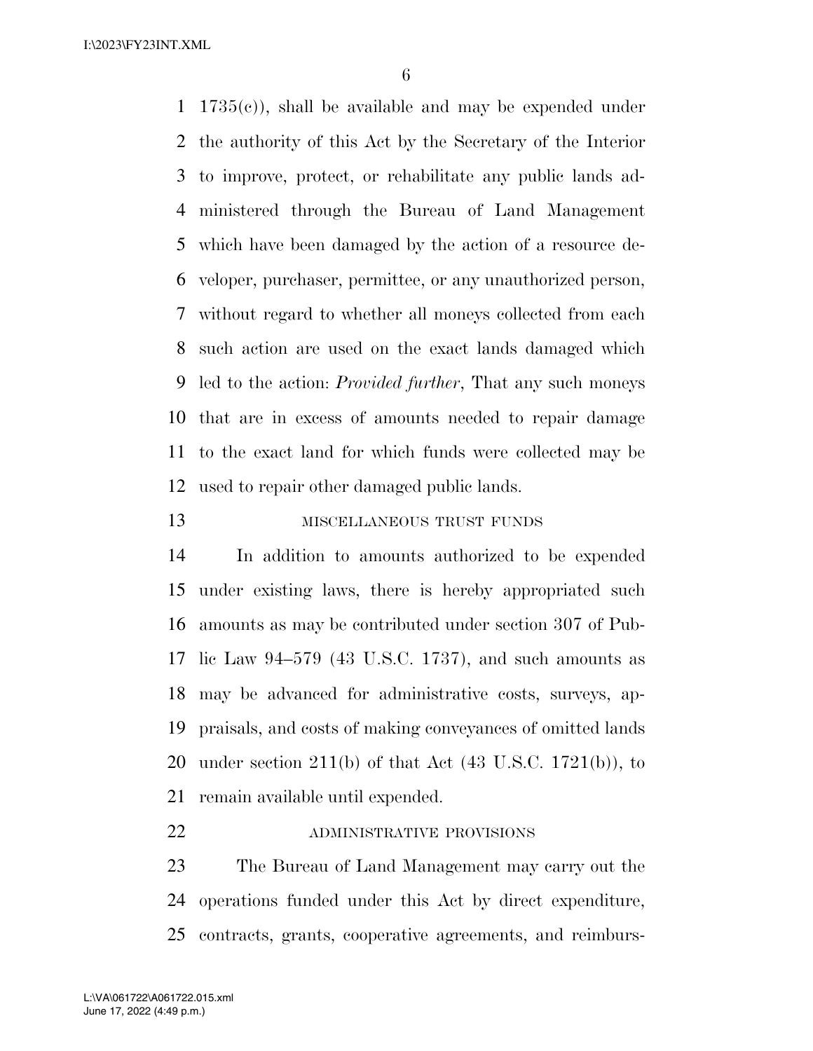1735(c)), shall be available and may be expended under the authority of this Act by the Secretary of the Interior to improve, protect, or rehabilitate any public lands administered through the Bureau of Land Management which have been damaged by the action of a resource developer, purchaser, permittee, or any unauthorized person, without regard to whether all moneys collected from each such action are used on the exact lands damaged which led to the action: *Provided further*, That any such moneys that are in excess of amounts needed to repair damage to the exact land for which funds were collected may be used to repair other damaged public lands.

MISCELLANEOUS TRUST FUNDS

In addition to amounts authorized to be expended under existing laws, there is hereby appropriated such amounts as may be contributed under section 307 of Public Law 94–579 (43 U.S.C. 1737), and such amounts as may be advanced for administrative costs, surveys, appraisals, and costs of making conveyances of omitted lands under section 211(b) of that Act (43 U.S.C. 1721(b)), to remain available until expended.

ADMINISTRATIVE PROVISIONS

The Bureau of Land Management may carry out the operations funded under this Act by direct expenditure, contracts, grants, cooperative agreements, and reimburs-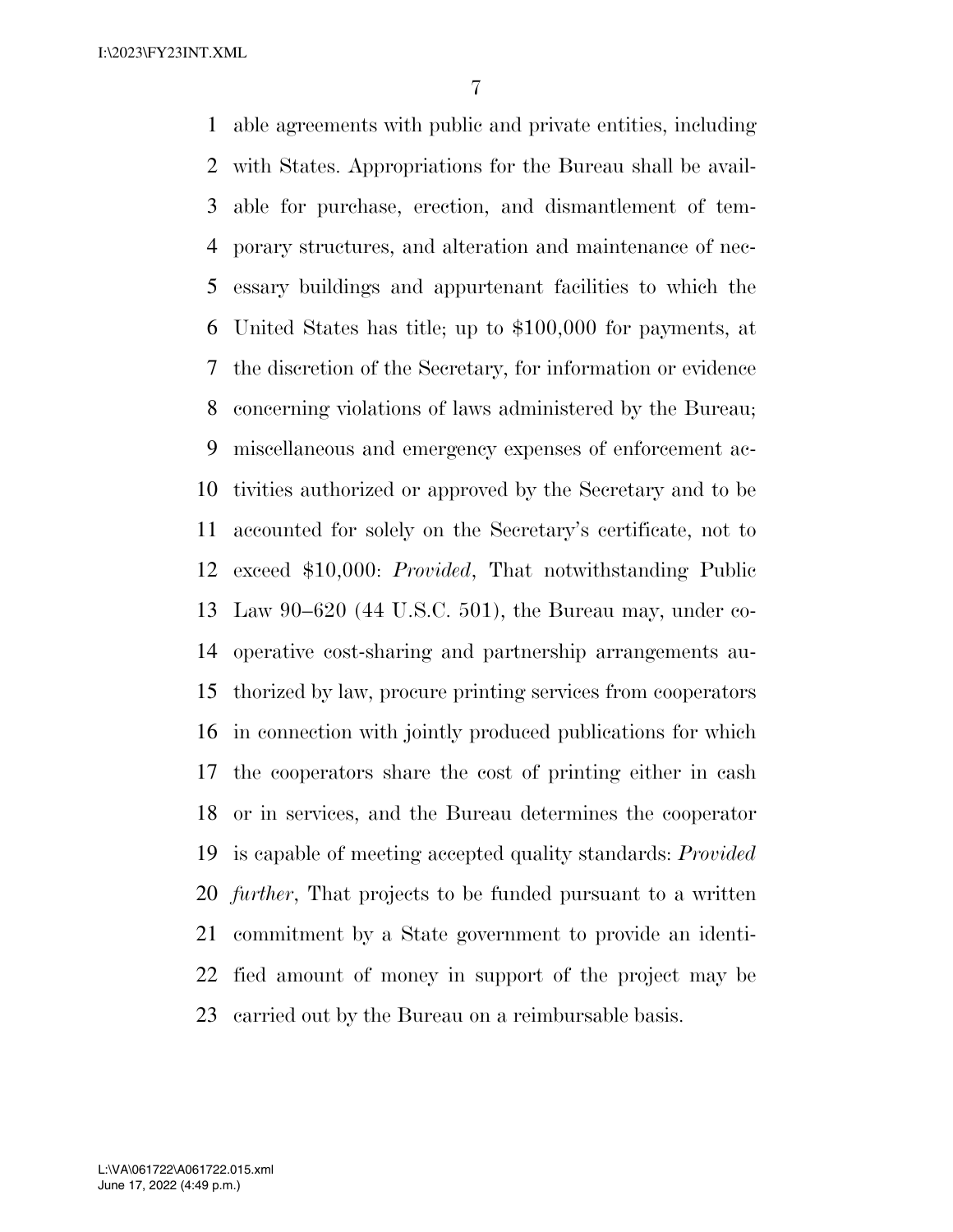able agreements with public and private entities, including with States. Appropriations for the Bureau shall be available for purchase, erection, and dismantlement of temporary structures, and alteration and maintenance of necessary buildings and appurtenant facilities to which the United States has title; up to $100,000 for payments, at the discretion of the Secretary, for information or evidence concerning violations of laws administered by the Bureau; miscellaneous and emergency expenses of enforcement activities authorized or approved by the Secretary and to be accounted for solely on the Secretary's certificate, not to exceed $10,000: *Provided*, That notwithstanding Public Law 90–620 (44 U.S.C. 501), the Bureau may, under cooperative cost-sharing and partnership arrangements authorized by law, procure printing services from cooperators in connection with jointly produced publications for which the cooperators share the cost of printing either in cash or in services, and the Bureau determines the cooperator is capable of meeting accepted quality standards: *Provided further*, That projects to be funded pursuant to a written commitment by a State government to provide an identified amount of money in support of the project may be carried out by the Bureau on a reimbursable basis.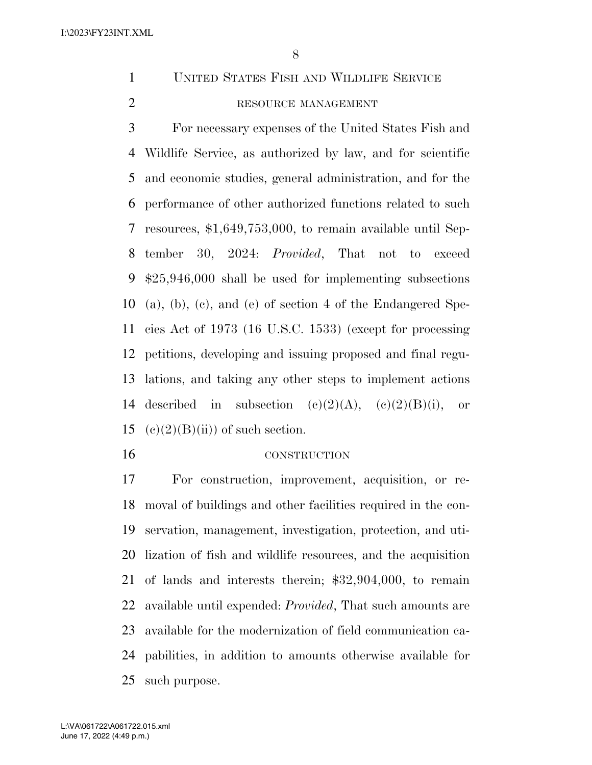## United States Fish and Wildlife Service

### RESOURCE MANAGEMENT

For necessary expenses of the United States Fish and Wildlife Service, as authorized by law, and for scientific and economic studies, general administration, and for the performance of other authorized functions related to such resources, $1,649,753,000, to remain available until September 30, 2024: *Provided*, That not to exceed $25,946,000 shall be used for implementing subsections (a), (b), (c), and (e) of section 4 of the Endangered Species Act of 1973 (16 U.S.C. 1533) (except for processing petitions, developing and issuing proposed and final regulations, and taking any other steps to implement actions described in subsection (c)(2)(A), (c)(2)(B)(i), or (c)(2)(B)(ii)) of such section.

### CONSTRUCTION

For construction, improvement, acquisition, or removal of buildings and other facilities required in the conservation, management, investigation, protection, and utilization of fish and wildlife resources, and the acquisition of lands and interests therein; $32,904,000, to remain available until expended: *Provided*, That such amounts are available for the modernization of field communication capabilities, in addition to amounts otherwise available for such purpose.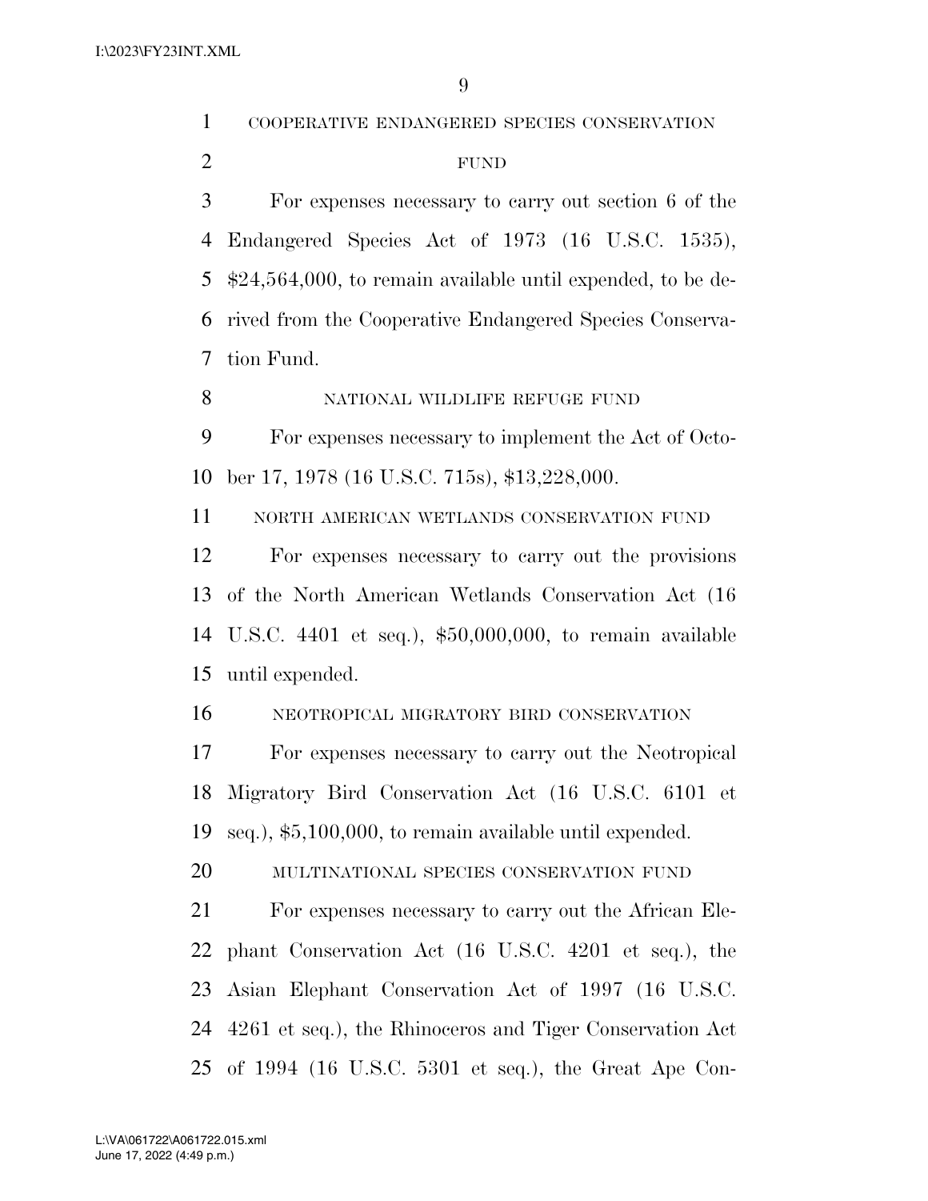### COOPERATIVE ENDANGERED SPECIES CONSERVATION FUND

For expenses necessary to carry out section 6 of the Endangered Species Act of 1973 (16 U.S.C. 1535), $24,564,000, to remain available until expended, to be derived from the Cooperative Endangered Species Conservation Fund.

### NATIONAL WILDLIFE REFUGE FUND

For expenses necessary to implement the Act of October 17, 1978 (16 U.S.C. 715s), $13,228,000.

### NORTH AMERICAN WETLANDS CONSERVATION FUND

For expenses necessary to carry out the provisions of the North American Wetlands Conservation Act (16 U.S.C. 4401 et seq.), $50,000,000, to remain available until expended.

### NEOTROPICAL MIGRATORY BIRD CONSERVATION

For expenses necessary to carry out the Neotropical Migratory Bird Conservation Act (16 U.S.C. 6101 et seq.), $5,100,000, to remain available until expended.

### MULTINATIONAL SPECIES CONSERVATION FUND

For expenses necessary to carry out the African Elephant Conservation Act (16 U.S.C. 4201 et seq.), the Asian Elephant Conservation Act of 1997 (16 U.S.C. 4261 et seq.), the Rhinoceros and Tiger Conservation Act of 1994 (16 U.S.C. 5301 et seq.), the Great Ape Con-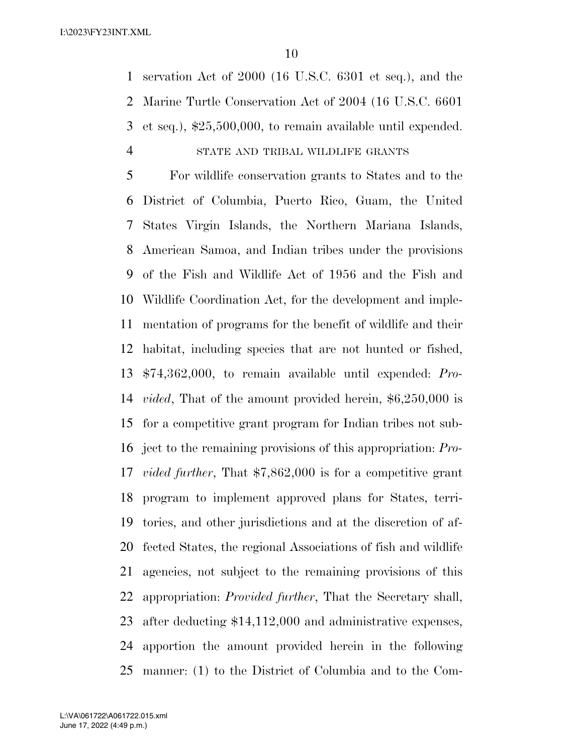servation Act of 2000 (16 U.S.C. 6301 et seq.), and the Marine Turtle Conservation Act of 2004 (16 U.S.C. 6601 et seq.), $25,500,000, to remain available until expended.

STATE AND TRIBAL WILDLIFE GRANTS

For wildlife conservation grants to States and to the District of Columbia, Puerto Rico, Guam, the United States Virgin Islands, the Northern Mariana Islands, American Samoa, and Indian tribes under the provisions of the Fish and Wildlife Act of 1956 and the Fish and Wildlife Coordination Act, for the development and implementation of programs for the benefit of wildlife and their habitat, including species that are not hunted or fished, $74,362,000, to remain available until expended: *Provided*, That of the amount provided herein, $6,250,000 is for a competitive grant program for Indian tribes not subject to the remaining provisions of this appropriation: *Provided further*, That $7,862,000 is for a competitive grant program to implement approved plans for States, territories, and other jurisdictions and at the discretion of affected States, the regional Associations of fish and wildlife agencies, not subject to the remaining provisions of this appropriation: *Provided further*, That the Secretary shall, after deducting $14,112,000 and administrative expenses, apportion the amount provided herein in the following manner: (1) to the District of Columbia and to the Com-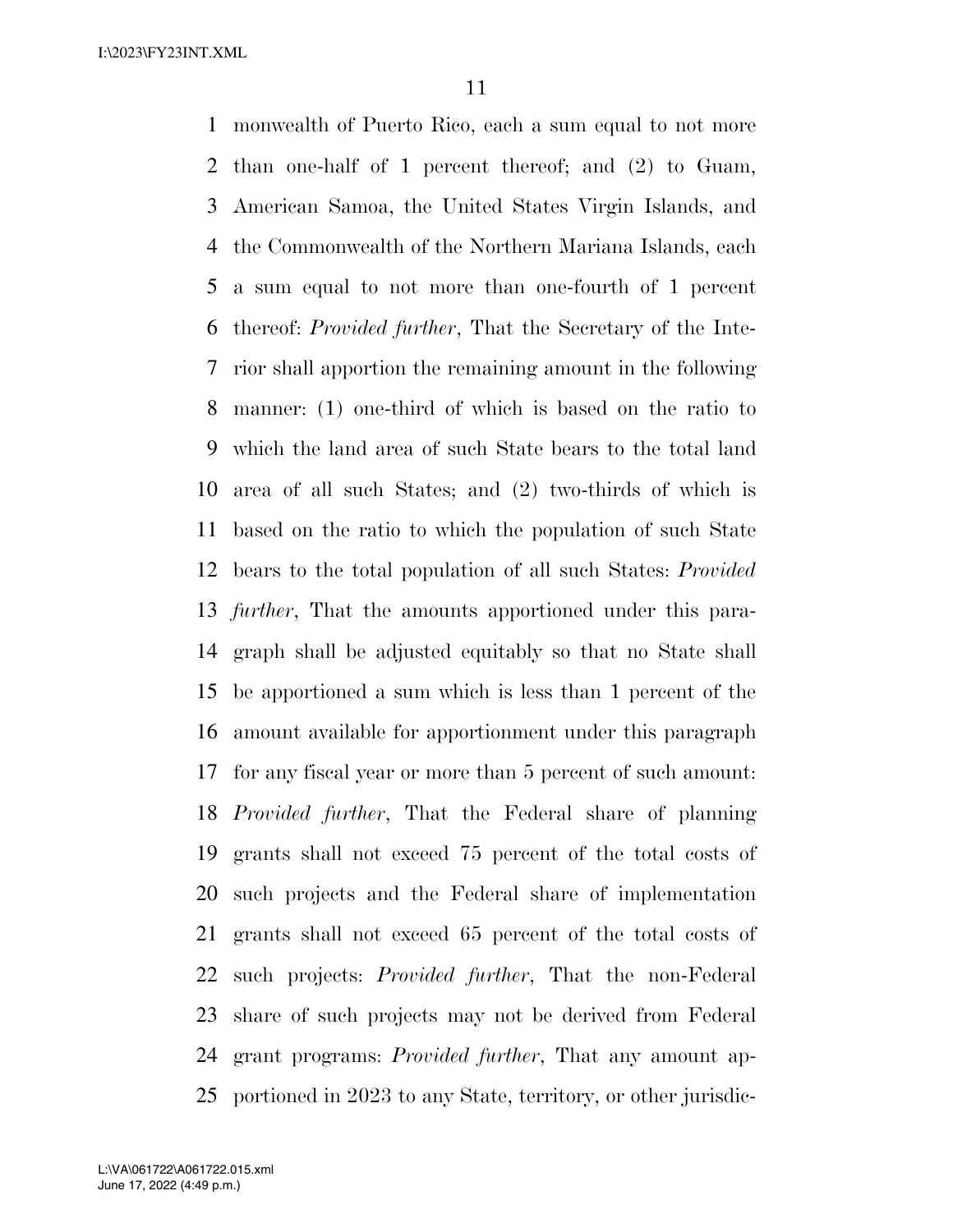monwealth of Puerto Rico, each a sum equal to not more than one-half of 1 percent thereof; and (2) to Guam, American Samoa, the United States Virgin Islands, and the Commonwealth of the Northern Mariana Islands, each a sum equal to not more than one-fourth of 1 percent thereof: *Provided further*, That the Secretary of the Interior shall apportion the remaining amount in the following manner: (1) one-third of which is based on the ratio to which the land area of such State bears to the total land area of all such States; and (2) two-thirds of which is based on the ratio to which the population of such State bears to the total population of all such States: *Provided further*, That the amounts apportioned under this paragraph shall be adjusted equitably so that no State shall be apportioned a sum which is less than 1 percent of the amount available for apportionment under this paragraph for any fiscal year or more than 5 percent of such amount: *Provided further*, That the Federal share of planning grants shall not exceed 75 percent of the total costs of such projects and the Federal share of implementation grants shall not exceed 65 percent of the total costs of such projects: *Provided further*, That the non-Federal share of such projects may not be derived from Federal grant programs: *Provided further*, That any amount apportioned in 2023 to any State, territory, or other jurisdic-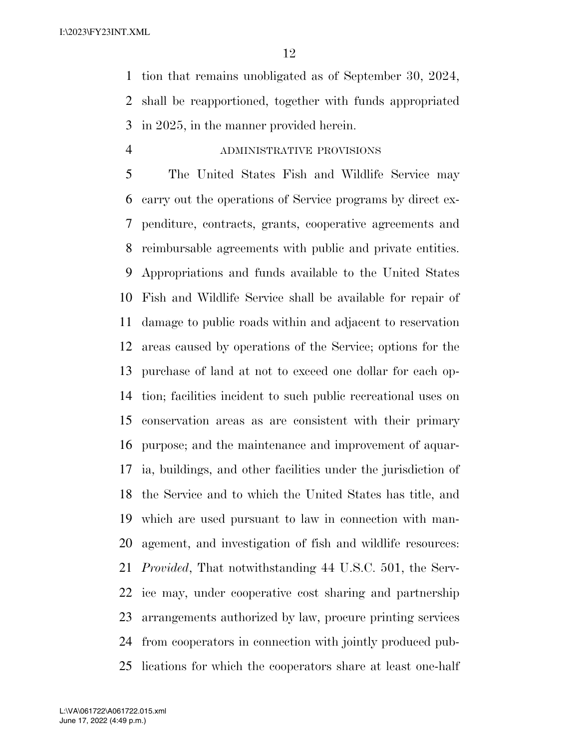tion that remains unobligated as of September 30, 2024, shall be reapportioned, together with funds appropriated in 2025, in the manner provided herein.

ADMINISTRATIVE PROVISIONS

The United States Fish and Wildlife Service may carry out the operations of Service programs by direct expenditure, contracts, grants, cooperative agreements and reimbursable agreements with public and private entities. Appropriations and funds available to the United States Fish and Wildlife Service shall be available for repair of damage to public roads within and adjacent to reservation areas caused by operations of the Service; options for the purchase of land at not to exceed one dollar for each option; facilities incident to such public recreational uses on conservation areas as are consistent with their primary purpose; and the maintenance and improvement of aquaria, buildings, and other facilities under the jurisdiction of the Service and to which the United States has title, and which are used pursuant to law in connection with management, and investigation of fish and wildlife resources: *Provided*, That notwithstanding 44 U.S.C. 501, the Service may, under cooperative cost sharing and partnership arrangements authorized by law, procure printing services from cooperators in connection with jointly produced publications for which the cooperators share at least one-half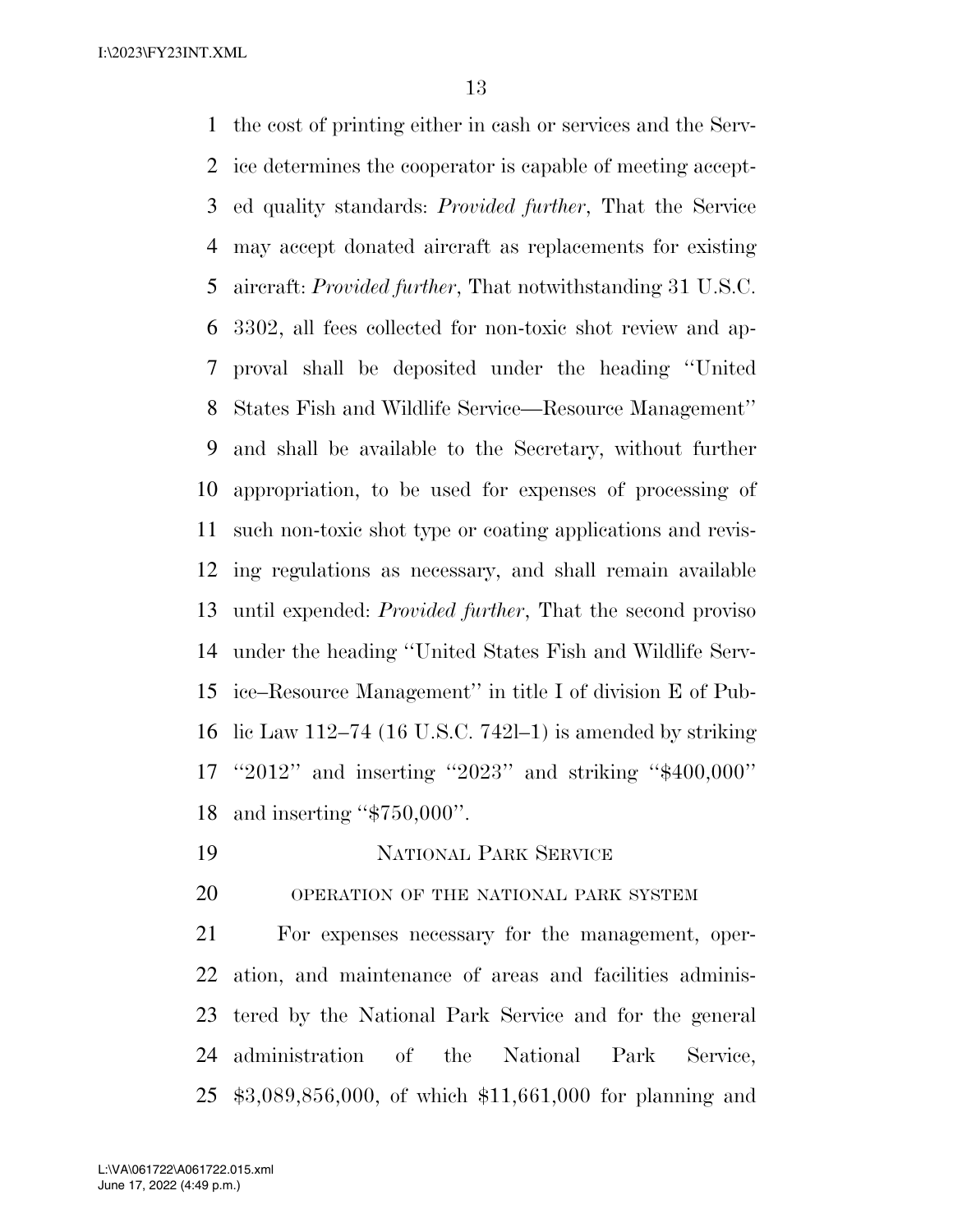the cost of printing either in cash or services and the Service determines the cooperator is capable of meeting accepted quality standards: *Provided further*, That the Service may accept donated aircraft as replacements for existing aircraft: *Provided further*, That notwithstanding 31 U.S.C. 3302, all fees collected for non-toxic shot review and approval shall be deposited under the heading ''United States Fish and Wildlife Service—Resource Management'' and shall be available to the Secretary, without further appropriation, to be used for expenses of processing of such non-toxic shot type or coating applications and revising regulations as necessary, and shall remain available until expended: *Provided further*, That the second proviso under the heading ''United States Fish and Wildlife Service–Resource Management'' in title I of division E of Public Law 112–74 (16 U.S.C. 742l–1) is amended by striking ''2012'' and inserting ''2023'' and striking ''$400,000'' and inserting ''$750,000''.

## NATIONAL PARK SERVICE

### OPERATION OF THE NATIONAL PARK SYSTEM

For expenses necessary for the management, operation, and maintenance of areas and facilities administered by the National Park Service and for the general administration of the National Park Service, $3,089,856,000, of which $11,661,000 for planning and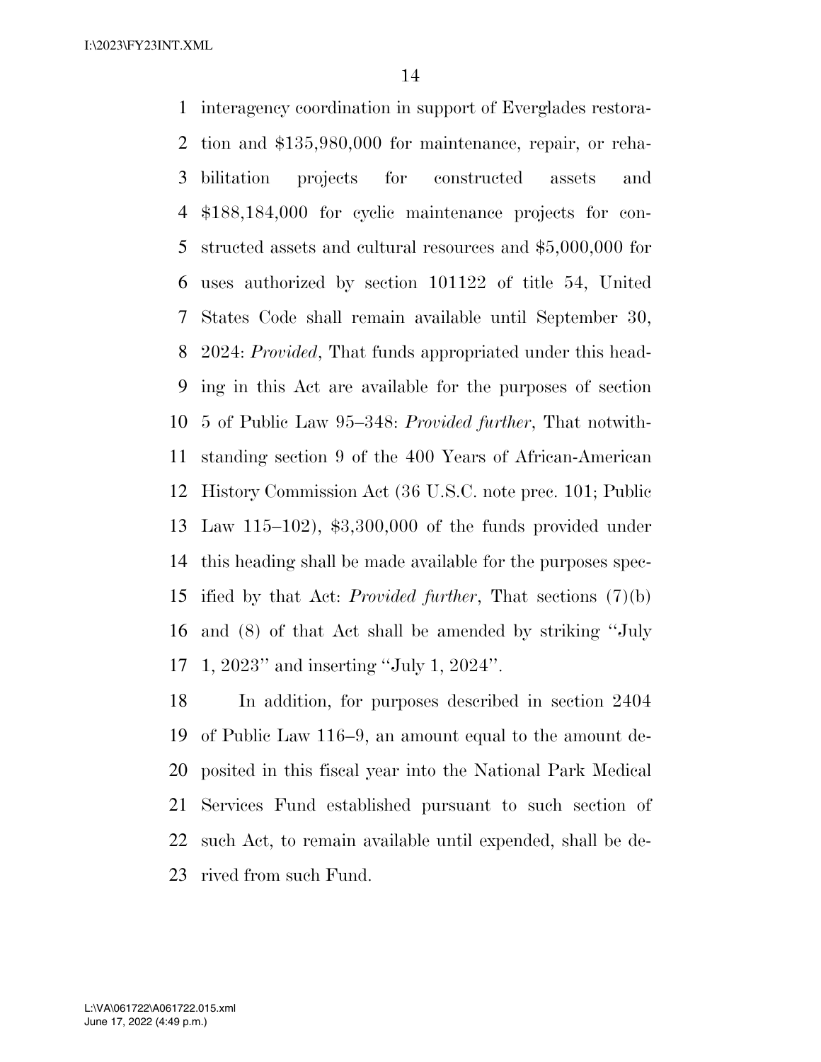interagency coordination in support of Everglades restoration and $135,980,000 for maintenance, repair, or rehabilitation projects for constructed assets and $188,184,000 for cyclic maintenance projects for constructed assets and cultural resources and $5,000,000 for uses authorized by section 101122 of title 54, United States Code shall remain available until September 30, 2024: *Provided*, That funds appropriated under this heading in this Act are available for the purposes of section 5 of Public Law 95–348: *Provided further*, That notwithstanding section 9 of the 400 Years of African-American History Commission Act (36 U.S.C. note prec. 101; Public Law 115–102), $3,300,000 of the funds provided under this heading shall be made available for the purposes specified by that Act: *Provided further*, That sections (7)(b) and (8) of that Act shall be amended by striking ''July 1, 2023'' and inserting ''July 1, 2024''.

In addition, for purposes described in section 2404 of Public Law 116–9, an amount equal to the amount deposited in this fiscal year into the National Park Medical Services Fund established pursuant to such section of such Act, to remain available until expended, shall be derived from such Fund.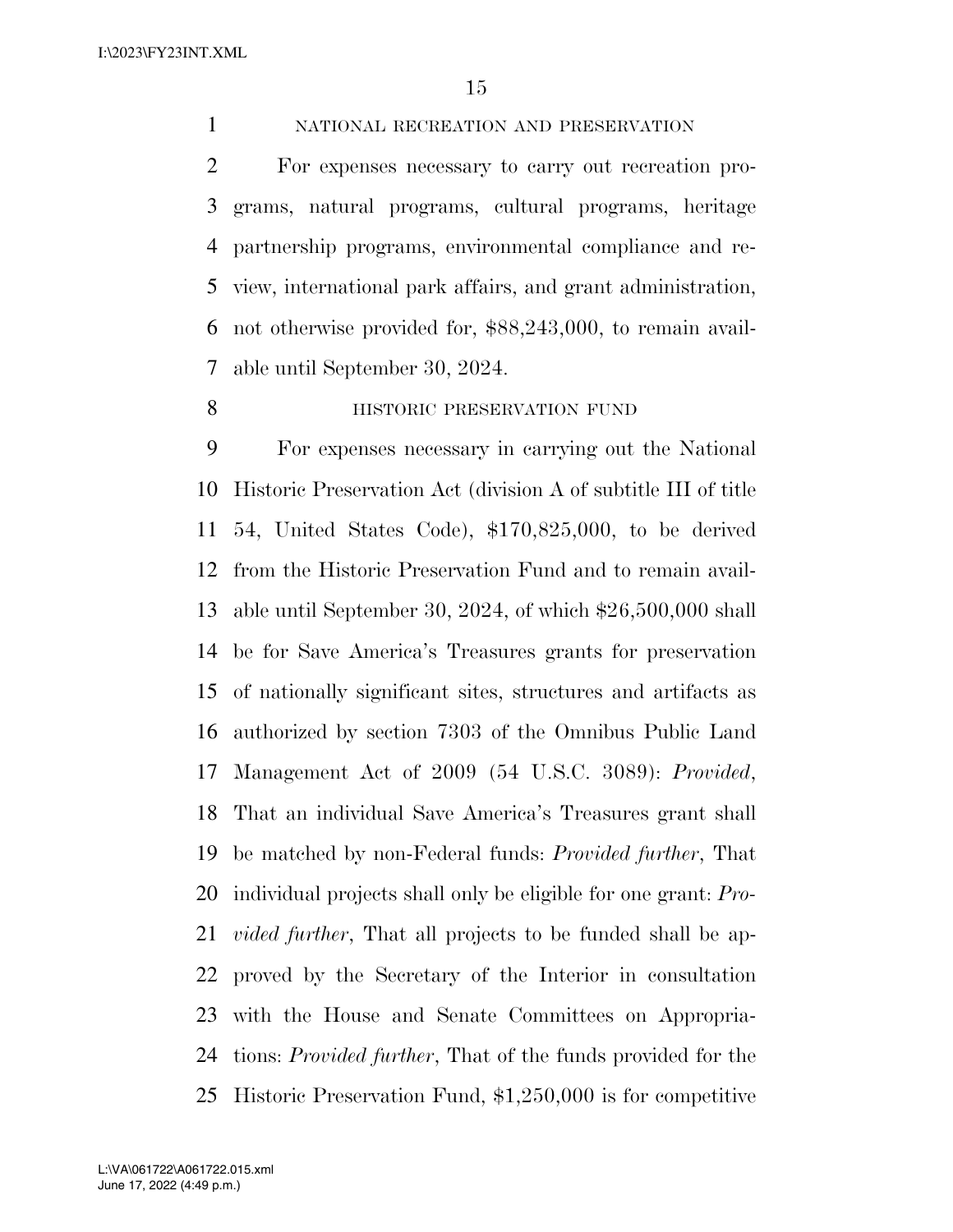NATIONAL RECREATION AND PRESERVATION

For expenses necessary to carry out recreation programs, natural programs, cultural programs, heritage partnership programs, environmental compliance and review, international park affairs, and grant administration, not otherwise provided for, $88,243,000, to remain available until September 30, 2024.

HISTORIC PRESERVATION FUND

For expenses necessary in carrying out the National Historic Preservation Act (division A of subtitle III of title 54, United States Code), $170,825,000, to be derived from the Historic Preservation Fund and to remain available until September 30, 2024, of which $26,500,000 shall be for Save America's Treasures grants for preservation of nationally significant sites, structures and artifacts as authorized by section 7303 of the Omnibus Public Land Management Act of 2009 (54 U.S.C. 3089): *Provided*, That an individual Save America's Treasures grant shall be matched by non-Federal funds: *Provided further*, That individual projects shall only be eligible for one grant: *Provided further*, That all projects to be funded shall be approved by the Secretary of the Interior in consultation with the House and Senate Committees on Appropriations: *Provided further*, That of the funds provided for the Historic Preservation Fund, $1,250,000 is for competitive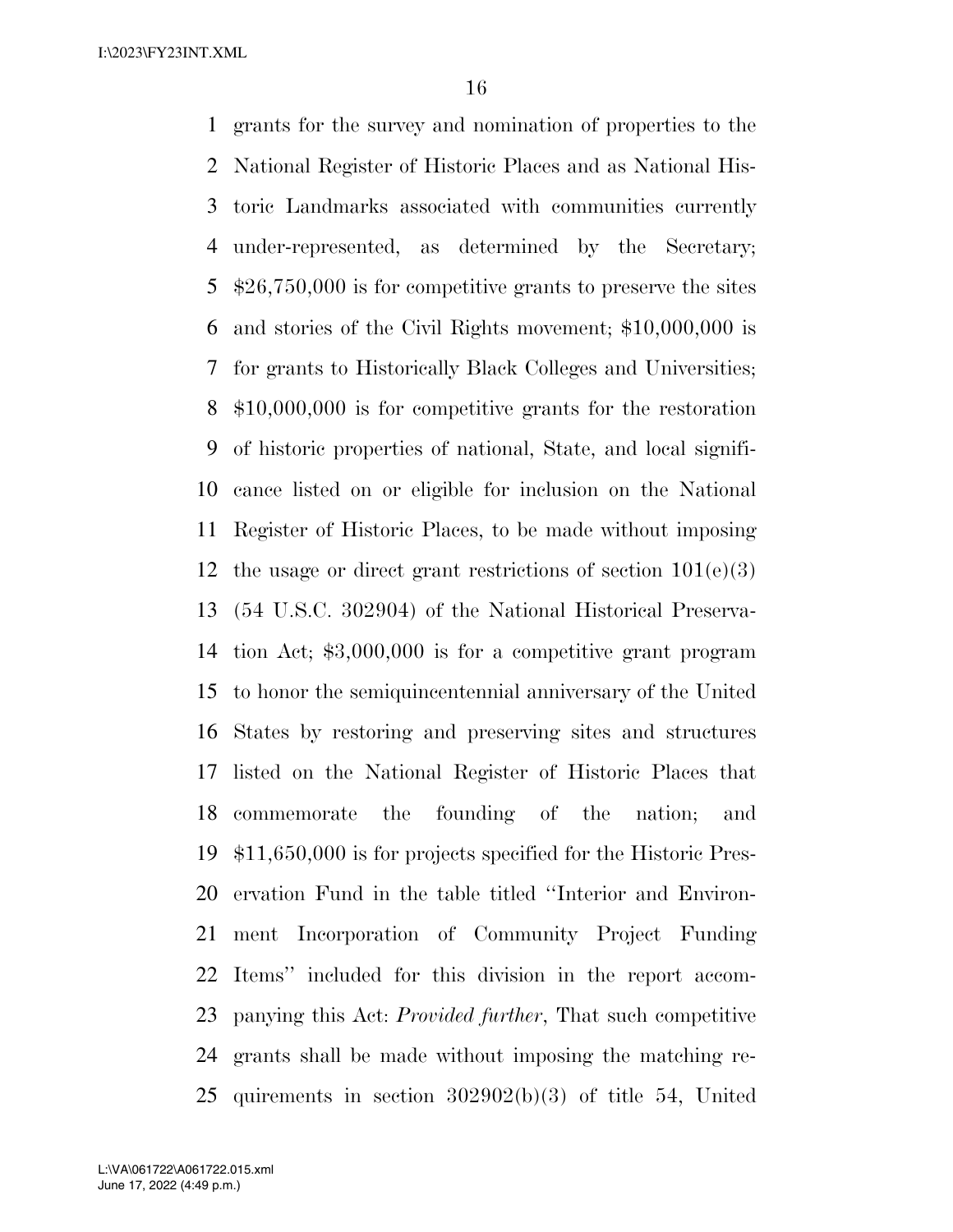grants for the survey and nomination of properties to the National Register of Historic Places and as National Historic Landmarks associated with communities currently under-represented, as determined by the Secretary; $26,750,000 is for competitive grants to preserve the sites and stories of the Civil Rights movement; $10,000,000 is for grants to Historically Black Colleges and Universities; $10,000,000 is for competitive grants for the restoration of historic properties of national, State, and local significance listed on or eligible for inclusion on the National Register of Historic Places, to be made without imposing the usage or direct grant restrictions of section 101(e)(3) (54 U.S.C. 302904) of the National Historical Preservation Act; $3,000,000 is for a competitive grant program to honor the semiquincentennial anniversary of the United States by restoring and preserving sites and structures listed on the National Register of Historic Places that commemorate the founding of the nation; and $11,650,000 is for projects specified for the Historic Preservation Fund in the table titled ''Interior and Environment Incorporation of Community Project Funding Items'' included for this division in the report accompanying this Act: *Provided further*, That such competitive grants shall be made without imposing the matching requirements in section 302902(b)(3) of title 54, United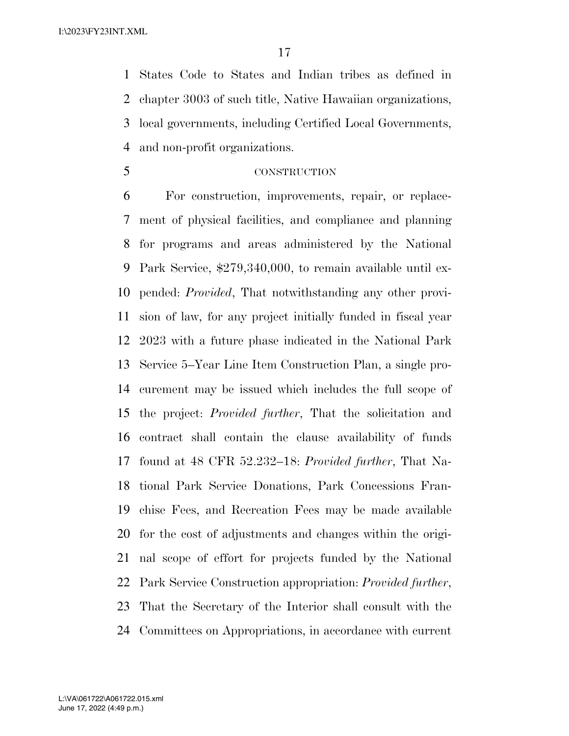States Code to States and Indian tribes as defined in chapter 3003 of such title, Native Hawaiian organizations, local governments, including Certified Local Governments, and non-profit organizations.

CONSTRUCTION

For construction, improvements, repair, or replacement of physical facilities, and compliance and planning for programs and areas administered by the National Park Service, $279,340,000, to remain available until expended: *Provided*, That notwithstanding any other provision of law, for any project initially funded in fiscal year 2023 with a future phase indicated in the National Park Service 5–Year Line Item Construction Plan, a single procurement may be issued which includes the full scope of the project: *Provided further*, That the solicitation and contract shall contain the clause availability of funds found at 48 CFR 52.232–18: *Provided further*, That National Park Service Donations, Park Concessions Franchise Fees, and Recreation Fees may be made available for the cost of adjustments and changes within the original scope of effort for projects funded by the National Park Service Construction appropriation: *Provided further*, That the Secretary of the Interior shall consult with the Committees on Appropriations, in accordance with current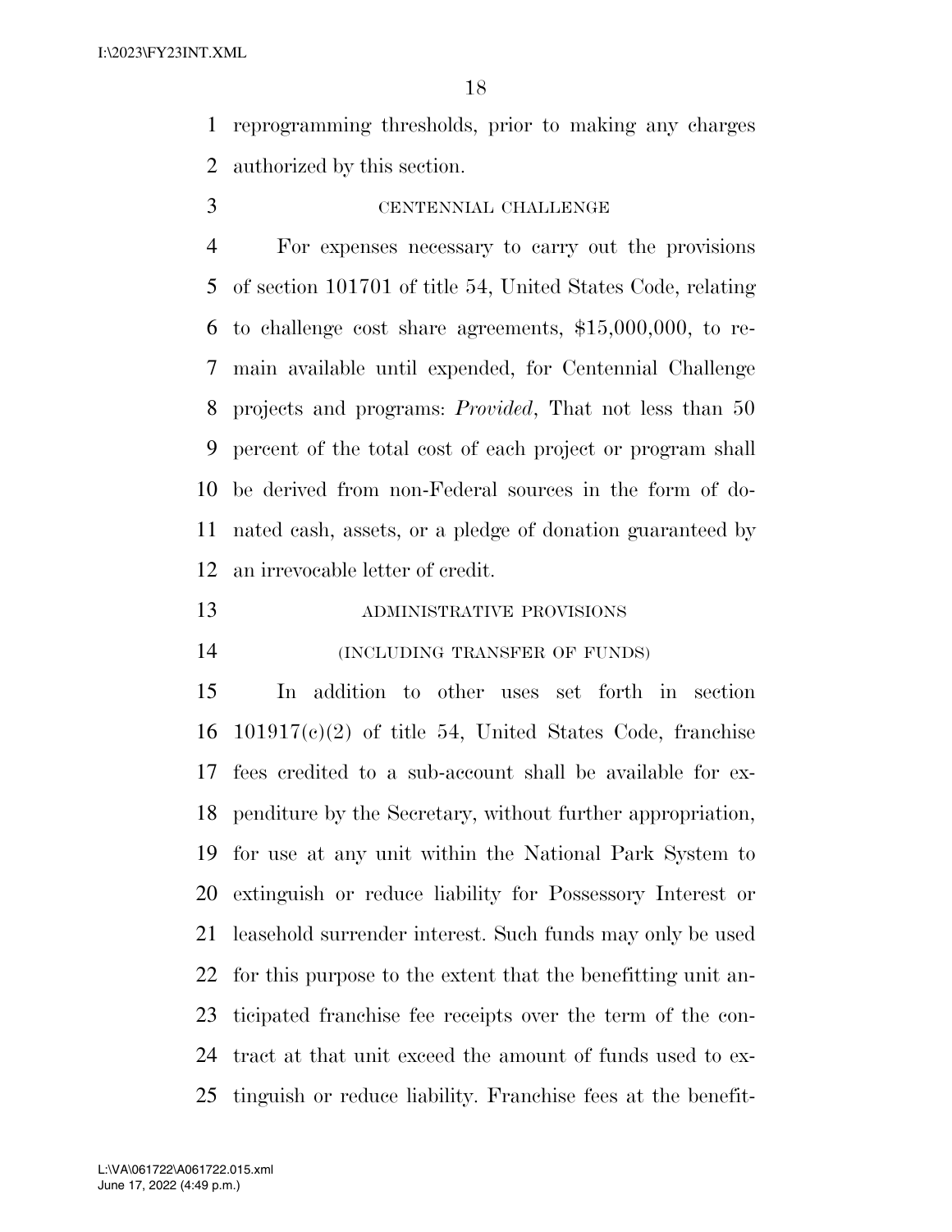reprogramming thresholds, prior to making any charges authorized by this section.

CENTENNIAL CHALLENGE

For expenses necessary to carry out the provisions of section 101701 of title 54, United States Code, relating to challenge cost share agreements, $15,000,000, to remain available until expended, for Centennial Challenge projects and programs: *Provided*, That not less than 50 percent of the total cost of each project or program shall be derived from non-Federal sources in the form of donated cash, assets, or a pledge of donation guaranteed by an irrevocable letter of credit.

ADMINISTRATIVE PROVISIONS

(INCLUDING TRANSFER OF FUNDS)

In addition to other uses set forth in section 101917(c)(2) of title 54, United States Code, franchise fees credited to a sub-account shall be available for expenditure by the Secretary, without further appropriation, for use at any unit within the National Park System to extinguish or reduce liability for Possessory Interest or leasehold surrender interest. Such funds may only be used for this purpose to the extent that the benefitting unit anticipated franchise fee receipts over the term of the contract at that unit exceed the amount of funds used to extinguish or reduce liability. Franchise fees at the benefit-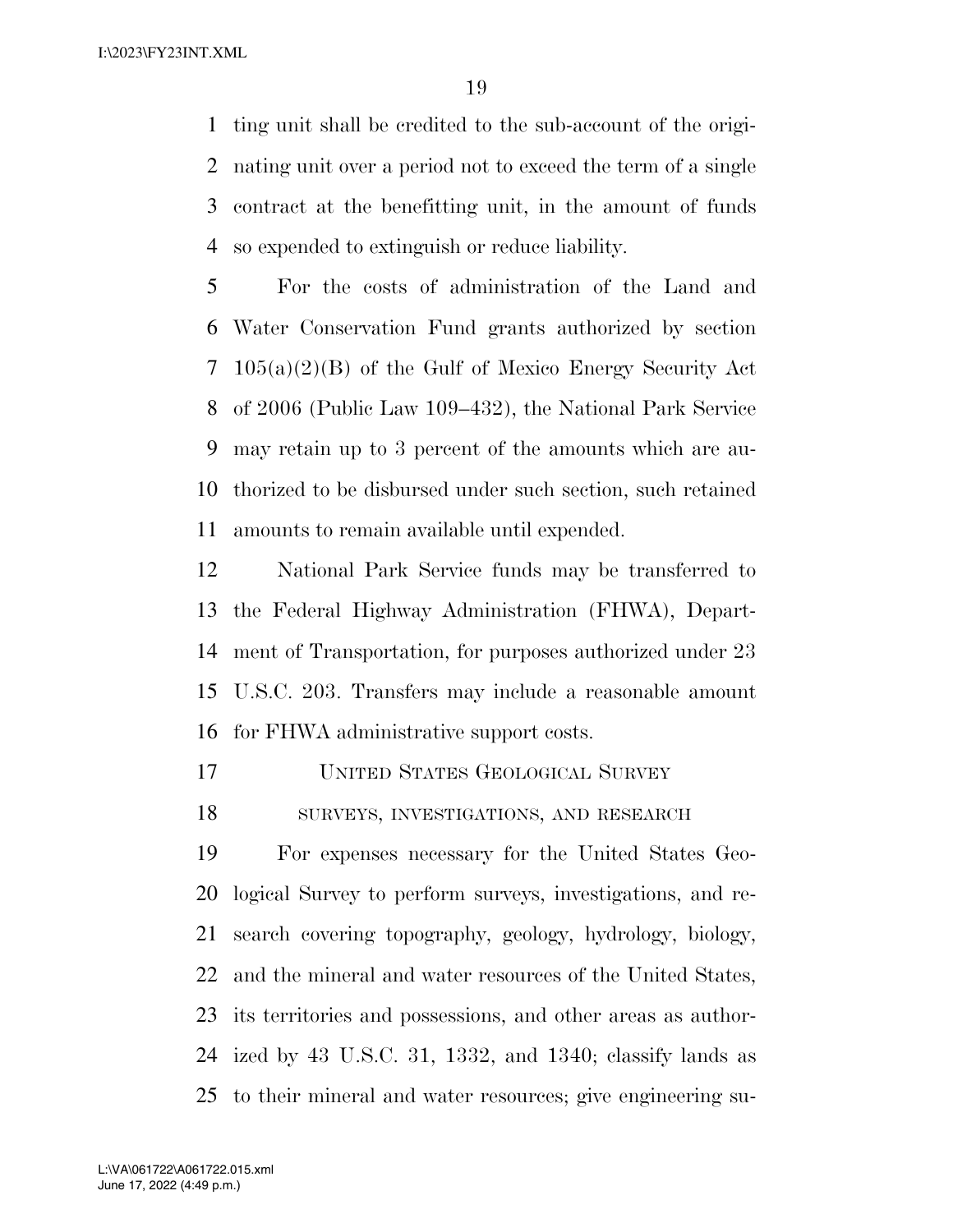ting unit shall be credited to the sub-account of the originating unit over a period not to exceed the term of a single contract at the benefitting unit, in the amount of funds so expended to extinguish or reduce liability.

For the costs of administration of the Land and Water Conservation Fund grants authorized by section 105(a)(2)(B) of the Gulf of Mexico Energy Security Act of 2006 (Public Law 109–432), the National Park Service may retain up to 3 percent of the amounts which are authorized to be disbursed under such section, such retained amounts to remain available until expended.

National Park Service funds may be transferred to the Federal Highway Administration (FHWA), Department of Transportation, for purposes authorized under 23 U.S.C. 203. Transfers may include a reasonable amount for FHWA administrative support costs.

## United States Geological Survey

### surveys, investigations, and research

For expenses necessary for the United States Geological Survey to perform surveys, investigations, and research covering topography, geology, hydrology, biology, and the mineral and water resources of the United States, its territories and possessions, and other areas as authorized by 43 U.S.C. 31, 1332, and 1340; classify lands as to their mineral and water resources; give engineering su-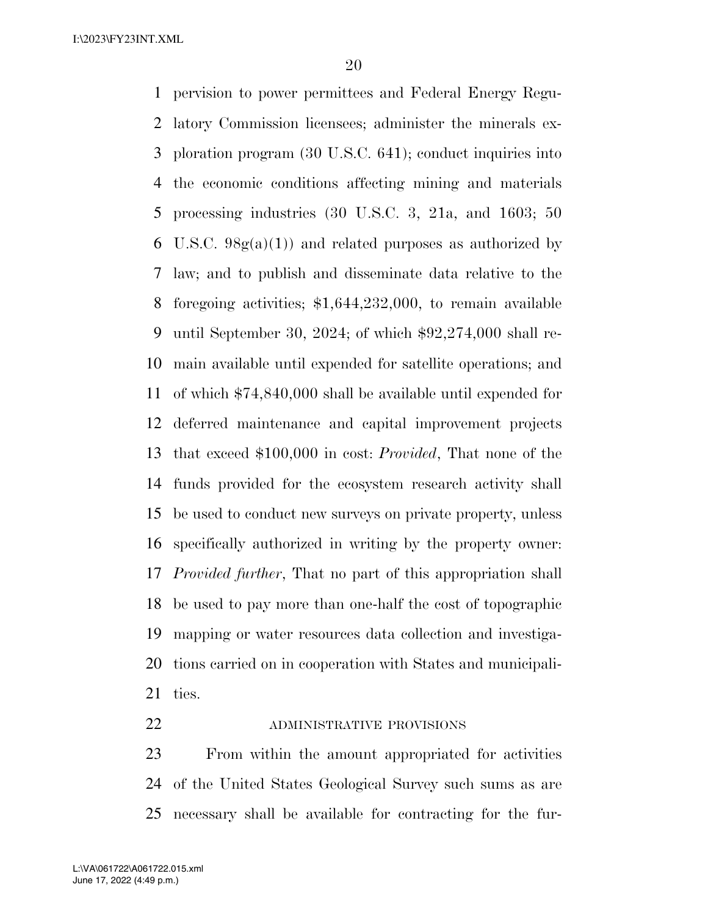pervision to power permittees and Federal Energy Regulatory Commission licensees; administer the minerals exploration program (30 U.S.C. 641); conduct inquiries into the economic conditions affecting mining and materials processing industries (30 U.S.C. 3, 21a, and 1603; 50 U.S.C. 98g(a)(1)) and related purposes as authorized by law; and to publish and disseminate data relative to the foregoing activities; $1,644,232,000, to remain available until September 30, 2024; of which $92,274,000 shall remain available until expended for satellite operations; and of which $74,840,000 shall be available until expended for deferred maintenance and capital improvement projects that exceed $100,000 in cost: *Provided*, That none of the funds provided for the ecosystem research activity shall be used to conduct new surveys on private property, unless specifically authorized in writing by the property owner: *Provided further*, That no part of this appropriation shall be used to pay more than one-half the cost of topographic mapping or water resources data collection and investigations carried on in cooperation with States and municipalities.

ADMINISTRATIVE PROVISIONS

From within the amount appropriated for activities of the United States Geological Survey such sums as are necessary shall be available for contracting for the fur-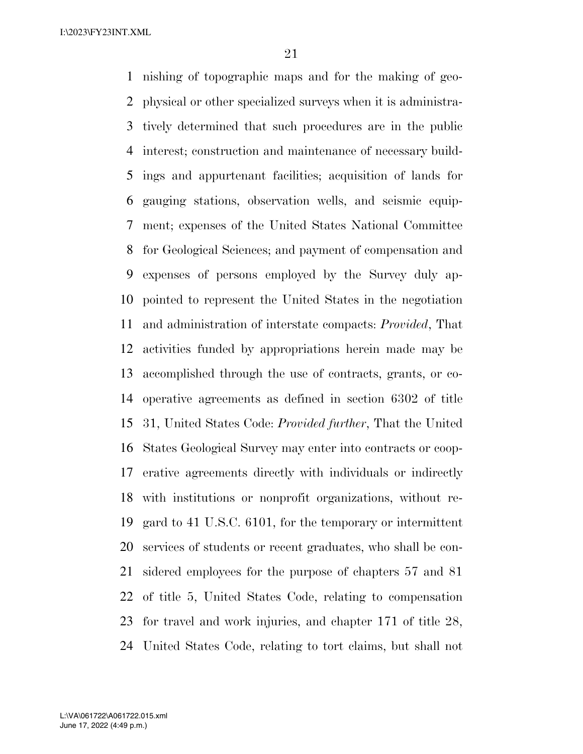nishing of topographic maps and for the making of geophysical or other specialized surveys when it is administratively determined that such procedures are in the public interest; construction and maintenance of necessary buildings and appurtenant facilities; acquisition of lands for gauging stations, observation wells, and seismic equipment; expenses of the United States National Committee for Geological Sciences; and payment of compensation and expenses of persons employed by the Survey duly appointed to represent the United States in the negotiation and administration of interstate compacts: *Provided*, That activities funded by appropriations herein made may be accomplished through the use of contracts, grants, or cooperative agreements as defined in section 6302 of title 31, United States Code: *Provided further*, That the United States Geological Survey may enter into contracts or cooperative agreements directly with individuals or indirectly with institutions or nonprofit organizations, without regard to 41 U.S.C. 6101, for the temporary or intermittent services of students or recent graduates, who shall be considered employees for the purpose of chapters 57 and 81 of title 5, United States Code, relating to compensation for travel and work injuries, and chapter 171 of title 28, United States Code, relating to tort claims, but shall not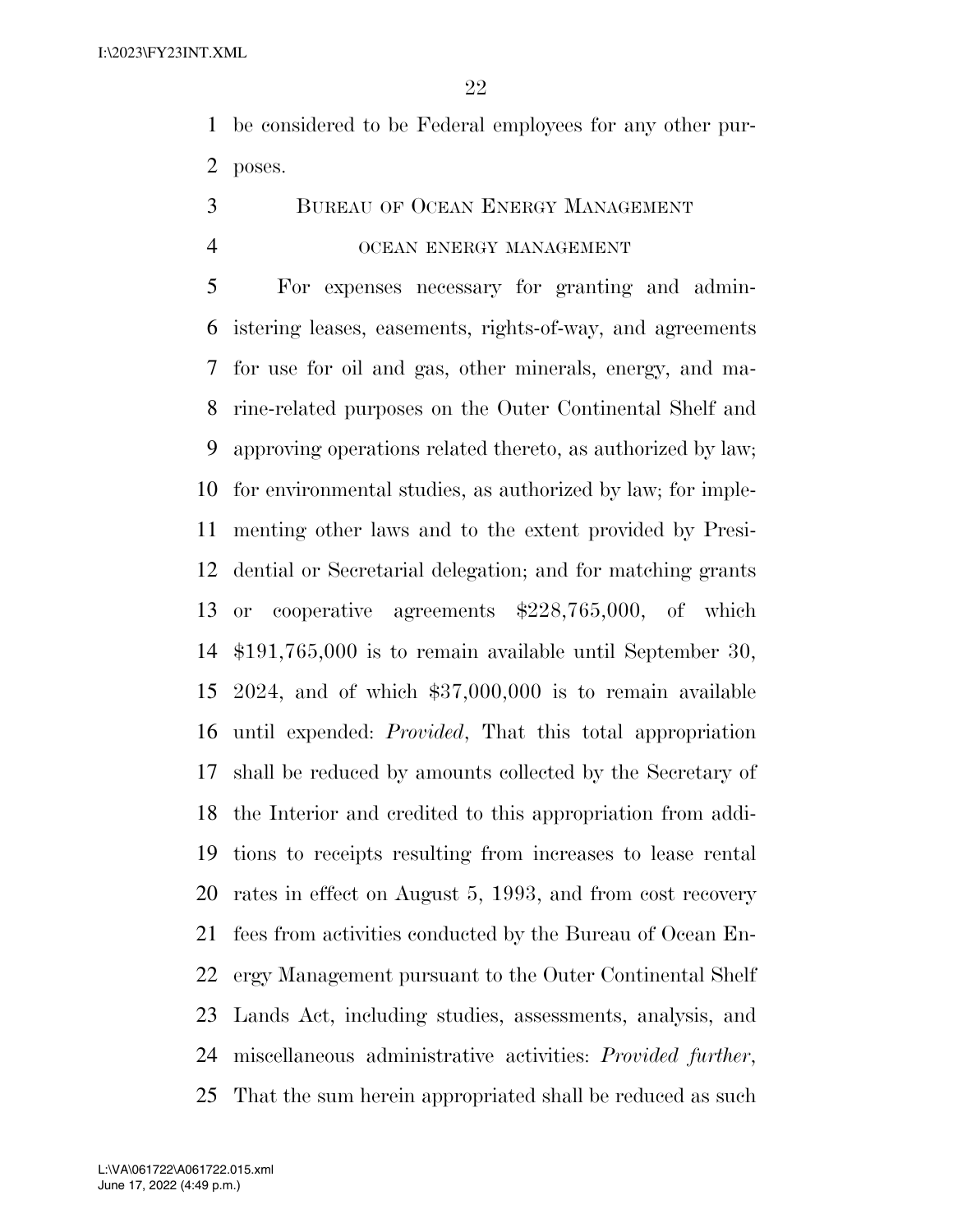be considered to be Federal employees for any other purposes.

## Bureau of Ocean Energy Management

### ocean energy management

For expenses necessary for granting and administering leases, easements, rights-of-way, and agreements for use for oil and gas, other minerals, energy, and marine-related purposes on the Outer Continental Shelf and approving operations related thereto, as authorized by law; for environmental studies, as authorized by law; for implementing other laws and to the extent provided by Presidential or Secretarial delegation; and for matching grants or cooperative agreements $228,765,000, of which $191,765,000 is to remain available until September 30, 2024, and of which $37,000,000 is to remain available until expended: *Provided*, That this total appropriation shall be reduced by amounts collected by the Secretary of the Interior and credited to this appropriation from additions to receipts resulting from increases to lease rental rates in effect on August 5, 1993, and from cost recovery fees from activities conducted by the Bureau of Ocean Energy Management pursuant to the Outer Continental Shelf Lands Act, including studies, assessments, analysis, and miscellaneous administrative activities: *Provided further*, That the sum herein appropriated shall be reduced as such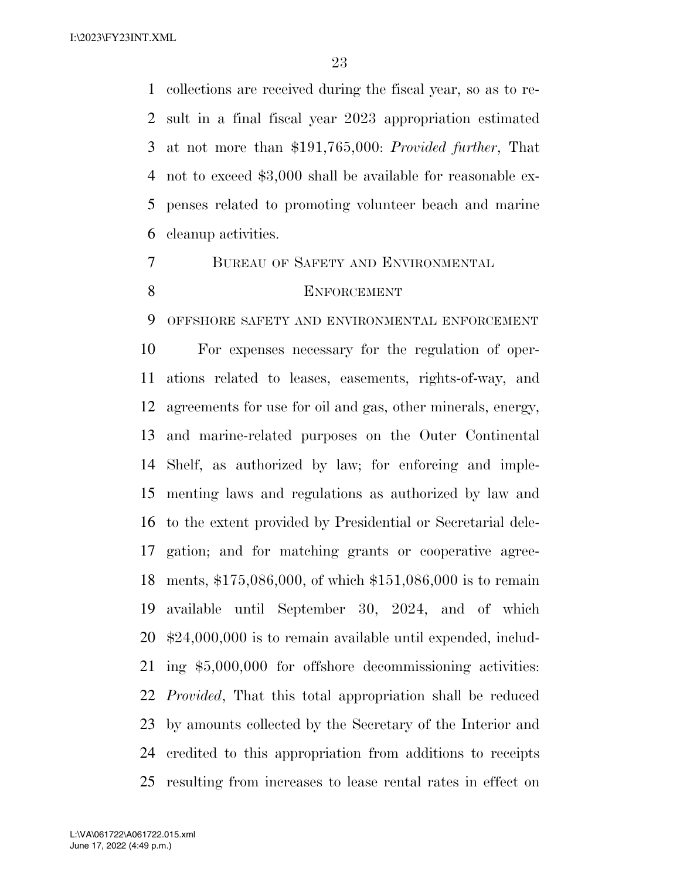collections are received during the fiscal year, so as to result in a final fiscal year 2023 appropriation estimated at not more than $191,765,000: *Provided further*, That not to exceed $3,000 shall be available for reasonable expenses related to promoting volunteer beach and marine cleanup activities.

## BUREAU OF SAFETY AND ENVIRONMENTAL ENFORCEMENT

### OFFSHORE SAFETY AND ENVIRONMENTAL ENFORCEMENT

For expenses necessary for the regulation of operations related to leases, easements, rights-of-way, and agreements for use for oil and gas, other minerals, energy, and marine-related purposes on the Outer Continental Shelf, as authorized by law; for enforcing and implementing laws and regulations as authorized by law and to the extent provided by Presidential or Secretarial delegation; and for matching grants or cooperative agreements, $175,086,000, of which $151,086,000 is to remain available until September 30, 2024, and of which $24,000,000 is to remain available until expended, including $5,000,000 for offshore decommissioning activities: *Provided*, That this total appropriation shall be reduced by amounts collected by the Secretary of the Interior and credited to this appropriation from additions to receipts resulting from increases to lease rental rates in effect on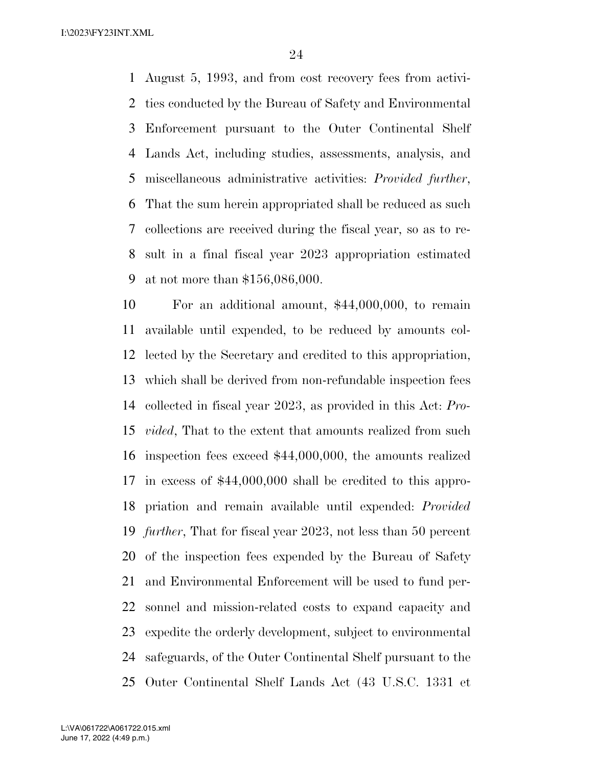August 5, 1993, and from cost recovery fees from activities conducted by the Bureau of Safety and Environmental Enforcement pursuant to the Outer Continental Shelf Lands Act, including studies, assessments, analysis, and miscellaneous administrative activities: *Provided further*, That the sum herein appropriated shall be reduced as such collections are received during the fiscal year, so as to result in a final fiscal year 2023 appropriation estimated at not more than $156,086,000.

For an additional amount, $44,000,000, to remain available until expended, to be reduced by amounts collected by the Secretary and credited to this appropriation, which shall be derived from non-refundable inspection fees collected in fiscal year 2023, as provided in this Act: *Provided*, That to the extent that amounts realized from such inspection fees exceed $44,000,000, the amounts realized in excess of $44,000,000 shall be credited to this appropriation and remain available until expended: *Provided further*, That for fiscal year 2023, not less than 50 percent of the inspection fees expended by the Bureau of Safety and Environmental Enforcement will be used to fund personnel and mission-related costs to expand capacity and expedite the orderly development, subject to environmental safeguards, of the Outer Continental Shelf pursuant to the Outer Continental Shelf Lands Act (43 U.S.C. 1331 et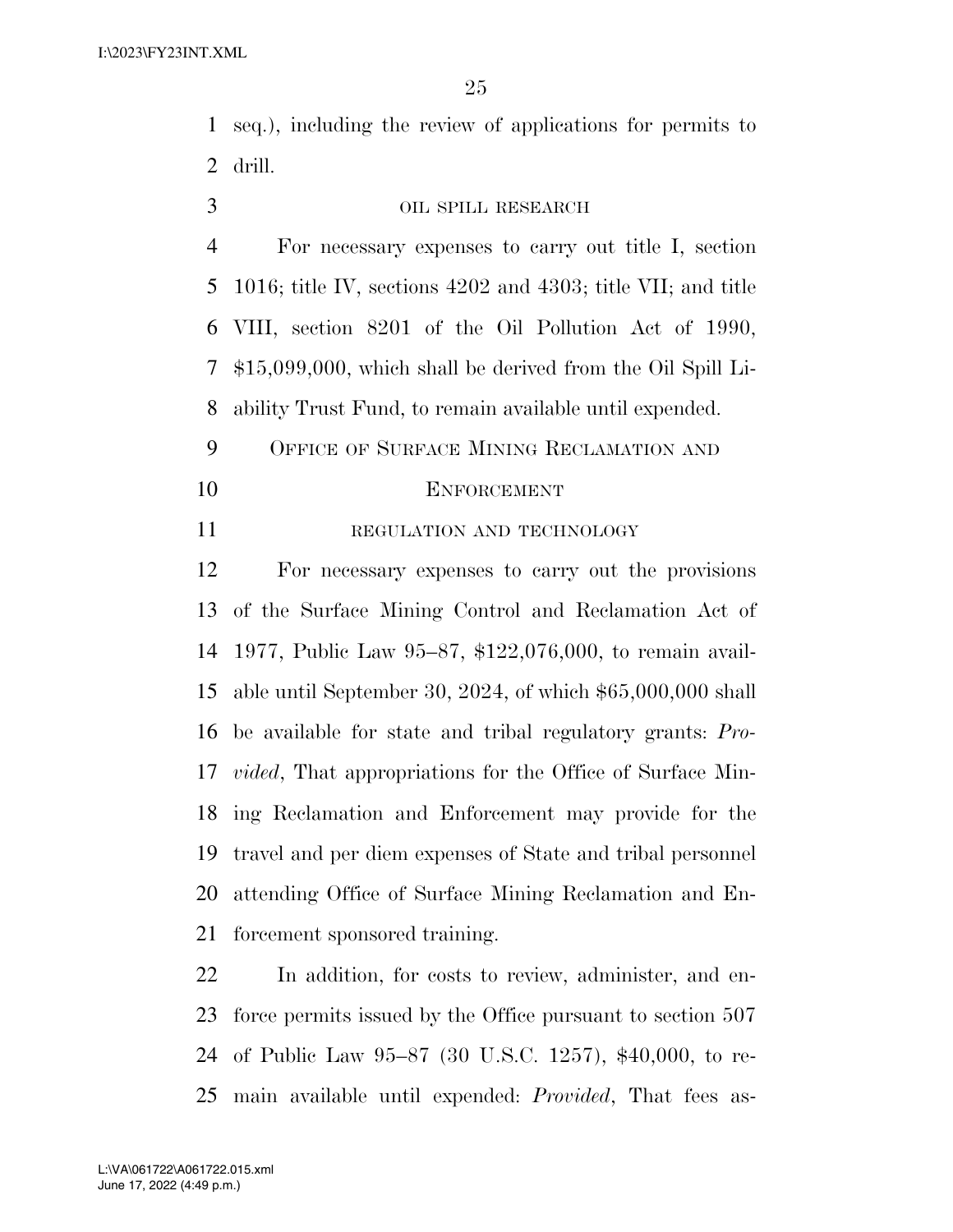seq.), including the review of applications for permits to drill.

OIL SPILL RESEARCH

For necessary expenses to carry out title I, section 1016; title IV, sections 4202 and 4303; title VII; and title VIII, section 8201 of the Oil Pollution Act of 1990, $15,099,000, which shall be derived from the Oil Spill Liability Trust Fund, to remain available until expended.

## OFFICE OF SURFACE MINING RECLAMATION AND ENFORCEMENT

REGULATION AND TECHNOLOGY

For necessary expenses to carry out the provisions of the Surface Mining Control and Reclamation Act of 1977, Public Law 95–87, $122,076,000, to remain available until September 30, 2024, of which $65,000,000 shall be available for state and tribal regulatory grants: *Provided*, That appropriations for the Office of Surface Mining Reclamation and Enforcement may provide for the travel and per diem expenses of State and tribal personnel attending Office of Surface Mining Reclamation and Enforcement sponsored training.

In addition, for costs to review, administer, and enforce permits issued by the Office pursuant to section 507 of Public Law 95–87 (30 U.S.C. 1257), $40,000, to remain available until expended: *Provided*, That fees as-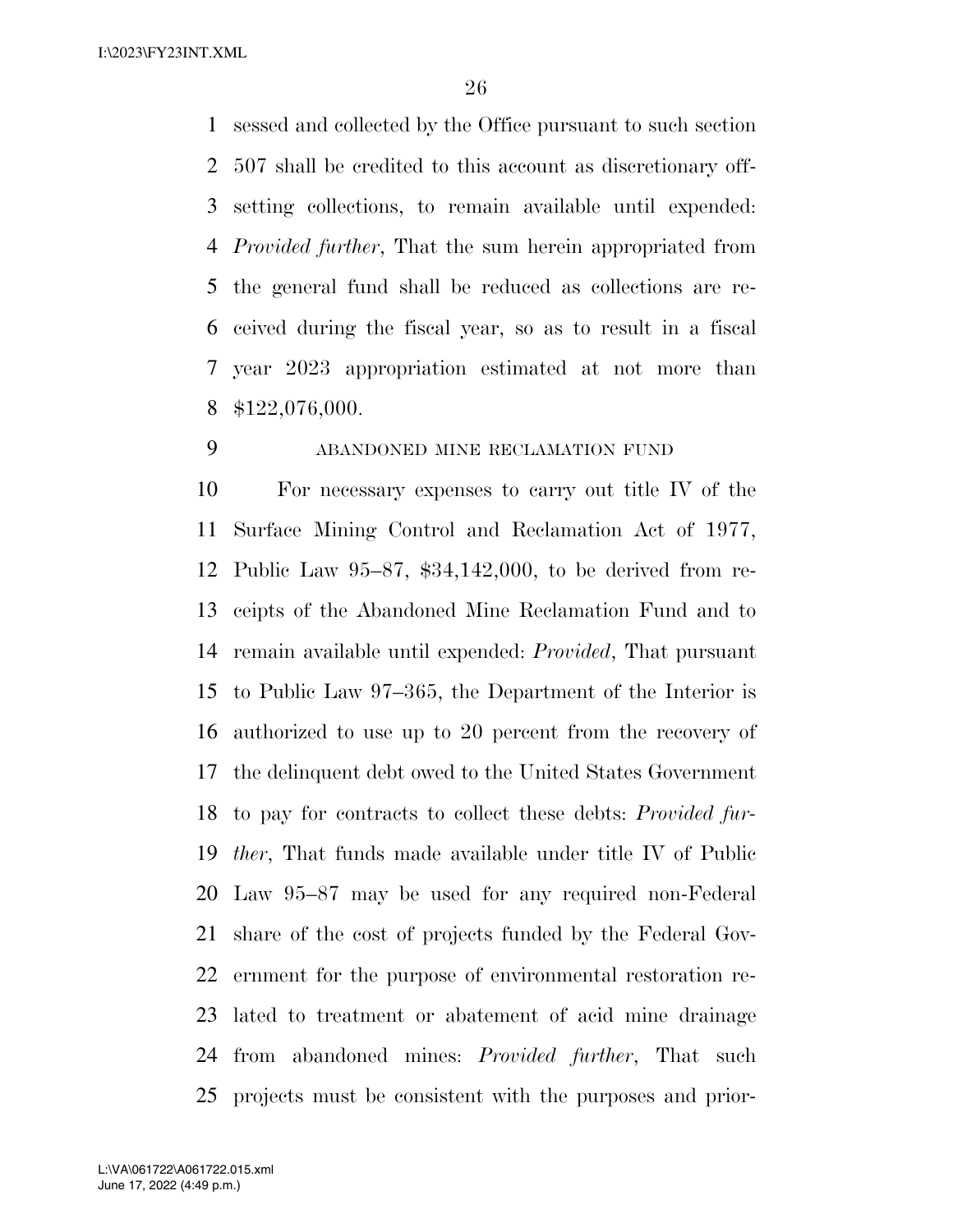sessed and collected by the Office pursuant to such section 507 shall be credited to this account as discretionary offsetting collections, to remain available until expended: *Provided further*, That the sum herein appropriated from the general fund shall be reduced as collections are received during the fiscal year, so as to result in a fiscal year 2023 appropriation estimated at not more than $122,076,000.

ABANDONED MINE RECLAMATION FUND

For necessary expenses to carry out title IV of the Surface Mining Control and Reclamation Act of 1977, Public Law 95–87, $34,142,000, to be derived from receipts of the Abandoned Mine Reclamation Fund and to remain available until expended: *Provided*, That pursuant to Public Law 97–365, the Department of the Interior is authorized to use up to 20 percent from the recovery of the delinquent debt owed to the United States Government to pay for contracts to collect these debts: *Provided further*, That funds made available under title IV of Public Law 95–87 may be used for any required non-Federal share of the cost of projects funded by the Federal Government for the purpose of environmental restoration related to treatment or abatement of acid mine drainage from abandoned mines: *Provided further*, That such projects must be consistent with the purposes and prior-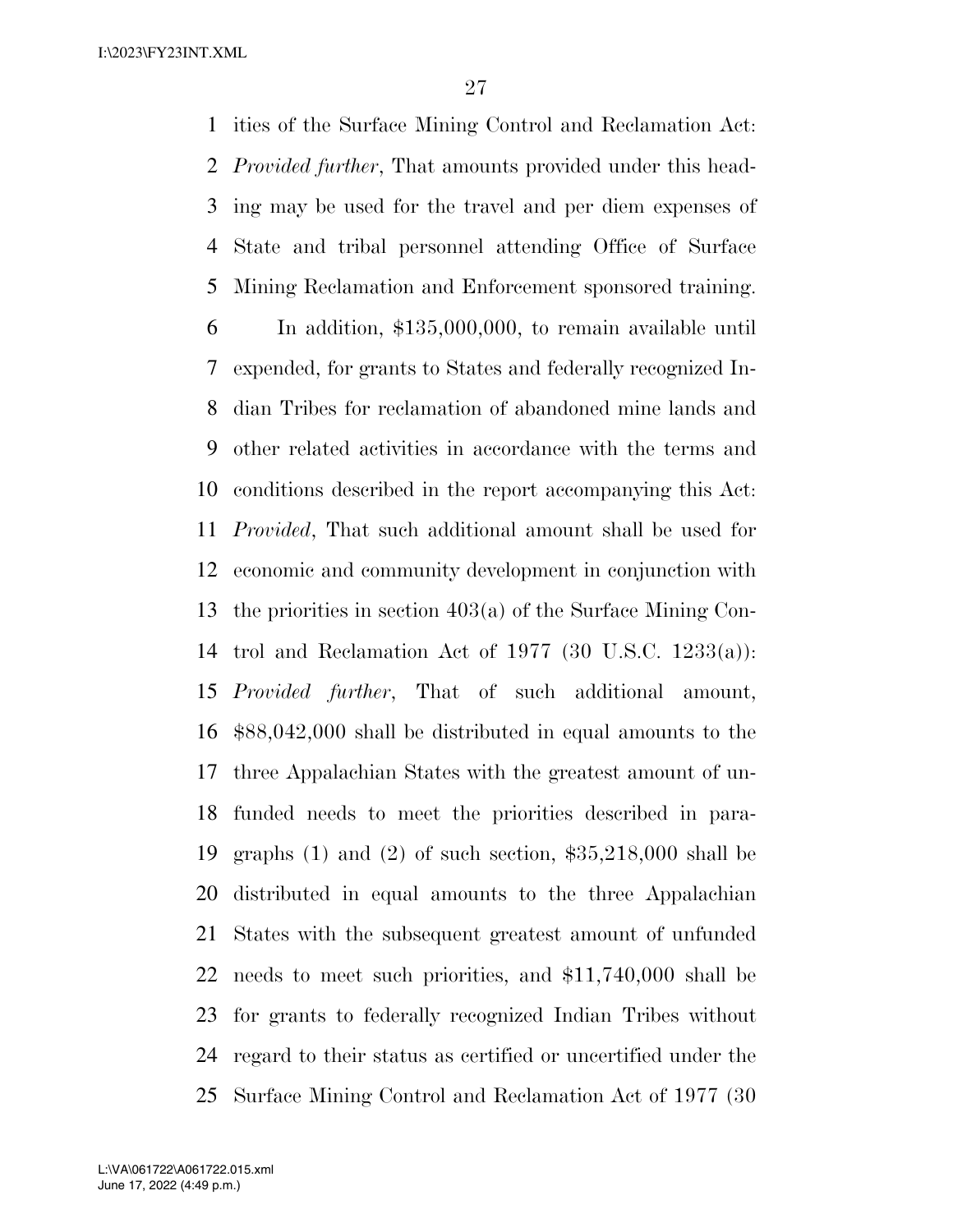ities of the Surface Mining Control and Reclamation Act: *Provided further*, That amounts provided under this heading may be used for the travel and per diem expenses of State and tribal personnel attending Office of Surface Mining Reclamation and Enforcement sponsored training.

In addition, $135,000,000, to remain available until expended, for grants to States and federally recognized Indian Tribes for reclamation of abandoned mine lands and other related activities in accordance with the terms and conditions described in the report accompanying this Act: *Provided*, That such additional amount shall be used for economic and community development in conjunction with the priorities in section 403(a) of the Surface Mining Control and Reclamation Act of 1977 (30 U.S.C. 1233(a)): *Provided further*, That of such additional amount, $88,042,000 shall be distributed in equal amounts to the three Appalachian States with the greatest amount of unfunded needs to meet the priorities described in paragraphs (1) and (2) of such section, $35,218,000 shall be distributed in equal amounts to the three Appalachian States with the subsequent greatest amount of unfunded needs to meet such priorities, and $11,740,000 shall be for grants to federally recognized Indian Tribes without regard to their status as certified or uncertified under the Surface Mining Control and Reclamation Act of 1977 (30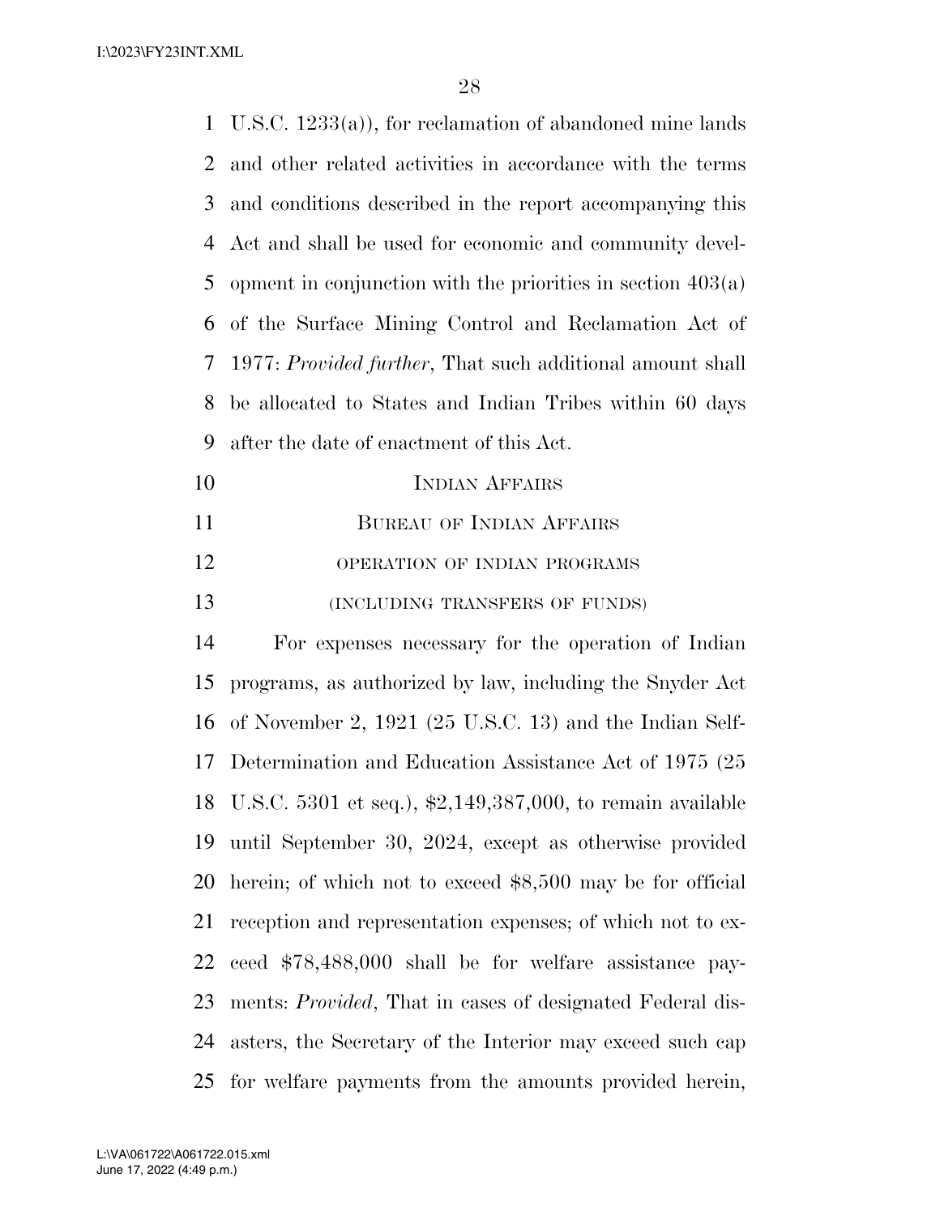U.S.C. 1233(a)), for reclamation of abandoned mine lands and other related activities in accordance with the terms and conditions described in the report accompanying this Act and shall be used for economic and community development in conjunction with the priorities in section 403(a) of the Surface Mining Control and Reclamation Act of 1977: *Provided further*, That such additional amount shall be allocated to States and Indian Tribes within 60 days after the date of enactment of this Act.

## INDIAN AFFAIRS

### BUREAU OF INDIAN AFFAIRS

#### OPERATION OF INDIAN PROGRAMS

#### (INCLUDING TRANSFERS OF FUNDS)

For expenses necessary for the operation of Indian programs, as authorized by law, including the Snyder Act of November 2, 1921 (25 U.S.C. 13) and the Indian Self-Determination and Education Assistance Act of 1975 (25 U.S.C. 5301 et seq.), $2,149,387,000, to remain available until September 30, 2024, except as otherwise provided herein; of which not to exceed $8,500 may be for official reception and representation expenses; of which not to exceed $78,488,000 shall be for welfare assistance payments: *Provided*, That in cases of designated Federal disasters, the Secretary of the Interior may exceed such cap for welfare payments from the amounts provided herein,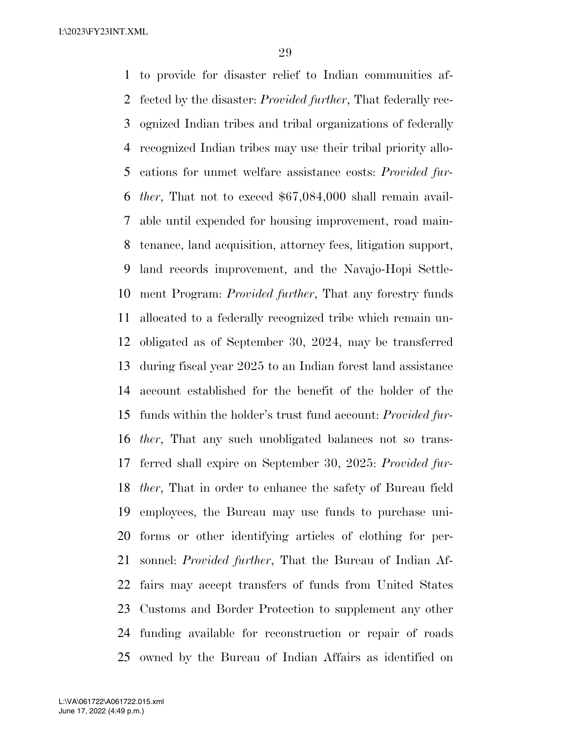to provide for disaster relief to Indian communities affected by the disaster: *Provided further*, That federally recognized Indian tribes and tribal organizations of federally recognized Indian tribes may use their tribal priority allocations for unmet welfare assistance costs: *Provided further*, That not to exceed $67,084,000 shall remain available until expended for housing improvement, road maintenance, land acquisition, attorney fees, litigation support, land records improvement, and the Navajo-Hopi Settlement Program: *Provided further*, That any forestry funds allocated to a federally recognized tribe which remain unobligated as of September 30, 2024, may be transferred during fiscal year 2025 to an Indian forest land assistance account established for the benefit of the holder of the funds within the holder's trust fund account: *Provided further*, That any such unobligated balances not so transferred shall expire on September 30, 2025: *Provided further*, That in order to enhance the safety of Bureau field employees, the Bureau may use funds to purchase uniforms or other identifying articles of clothing for personnel: *Provided further*, That the Bureau of Indian Affairs may accept transfers of funds from United States Customs and Border Protection to supplement any other funding available for reconstruction or repair of roads owned by the Bureau of Indian Affairs as identified on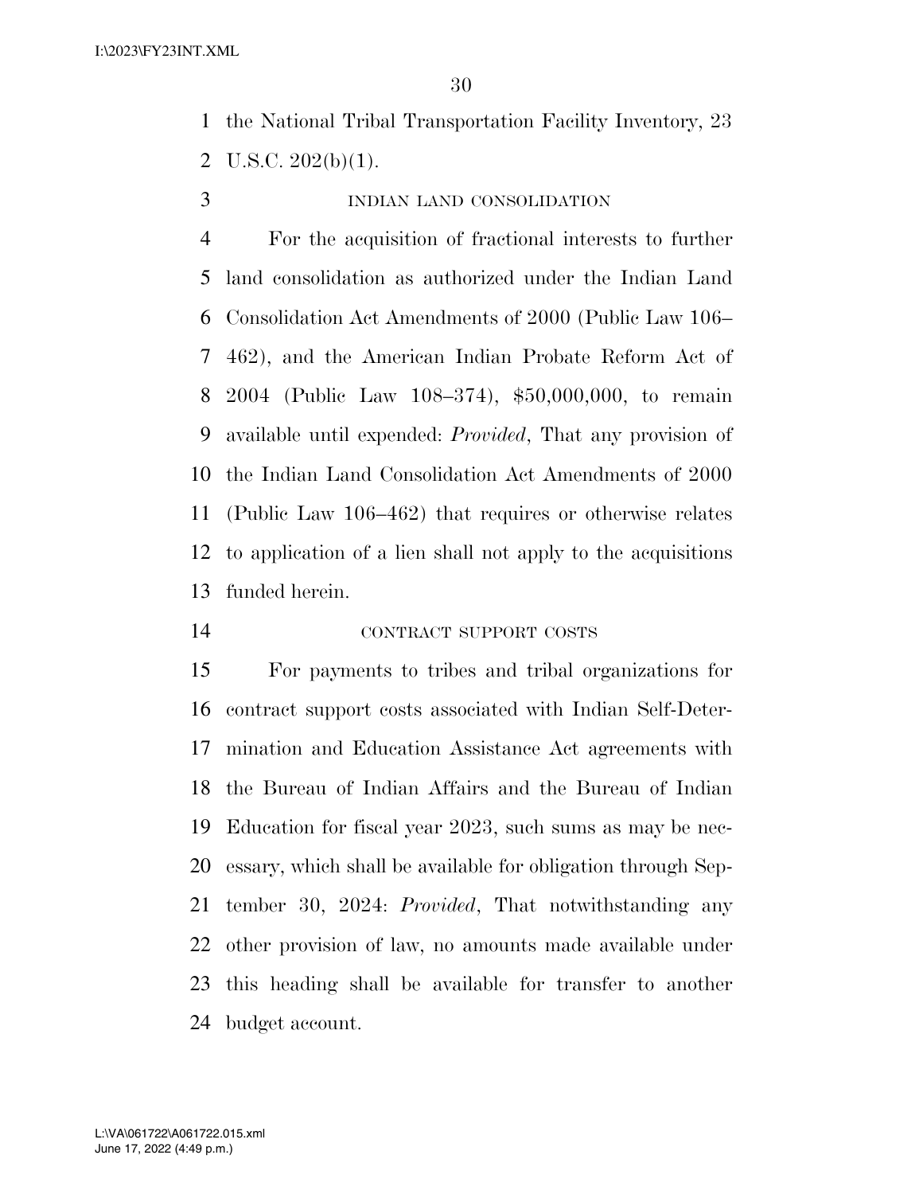the National Tribal Transportation Facility Inventory, 23 U.S.C. 202(b)(1).

INDIAN LAND CONSOLIDATION

For the acquisition of fractional interests to further land consolidation as authorized under the Indian Land Consolidation Act Amendments of 2000 (Public Law 106–462), and the American Indian Probate Reform Act of 2004 (Public Law 108–374), $50,000,000, to remain available until expended: *Provided*, That any provision of the Indian Land Consolidation Act Amendments of 2000 (Public Law 106–462) that requires or otherwise relates to application of a lien shall not apply to the acquisitions funded herein.

CONTRACT SUPPORT COSTS

For payments to tribes and tribal organizations for contract support costs associated with Indian Self-Determination and Education Assistance Act agreements with the Bureau of Indian Affairs and the Bureau of Indian Education for fiscal year 2023, such sums as may be necessary, which shall be available for obligation through September 30, 2024: *Provided*, That notwithstanding any other provision of law, no amounts made available under this heading shall be available for transfer to another budget account.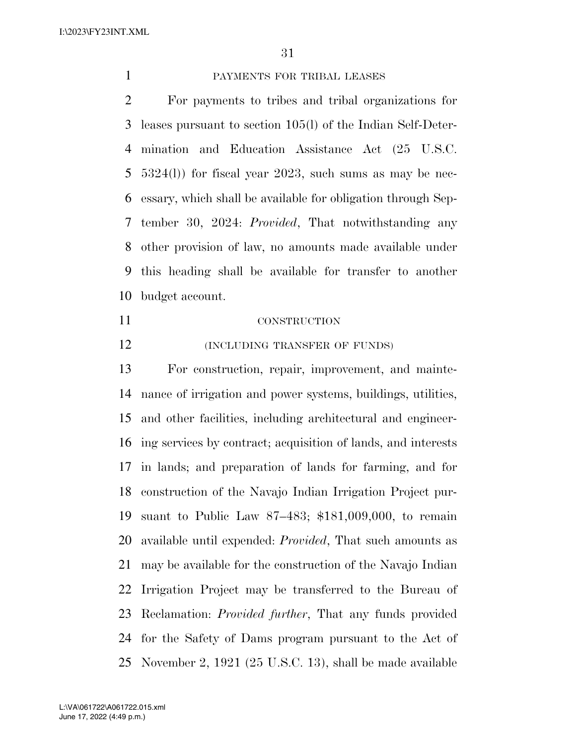PAYMENTS FOR TRIBAL LEASES

For payments to tribes and tribal organizations for leases pursuant to section 105(l) of the Indian Self-Determination and Education Assistance Act (25 U.S.C. 5324(l)) for fiscal year 2023, such sums as may be necessary, which shall be available for obligation through September 30, 2024: *Provided*, That notwithstanding any other provision of law, no amounts made available under this heading shall be available for transfer to another budget account.

CONSTRUCTION

(INCLUDING TRANSFER OF FUNDS)

For construction, repair, improvement, and maintenance of irrigation and power systems, buildings, utilities, and other facilities, including architectural and engineering services by contract; acquisition of lands, and interests in lands; and preparation of lands for farming, and for construction of the Navajo Indian Irrigation Project pursuant to Public Law 87–483; $181,009,000, to remain available until expended: *Provided*, That such amounts as may be available for the construction of the Navajo Indian Irrigation Project may be transferred to the Bureau of Reclamation: *Provided further*, That any funds provided for the Safety of Dams program pursuant to the Act of November 2, 1921 (25 U.S.C. 13), shall be made available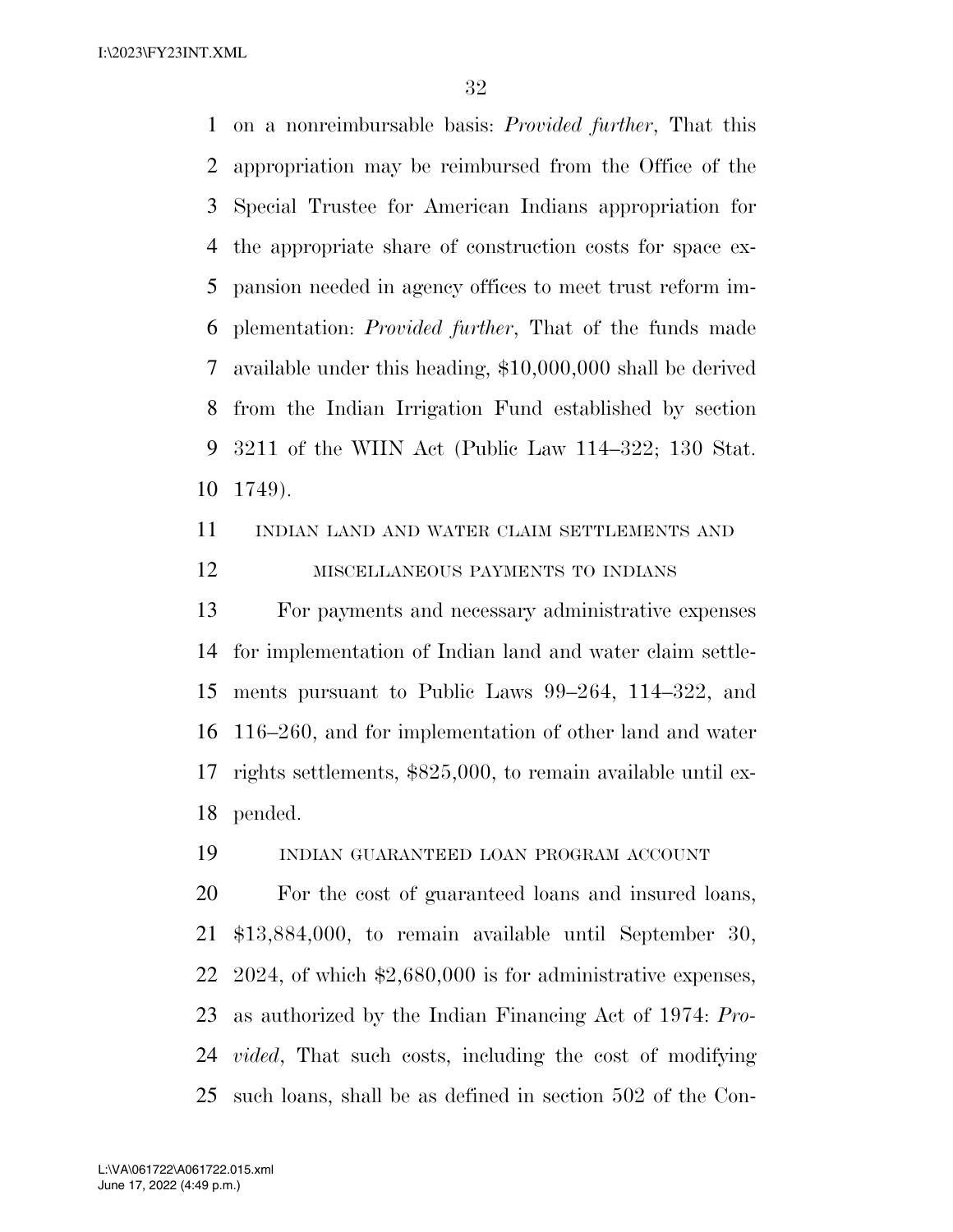on a nonreimbursable basis: *Provided further*, That this appropriation may be reimbursed from the Office of the Special Trustee for American Indians appropriation for the appropriate share of construction costs for space expansion needed in agency offices to meet trust reform implementation: *Provided further*, That of the funds made available under this heading, $10,000,000 shall be derived from the Indian Irrigation Fund established by section 3211 of the WIIN Act (Public Law 114–322; 130 Stat. 1749).

INDIAN LAND AND WATER CLAIM SETTLEMENTS AND MISCELLANEOUS PAYMENTS TO INDIANS

For payments and necessary administrative expenses for implementation of Indian land and water claim settlements pursuant to Public Laws 99–264, 114–322, and 116–260, and for implementation of other land and water rights settlements, $825,000, to remain available until expended.

INDIAN GUARANTEED LOAN PROGRAM ACCOUNT

For the cost of guaranteed loans and insured loans, $13,884,000, to remain available until September 30, 2024, of which $2,680,000 is for administrative expenses, as authorized by the Indian Financing Act of 1974: *Provided*, That such costs, including the cost of modifying such loans, shall be as defined in section 502 of the Con-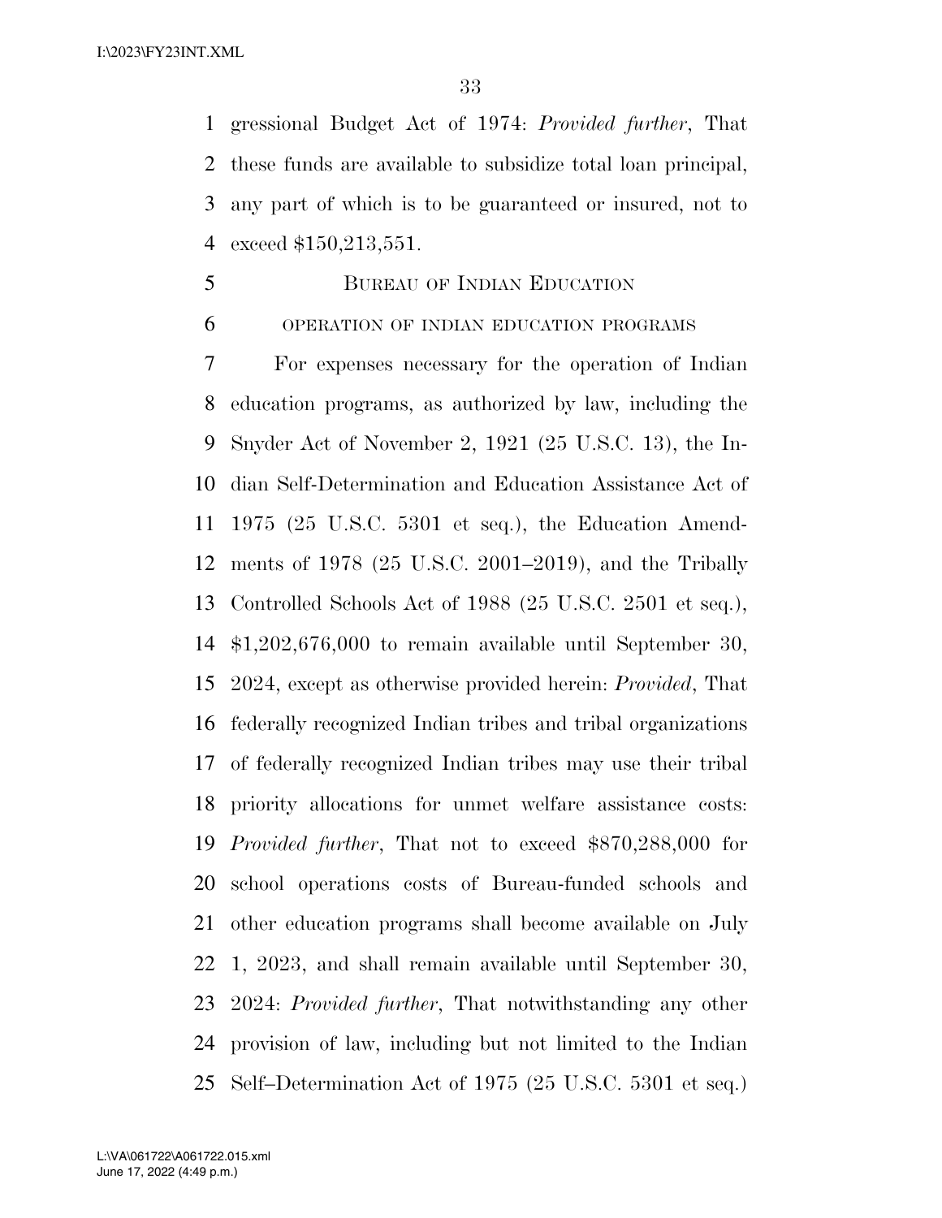gressional Budget Act of 1974: *Provided further*, That these funds are available to subsidize total loan principal, any part of which is to be guaranteed or insured, not to exceed $150,213,551.

## Bureau of Indian Education

### operation of indian education programs

For expenses necessary for the operation of Indian education programs, as authorized by law, including the Snyder Act of November 2, 1921 (25 U.S.C. 13), the Indian Self-Determination and Education Assistance Act of 1975 (25 U.S.C. 5301 et seq.), the Education Amendments of 1978 (25 U.S.C. 2001–2019), and the Tribally Controlled Schools Act of 1988 (25 U.S.C. 2501 et seq.), $1,202,676,000 to remain available until September 30, 2024, except as otherwise provided herein: *Provided*, That federally recognized Indian tribes and tribal organizations of federally recognized Indian tribes may use their tribal priority allocations for unmet welfare assistance costs: *Provided further*, That not to exceed $870,288,000 for school operations costs of Bureau-funded schools and other education programs shall become available on July 1, 2023, and shall remain available until September 30, 2024: *Provided further*, That notwithstanding any other provision of law, including but not limited to the Indian Self–Determination Act of 1975 (25 U.S.C. 5301 et seq.)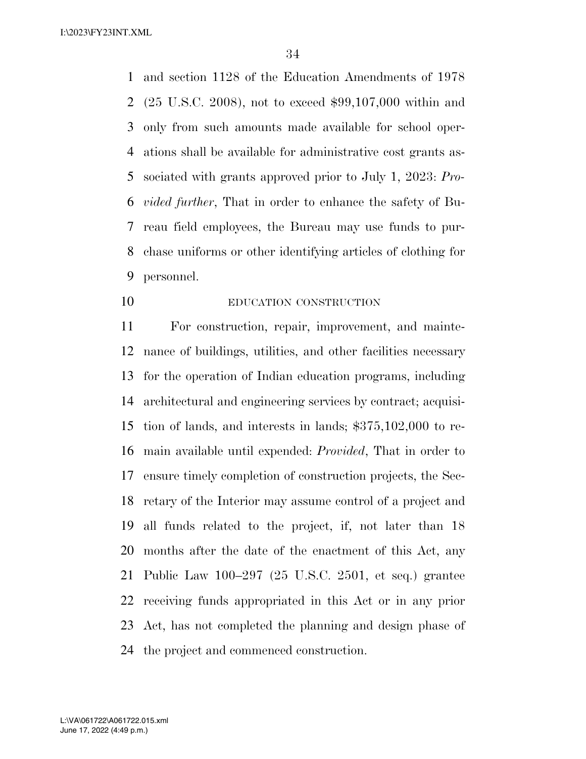and section 1128 of the Education Amendments of 1978 (25 U.S.C. 2008), not to exceed $99,107,000 within and only from such amounts made available for school operations shall be available for administrative cost grants associated with grants approved prior to July 1, 2023: *Provided further*, That in order to enhance the safety of Bureau field employees, the Bureau may use funds to purchase uniforms or other identifying articles of clothing for personnel.

EDUCATION CONSTRUCTION

For construction, repair, improvement, and maintenance of buildings, utilities, and other facilities necessary for the operation of Indian education programs, including architectural and engineering services by contract; acquisition of lands, and interests in lands; $375,102,000 to remain available until expended: *Provided*, That in order to ensure timely completion of construction projects, the Secretary of the Interior may assume control of a project and all funds related to the project, if, not later than 18 months after the date of the enactment of this Act, any Public Law 100–297 (25 U.S.C. 2501, et seq.) grantee receiving funds appropriated in this Act or in any prior Act, has not completed the planning and design phase of the project and commenced construction.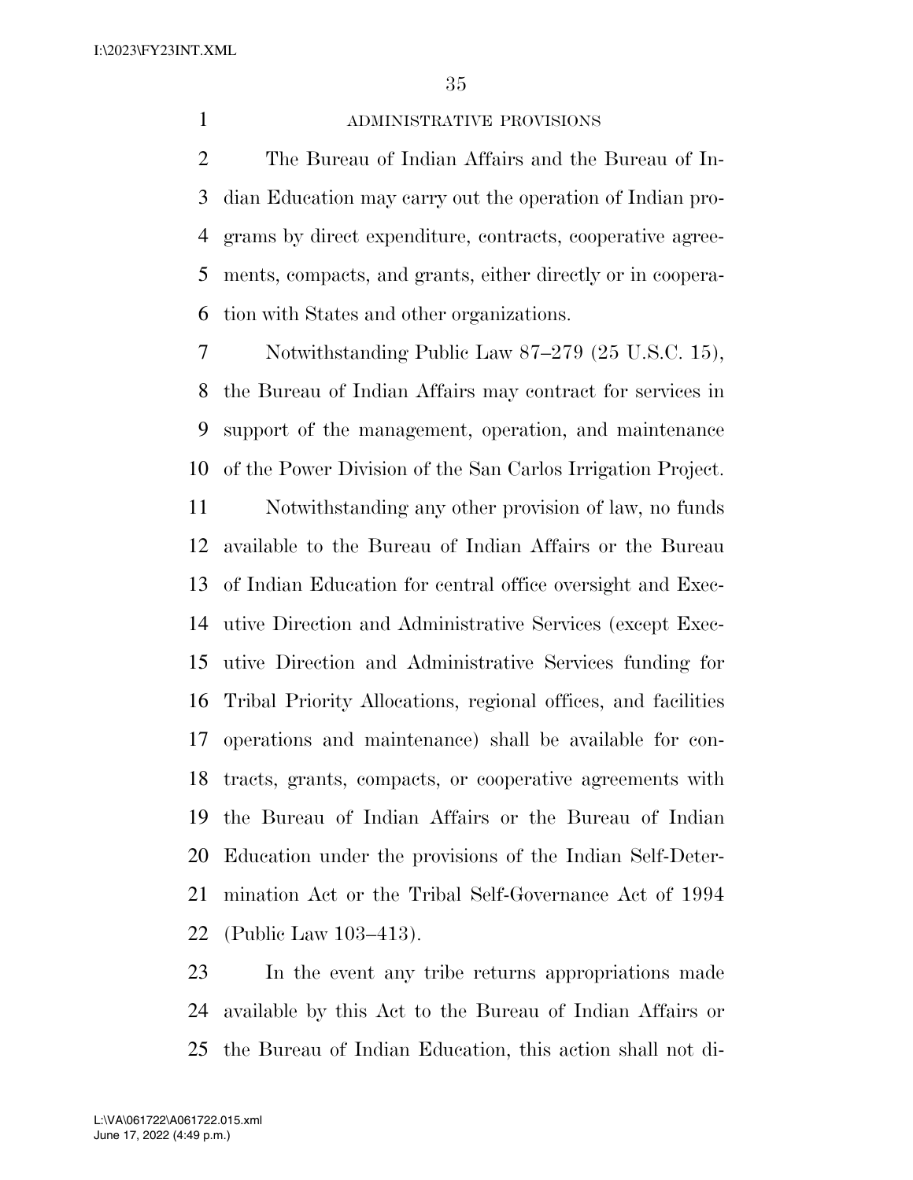### ADMINISTRATIVE PROVISIONS

The Bureau of Indian Affairs and the Bureau of Indian Education may carry out the operation of Indian programs by direct expenditure, contracts, cooperative agreements, compacts, and grants, either directly or in cooperation with States and other organizations.

Notwithstanding Public Law 87–279 (25 U.S.C. 15), the Bureau of Indian Affairs may contract for services in support of the management, operation, and maintenance of the Power Division of the San Carlos Irrigation Project.

Notwithstanding any other provision of law, no funds available to the Bureau of Indian Affairs or the Bureau of Indian Education for central office oversight and Executive Direction and Administrative Services (except Executive Direction and Administrative Services funding for Tribal Priority Allocations, regional offices, and facilities operations and maintenance) shall be available for contracts, grants, compacts, or cooperative agreements with the Bureau of Indian Affairs or the Bureau of Indian Education under the provisions of the Indian Self-Determination Act or the Tribal Self-Governance Act of 1994 (Public Law 103–413).

In the event any tribe returns appropriations made available by this Act to the Bureau of Indian Affairs or the Bureau of Indian Education, this action shall not di-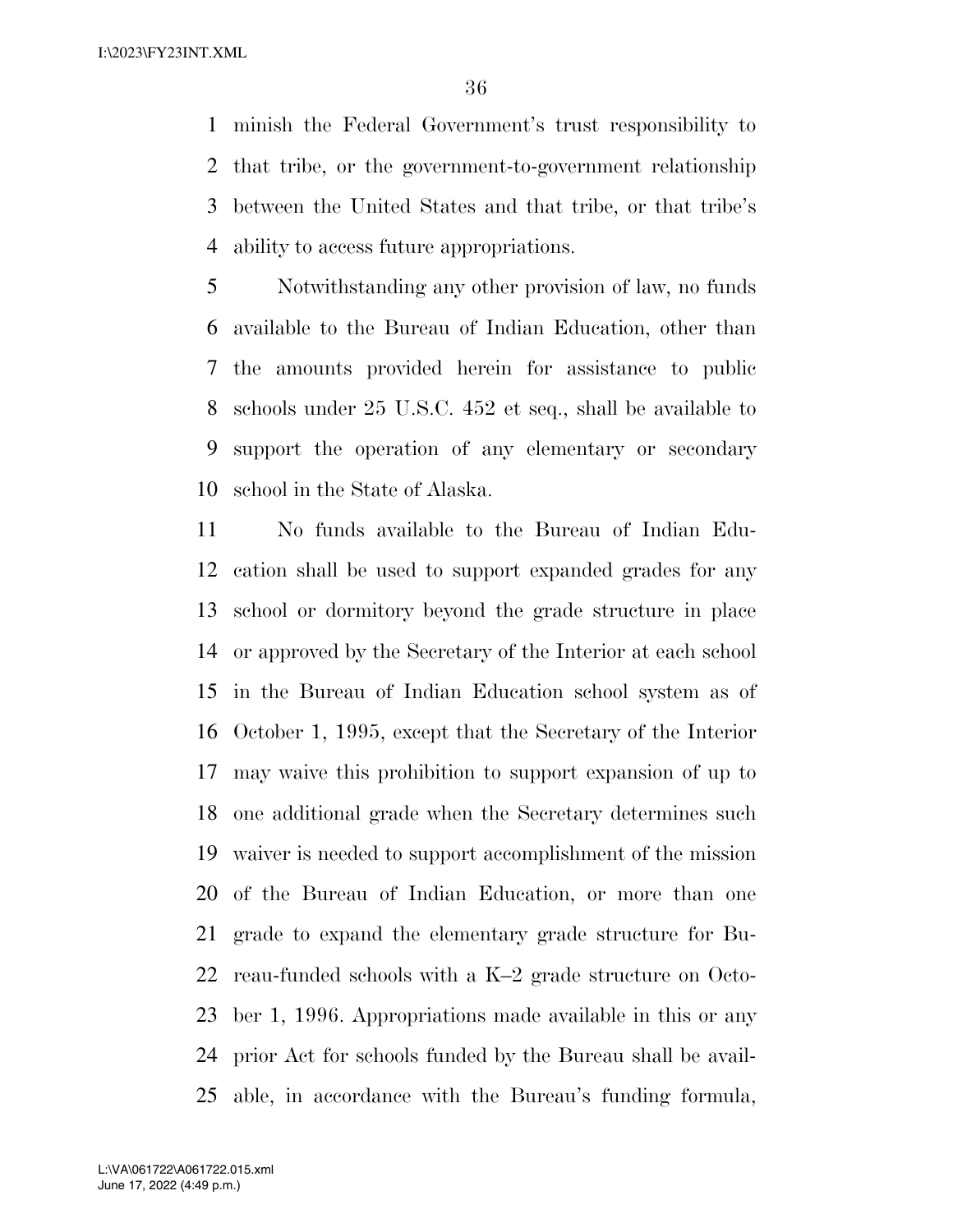minish the Federal Government's trust responsibility to that tribe, or the government-to-government relationship between the United States and that tribe, or that tribe's ability to access future appropriations.

Notwithstanding any other provision of law, no funds available to the Bureau of Indian Education, other than the amounts provided herein for assistance to public schools under 25 U.S.C. 452 et seq., shall be available to support the operation of any elementary or secondary school in the State of Alaska.

No funds available to the Bureau of Indian Education shall be used to support expanded grades for any school or dormitory beyond the grade structure in place or approved by the Secretary of the Interior at each school in the Bureau of Indian Education school system as of October 1, 1995, except that the Secretary of the Interior may waive this prohibition to support expansion of up to one additional grade when the Secretary determines such waiver is needed to support accomplishment of the mission of the Bureau of Indian Education, or more than one grade to expand the elementary grade structure for Bureau-funded schools with a K–2 grade structure on October 1, 1996. Appropriations made available in this or any prior Act for schools funded by the Bureau shall be available, in accordance with the Bureau's funding formula,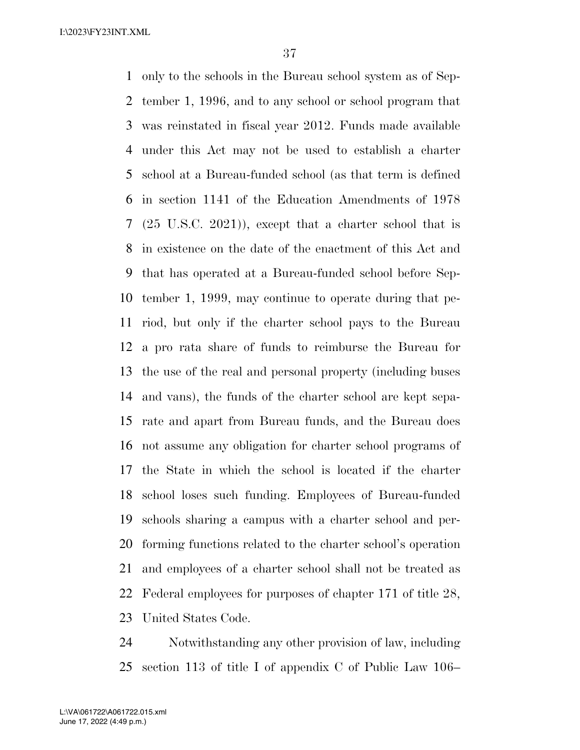only to the schools in the Bureau school system as of September 1, 1996, and to any school or school program that was reinstated in fiscal year 2012. Funds made available under this Act may not be used to establish a charter school at a Bureau-funded school (as that term is defined in section 1141 of the Education Amendments of 1978 (25 U.S.C. 2021)), except that a charter school that is in existence on the date of the enactment of this Act and that has operated at a Bureau-funded school before September 1, 1999, may continue to operate during that period, but only if the charter school pays to the Bureau a pro rata share of funds to reimburse the Bureau for the use of the real and personal property (including buses and vans), the funds of the charter school are kept separate and apart from Bureau funds, and the Bureau does not assume any obligation for charter school programs of the State in which the school is located if the charter school loses such funding. Employees of Bureau-funded schools sharing a campus with a charter school and performing functions related to the charter school's operation and employees of a charter school shall not be treated as Federal employees for purposes of chapter 171 of title 28, United States Code.

Notwithstanding any other provision of law, including section 113 of title I of appendix C of Public Law 106–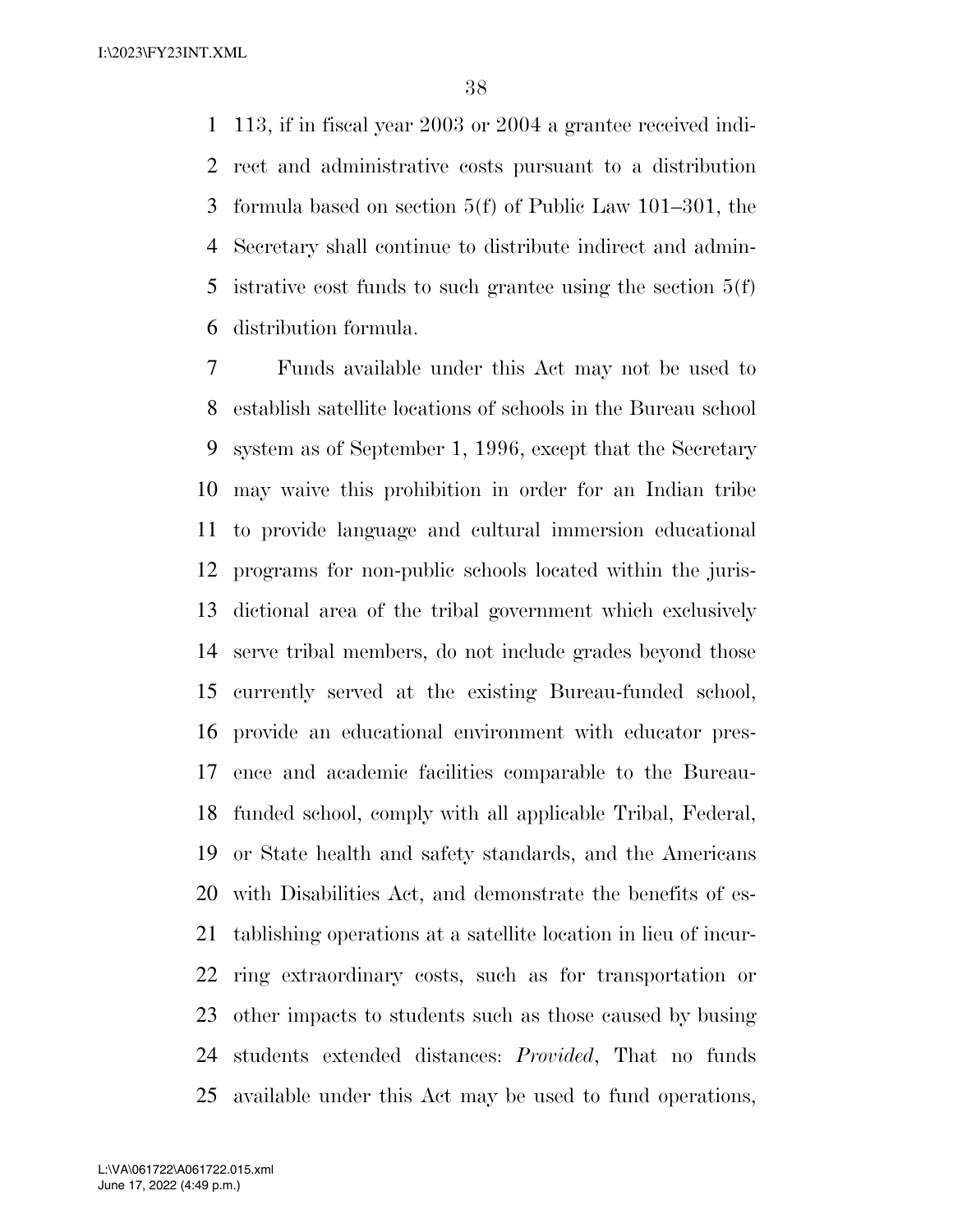113, if in fiscal year 2003 or 2004 a grantee received indirect and administrative costs pursuant to a distribution formula based on section 5(f) of Public Law 101–301, the Secretary shall continue to distribute indirect and administrative cost funds to such grantee using the section 5(f) distribution formula.

Funds available under this Act may not be used to establish satellite locations of schools in the Bureau school system as of September 1, 1996, except that the Secretary may waive this prohibition in order for an Indian tribe to provide language and cultural immersion educational programs for non-public schools located within the jurisdictional area of the tribal government which exclusively serve tribal members, do not include grades beyond those currently served at the existing Bureau-funded school, provide an educational environment with educator presence and academic facilities comparable to the Bureau-funded school, comply with all applicable Tribal, Federal, or State health and safety standards, and the Americans with Disabilities Act, and demonstrate the benefits of establishing operations at a satellite location in lieu of incurring extraordinary costs, such as for transportation or other impacts to students such as those caused by busing students extended distances: *Provided*, That no funds available under this Act may be used to fund operations,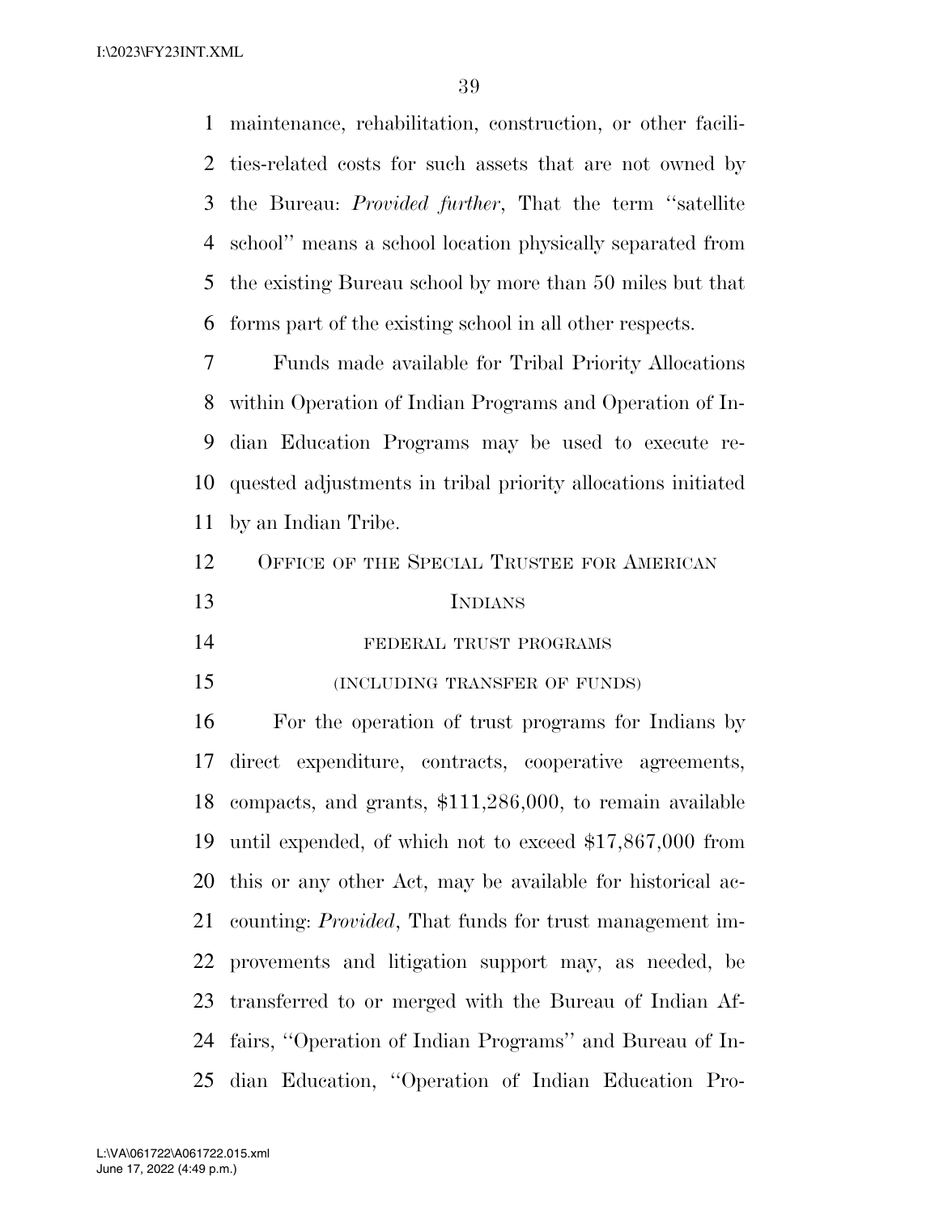maintenance, rehabilitation, construction, or other facilities-related costs for such assets that are not owned by the Bureau: *Provided further*, That the term ''satellite school'' means a school location physically separated from the existing Bureau school by more than 50 miles but that forms part of the existing school in all other respects.

Funds made available for Tribal Priority Allocations within Operation of Indian Programs and Operation of Indian Education Programs may be used to execute requested adjustments in tribal priority allocations initiated by an Indian Tribe.

## OFFICE OF THE SPECIAL TRUSTEE FOR AMERICAN INDIANS

### FEDERAL TRUST PROGRAMS

(INCLUDING TRANSFER OF FUNDS)

For the operation of trust programs for Indians by direct expenditure, contracts, cooperative agreements, compacts, and grants, $111,286,000, to remain available until expended, of which not to exceed $17,867,000 from this or any other Act, may be available for historical accounting: *Provided*, That funds for trust management improvements and litigation support may, as needed, be transferred to or merged with the Bureau of Indian Affairs, ''Operation of Indian Programs'' and Bureau of Indian Education, ''Operation of Indian Education Pro-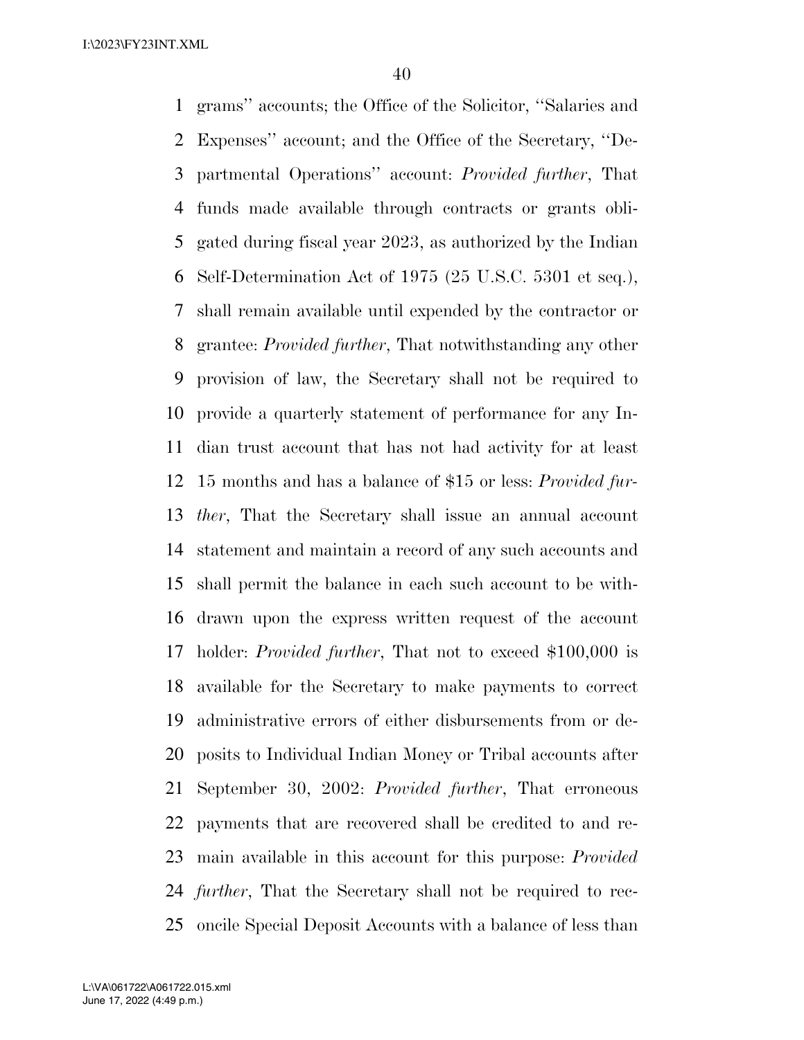grams'' accounts; the Office of the Solicitor, ''Salaries and Expenses'' account; and the Office of the Secretary, ''Departmental Operations'' account: *Provided further*, That funds made available through contracts or grants obligated during fiscal year 2023, as authorized by the Indian Self-Determination Act of 1975 (25 U.S.C. 5301 et seq.), shall remain available until expended by the contractor or grantee: *Provided further*, That notwithstanding any other provision of law, the Secretary shall not be required to provide a quarterly statement of performance for any Indian trust account that has not had activity for at least 15 months and has a balance of $15 or less: *Provided further*, That the Secretary shall issue an annual account statement and maintain a record of any such accounts and shall permit the balance in each such account to be withdrawn upon the express written request of the account holder: *Provided further*, That not to exceed $100,000 is available for the Secretary to make payments to correct administrative errors of either disbursements from or deposits to Individual Indian Money or Tribal accounts after September 30, 2002: *Provided further*, That erroneous payments that are recovered shall be credited to and remain available in this account for this purpose: *Provided further*, That the Secretary shall not be required to reconcile Special Deposit Accounts with a balance of less than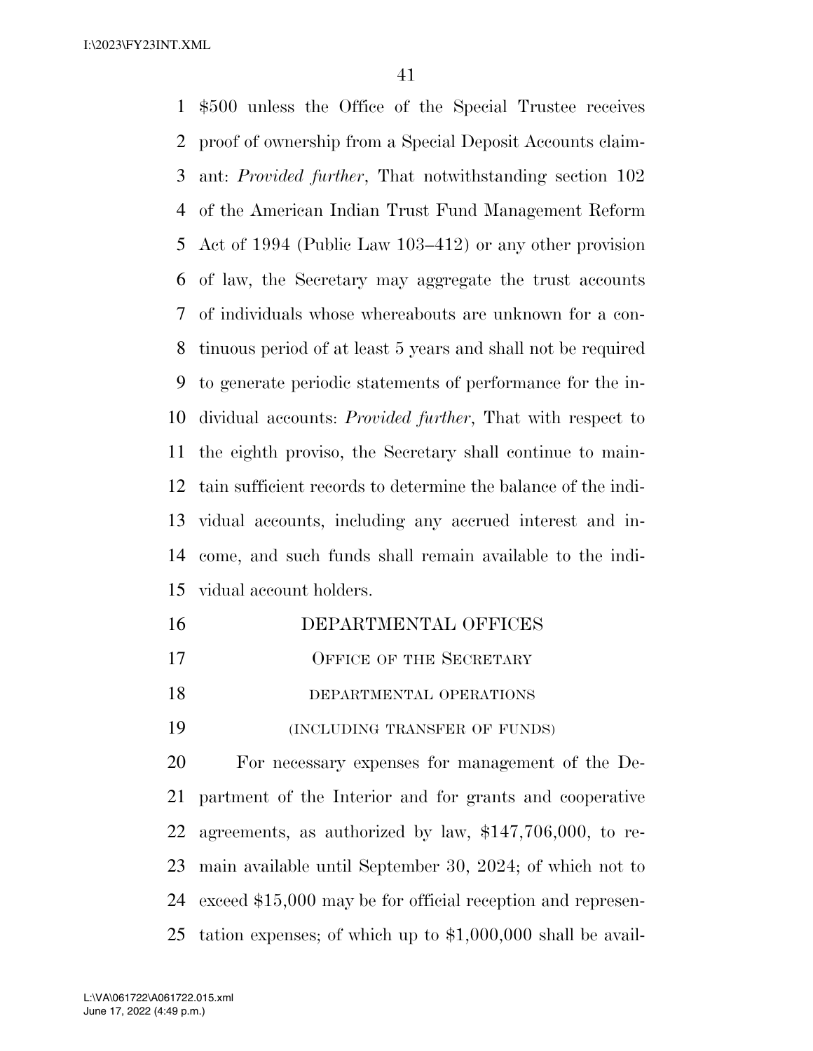$500 unless the Office of the Special Trustee receives proof of ownership from a Special Deposit Accounts claimant: *Provided further*, That notwithstanding section 102 of the American Indian Trust Fund Management Reform Act of 1994 (Public Law 103–412) or any other provision of law, the Secretary may aggregate the trust accounts of individuals whose whereabouts are unknown for a continuous period of at least 5 years and shall not be required to generate periodic statements of performance for the individual accounts: *Provided further*, That with respect to the eighth proviso, the Secretary shall continue to maintain sufficient records to determine the balance of the individual accounts, including any accrued interest and income, and such funds shall remain available to the individual account holders.

# DEPARTMENTAL OFFICES

## OFFICE OF THE SECRETARY

### DEPARTMENTAL OPERATIONS

#### (INCLUDING TRANSFER OF FUNDS)

For necessary expenses for management of the Department of the Interior and for grants and cooperative agreements, as authorized by law, $147,706,000, to remain available until September 30, 2024; of which not to exceed $15,000 may be for official reception and representation expenses; of which up to $1,000,000 shall be avail-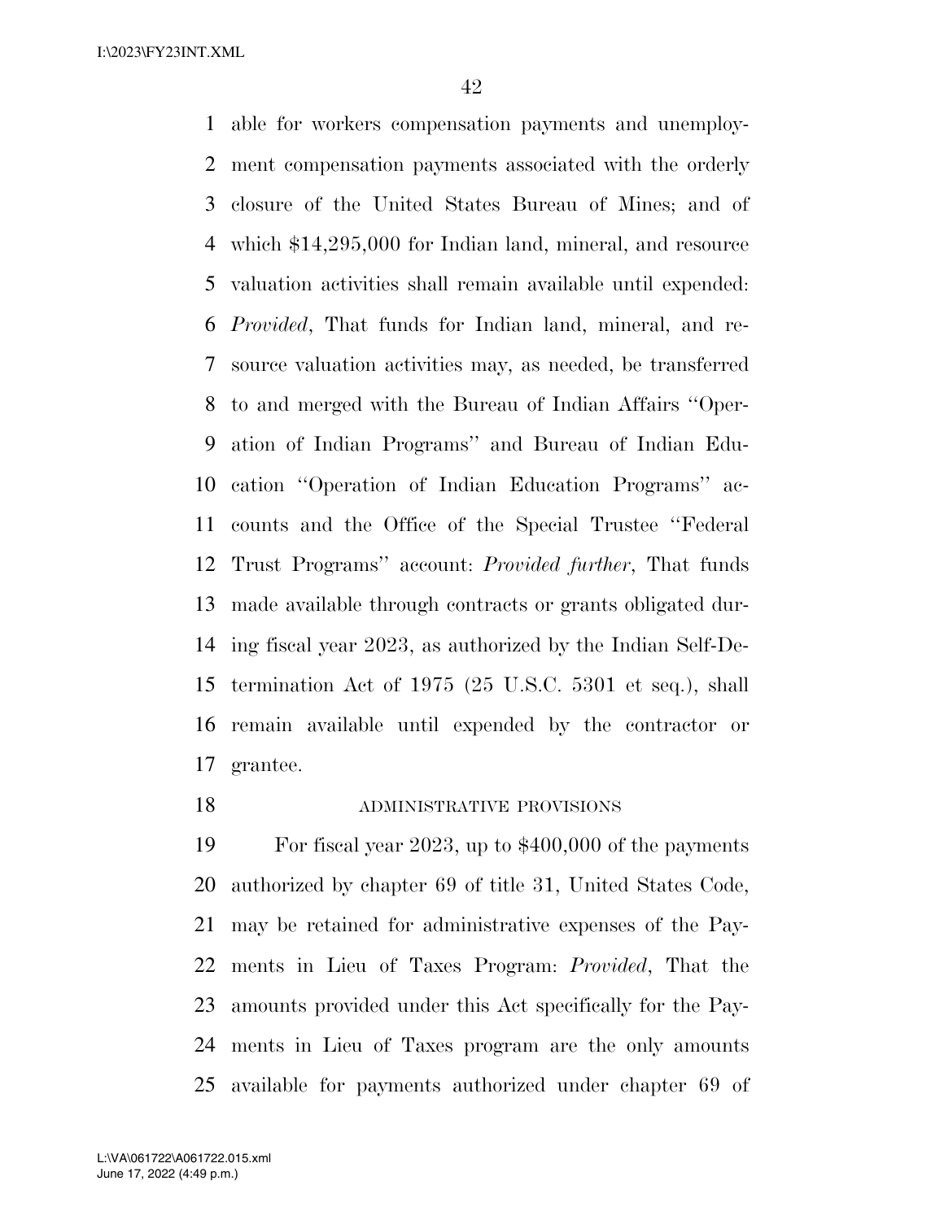able for workers compensation payments and unemployment compensation payments associated with the orderly closure of the United States Bureau of Mines; and of which $14,295,000 for Indian land, mineral, and resource valuation activities shall remain available until expended: *Provided*, That funds for Indian land, mineral, and resource valuation activities may, as needed, be transferred to and merged with the Bureau of Indian Affairs ''Operation of Indian Programs'' and Bureau of Indian Education ''Operation of Indian Education Programs'' accounts and the Office of the Special Trustee ''Federal Trust Programs'' account: *Provided further*, That funds made available through contracts or grants obligated during fiscal year 2023, as authorized by the Indian Self-Determination Act of 1975 (25 U.S.C. 5301 et seq.), shall remain available until expended by the contractor or grantee.

ADMINISTRATIVE PROVISIONS

For fiscal year 2023, up to $400,000 of the payments authorized by chapter 69 of title 31, United States Code, may be retained for administrative expenses of the Payments in Lieu of Taxes Program: *Provided*, That the amounts provided under this Act specifically for the Payments in Lieu of Taxes program are the only amounts available for payments authorized under chapter 69 of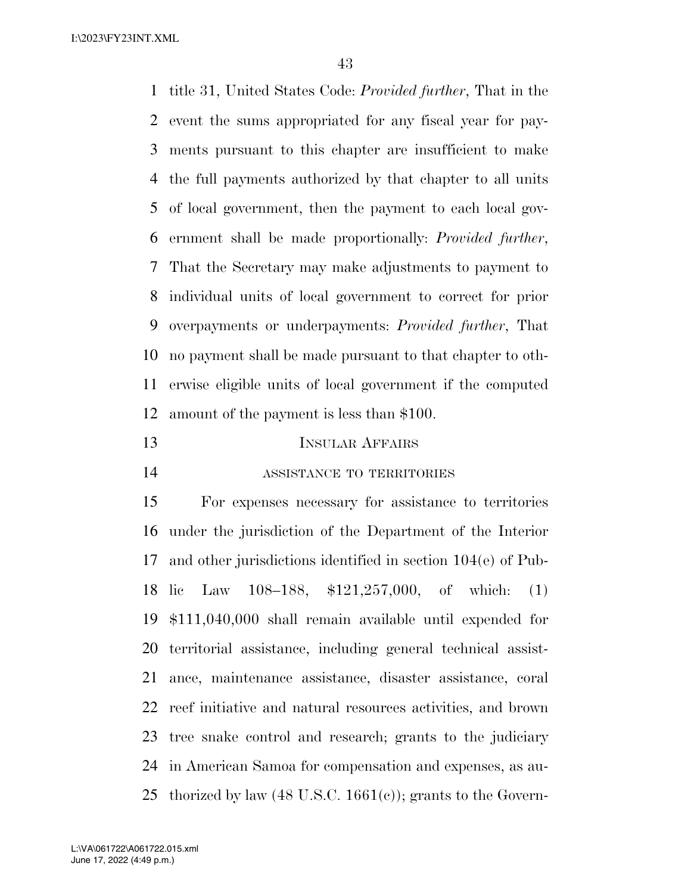title 31, United States Code: *Provided further*, That in the event the sums appropriated for any fiscal year for payments pursuant to this chapter are insufficient to make the full payments authorized by that chapter to all units of local government, then the payment to each local government shall be made proportionally: *Provided further*, That the Secretary may make adjustments to payment to individual units of local government to correct for prior overpayments or underpayments: *Provided further*, That no payment shall be made pursuant to that chapter to otherwise eligible units of local government if the computed amount of the payment is less than $100.

## INSULAR AFFAIRS

### ASSISTANCE TO TERRITORIES

For expenses necessary for assistance to territories under the jurisdiction of the Department of the Interior and other jurisdictions identified in section 104(e) of Public Law 108–188, $121,257,000, of which: (1) $111,040,000 shall remain available until expended for territorial assistance, including general technical assistance, maintenance assistance, disaster assistance, coral reef initiative and natural resources activities, and brown tree snake control and research; grants to the judiciary in American Samoa for compensation and expenses, as authorized by law (48 U.S.C. 1661(c)); grants to the Govern-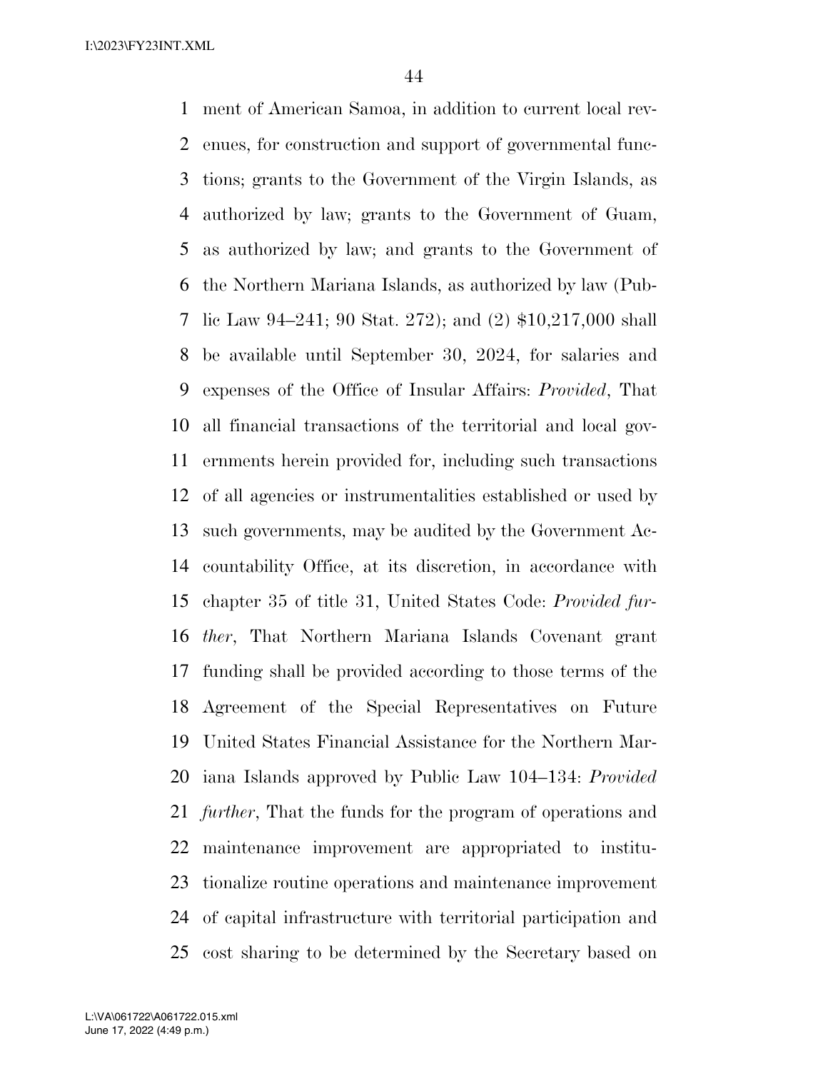ment of American Samoa, in addition to current local revenues, for construction and support of governmental functions; grants to the Government of the Virgin Islands, as authorized by law; grants to the Government of Guam, as authorized by law; and grants to the Government of the Northern Mariana Islands, as authorized by law (Public Law 94–241; 90 Stat. 272); and (2) $10,217,000 shall be available until September 30, 2024, for salaries and expenses of the Office of Insular Affairs: *Provided*, That all financial transactions of the territorial and local governments herein provided for, including such transactions of all agencies or instrumentalities established or used by such governments, may be audited by the Government Accountability Office, at its discretion, in accordance with chapter 35 of title 31, United States Code: *Provided further*, That Northern Mariana Islands Covenant grant funding shall be provided according to those terms of the Agreement of the Special Representatives on Future United States Financial Assistance for the Northern Mariana Islands approved by Public Law 104–134: *Provided further*, That the funds for the program of operations and maintenance improvement are appropriated to institutionalize routine operations and maintenance improvement of capital infrastructure with territorial participation and cost sharing to be determined by the Secretary based on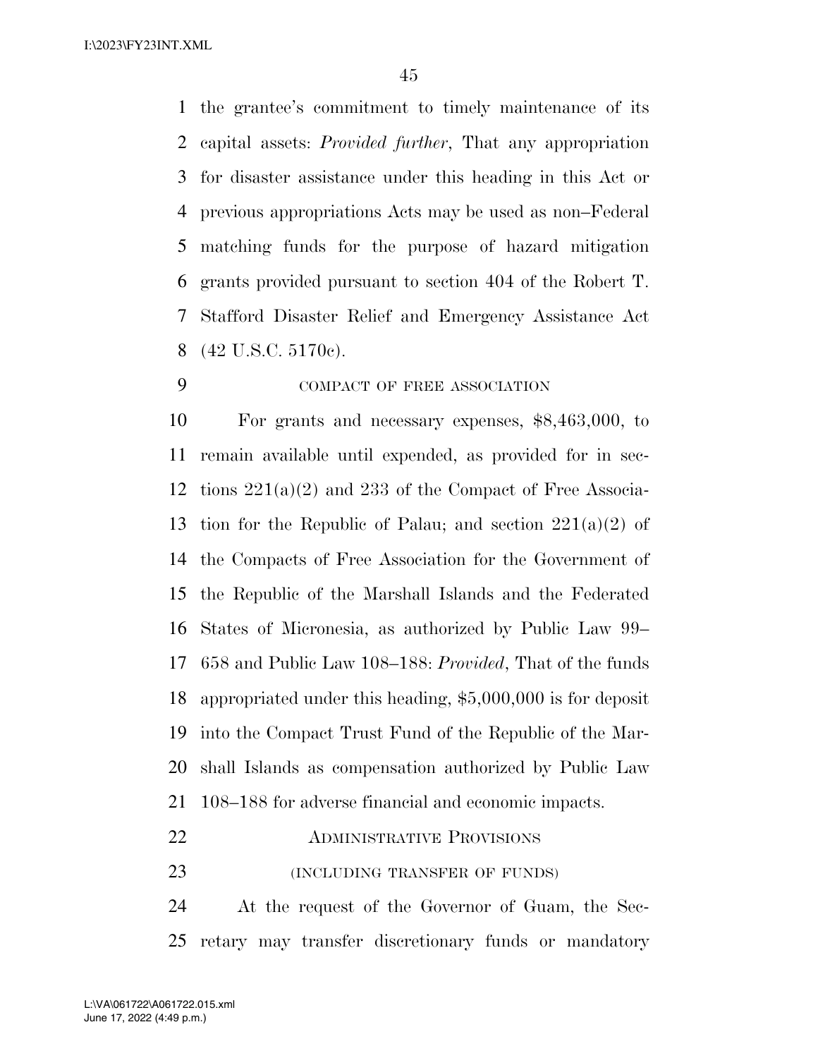the grantee's commitment to timely maintenance of its capital assets: *Provided further*, That any appropriation for disaster assistance under this heading in this Act or previous appropriations Acts may be used as non–Federal matching funds for the purpose of hazard mitigation grants provided pursuant to section 404 of the Robert T. Stafford Disaster Relief and Emergency Assistance Act (42 U.S.C. 5170c).

COMPACT OF FREE ASSOCIATION

For grants and necessary expenses, $8,463,000, to remain available until expended, as provided for in sections 221(a)(2) and 233 of the Compact of Free Association for the Republic of Palau; and section 221(a)(2) of the Compacts of Free Association for the Government of the Republic of the Marshall Islands and the Federated States of Micronesia, as authorized by Public Law 99–658 and Public Law 108–188: *Provided*, That of the funds appropriated under this heading, $5,000,000 is for deposit into the Compact Trust Fund of the Republic of the Marshall Islands as compensation authorized by Public Law 108–188 for adverse financial and economic impacts.

ADMINISTRATIVE PROVISIONS

(INCLUDING TRANSFER OF FUNDS)

At the request of the Governor of Guam, the Secretary may transfer discretionary funds or mandatory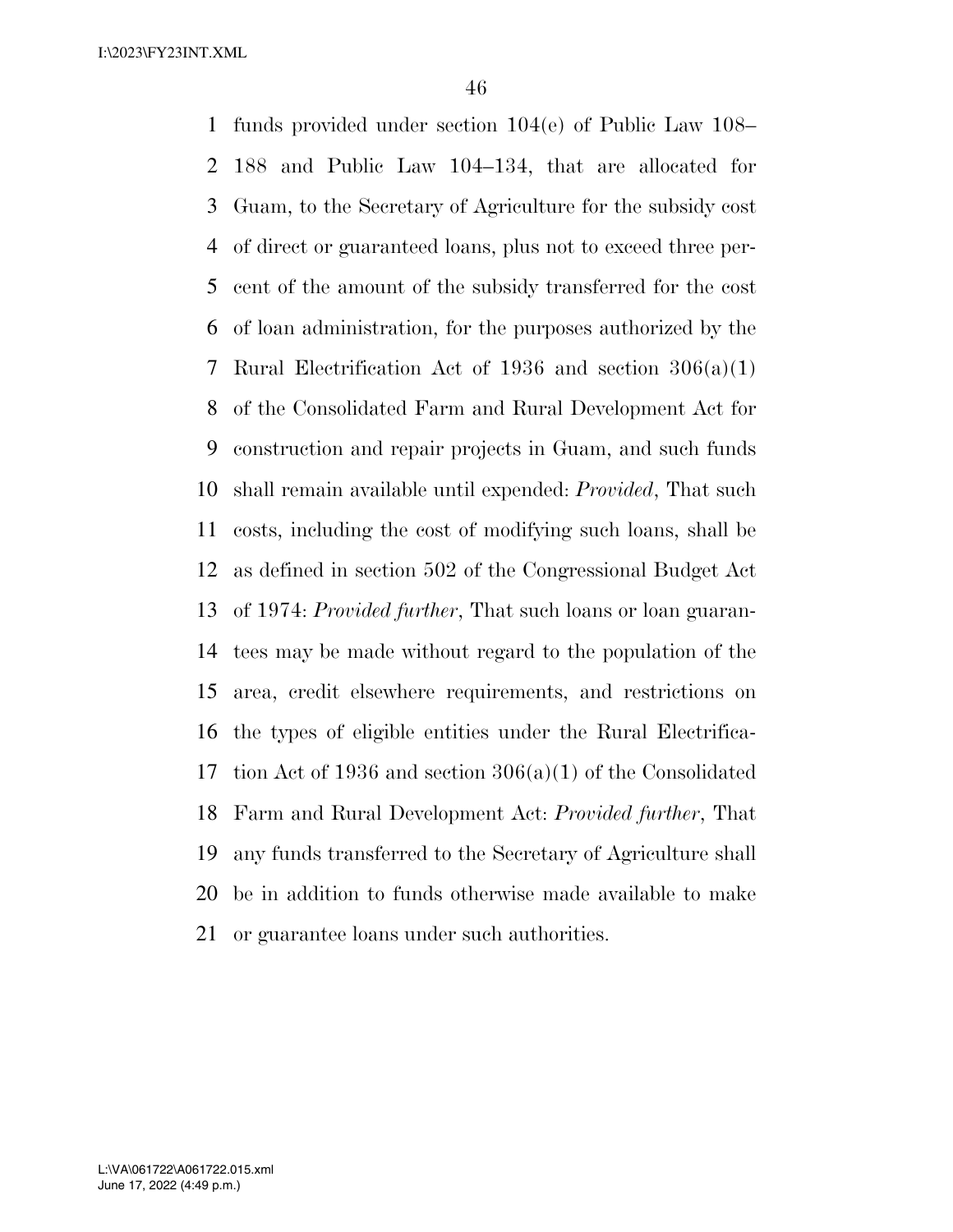funds provided under section 104(e) of Public Law 108–188 and Public Law 104–134, that are allocated for Guam, to the Secretary of Agriculture for the subsidy cost of direct or guaranteed loans, plus not to exceed three percent of the amount of the subsidy transferred for the cost of loan administration, for the purposes authorized by the Rural Electrification Act of 1936 and section 306(a)(1) of the Consolidated Farm and Rural Development Act for construction and repair projects in Guam, and such funds shall remain available until expended: *Provided*, That such costs, including the cost of modifying such loans, shall be as defined in section 502 of the Congressional Budget Act of 1974: *Provided further*, That such loans or loan guarantees may be made without regard to the population of the area, credit elsewhere requirements, and restrictions on the types of eligible entities under the Rural Electrification Act of 1936 and section 306(a)(1) of the Consolidated Farm and Rural Development Act: *Provided further*, That any funds transferred to the Secretary of Agriculture shall be in addition to funds otherwise made available to make or guarantee loans under such authorities.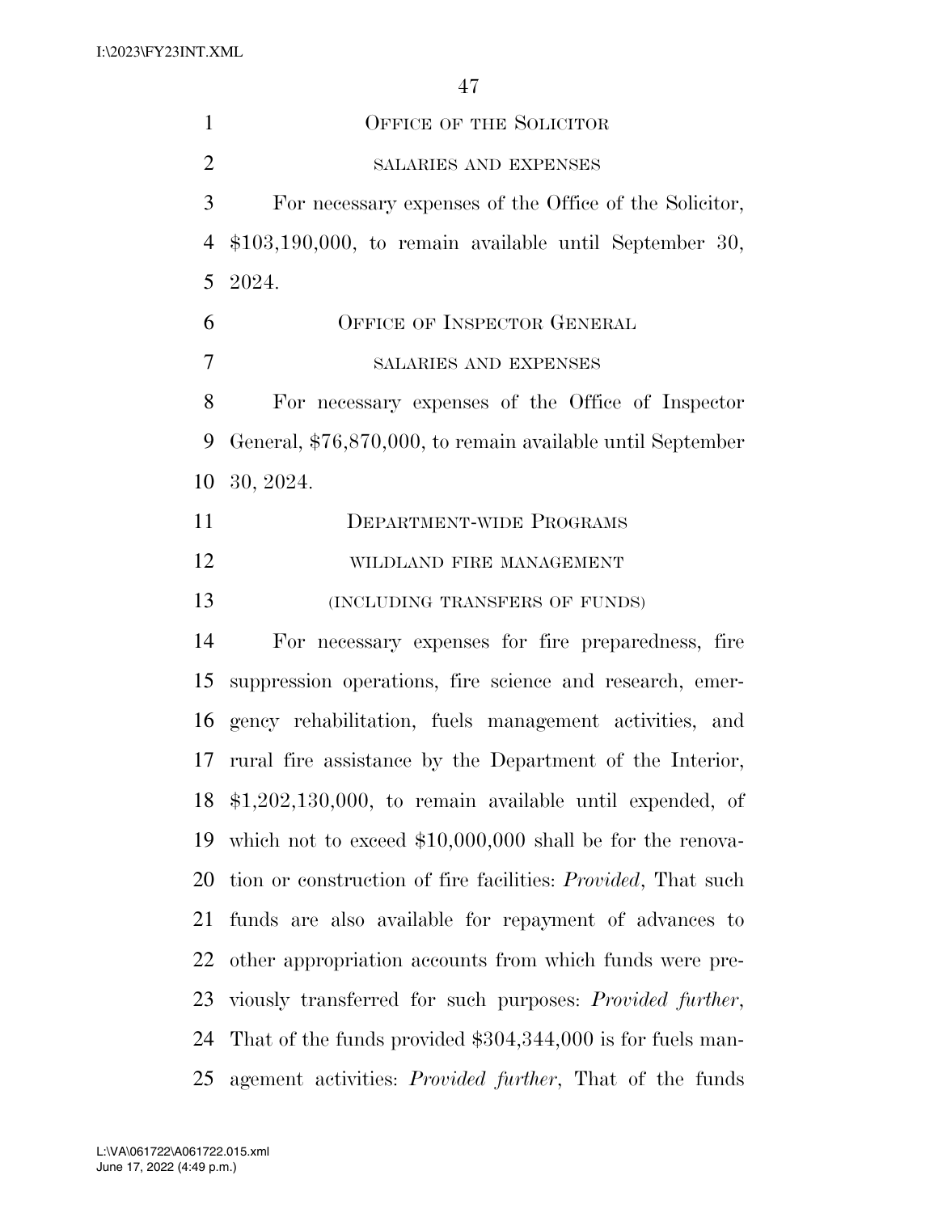## OFFICE OF THE SOLICITOR

### SALARIES AND EXPENSES

For necessary expenses of the Office of the Solicitor, $103,190,000, to remain available until September 30, 2024.

## OFFICE OF INSPECTOR GENERAL

### SALARIES AND EXPENSES

For necessary expenses of the Office of Inspector General, $76,870,000, to remain available until September 30, 2024.

## DEPARTMENT-WIDE PROGRAMS

### WILDLAND FIRE MANAGEMENT

### (INCLUDING TRANSFERS OF FUNDS)

For necessary expenses for fire preparedness, fire suppression operations, fire science and research, emergency rehabilitation, fuels management activities, and rural fire assistance by the Department of the Interior, $1,202,130,000, to remain available until expended, of which not to exceed $10,000,000 shall be for the renovation or construction of fire facilities: *Provided*, That such funds are also available for repayment of advances to other appropriation accounts from which funds were previously transferred for such purposes: *Provided further*, That of the funds provided $304,344,000 is for fuels management activities: *Provided further*, That of the funds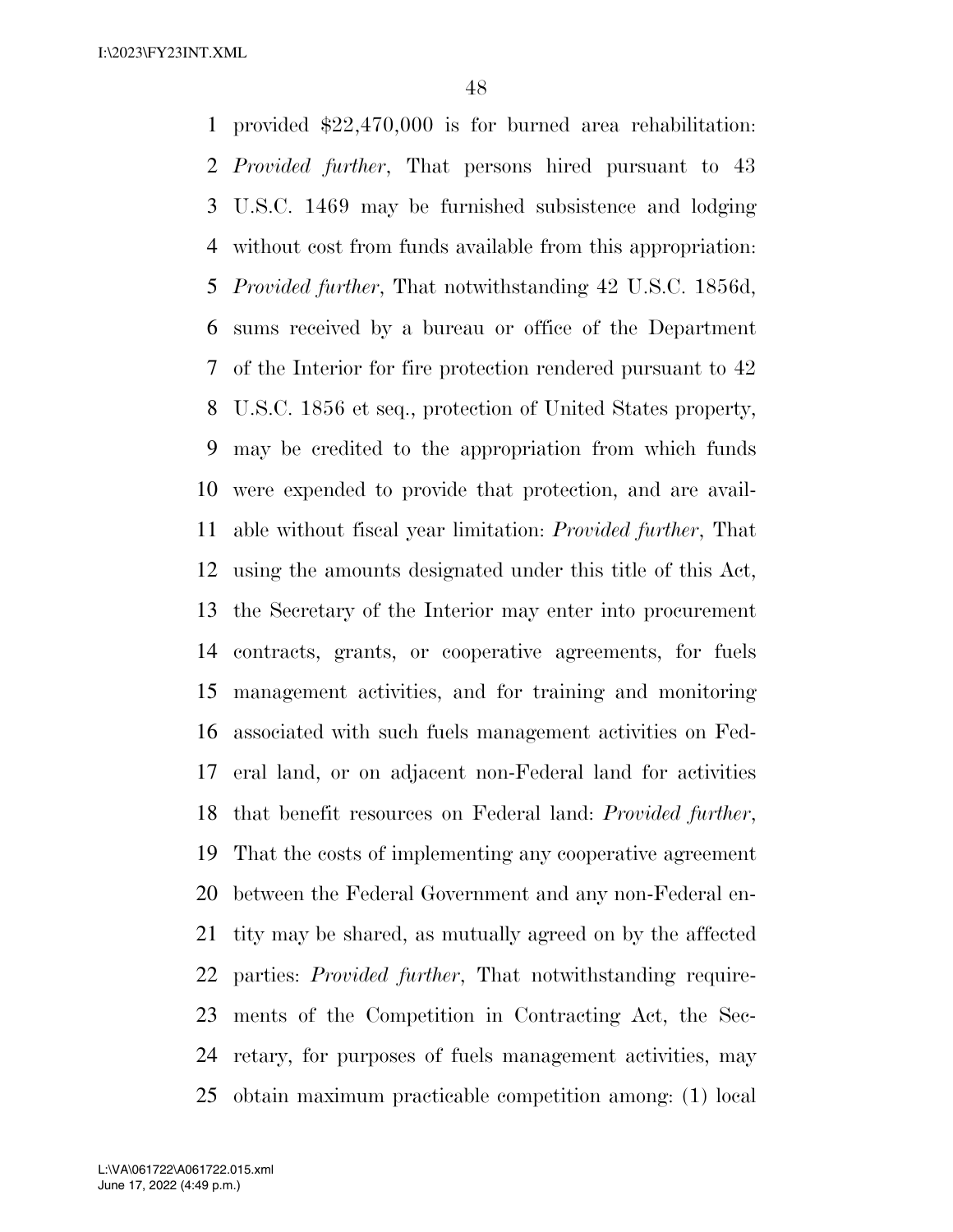provided $22,470,000 is for burned area rehabilitation: *Provided further*, That persons hired pursuant to 43 U.S.C. 1469 may be furnished subsistence and lodging without cost from funds available from this appropriation: *Provided further*, That notwithstanding 42 U.S.C. 1856d, sums received by a bureau or office of the Department of the Interior for fire protection rendered pursuant to 42 U.S.C. 1856 et seq., protection of United States property, may be credited to the appropriation from which funds were expended to provide that protection, and are available without fiscal year limitation: *Provided further*, That using the amounts designated under this title of this Act, the Secretary of the Interior may enter into procurement contracts, grants, or cooperative agreements, for fuels management activities, and for training and monitoring associated with such fuels management activities on Federal land, or on adjacent non-Federal land for activities that benefit resources on Federal land: *Provided further*, That the costs of implementing any cooperative agreement between the Federal Government and any non-Federal entity may be shared, as mutually agreed on by the affected parties: *Provided further*, That notwithstanding requirements of the Competition in Contracting Act, the Secretary, for purposes of fuels management activities, may obtain maximum practicable competition among: (1) local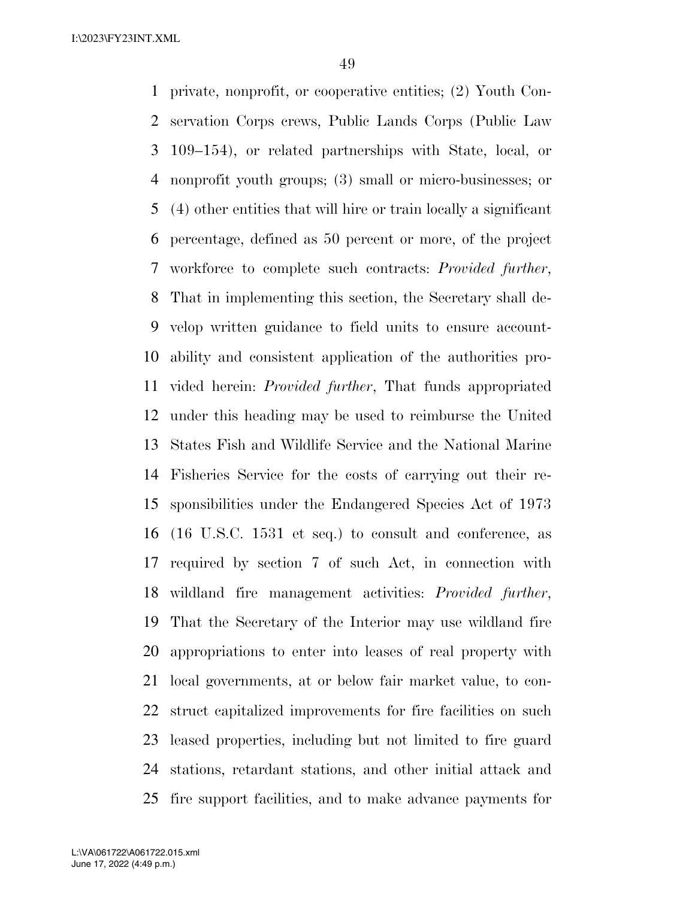private, nonprofit, or cooperative entities; (2) Youth Conservation Corps crews, Public Lands Corps (Public Law 109–154), or related partnerships with State, local, or nonprofit youth groups; (3) small or micro-businesses; or (4) other entities that will hire or train locally a significant percentage, defined as 50 percent or more, of the project workforce to complete such contracts: *Provided further*, That in implementing this section, the Secretary shall develop written guidance to field units to ensure accountability and consistent application of the authorities provided herein: *Provided further*, That funds appropriated under this heading may be used to reimburse the United States Fish and Wildlife Service and the National Marine Fisheries Service for the costs of carrying out their responsibilities under the Endangered Species Act of 1973 (16 U.S.C. 1531 et seq.) to consult and conference, as required by section 7 of such Act, in connection with wildland fire management activities: *Provided further*, That the Secretary of the Interior may use wildland fire appropriations to enter into leases of real property with local governments, at or below fair market value, to construct capitalized improvements for fire facilities on such leased properties, including but not limited to fire guard stations, retardant stations, and other initial attack and fire support facilities, and to make advance payments for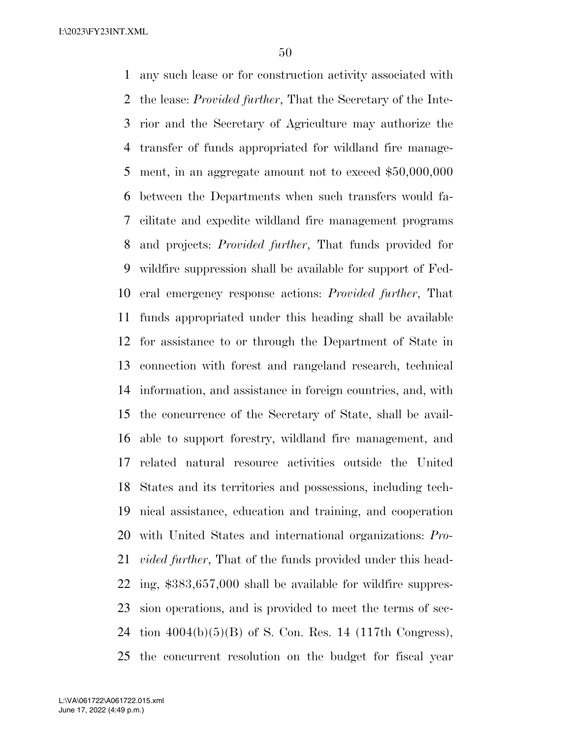any such lease or for construction activity associated with the lease: *Provided further*, That the Secretary of the Interior and the Secretary of Agriculture may authorize the transfer of funds appropriated for wildland fire management, in an aggregate amount not to exceed $50,000,000 between the Departments when such transfers would facilitate and expedite wildland fire management programs and projects: *Provided further*, That funds provided for wildfire suppression shall be available for support of Federal emergency response actions: *Provided further*, That funds appropriated under this heading shall be available for assistance to or through the Department of State in connection with forest and rangeland research, technical information, and assistance in foreign countries, and, with the concurrence of the Secretary of State, shall be available to support forestry, wildland fire management, and related natural resource activities outside the United States and its territories and possessions, including technical assistance, education and training, and cooperation with United States and international organizations: *Provided further*, That of the funds provided under this heading, $383,657,000 shall be available for wildfire suppression operations, and is provided to meet the terms of section 4004(b)(5)(B) of S. Con. Res. 14 (117th Congress), the concurrent resolution on the budget for fiscal year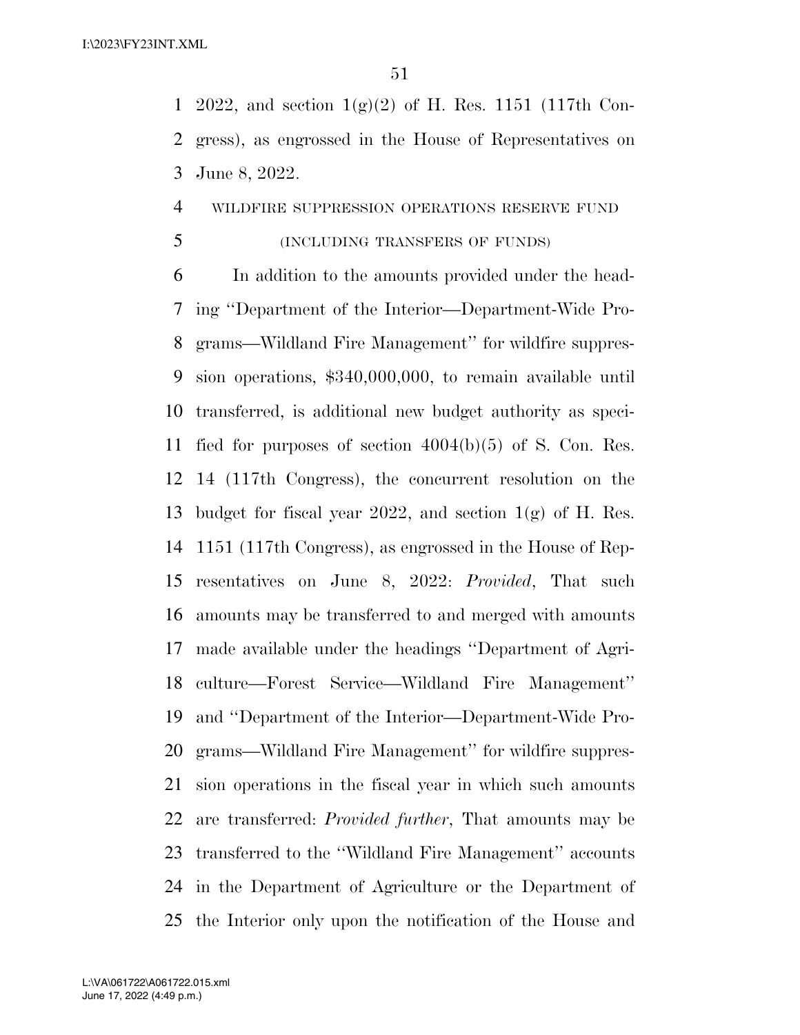2022, and section 1(g)(2) of H. Res. 1151 (117th Congress), as engrossed in the House of Representatives on June 8, 2022.

WILDFIRE SUPPRESSION OPERATIONS RESERVE FUND

(INCLUDING TRANSFERS OF FUNDS)

In addition to the amounts provided under the heading ''Department of the Interior—Department-Wide Programs—Wildland Fire Management'' for wildfire suppression operations, $340,000,000, to remain available until transferred, is additional new budget authority as specified for purposes of section 4004(b)(5) of S. Con. Res. 14 (117th Congress), the concurrent resolution on the budget for fiscal year 2022, and section 1(g) of H. Res. 1151 (117th Congress), as engrossed in the House of Representatives on June 8, 2022: *Provided*, That such amounts may be transferred to and merged with amounts made available under the headings ''Department of Agriculture—Forest Service—Wildland Fire Management'' and ''Department of the Interior—Department-Wide Programs—Wildland Fire Management'' for wildfire suppression operations in the fiscal year in which such amounts are transferred: *Provided further*, That amounts may be transferred to the ''Wildland Fire Management'' accounts in the Department of Agriculture or the Department of the Interior only upon the notification of the House and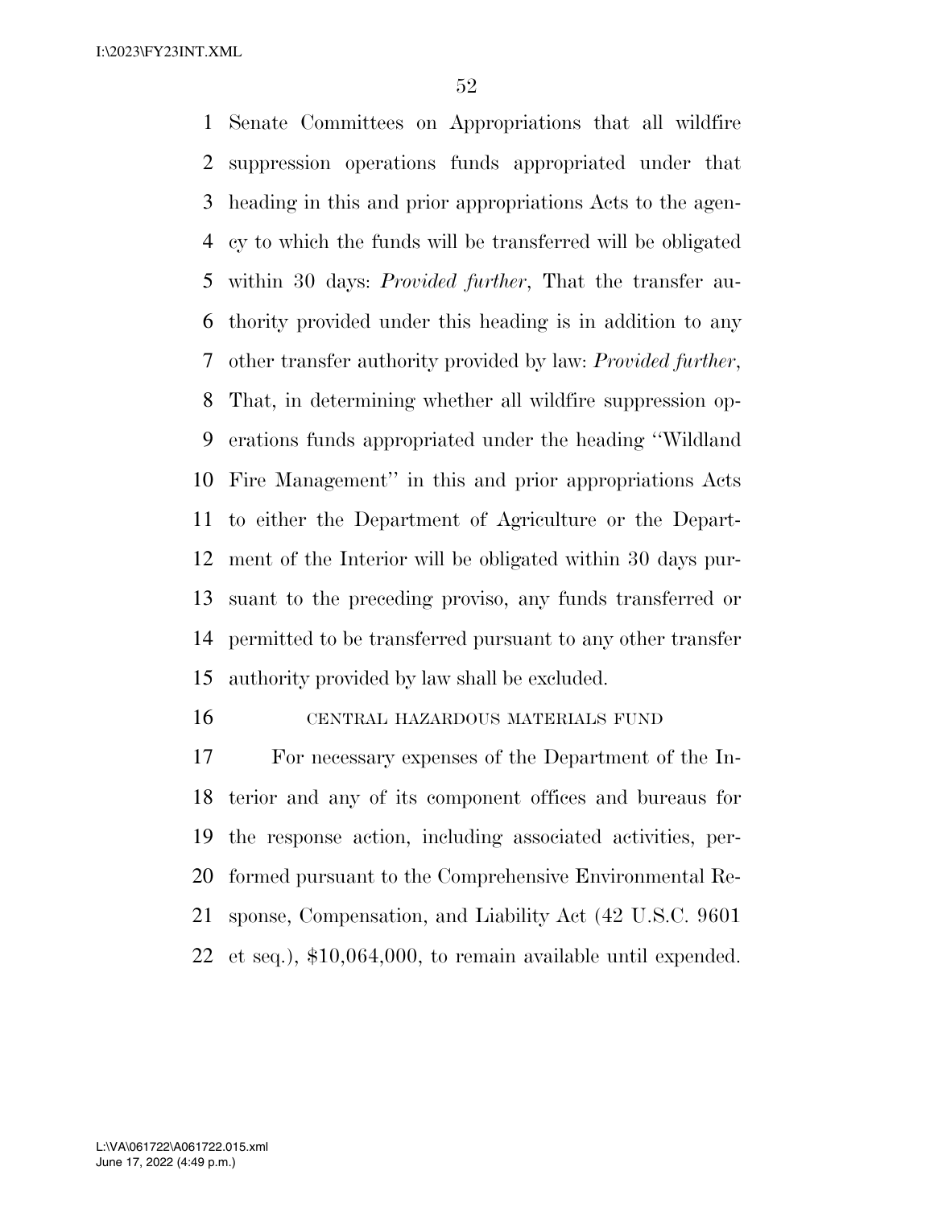Senate Committees on Appropriations that all wildfire suppression operations funds appropriated under that heading in this and prior appropriations Acts to the agency to which the funds will be transferred will be obligated within 30 days: *Provided further*, That the transfer authority provided under this heading is in addition to any other transfer authority provided by law: *Provided further*, That, in determining whether all wildfire suppression operations funds appropriated under the heading ''Wildland Fire Management'' in this and prior appropriations Acts to either the Department of Agriculture or the Department of the Interior will be obligated within 30 days pursuant to the preceding proviso, any funds transferred or permitted to be transferred pursuant to any other transfer authority provided by law shall be excluded.

CENTRAL HAZARDOUS MATERIALS FUND

For necessary expenses of the Department of the Interior and any of its component offices and bureaus for the response action, including associated activities, performed pursuant to the Comprehensive Environmental Response, Compensation, and Liability Act (42 U.S.C. 9601 et seq.), $10,064,000, to remain available until expended.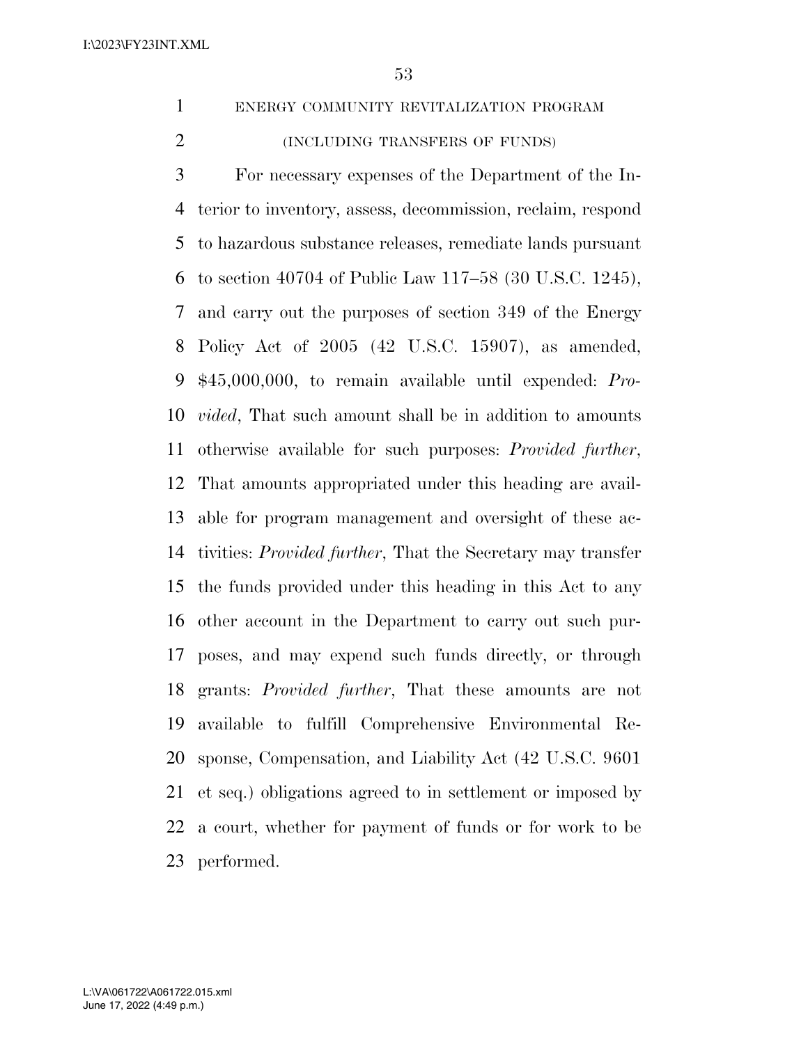ENERGY COMMUNITY REVITALIZATION PROGRAM

(INCLUDING TRANSFERS OF FUNDS)

For necessary expenses of the Department of the Interior to inventory, assess, decommission, reclaim, respond to hazardous substance releases, remediate lands pursuant to section 40704 of Public Law 117–58 (30 U.S.C. 1245), and carry out the purposes of section 349 of the Energy Policy Act of 2005 (42 U.S.C. 15907), as amended, $45,000,000, to remain available until expended: *Provided*, That such amount shall be in addition to amounts otherwise available for such purposes: *Provided further*, That amounts appropriated under this heading are available for program management and oversight of these activities: *Provided further*, That the Secretary may transfer the funds provided under this heading in this Act to any other account in the Department to carry out such purposes, and may expend such funds directly, or through grants: *Provided further*, That these amounts are not available to fulfill Comprehensive Environmental Response, Compensation, and Liability Act (42 U.S.C. 9601 et seq.) obligations agreed to in settlement or imposed by a court, whether for payment of funds or for work to be performed.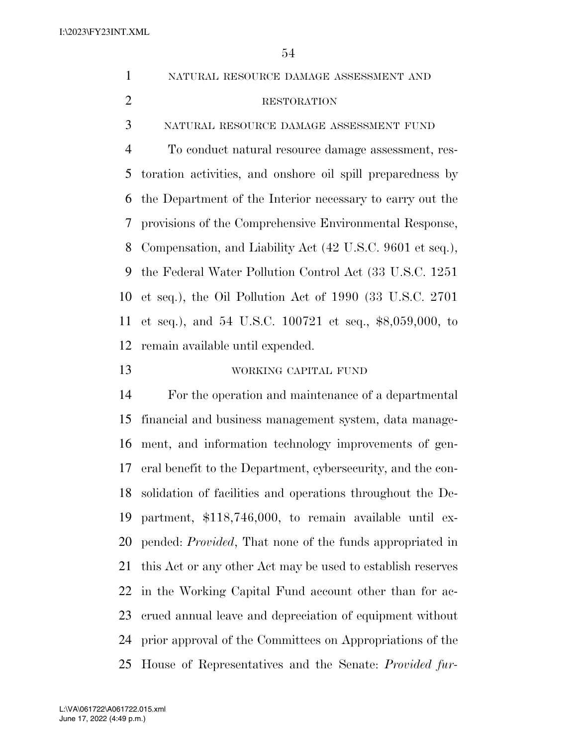## NATURAL RESOURCE DAMAGE ASSESSMENT AND RESTORATION

### NATURAL RESOURCE DAMAGE ASSESSMENT FUND

To conduct natural resource damage assessment, restoration activities, and onshore oil spill preparedness by the Department of the Interior necessary to carry out the provisions of the Comprehensive Environmental Response, Compensation, and Liability Act (42 U.S.C. 9601 et seq.), the Federal Water Pollution Control Act (33 U.S.C. 1251 et seq.), the Oil Pollution Act of 1990 (33 U.S.C. 2701 et seq.), and 54 U.S.C. 100721 et seq., $8,059,000, to remain available until expended.

### WORKING CAPITAL FUND

For the operation and maintenance of a departmental financial and business management system, data management, and information technology improvements of general benefit to the Department, cybersecurity, and the consolidation of facilities and operations throughout the Department, $118,746,000, to remain available until expended: *Provided*, That none of the funds appropriated in this Act or any other Act may be used to establish reserves in the Working Capital Fund account other than for accrued annual leave and depreciation of equipment without prior approval of the Committees on Appropriations of the House of Representatives and the Senate: *Provided fur-*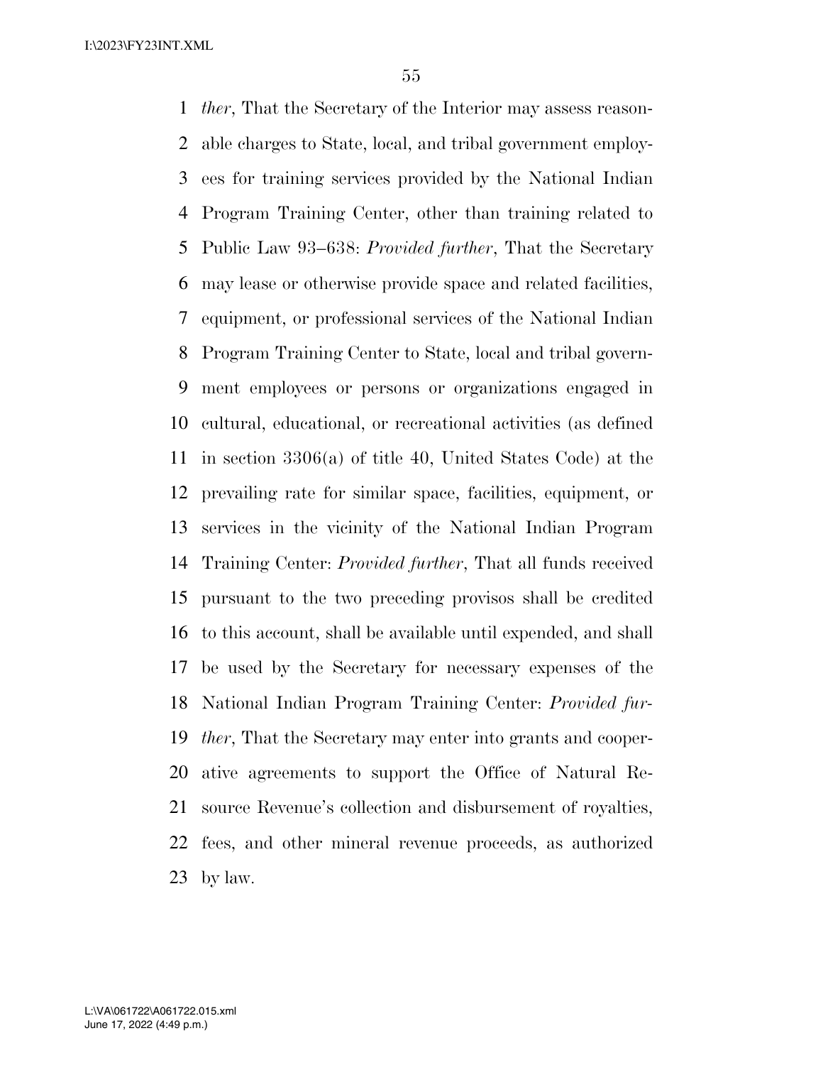*ther*, That the Secretary of the Interior may assess reasonable charges to State, local, and tribal government employees for training services provided by the National Indian Program Training Center, other than training related to Public Law 93–638: *Provided further*, That the Secretary may lease or otherwise provide space and related facilities, equipment, or professional services of the National Indian Program Training Center to State, local and tribal government employees or persons or organizations engaged in cultural, educational, or recreational activities (as defined in section 3306(a) of title 40, United States Code) at the prevailing rate for similar space, facilities, equipment, or services in the vicinity of the National Indian Program Training Center: *Provided further*, That all funds received pursuant to the two preceding provisos shall be credited to this account, shall be available until expended, and shall be used by the Secretary for necessary expenses of the National Indian Program Training Center: *Provided further*, That the Secretary may enter into grants and cooperative agreements to support the Office of Natural Resource Revenue's collection and disbursement of royalties, fees, and other mineral revenue proceeds, as authorized by law.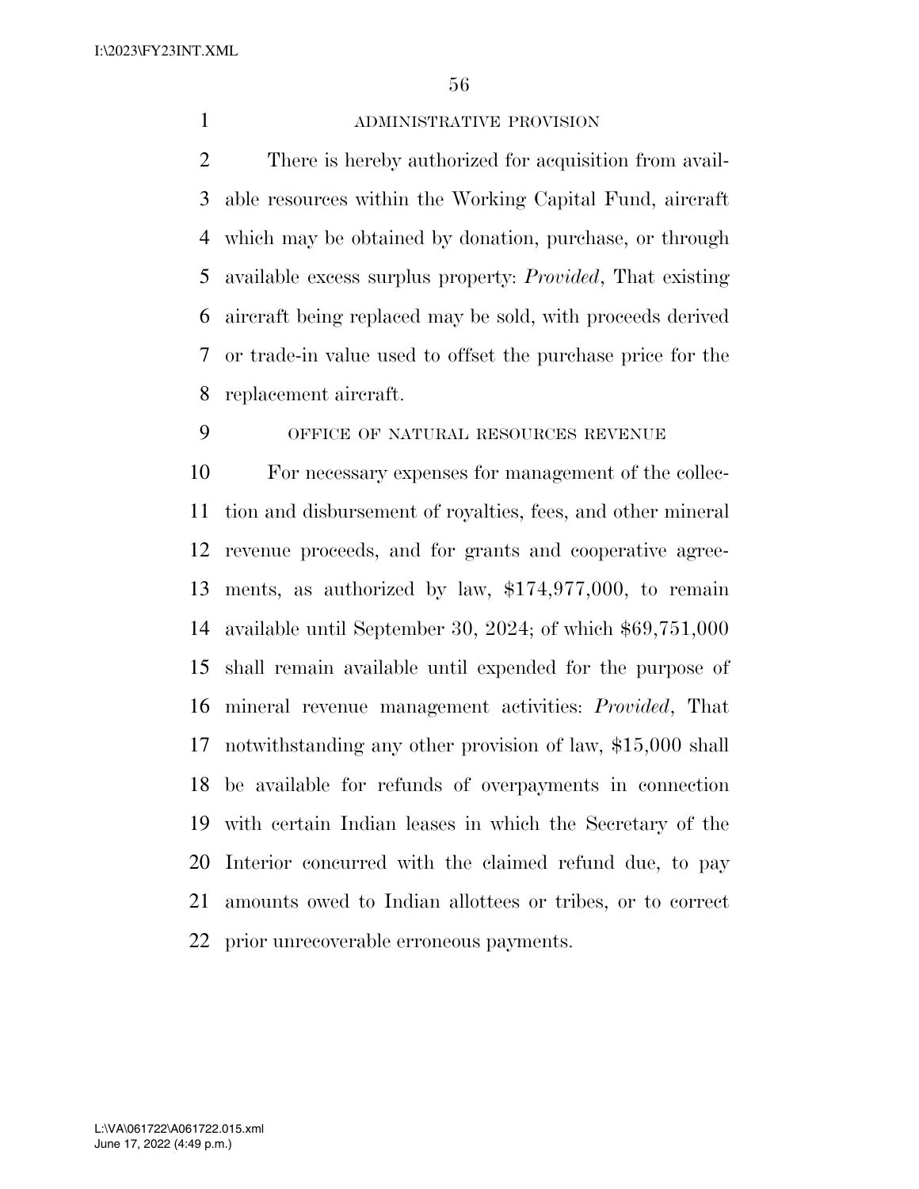### ADMINISTRATIVE PROVISION

There is hereby authorized for acquisition from available resources within the Working Capital Fund, aircraft which may be obtained by donation, purchase, or through available excess surplus property: *Provided*, That existing aircraft being replaced may be sold, with proceeds derived or trade-in value used to offset the purchase price for the replacement aircraft.

### OFFICE OF NATURAL RESOURCES REVENUE

For necessary expenses for management of the collection and disbursement of royalties, fees, and other mineral revenue proceeds, and for grants and cooperative agreements, as authorized by law, $174,977,000, to remain available until September 30, 2024; of which $69,751,000 shall remain available until expended for the purpose of mineral revenue management activities: *Provided*, That notwithstanding any other provision of law, $15,000 shall be available for refunds of overpayments in connection with certain Indian leases in which the Secretary of the Interior concurred with the claimed refund due, to pay amounts owed to Indian allottees or tribes, or to correct prior unrecoverable erroneous payments.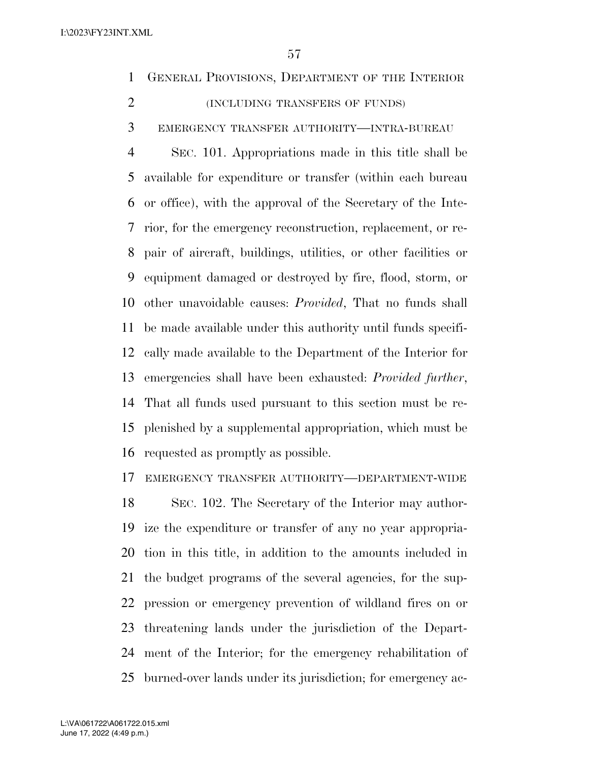## GENERAL PROVISIONS, DEPARTMENT OF THE INTERIOR

(INCLUDING TRANSFERS OF FUNDS)

EMERGENCY TRANSFER AUTHORITY—INTRA-BUREAU

SEC. 101. Appropriations made in this title shall be available for expenditure or transfer (within each bureau or office), with the approval of the Secretary of the Interior, for the emergency reconstruction, replacement, or repair of aircraft, buildings, utilities, or other facilities or equipment damaged or destroyed by fire, flood, storm, or other unavoidable causes: *Provided*, That no funds shall be made available under this authority until funds specifically made available to the Department of the Interior for emergencies shall have been exhausted: *Provided further*, That all funds used pursuant to this section must be replenished by a supplemental appropriation, which must be requested as promptly as possible.

EMERGENCY TRANSFER AUTHORITY—DEPARTMENT-WIDE

SEC. 102. The Secretary of the Interior may authorize the expenditure or transfer of any no year appropriation in this title, in addition to the amounts included in the budget programs of the several agencies, for the suppression or emergency prevention of wildland fires on or threatening lands under the jurisdiction of the Department of the Interior; for the emergency rehabilitation of burned-over lands under its jurisdiction; for emergency ac-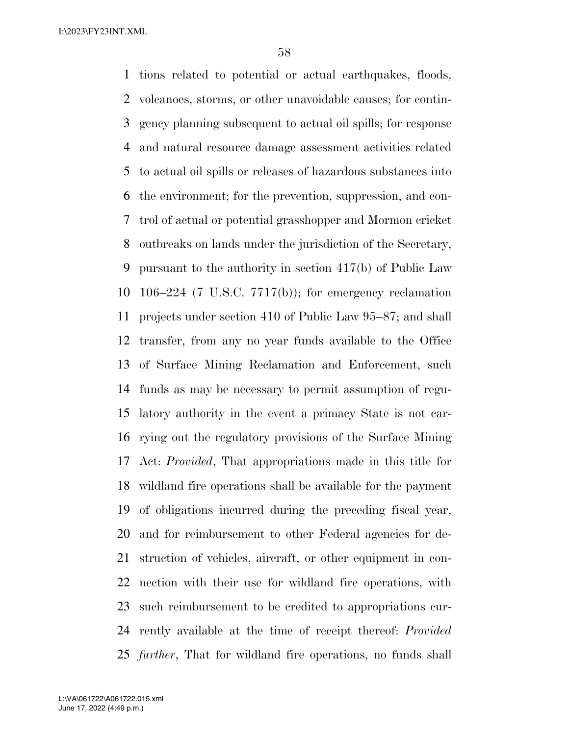tions related to potential or actual earthquakes, floods, volcanoes, storms, or other unavoidable causes; for contingency planning subsequent to actual oil spills; for response and natural resource damage assessment activities related to actual oil spills or releases of hazardous substances into the environment; for the prevention, suppression, and control of actual or potential grasshopper and Mormon cricket outbreaks on lands under the jurisdiction of the Secretary, pursuant to the authority in section 417(b) of Public Law 106–224 (7 U.S.C. 7717(b)); for emergency reclamation projects under section 410 of Public Law 95–87; and shall transfer, from any no year funds available to the Office of Surface Mining Reclamation and Enforcement, such funds as may be necessary to permit assumption of regulatory authority in the event a primacy State is not carrying out the regulatory provisions of the Surface Mining Act: *Provided*, That appropriations made in this title for wildland fire operations shall be available for the payment of obligations incurred during the preceding fiscal year, and for reimbursement to other Federal agencies for destruction of vehicles, aircraft, or other equipment in connection with their use for wildland fire operations, with such reimbursement to be credited to appropriations currently available at the time of receipt thereof: *Provided further*, That for wildland fire operations, no funds shall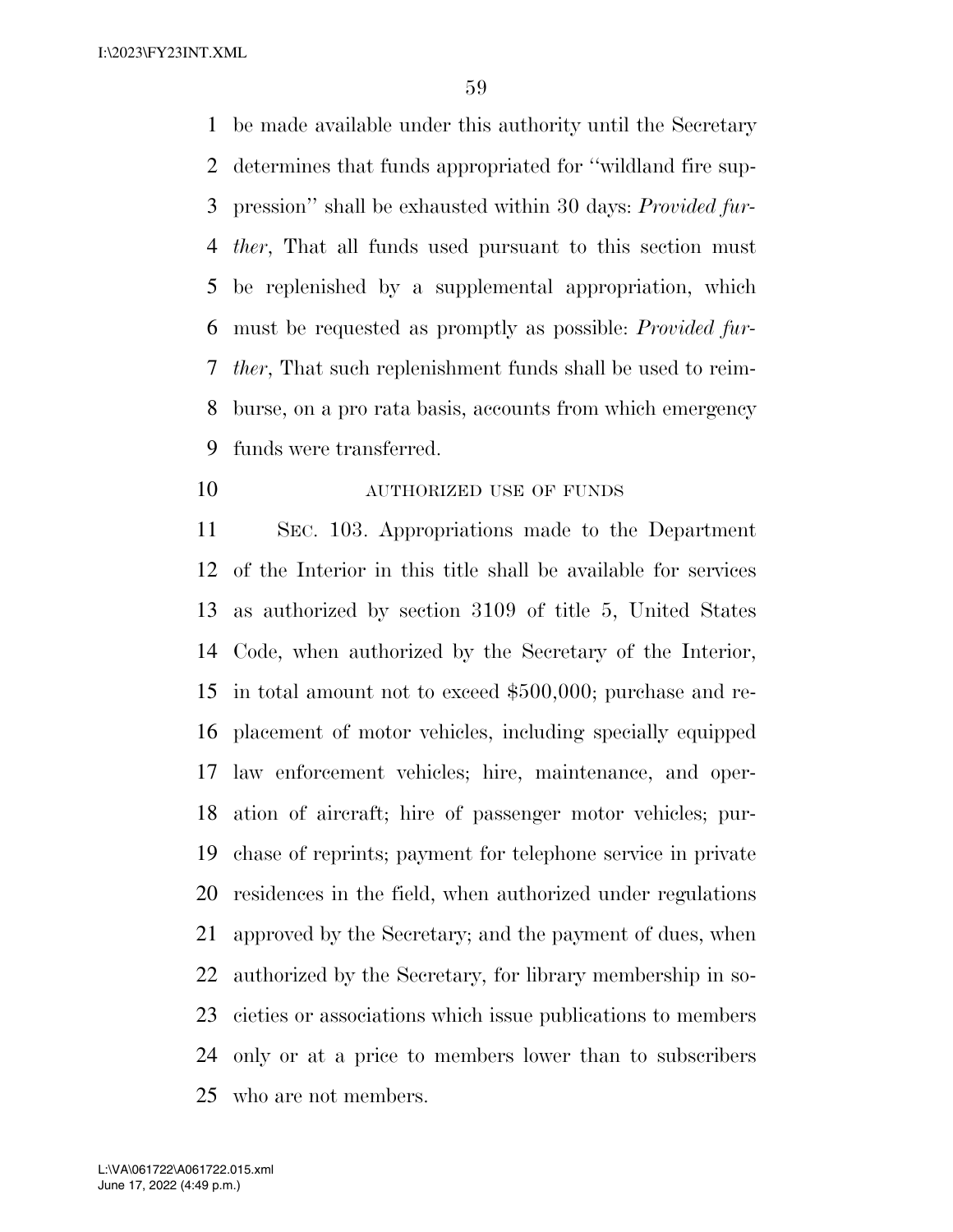be made available under this authority until the Secretary determines that funds appropriated for ''wildland fire suppression'' shall be exhausted within 30 days: *Provided further*, That all funds used pursuant to this section must be replenished by a supplemental appropriation, which must be requested as promptly as possible: *Provided further*, That such replenishment funds shall be used to reimburse, on a pro rata basis, accounts from which emergency funds were transferred.

AUTHORIZED USE OF FUNDS

SEC. 103. Appropriations made to the Department of the Interior in this title shall be available for services as authorized by section 3109 of title 5, United States Code, when authorized by the Secretary of the Interior, in total amount not to exceed $500,000; purchase and replacement of motor vehicles, including specially equipped law enforcement vehicles; hire, maintenance, and operation of aircraft; hire of passenger motor vehicles; purchase of reprints; payment for telephone service in private residences in the field, when authorized under regulations approved by the Secretary; and the payment of dues, when authorized by the Secretary, for library membership in societies or associations which issue publications to members only or at a price to members lower than to subscribers who are not members.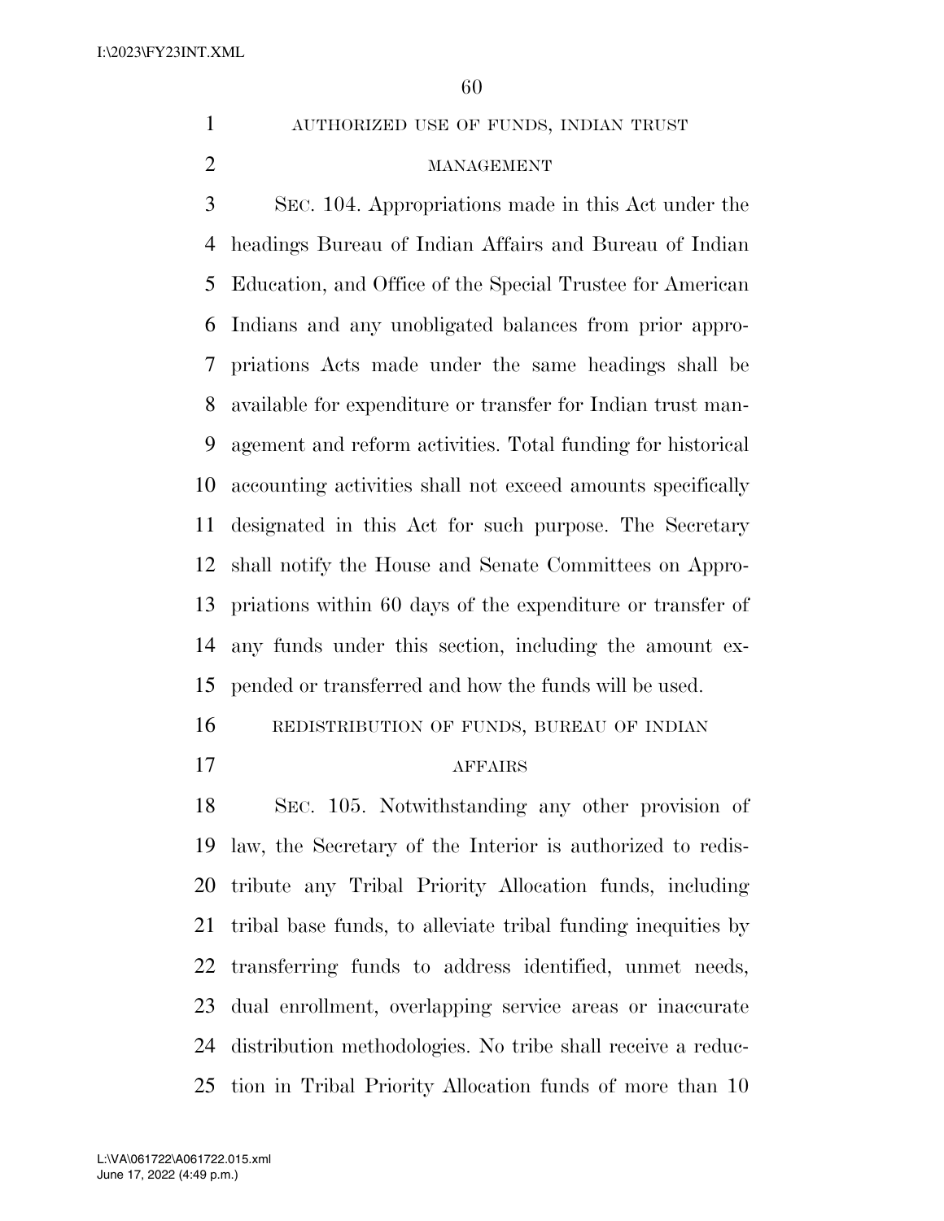AUTHORIZED USE OF FUNDS, INDIAN TRUST MANAGEMENT

SEC. 104. Appropriations made in this Act under the headings Bureau of Indian Affairs and Bureau of Indian Education, and Office of the Special Trustee for American Indians and any unobligated balances from prior appropriations Acts made under the same headings shall be available for expenditure or transfer for Indian trust management and reform activities. Total funding for historical accounting activities shall not exceed amounts specifically designated in this Act for such purpose. The Secretary shall notify the House and Senate Committees on Appropriations within 60 days of the expenditure or transfer of any funds under this section, including the amount expended or transferred and how the funds will be used.

REDISTRIBUTION OF FUNDS, BUREAU OF INDIAN AFFAIRS

SEC. 105. Notwithstanding any other provision of law, the Secretary of the Interior is authorized to redistribute any Tribal Priority Allocation funds, including tribal base funds, to alleviate tribal funding inequities by transferring funds to address identified, unmet needs, dual enrollment, overlapping service areas or inaccurate distribution methodologies. No tribe shall receive a reduction in Tribal Priority Allocation funds of more than 10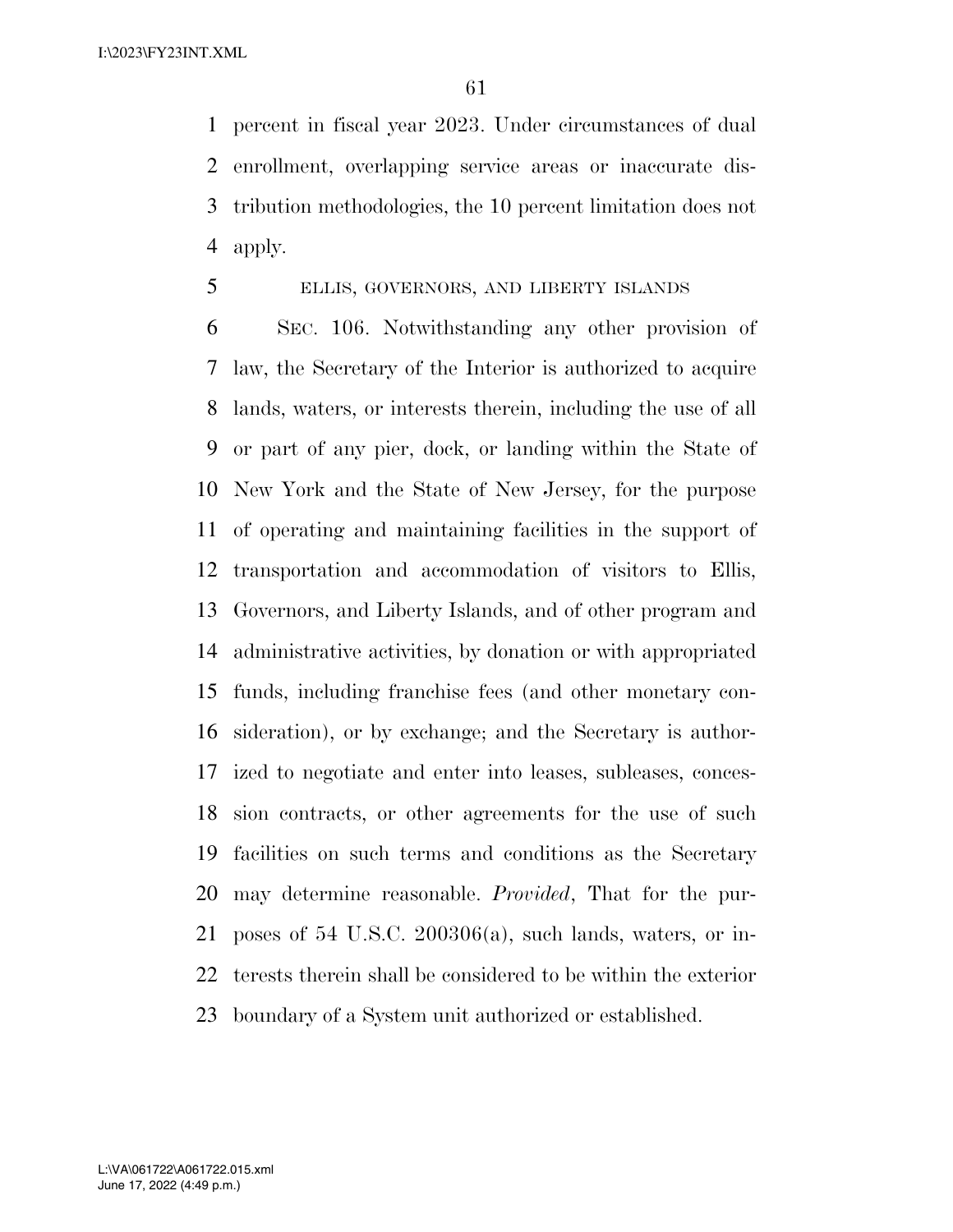percent in fiscal year 2023. Under circumstances of dual enrollment, overlapping service areas or inaccurate distribution methodologies, the 10 percent limitation does not apply.

ELLIS, GOVERNORS, AND LIBERTY ISLANDS

SEC. 106. Notwithstanding any other provision of law, the Secretary of the Interior is authorized to acquire lands, waters, or interests therein, including the use of all or part of any pier, dock, or landing within the State of New York and the State of New Jersey, for the purpose of operating and maintaining facilities in the support of transportation and accommodation of visitors to Ellis, Governors, and Liberty Islands, and of other program and administrative activities, by donation or with appropriated funds, including franchise fees (and other monetary consideration), or by exchange; and the Secretary is authorized to negotiate and enter into leases, subleases, concession contracts, or other agreements for the use of such facilities on such terms and conditions as the Secretary may determine reasonable. *Provided*, That for the purposes of 54 U.S.C. 200306(a), such lands, waters, or interests therein shall be considered to be within the exterior boundary of a System unit authorized or established.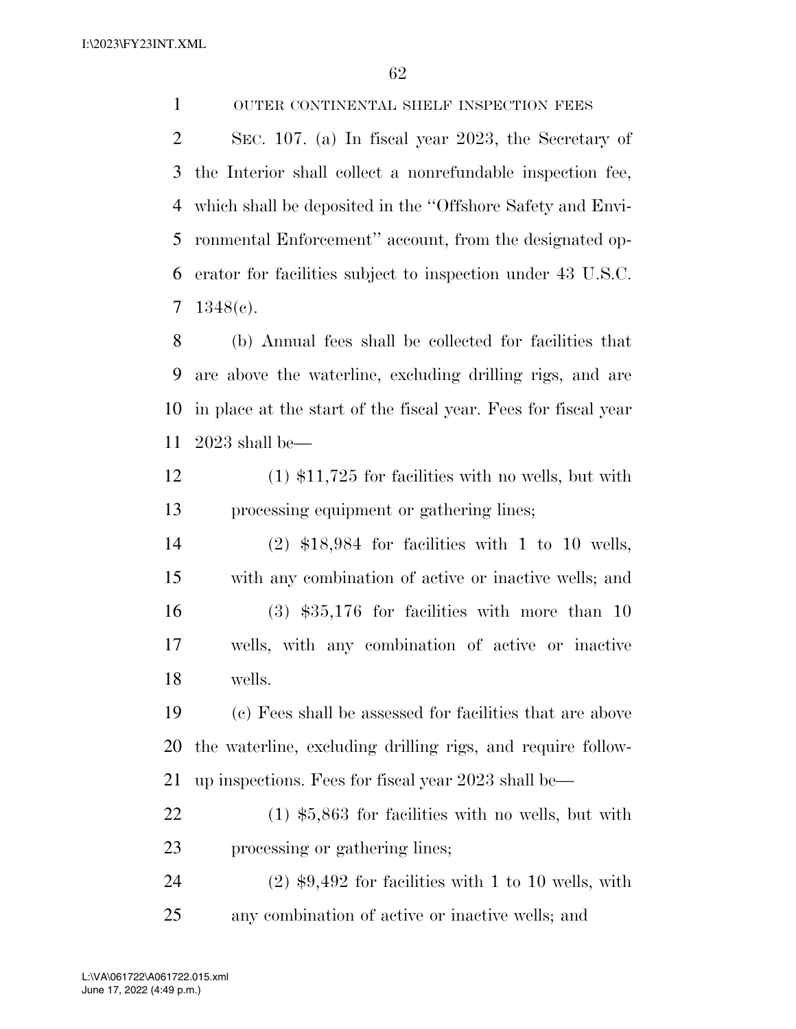OUTER CONTINENTAL SHELF INSPECTION FEES

SEC. 107. (a) In fiscal year 2023, the Secretary of the Interior shall collect a nonrefundable inspection fee, which shall be deposited in the ''Offshore Safety and Environmental Enforcement'' account, from the designated operator for facilities subject to inspection under 43 U.S.C. 1348(c).

(b) Annual fees shall be collected for facilities that are above the waterline, excluding drilling rigs, and are in place at the start of the fiscal year. Fees for fiscal year 2023 shall be—

(1) $11,725 for facilities with no wells, but with processing equipment or gathering lines;

(2) $18,984 for facilities with 1 to 10 wells, with any combination of active or inactive wells; and

(3) $35,176 for facilities with more than 10 wells, with any combination of active or inactive wells.

(c) Fees shall be assessed for facilities that are above the waterline, excluding drilling rigs, and require follow-up inspections. Fees for fiscal year 2023 shall be—

(1) $5,863 for facilities with no wells, but with processing or gathering lines;

(2) $9,492 for facilities with 1 to 10 wells, with any combination of active or inactive wells; and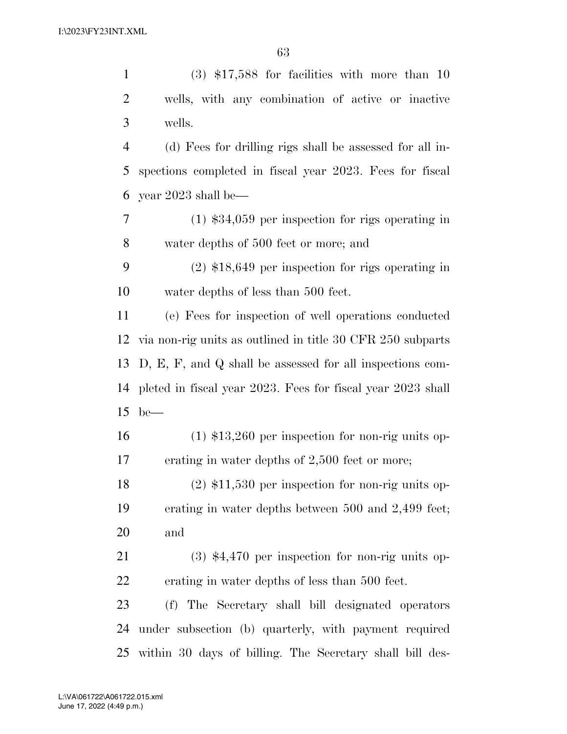(3) $17,588 for facilities with more than 10 wells, with any combination of active or inactive wells.

(d) Fees for drilling rigs shall be assessed for all inspections completed in fiscal year 2023. Fees for fiscal year 2023 shall be—

(1) $34,059 per inspection for rigs operating in water depths of 500 feet or more; and

(2) $18,649 per inspection for rigs operating in water depths of less than 500 feet.

(e) Fees for inspection of well operations conducted via non-rig units as outlined in title 30 CFR 250 subparts D, E, F, and Q shall be assessed for all inspections completed in fiscal year 2023. Fees for fiscal year 2023 shall be—

(1) $13,260 per inspection for non-rig units operating in water depths of 2,500 feet or more;

(2) $11,530 per inspection for non-rig units operating in water depths between 500 and 2,499 feet; and

(3) $4,470 per inspection for non-rig units operating in water depths of less than 500 feet.

(f) The Secretary shall bill designated operators under subsection (b) quarterly, with payment required within 30 days of billing. The Secretary shall bill des-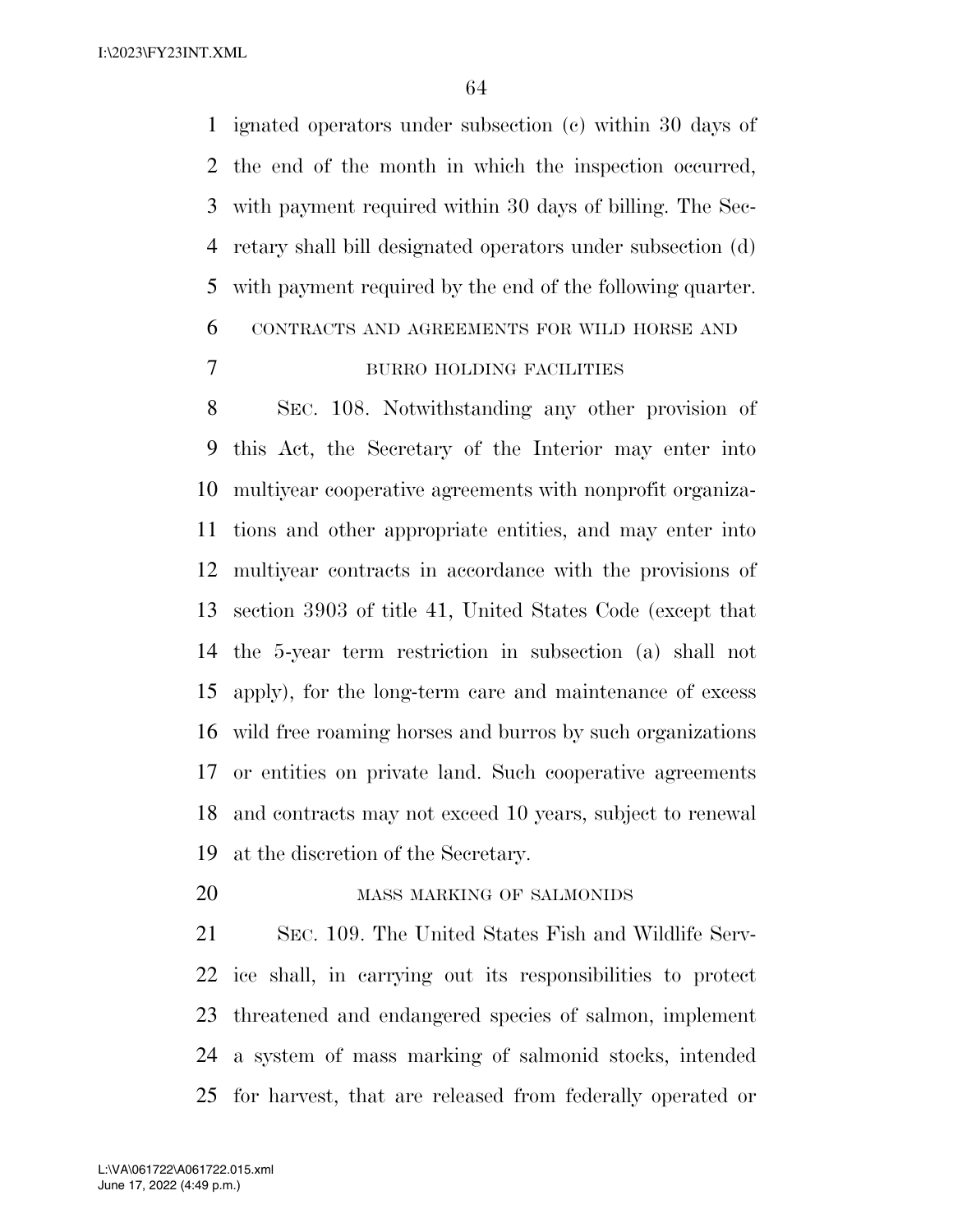ignated operators under subsection (c) within 30 days of the end of the month in which the inspection occurred, with payment required within 30 days of billing. The Secretary shall bill designated operators under subsection (d) with payment required by the end of the following quarter.

CONTRACTS AND AGREEMENTS FOR WILD HORSE AND BURRO HOLDING FACILITIES

SEC. 108. Notwithstanding any other provision of this Act, the Secretary of the Interior may enter into multiyear cooperative agreements with nonprofit organizations and other appropriate entities, and may enter into multiyear contracts in accordance with the provisions of section 3903 of title 41, United States Code (except that the 5-year term restriction in subsection (a) shall not apply), for the long-term care and maintenance of excess wild free roaming horses and burros by such organizations or entities on private land. Such cooperative agreements and contracts may not exceed 10 years, subject to renewal at the discretion of the Secretary.

MASS MARKING OF SALMONIDS

SEC. 109. The United States Fish and Wildlife Service shall, in carrying out its responsibilities to protect threatened and endangered species of salmon, implement a system of mass marking of salmonid stocks, intended for harvest, that are released from federally operated or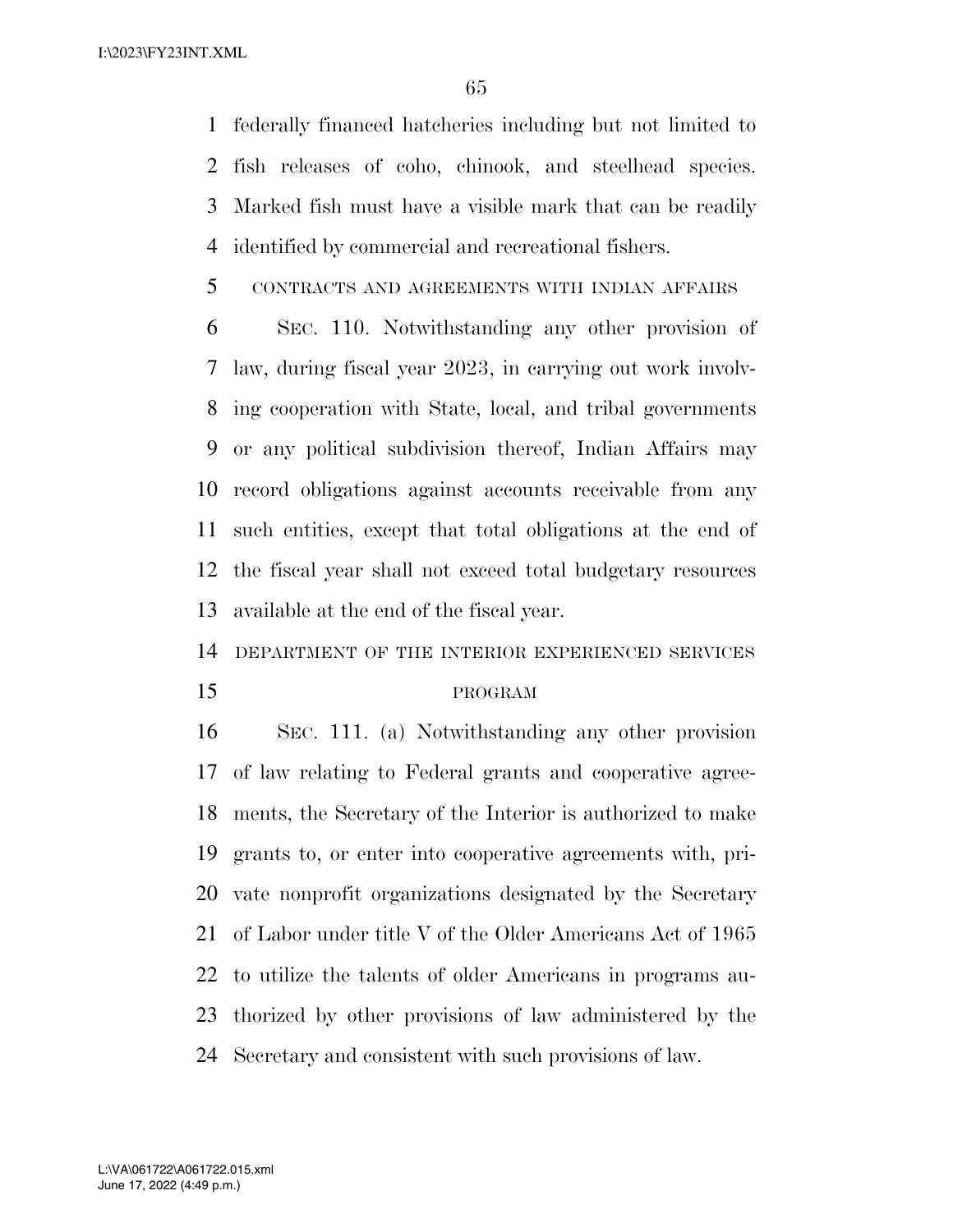federally financed hatcheries including but not limited to fish releases of coho, chinook, and steelhead species. Marked fish must have a visible mark that can be readily identified by commercial and recreational fishers.

CONTRACTS AND AGREEMENTS WITH INDIAN AFFAIRS

SEC. 110. Notwithstanding any other provision of law, during fiscal year 2023, in carrying out work involving cooperation with State, local, and tribal governments or any political subdivision thereof, Indian Affairs may record obligations against accounts receivable from any such entities, except that total obligations at the end of the fiscal year shall not exceed total budgetary resources available at the end of the fiscal year.

DEPARTMENT OF THE INTERIOR EXPERIENCED SERVICES PROGRAM

SEC. 111. (a) Notwithstanding any other provision of law relating to Federal grants and cooperative agreements, the Secretary of the Interior is authorized to make grants to, or enter into cooperative agreements with, private nonprofit organizations designated by the Secretary of Labor under title V of the Older Americans Act of 1965 to utilize the talents of older Americans in programs authorized by other provisions of law administered by the Secretary and consistent with such provisions of law.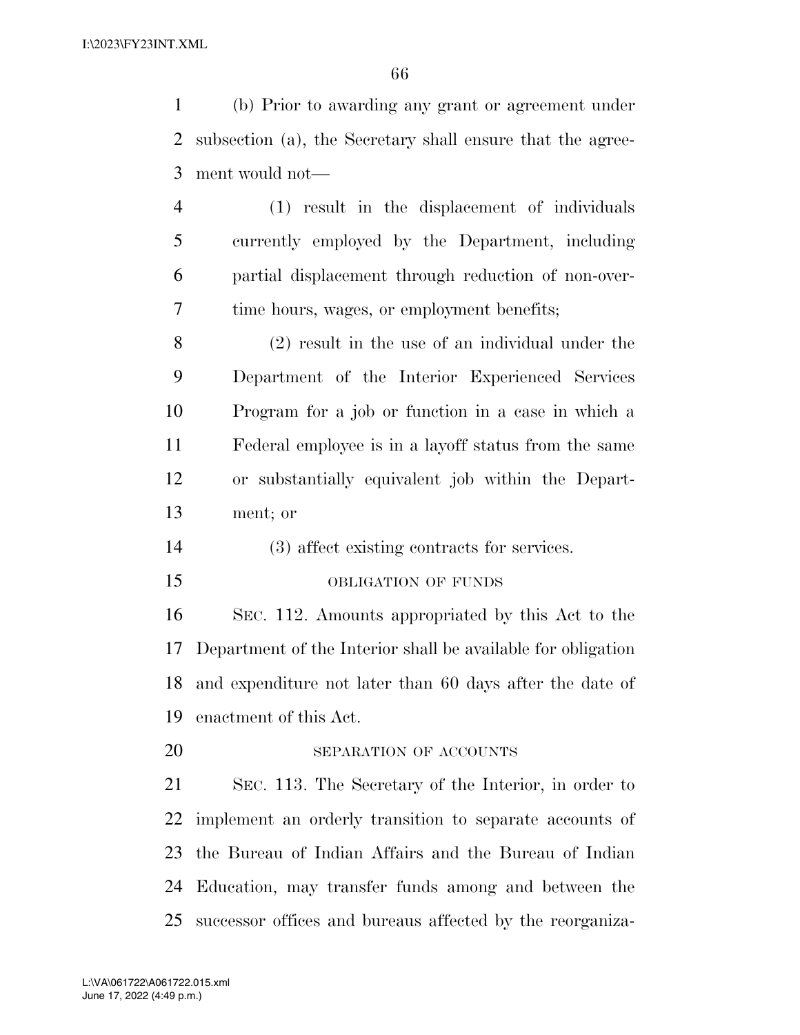(b) Prior to awarding any grant or agreement under subsection (a), the Secretary shall ensure that the agreement would not—

(1) result in the displacement of individuals currently employed by the Department, including partial displacement through reduction of non-overtime hours, wages, or employment benefits;

(2) result in the use of an individual under the Department of the Interior Experienced Services Program for a job or function in a case in which a Federal employee is in a layoff status from the same or substantially equivalent job within the Department; or

(3) affect existing contracts for services.

OBLIGATION OF FUNDS

SEC. 112. Amounts appropriated by this Act to the Department of the Interior shall be available for obligation and expenditure not later than 60 days after the date of enactment of this Act.

SEPARATION OF ACCOUNTS

SEC. 113. The Secretary of the Interior, in order to implement an orderly transition to separate accounts of the Bureau of Indian Affairs and the Bureau of Indian Education, may transfer funds among and between the successor offices and bureaus affected by the reorganiza-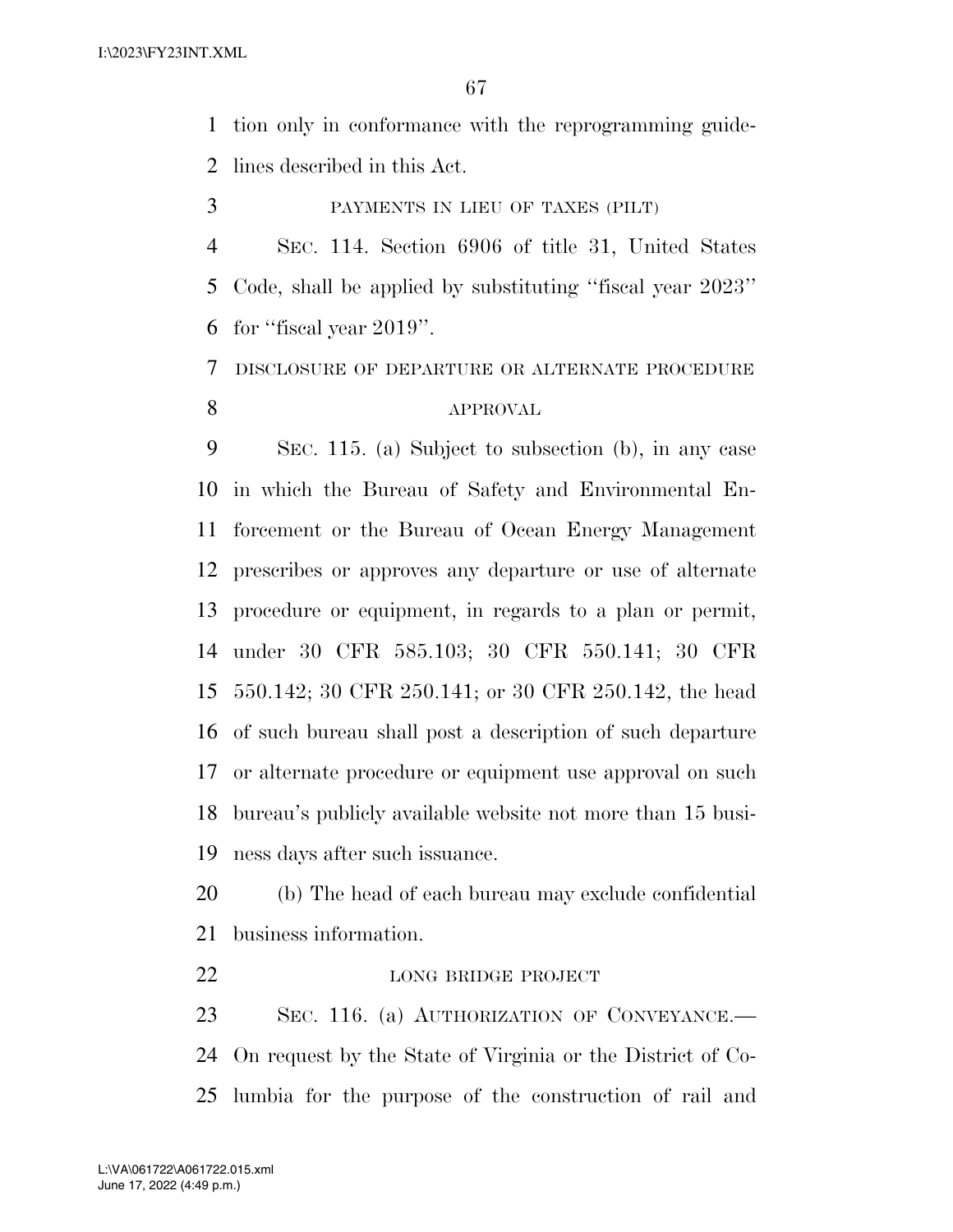tion only in conformance with the reprogramming guidelines described in this Act.

PAYMENTS IN LIEU OF TAXES (PILT)

SEC. 114. Section 6906 of title 31, United States Code, shall be applied by substituting ''fiscal year 2023'' for ''fiscal year 2019''.

DISCLOSURE OF DEPARTURE OR ALTERNATE PROCEDURE APPROVAL

SEC. 115. (a) Subject to subsection (b), in any case in which the Bureau of Safety and Environmental Enforcement or the Bureau of Ocean Energy Management prescribes or approves any departure or use of alternate procedure or equipment, in regards to a plan or permit, under 30 CFR 585.103; 30 CFR 550.141; 30 CFR 550.142; 30 CFR 250.141; or 30 CFR 250.142, the head of such bureau shall post a description of such departure or alternate procedure or equipment use approval on such bureau's publicly available website not more than 15 business days after such issuance.

(b) The head of each bureau may exclude confidential business information.

LONG BRIDGE PROJECT

SEC. 116. (a) AUTHORIZATION OF CONVEYANCE.—On request by the State of Virginia or the District of Columbia for the purpose of the construction of rail and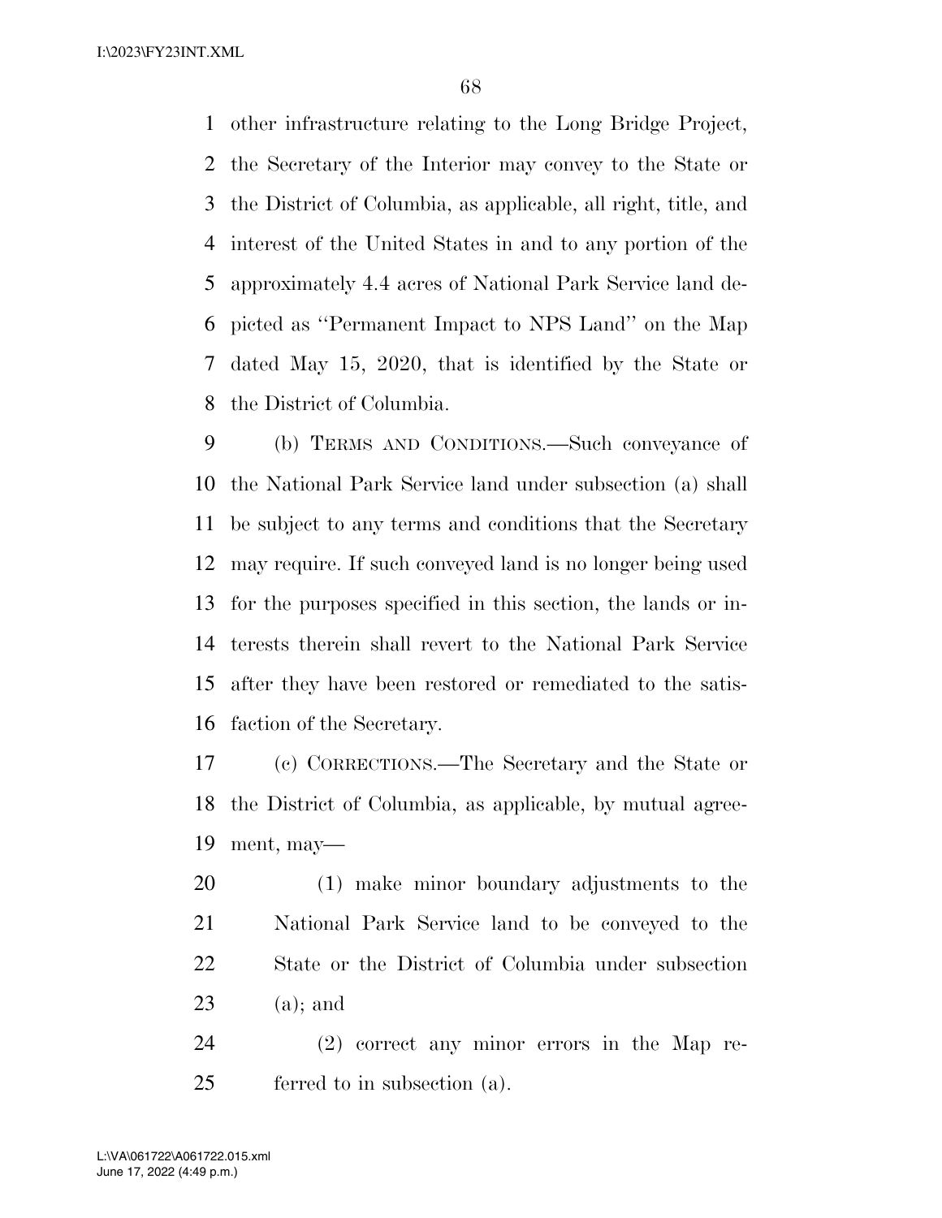other infrastructure relating to the Long Bridge Project, the Secretary of the Interior may convey to the State or the District of Columbia, as applicable, all right, title, and interest of the United States in and to any portion of the approximately 4.4 acres of National Park Service land depicted as ''Permanent Impact to NPS Land'' on the Map dated May 15, 2020, that is identified by the State or the District of Columbia.

(b) TERMS AND CONDITIONS.—Such conveyance of the National Park Service land under subsection (a) shall be subject to any terms and conditions that the Secretary may require. If such conveyed land is no longer being used for the purposes specified in this section, the lands or interests therein shall revert to the National Park Service after they have been restored or remediated to the satisfaction of the Secretary.

(c) CORRECTIONS.—The Secretary and the State or the District of Columbia, as applicable, by mutual agreement, may—

(1) make minor boundary adjustments to the National Park Service land to be conveyed to the State or the District of Columbia under subsection (a); and

(2) correct any minor errors in the Map referred to in subsection (a).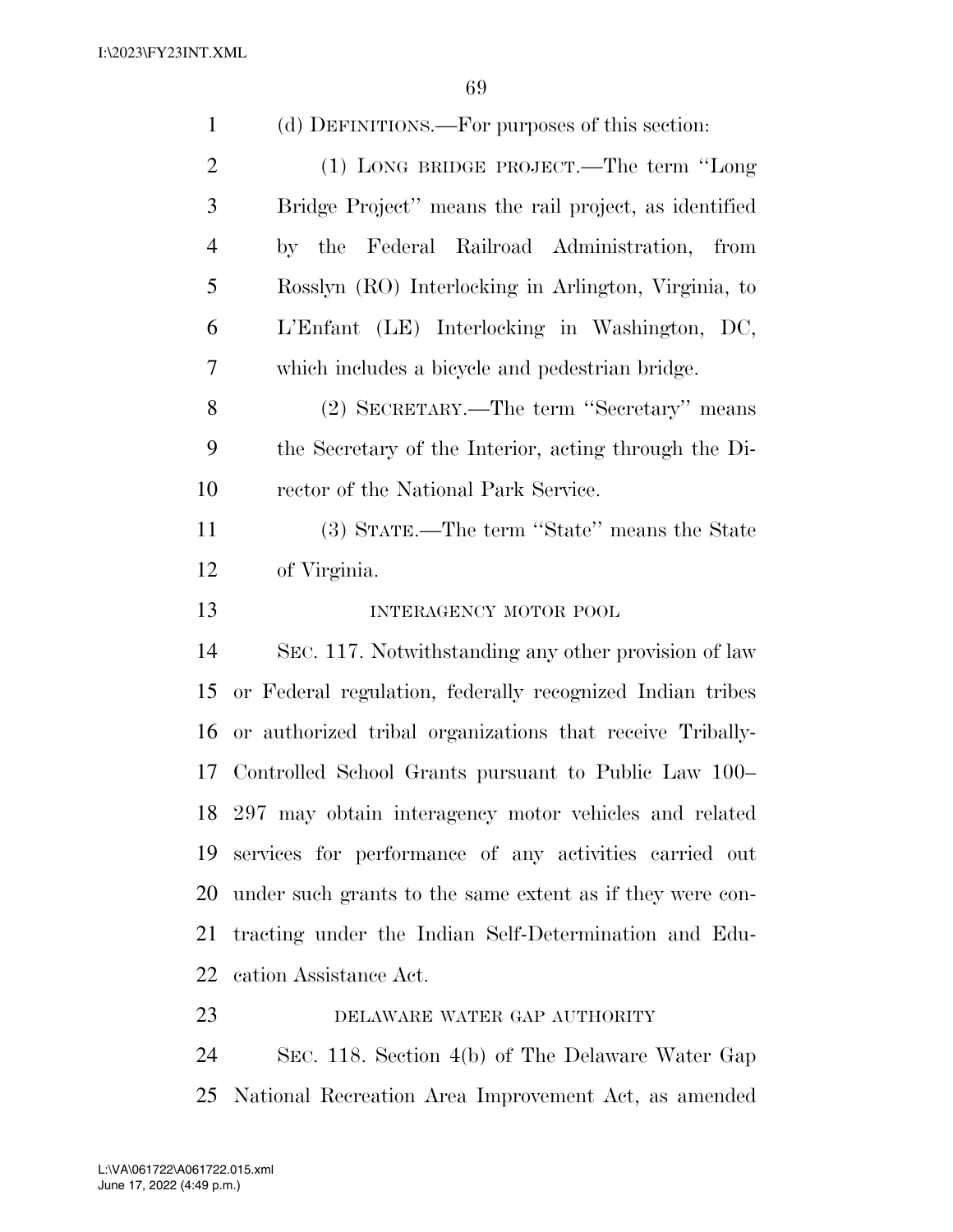(d) DEFINITIONS.—For purposes of this section:

(1) LONG BRIDGE PROJECT.—The term ''Long Bridge Project'' means the rail project, as identified by the Federal Railroad Administration, from Rosslyn (RO) Interlocking in Arlington, Virginia, to L'Enfant (LE) Interlocking in Washington, DC, which includes a bicycle and pedestrian bridge.

(2) SECRETARY.—The term ''Secretary'' means the Secretary of the Interior, acting through the Director of the National Park Service.

(3) STATE.—The term ''State'' means the State of Virginia.

INTERAGENCY MOTOR POOL

SEC. 117. Notwithstanding any other provision of law or Federal regulation, federally recognized Indian tribes or authorized tribal organizations that receive Tribally-Controlled School Grants pursuant to Public Law 100–297 may obtain interagency motor vehicles and related services for performance of any activities carried out under such grants to the same extent as if they were contracting under the Indian Self-Determination and Education Assistance Act.

DELAWARE WATER GAP AUTHORITY

SEC. 118. Section 4(b) of The Delaware Water Gap National Recreation Area Improvement Act, as amended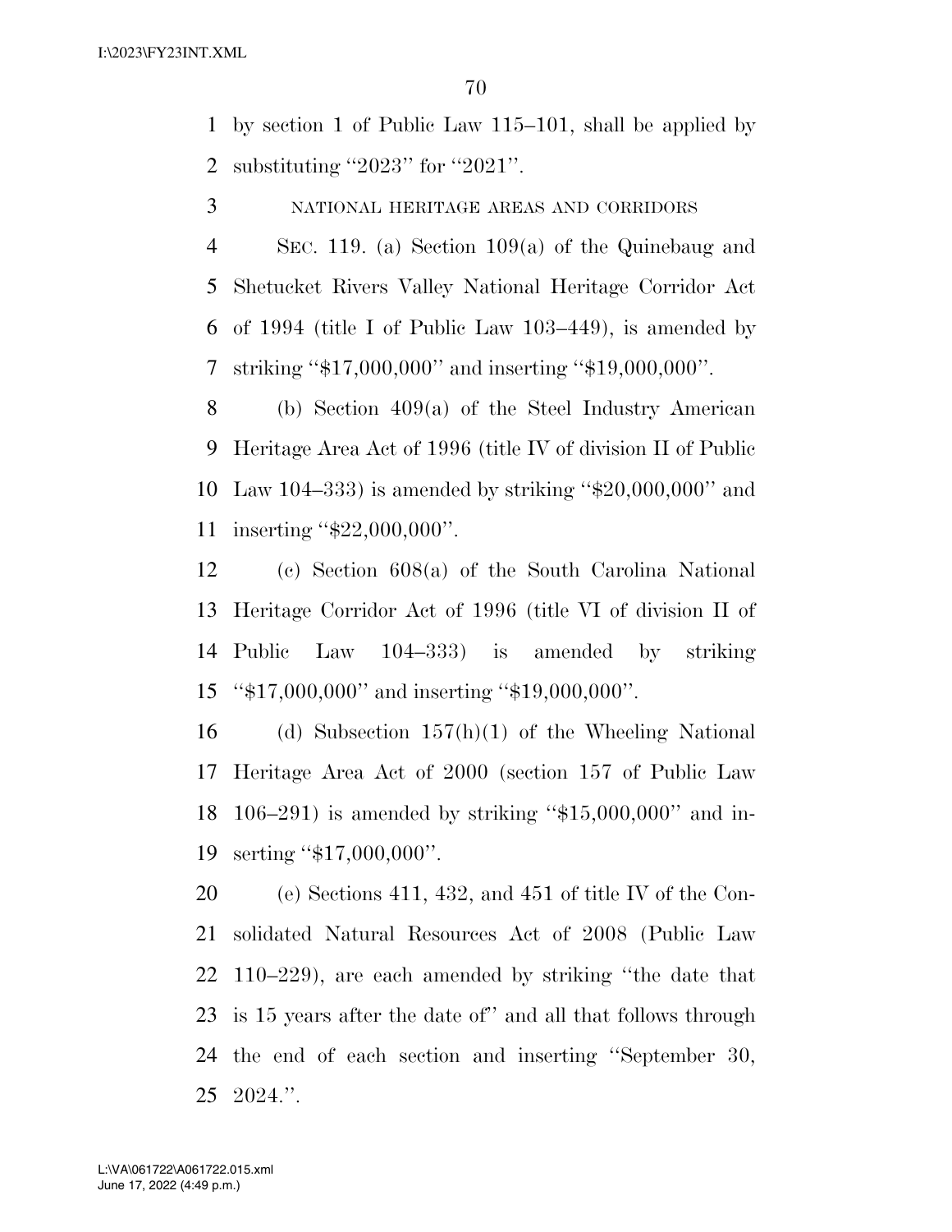by section 1 of Public Law 115–101, shall be applied by substituting ''2023'' for ''2021''.

NATIONAL HERITAGE AREAS AND CORRIDORS

SEC. 119. (a) Section 109(a) of the Quinebaug and Shetucket Rivers Valley National Heritage Corridor Act of 1994 (title I of Public Law 103–449), is amended by striking ''$17,000,000'' and inserting ''$19,000,000''.

(b) Section 409(a) of the Steel Industry American Heritage Area Act of 1996 (title IV of division II of Public Law 104–333) is amended by striking ''$20,000,000'' and inserting ''$22,000,000''.

(c) Section 608(a) of the South Carolina National Heritage Corridor Act of 1996 (title VI of division II of Public Law 104–333) is amended by striking ''$17,000,000'' and inserting ''$19,000,000''.

(d) Subsection 157(h)(1) of the Wheeling National Heritage Area Act of 2000 (section 157 of Public Law 106–291) is amended by striking ''$15,000,000'' and inserting ''$17,000,000''.

(e) Sections 411, 432, and 451 of title IV of the Consolidated Natural Resources Act of 2008 (Public Law 110–229), are each amended by striking ''the date that is 15 years after the date of'' and all that follows through the end of each section and inserting ''September 30, 2024.''.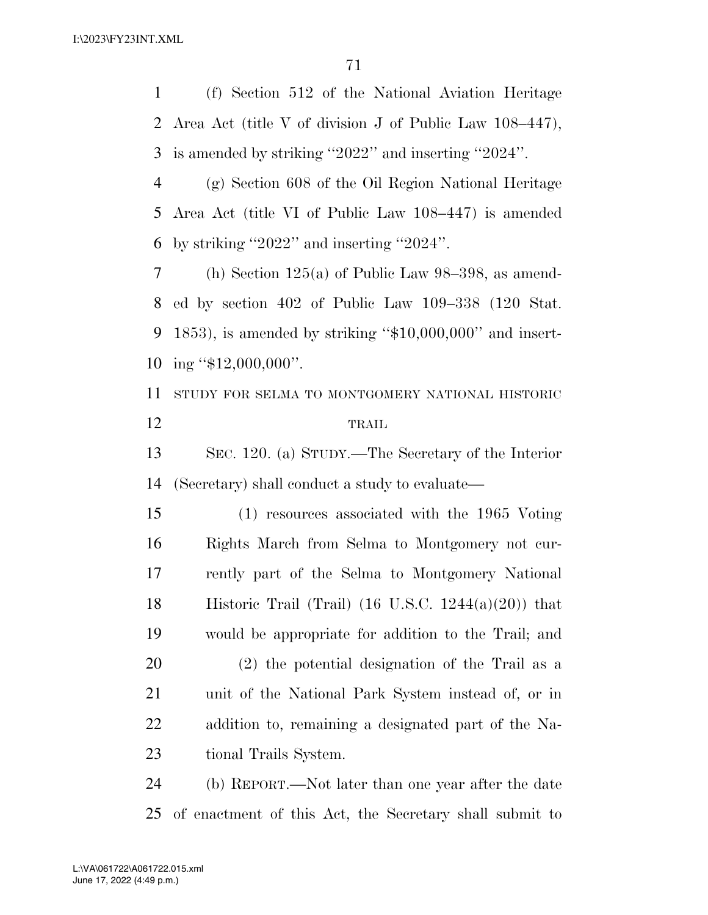(f) Section 512 of the National Aviation Heritage Area Act (title V of division J of Public Law 108–447), is amended by striking "2022" and inserting "2024".

(g) Section 608 of the Oil Region National Heritage Area Act (title VI of Public Law 108–447) is amended by striking "2022" and inserting "2024".

(h) Section 125(a) of Public Law 98–398, as amended by section 402 of Public Law 109–338 (120 Stat. 1853), is amended by striking "$10,000,000" and inserting "$12,000,000".

STUDY FOR SELMA TO MONTGOMERY NATIONAL HISTORIC TRAIL

SEC. 120. (a) STUDY.—The Secretary of the Interior (Secretary) shall conduct a study to evaluate—

(1) resources associated with the 1965 Voting Rights March from Selma to Montgomery not currently part of the Selma to Montgomery National Historic Trail (Trail) (16 U.S.C. 1244(a)(20)) that would be appropriate for addition to the Trail; and

(2) the potential designation of the Trail as a unit of the National Park System instead of, or in addition to, remaining a designated part of the National Trails System.

(b) REPORT.—Not later than one year after the date of enactment of this Act, the Secretary shall submit to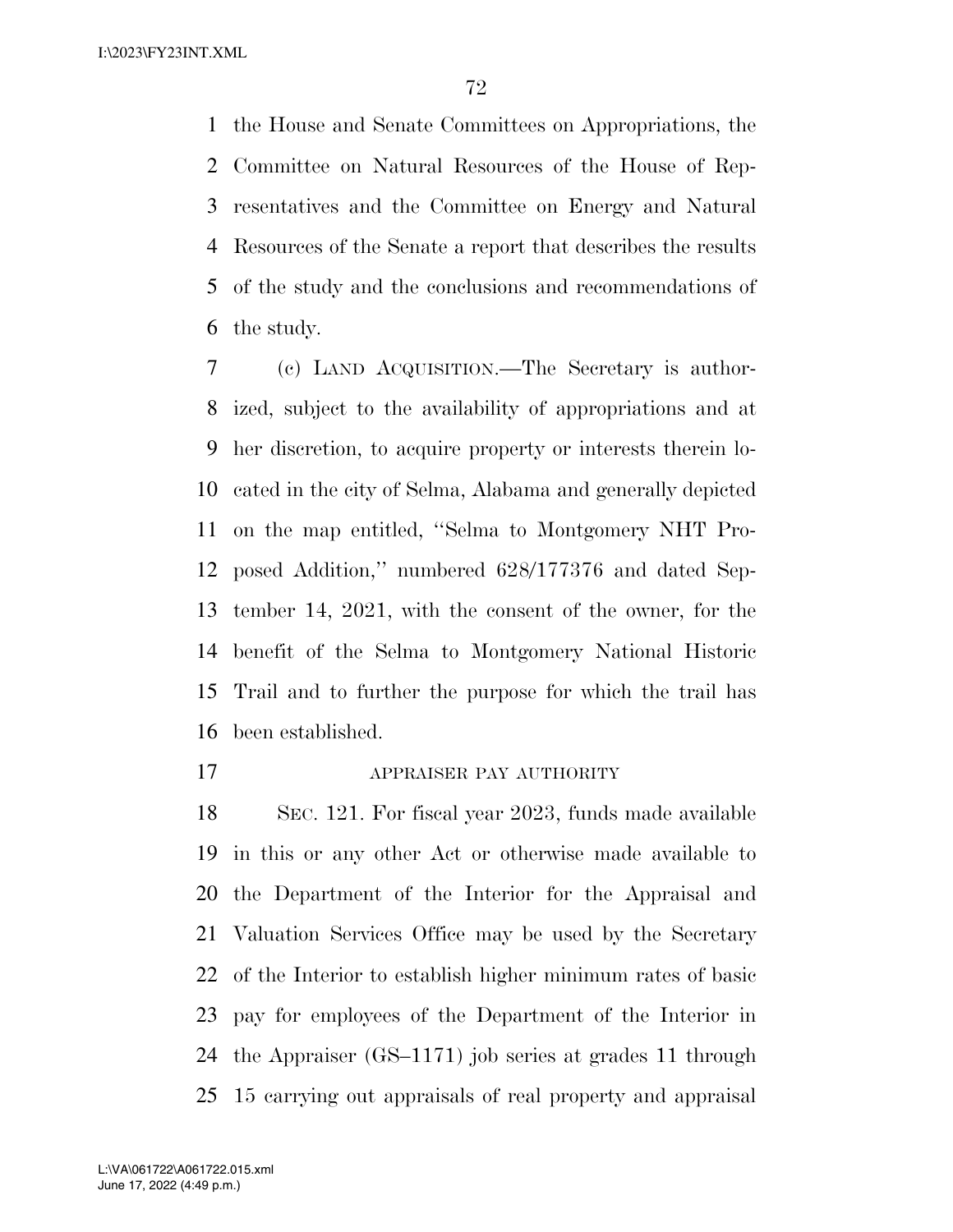the House and Senate Committees on Appropriations, the Committee on Natural Resources of the House of Representatives and the Committee on Energy and Natural Resources of the Senate a report that describes the results of the study and the conclusions and recommendations of the study.

(c) LAND ACQUISITION.—The Secretary is authorized, subject to the availability of appropriations and at her discretion, to acquire property or interests therein located in the city of Selma, Alabama and generally depicted on the map entitled, ''Selma to Montgomery NHT Proposed Addition,'' numbered 628/177376 and dated September 14, 2021, with the consent of the owner, for the benefit of the Selma to Montgomery National Historic Trail and to further the purpose for which the trail has been established.

APPRAISER PAY AUTHORITY

SEC. 121. For fiscal year 2023, funds made available in this or any other Act or otherwise made available to the Department of the Interior for the Appraisal and Valuation Services Office may be used by the Secretary of the Interior to establish higher minimum rates of basic pay for employees of the Department of the Interior in the Appraiser (GS–1171) job series at grades 11 through 15 carrying out appraisals of real property and appraisal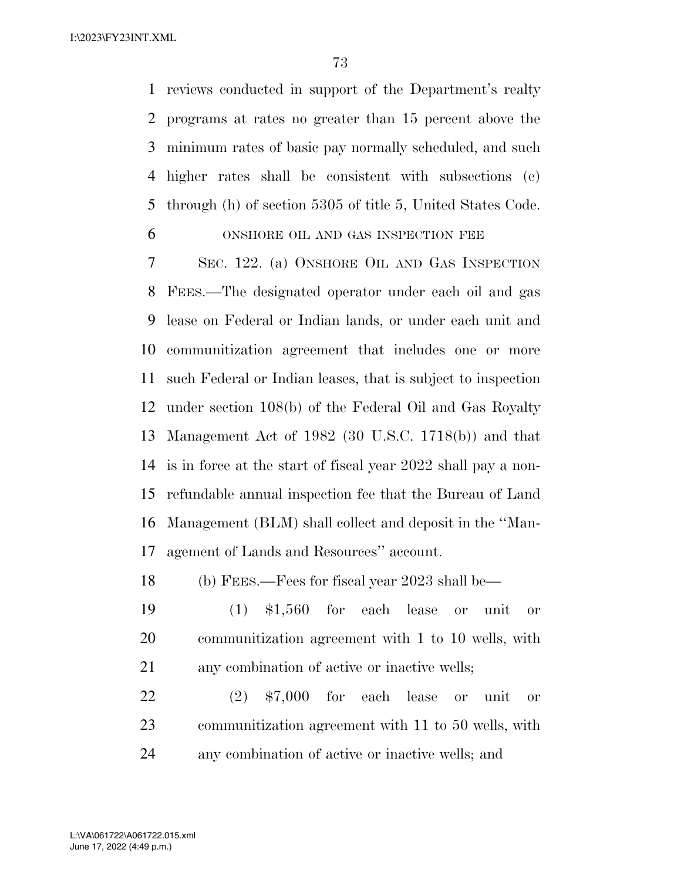reviews conducted in support of the Department's realty programs at rates no greater than 15 percent above the minimum rates of basic pay normally scheduled, and such higher rates shall be consistent with subsections (e) through (h) of section 5305 of title 5, United States Code.

ONSHORE OIL AND GAS INSPECTION FEE

SEC. 122. (a) ONSHORE OIL AND GAS INSPECTION FEES.—The designated operator under each oil and gas lease on Federal or Indian lands, or under each unit and communitization agreement that includes one or more such Federal or Indian leases, that is subject to inspection under section 108(b) of the Federal Oil and Gas Royalty Management Act of 1982 (30 U.S.C. 1718(b)) and that is in force at the start of fiscal year 2022 shall pay a non-refundable annual inspection fee that the Bureau of Land Management (BLM) shall collect and deposit in the "Management of Lands and Resources" account.

(b) FEES.—Fees for fiscal year 2023 shall be—

(1) $1,560 for each lease or unit or communitization agreement with 1 to 10 wells, with any combination of active or inactive wells;

(2) $7,000 for each lease or unit or communitization agreement with 11 to 50 wells, with any combination of active or inactive wells; and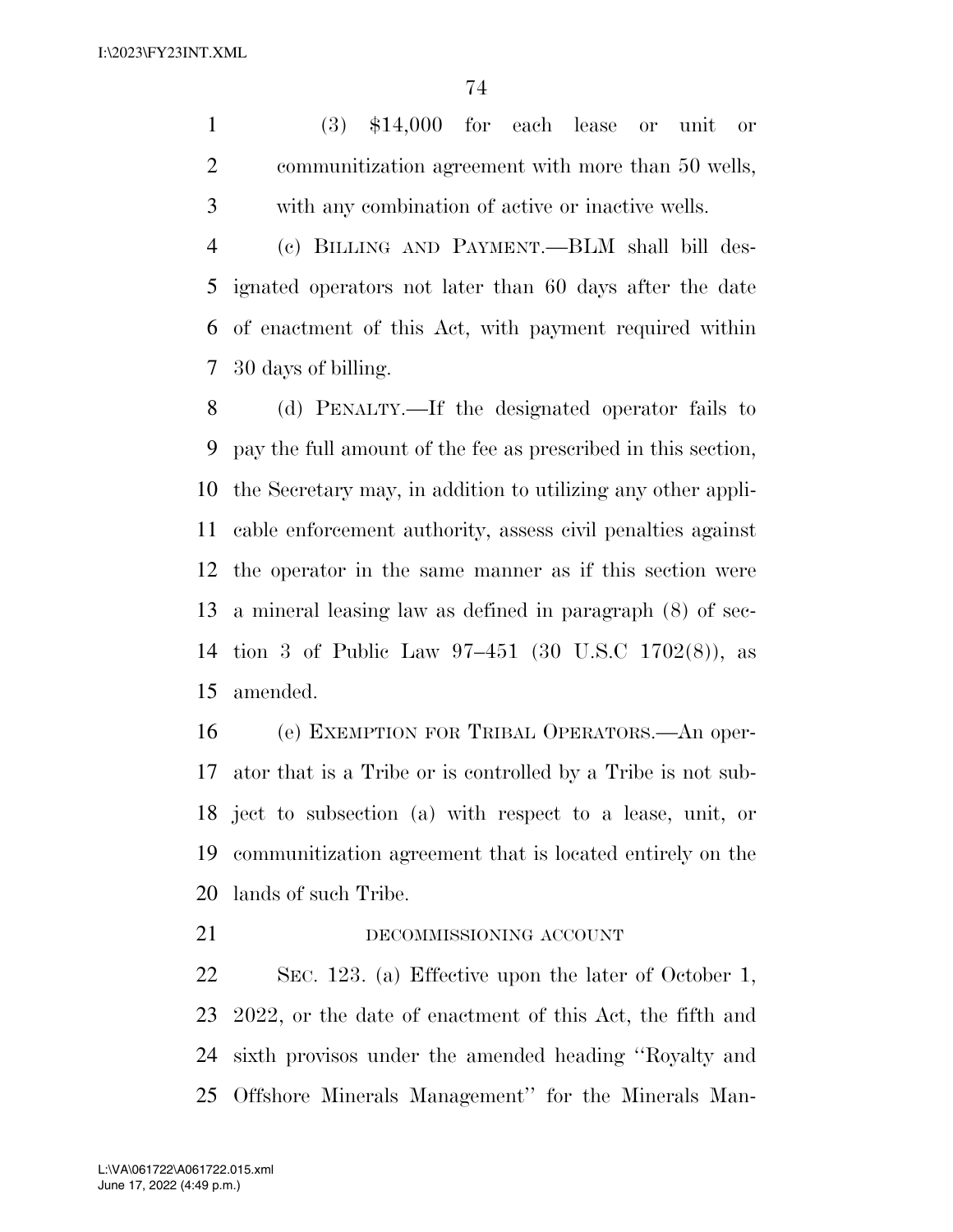(3) $14,000 for each lease or unit or communitization agreement with more than 50 wells, with any combination of active or inactive wells.

(c) BILLING AND PAYMENT.—BLM shall bill designated operators not later than 60 days after the date of enactment of this Act, with payment required within 30 days of billing.

(d) PENALTY.—If the designated operator fails to pay the full amount of the fee as prescribed in this section, the Secretary may, in addition to utilizing any other applicable enforcement authority, assess civil penalties against the operator in the same manner as if this section were a mineral leasing law as defined in paragraph (8) of section 3 of Public Law 97–451 (30 U.S.C 1702(8)), as amended.

(e) EXEMPTION FOR TRIBAL OPERATORS.—An operator that is a Tribe or is controlled by a Tribe is not subject to subsection (a) with respect to a lease, unit, or communitization agreement that is located entirely on the lands of such Tribe.

DECOMMISSIONING ACCOUNT

SEC. 123. (a) Effective upon the later of October 1, 2022, or the date of enactment of this Act, the fifth and sixth provisos under the amended heading ''Royalty and Offshore Minerals Management'' for the Minerals Man-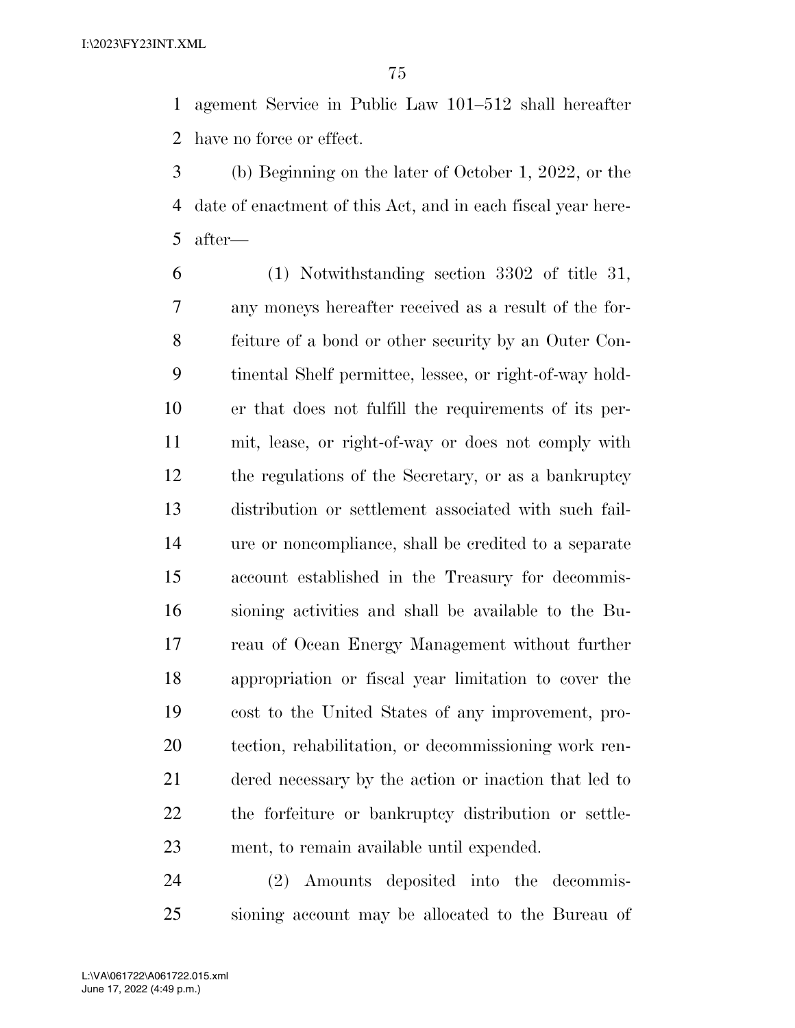agement Service in Public Law 101–512 shall hereafter have no force or effect.

(b) Beginning on the later of October 1, 2022, or the date of enactment of this Act, and in each fiscal year hereafter—

(1) Notwithstanding section 3302 of title 31, any moneys hereafter received as a result of the forfeiture of a bond or other security by an Outer Continental Shelf permittee, lessee, or right-of-way holder that does not fulfill the requirements of its permit, lease, or right-of-way or does not comply with the regulations of the Secretary, or as a bankruptcy distribution or settlement associated with such failure or noncompliance, shall be credited to a separate account established in the Treasury for decommissioning activities and shall be available to the Bureau of Ocean Energy Management without further appropriation or fiscal year limitation to cover the cost to the United States of any improvement, protection, rehabilitation, or decommissioning work rendered necessary by the action or inaction that led to the forfeiture or bankruptcy distribution or settlement, to remain available until expended.

(2) Amounts deposited into the decommissioning account may be allocated to the Bureau of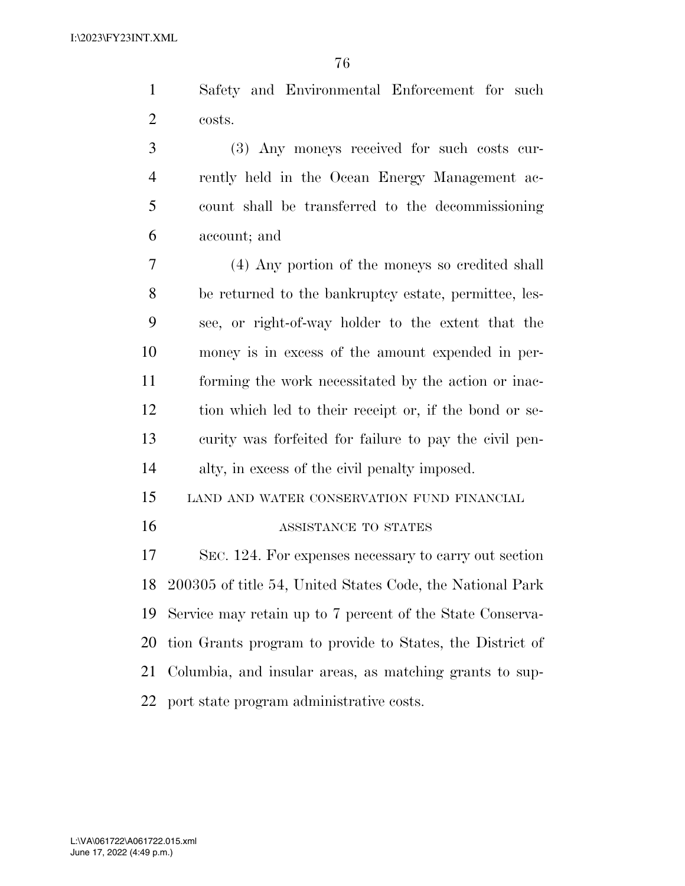Safety and Environmental Enforcement for such costs.

(3) Any moneys received for such costs currently held in the Ocean Energy Management account shall be transferred to the decommissioning account; and

(4) Any portion of the moneys so credited shall be returned to the bankruptcy estate, permittee, lessee, or right-of-way holder to the extent that the money is in excess of the amount expended in performing the work necessitated by the action or inaction which led to their receipt or, if the bond or security was forfeited for failure to pay the civil penalty, in excess of the civil penalty imposed.

LAND AND WATER CONSERVATION FUND FINANCIAL ASSISTANCE TO STATES

SEC. 124. For expenses necessary to carry out section 200305 of title 54, United States Code, the National Park Service may retain up to 7 percent of the State Conservation Grants program to provide to States, the District of Columbia, and insular areas, as matching grants to support state program administrative costs.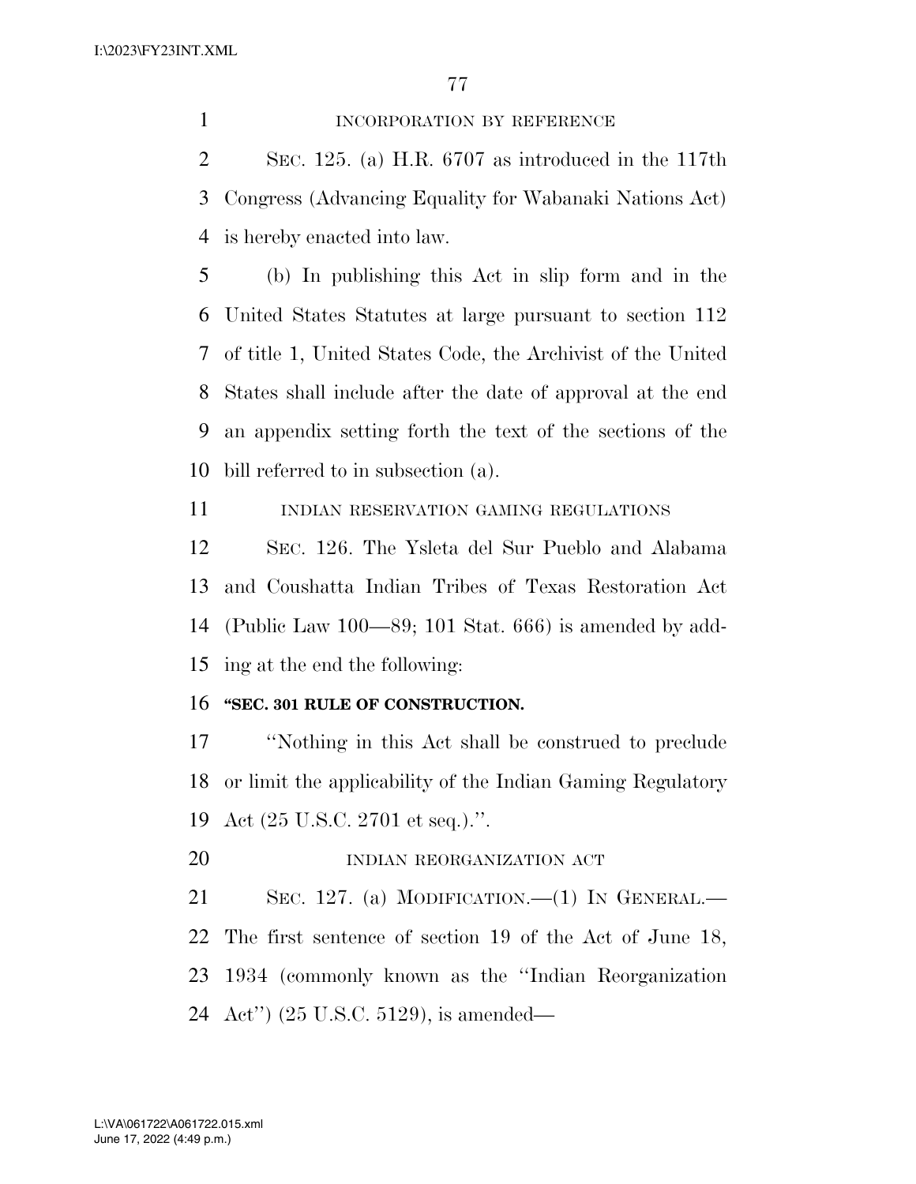INCORPORATION BY REFERENCE

SEC. 125. (a) H.R. 6707 as introduced in the 117th Congress (Advancing Equality for Wabanaki Nations Act) is hereby enacted into law.

(b) In publishing this Act in slip form and in the United States Statutes at large pursuant to section 112 of title 1, United States Code, the Archivist of the United States shall include after the date of approval at the end an appendix setting forth the text of the sections of the bill referred to in subsection (a).

INDIAN RESERVATION GAMING REGULATIONS

SEC. 126. The Ysleta del Sur Pueblo and Alabama and Coushatta Indian Tribes of Texas Restoration Act (Public Law 100—89; 101 Stat. 666) is amended by adding at the end the following:

**"SEC. 301 RULE OF CONSTRUCTION.**

"Nothing in this Act shall be construed to preclude or limit the applicability of the Indian Gaming Regulatory Act (25 U.S.C. 2701 et seq.).".

INDIAN REORGANIZATION ACT

SEC. 127. (a) MODIFICATION.—(1) IN GENERAL.—The first sentence of section 19 of the Act of June 18, 1934 (commonly known as the "Indian Reorganization Act") (25 U.S.C. 5129), is amended—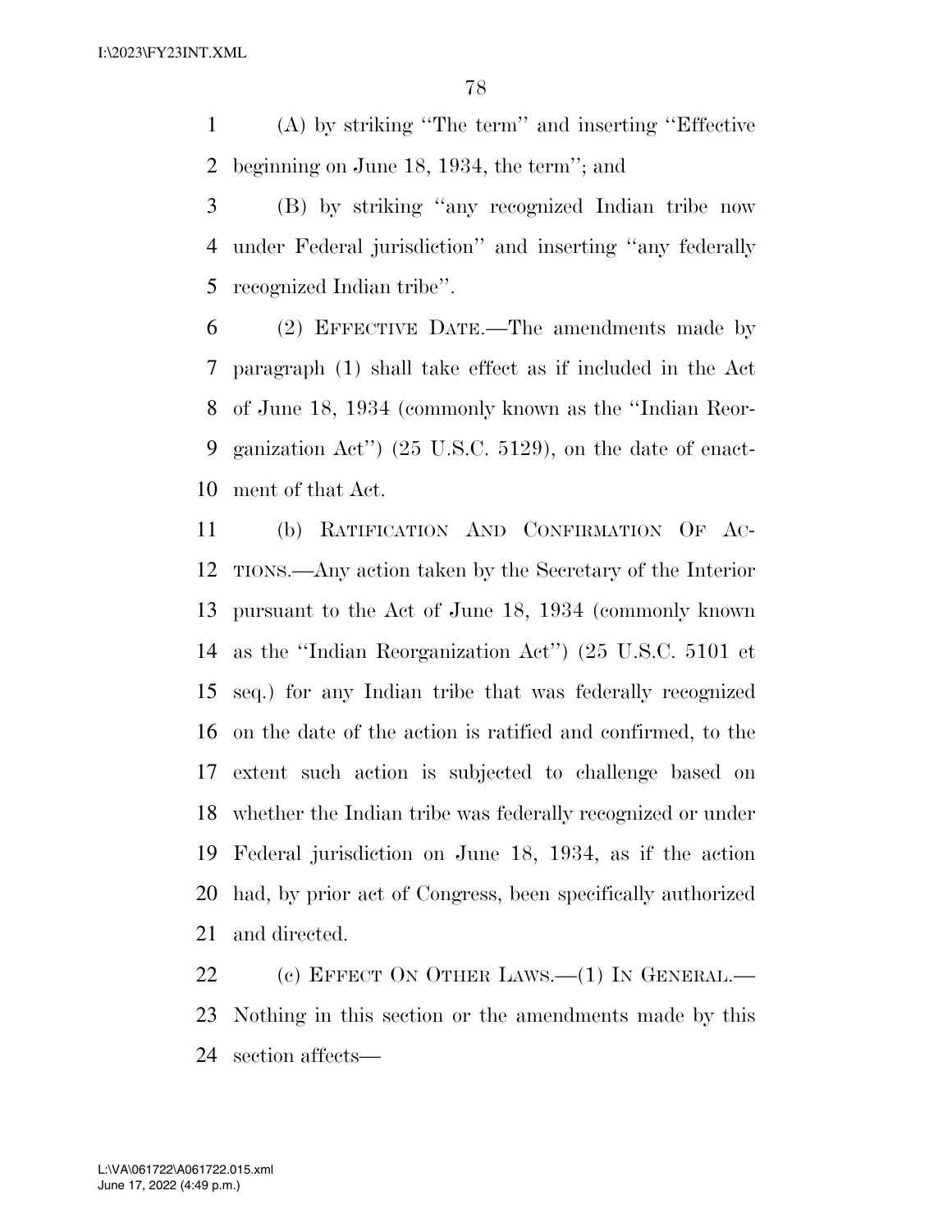(A) by striking ''The term'' and inserting ''Effective beginning on June 18, 1934, the term''; and

(B) by striking ''any recognized Indian tribe now under Federal jurisdiction'' and inserting ''any federally recognized Indian tribe''.

(2) EFFECTIVE DATE.—The amendments made by paragraph (1) shall take effect as if included in the Act of June 18, 1934 (commonly known as the ''Indian Reorganization Act'') (25 U.S.C. 5129), on the date of enactment of that Act.

(b) RATIFICATION AND CONFIRMATION OF ACTIONS.—Any action taken by the Secretary of the Interior pursuant to the Act of June 18, 1934 (commonly known as the ''Indian Reorganization Act'') (25 U.S.C. 5101 et seq.) for any Indian tribe that was federally recognized on the date of the action is ratified and confirmed, to the extent such action is subjected to challenge based on whether the Indian tribe was federally recognized or under Federal jurisdiction on June 18, 1934, as if the action had, by prior act of Congress, been specifically authorized and directed.

(c) EFFECT ON OTHER LAWS.—(1) IN GENERAL.—Nothing in this section or the amendments made by this section affects—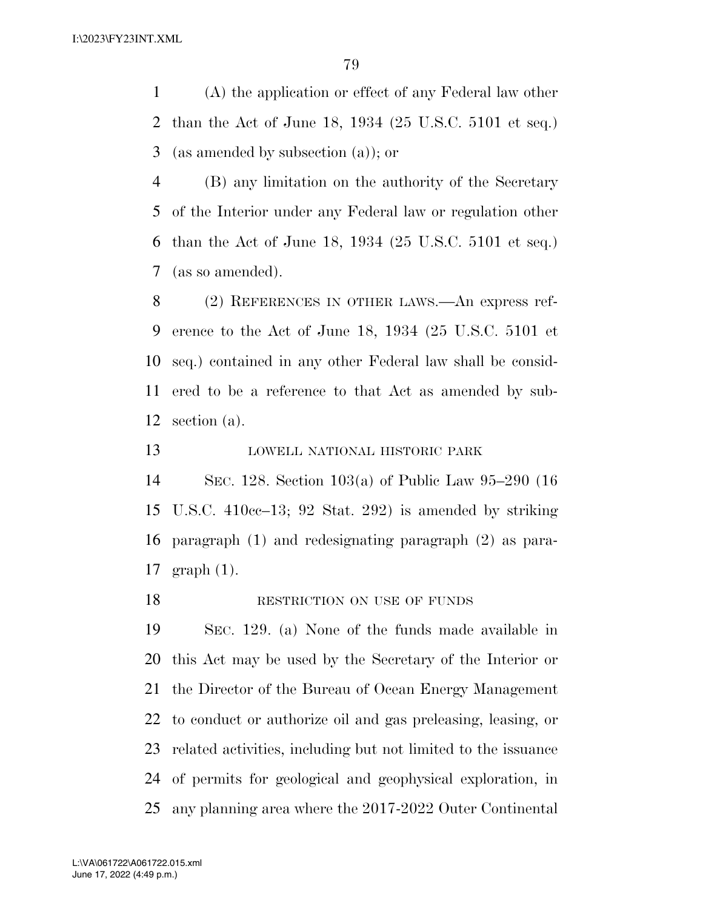(A) the application or effect of any Federal law other than the Act of June 18, 1934 (25 U.S.C. 5101 et seq.) (as amended by subsection (a)); or

(B) any limitation on the authority of the Secretary of the Interior under any Federal law or regulation other than the Act of June 18, 1934 (25 U.S.C. 5101 et seq.) (as so amended).

(2) REFERENCES IN OTHER LAWS.—An express reference to the Act of June 18, 1934 (25 U.S.C. 5101 et seq.) contained in any other Federal law shall be considered to be a reference to that Act as amended by subsection (a).

LOWELL NATIONAL HISTORIC PARK

SEC. 128. Section 103(a) of Public Law 95–290 (16 U.S.C. 410cc–13; 92 Stat. 292) is amended by striking paragraph (1) and redesignating paragraph (2) as paragraph (1).

RESTRICTION ON USE OF FUNDS

SEC. 129. (a) None of the funds made available in this Act may be used by the Secretary of the Interior or the Director of the Bureau of Ocean Energy Management to conduct or authorize oil and gas preleasing, leasing, or related activities, including but not limited to the issuance of permits for geological and geophysical exploration, in any planning area where the 2017-2022 Outer Continental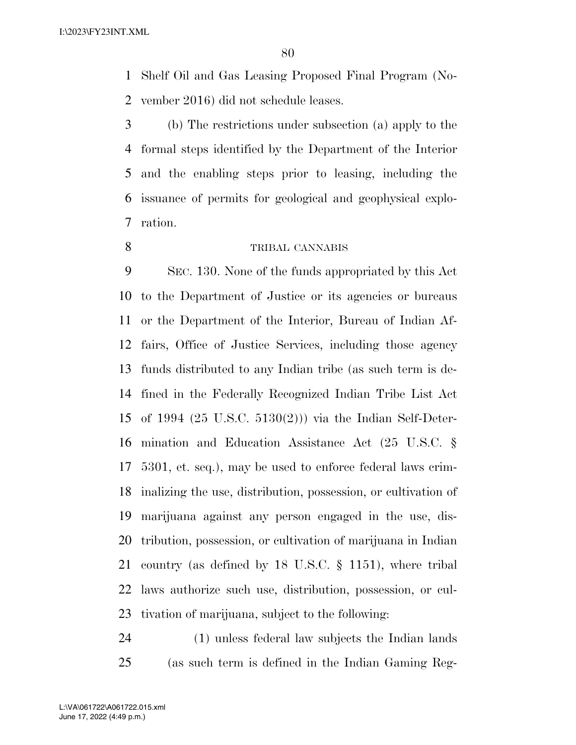Shelf Oil and Gas Leasing Proposed Final Program (November 2016) did not schedule leases.

(b) The restrictions under subsection (a) apply to the formal steps identified by the Department of the Interior and the enabling steps prior to leasing, including the issuance of permits for geological and geophysical exploration.

TRIBAL CANNABIS

SEC. 130. None of the funds appropriated by this Act to the Department of Justice or its agencies or bureaus or the Department of the Interior, Bureau of Indian Affairs, Office of Justice Services, including those agency funds distributed to any Indian tribe (as such term is defined in the Federally Recognized Indian Tribe List Act of 1994 (25 U.S.C. 5130(2))) via the Indian Self-Determination and Education Assistance Act (25 U.S.C. § 5301, et. seq.), may be used to enforce federal laws criminalizing the use, distribution, possession, or cultivation of marijuana against any person engaged in the use, distribution, possession, or cultivation of marijuana in Indian country (as defined by 18 U.S.C. § 1151), where tribal laws authorize such use, distribution, possession, or cultivation of marijuana, subject to the following:

(1) unless federal law subjects the Indian lands (as such term is defined in the Indian Gaming Reg-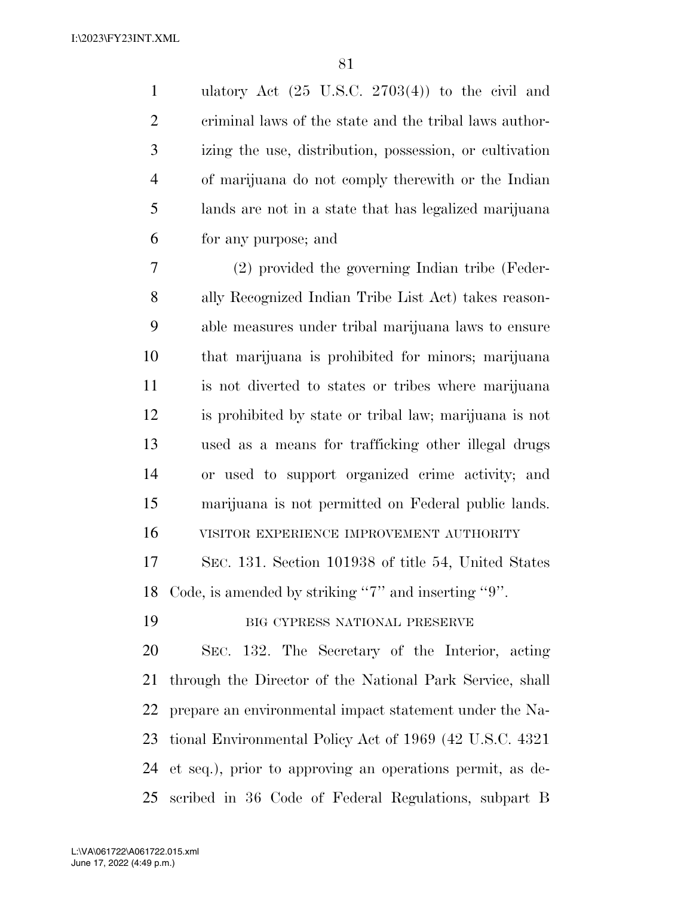ulatory Act (25 U.S.C. 2703(4)) to the civil and criminal laws of the state and the tribal laws authorizing the use, distribution, possession, or cultivation of marijuana do not comply therewith or the Indian lands are not in a state that has legalized marijuana for any purpose; and

(2) provided the governing Indian tribe (Federally Recognized Indian Tribe List Act) takes reasonable measures under tribal marijuana laws to ensure that marijuana is prohibited for minors; marijuana is not diverted to states or tribes where marijuana is prohibited by state or tribal law; marijuana is not used as a means for trafficking other illegal drugs or used to support organized crime activity; and marijuana is not permitted on Federal public lands.

VISITOR EXPERIENCE IMPROVEMENT AUTHORITY

SEC. 131. Section 101938 of title 54, United States Code, is amended by striking "7" and inserting "9".

BIG CYPRESS NATIONAL PRESERVE

SEC. 132. The Secretary of the Interior, acting through the Director of the National Park Service, shall prepare an environmental impact statement under the National Environmental Policy Act of 1969 (42 U.S.C. 4321 et seq.), prior to approving an operations permit, as described in 36 Code of Federal Regulations, subpart B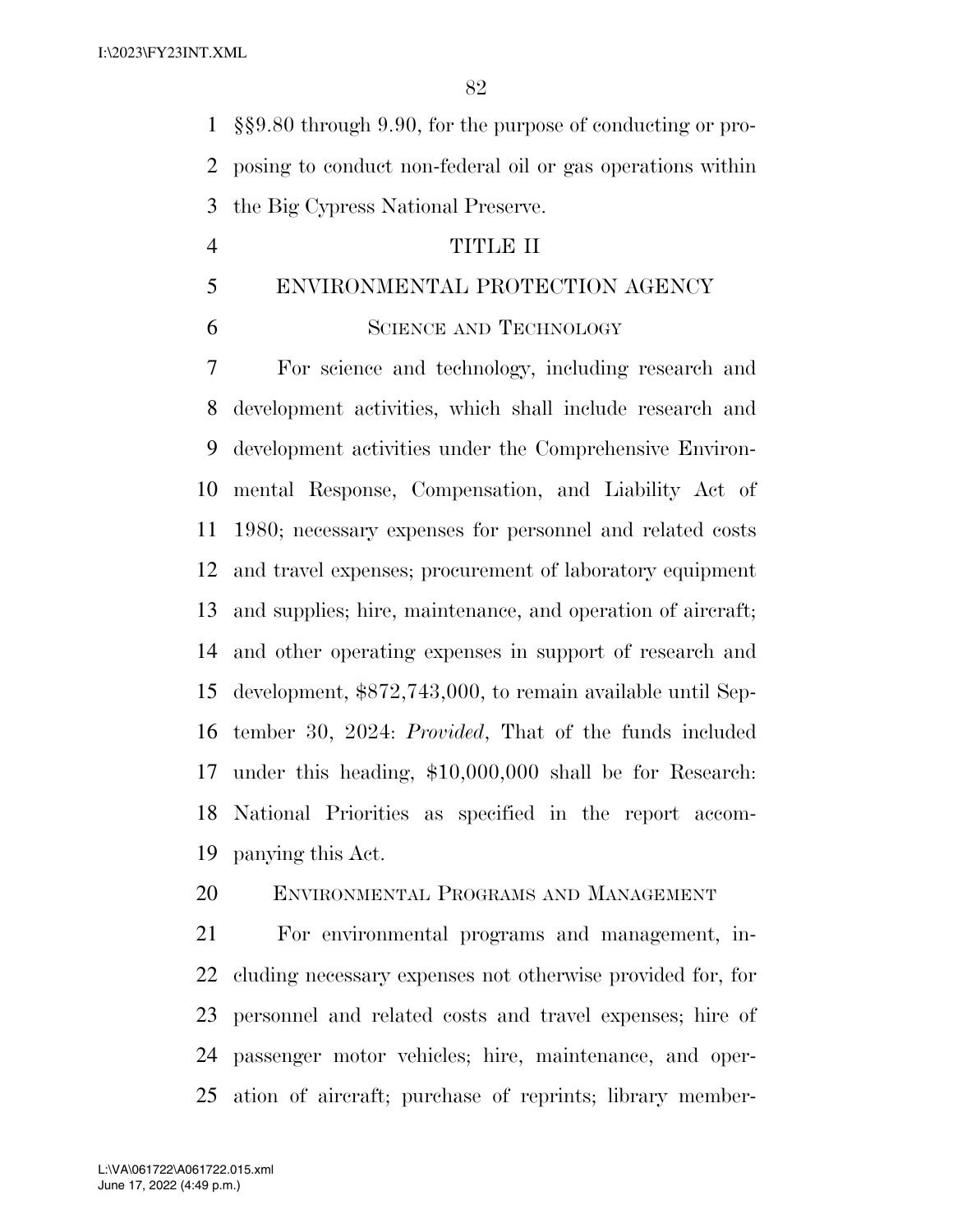§§9.80 through 9.90, for the purpose of conducting or proposing to conduct non-federal oil or gas operations within the Big Cypress National Preserve.

# TITLE II

# ENVIRONMENTAL PROTECTION AGENCY

## Science and Technology

For science and technology, including research and development activities, which shall include research and development activities under the Comprehensive Environmental Response, Compensation, and Liability Act of 1980; necessary expenses for personnel and related costs and travel expenses; procurement of laboratory equipment and supplies; hire, maintenance, and operation of aircraft; and other operating expenses in support of research and development, $872,743,000, to remain available until September 30, 2024: *Provided*, That of the funds included under this heading, $10,000,000 shall be for Research: National Priorities as specified in the report accompanying this Act.

## Environmental Programs and Management

For environmental programs and management, including necessary expenses not otherwise provided for, for personnel and related costs and travel expenses; hire of passenger motor vehicles; hire, maintenance, and operation of aircraft; purchase of reprints; library member-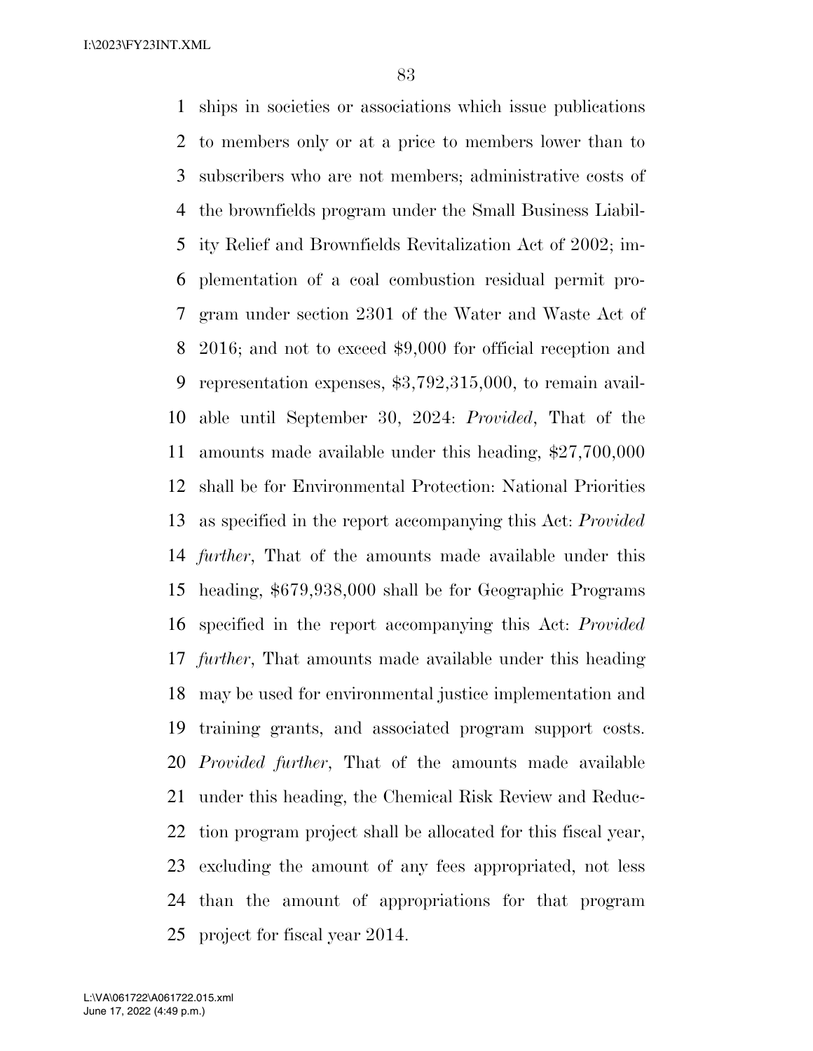ships in societies or associations which issue publications to members only or at a price to members lower than to subscribers who are not members; administrative costs of the brownfields program under the Small Business Liability Relief and Brownfields Revitalization Act of 2002; implementation of a coal combustion residual permit program under section 2301 of the Water and Waste Act of 2016; and not to exceed $9,000 for official reception and representation expenses, $3,792,315,000, to remain available until September 30, 2024: *Provided*, That of the amounts made available under this heading, $27,700,000 shall be for Environmental Protection: National Priorities as specified in the report accompanying this Act: *Provided further*, That of the amounts made available under this heading, $679,938,000 shall be for Geographic Programs specified in the report accompanying this Act: *Provided further*, That amounts made available under this heading may be used for environmental justice implementation and training grants, and associated program support costs. *Provided further*, That of the amounts made available under this heading, the Chemical Risk Review and Reduction program project shall be allocated for this fiscal year, excluding the amount of any fees appropriated, not less than the amount of appropriations for that program project for fiscal year 2014.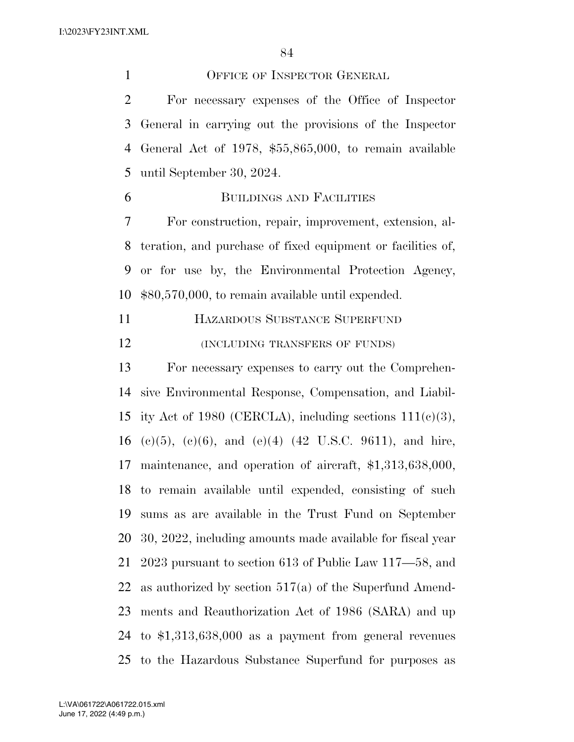OFFICE OF INSPECTOR GENERAL

For necessary expenses of the Office of Inspector General in carrying out the provisions of the Inspector General Act of 1978, $55,865,000, to remain available until September 30, 2024.

BUILDINGS AND FACILITIES

For construction, repair, improvement, extension, alteration, and purchase of fixed equipment or facilities of, or for use by, the Environmental Protection Agency, $80,570,000, to remain available until expended.

HAZARDOUS SUBSTANCE SUPERFUND

(INCLUDING TRANSFERS OF FUNDS)

For necessary expenses to carry out the Comprehensive Environmental Response, Compensation, and Liability Act of 1980 (CERCLA), including sections 111(c)(3), (c)(5), (c)(6), and (e)(4) (42 U.S.C. 9611), and hire, maintenance, and operation of aircraft, $1,313,638,000, to remain available until expended, consisting of such sums as are available in the Trust Fund on September 30, 2022, including amounts made available for fiscal year 2023 pursuant to section 613 of Public Law 117—58, and as authorized by section 517(a) of the Superfund Amendments and Reauthorization Act of 1986 (SARA) and up to $1,313,638,000 as a payment from general revenues to the Hazardous Substance Superfund for purposes as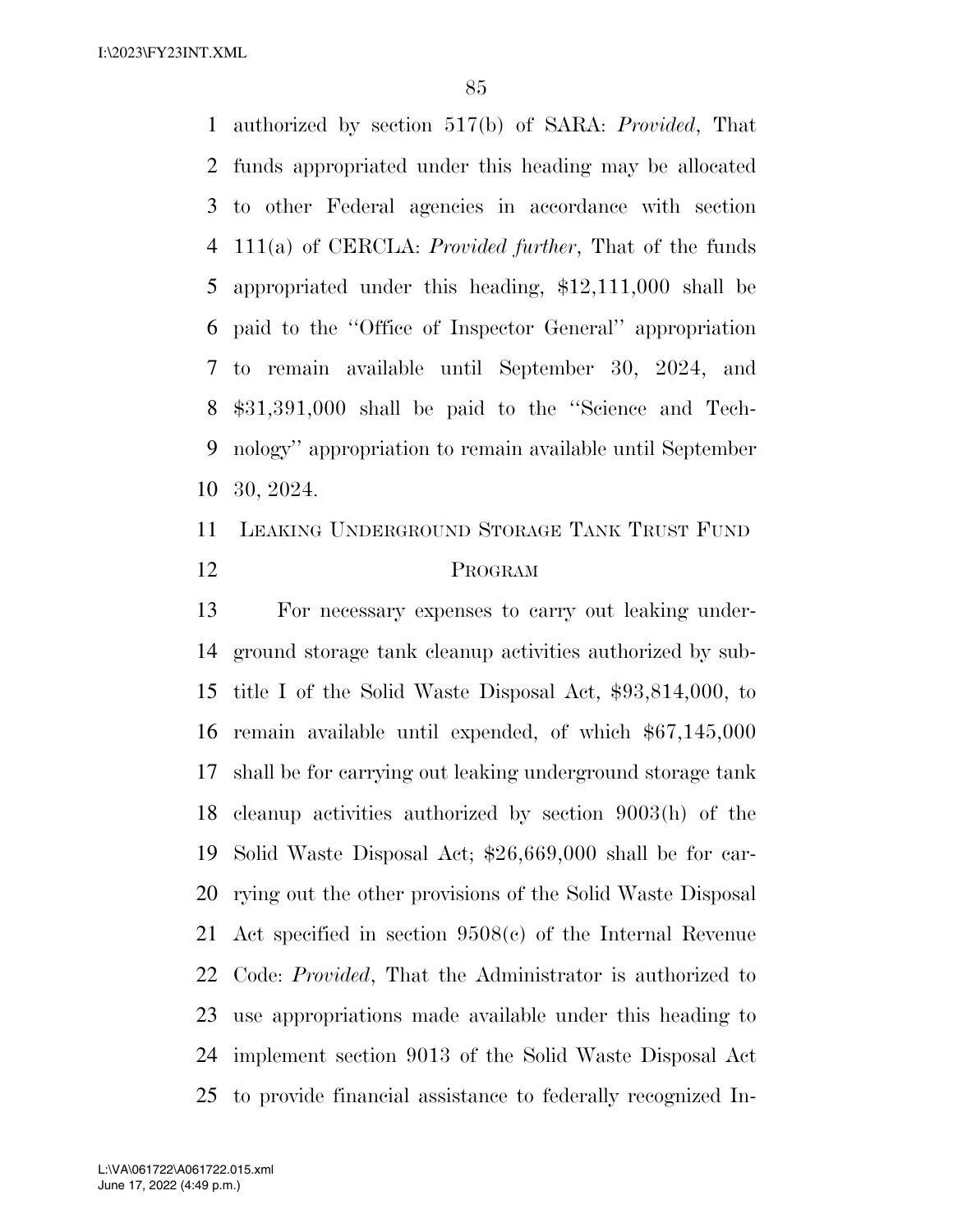authorized by section 517(b) of SARA: *Provided*, That funds appropriated under this heading may be allocated to other Federal agencies in accordance with section 111(a) of CERCLA: *Provided further*, That of the funds appropriated under this heading, $12,111,000 shall be paid to the ''Office of Inspector General'' appropriation to remain available until September 30, 2024, and $31,391,000 shall be paid to the ''Science and Technology'' appropriation to remain available until September 30, 2024.

## Leaking Underground Storage Tank Trust Fund Program

For necessary expenses to carry out leaking underground storage tank cleanup activities authorized by subtitle I of the Solid Waste Disposal Act, $93,814,000, to remain available until expended, of which $67,145,000 shall be for carrying out leaking underground storage tank cleanup activities authorized by section 9003(h) of the Solid Waste Disposal Act; $26,669,000 shall be for carrying out the other provisions of the Solid Waste Disposal Act specified in section 9508(c) of the Internal Revenue Code: *Provided*, That the Administrator is authorized to use appropriations made available under this heading to implement section 9013 of the Solid Waste Disposal Act to provide financial assistance to federally recognized In-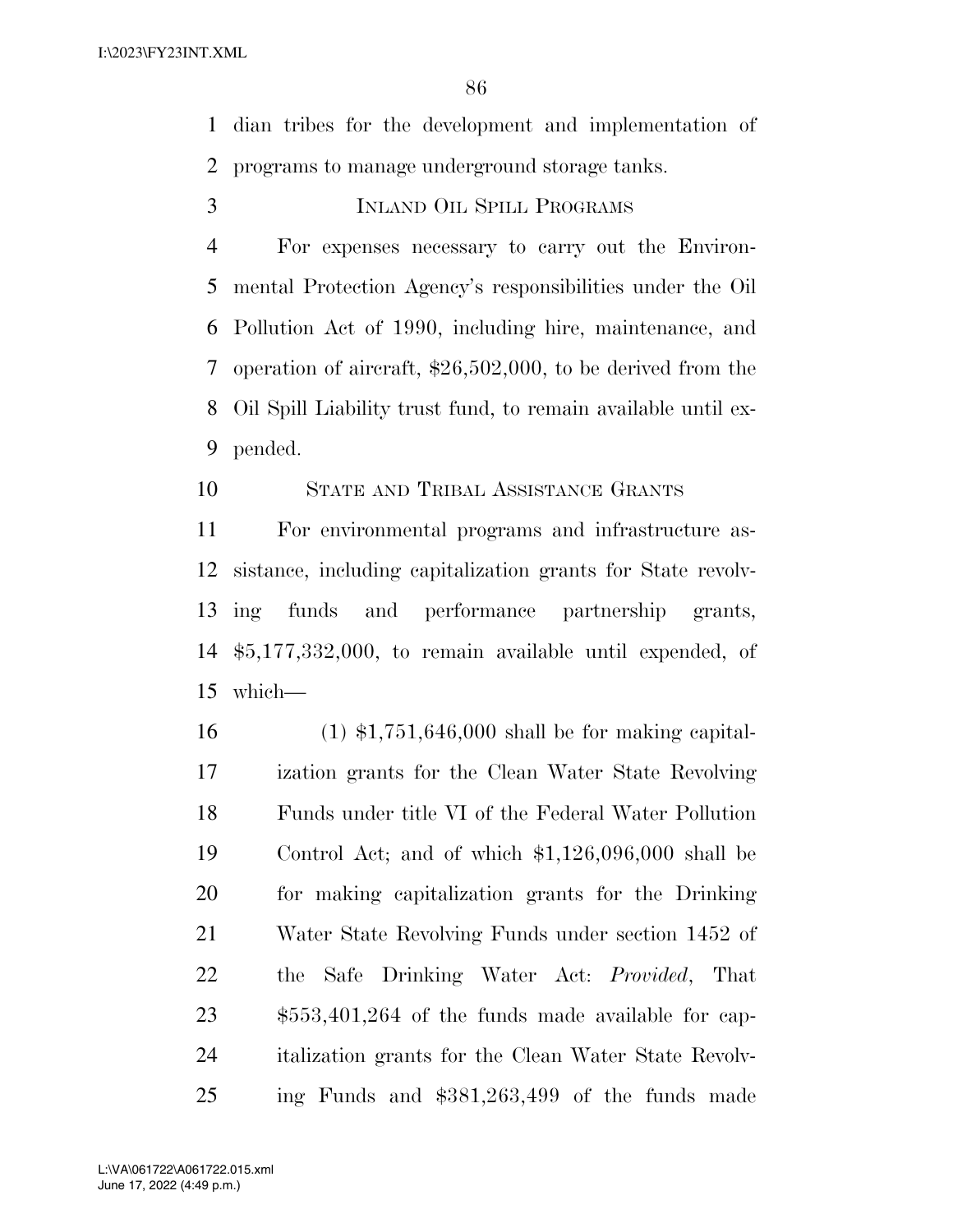dian tribes for the development and implementation of programs to manage underground storage tanks.

### Inland Oil Spill Programs

For expenses necessary to carry out the Environmental Protection Agency's responsibilities under the Oil Pollution Act of 1990, including hire, maintenance, and operation of aircraft, $26,502,000, to be derived from the Oil Spill Liability trust fund, to remain available until expended.

### State and Tribal Assistance Grants

For environmental programs and infrastructure assistance, including capitalization grants for State revolving funds and performance partnership grants, $5,177,332,000, to remain available until expended, of which—

(1) $1,751,646,000 shall be for making capitalization grants for the Clean Water State Revolving Funds under title VI of the Federal Water Pollution Control Act; and of which $1,126,096,000 shall be for making capitalization grants for the Drinking Water State Revolving Funds under section 1452 of the Safe Drinking Water Act: *Provided*, That $553,401,264 of the funds made available for capitalization grants for the Clean Water State Revolving Funds and $381,263,499 of the funds made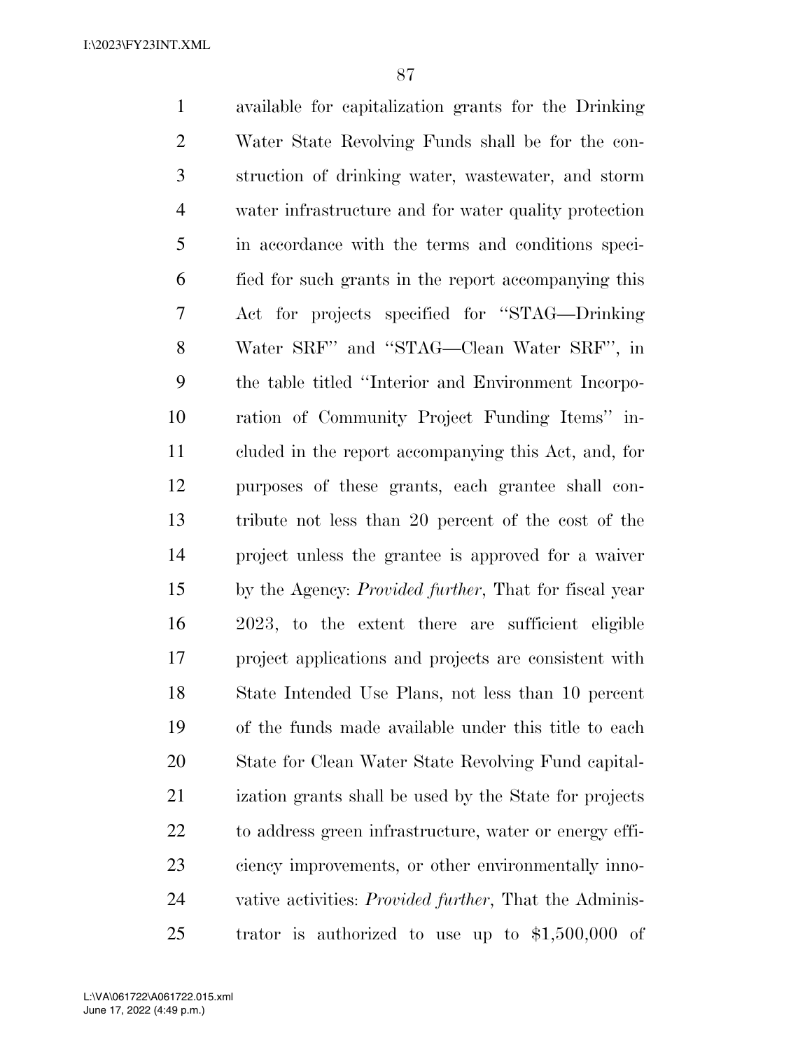available for capitalization grants for the Drinking Water State Revolving Funds shall be for the construction of drinking water, wastewater, and storm water infrastructure and for water quality protection in accordance with the terms and conditions specified for such grants in the report accompanying this Act for projects specified for ''STAG—Drinking Water SRF'' and ''STAG—Clean Water SRF'', in the table titled ''Interior and Environment Incorporation of Community Project Funding Items'' included in the report accompanying this Act, and, for purposes of these grants, each grantee shall contribute not less than 20 percent of the cost of the project unless the grantee is approved for a waiver by the Agency: *Provided further*, That for fiscal year 2023, to the extent there are sufficient eligible project applications and projects are consistent with State Intended Use Plans, not less than 10 percent of the funds made available under this title to each State for Clean Water State Revolving Fund capitalization grants shall be used by the State for projects to address green infrastructure, water or energy efficiency improvements, or other environmentally innovative activities: *Provided further*, That the Administrator is authorized to use up to $1,500,000 of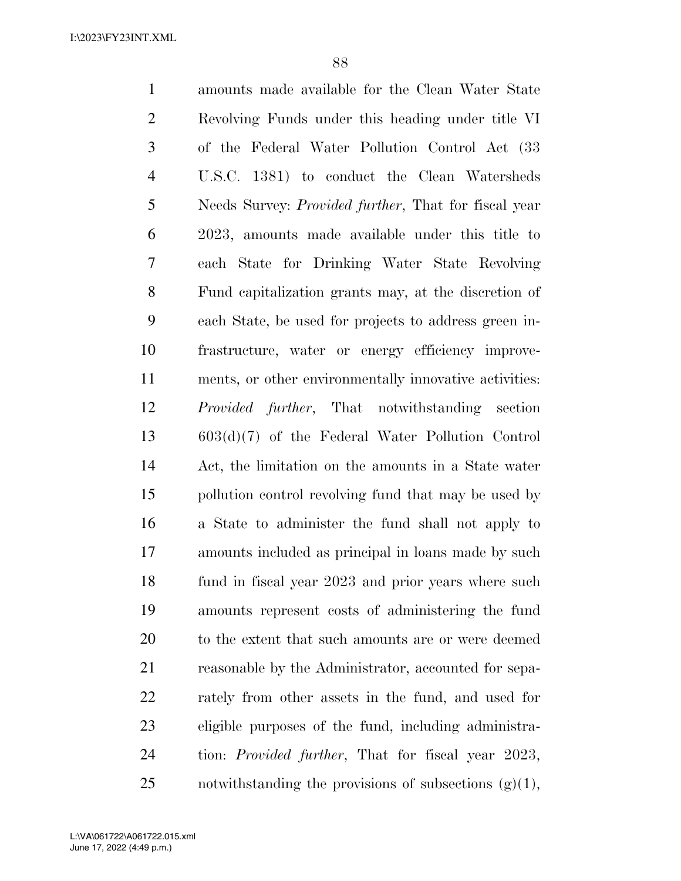amounts made available for the Clean Water State Revolving Funds under this heading under title VI of the Federal Water Pollution Control Act (33 U.S.C. 1381) to conduct the Clean Watersheds Needs Survey: *Provided further*, That for fiscal year 2023, amounts made available under this title to each State for Drinking Water State Revolving Fund capitalization grants may, at the discretion of each State, be used for projects to address green infrastructure, water or energy efficiency improvements, or other environmentally innovative activities: *Provided further*, That notwithstanding section 603(d)(7) of the Federal Water Pollution Control Act, the limitation on the amounts in a State water pollution control revolving fund that may be used by a State to administer the fund shall not apply to amounts included as principal in loans made by such fund in fiscal year 2023 and prior years where such amounts represent costs of administering the fund to the extent that such amounts are or were deemed reasonable by the Administrator, accounted for separately from other assets in the fund, and used for eligible purposes of the fund, including administration: *Provided further*, That for fiscal year 2023, notwithstanding the provisions of subsections (g)(1),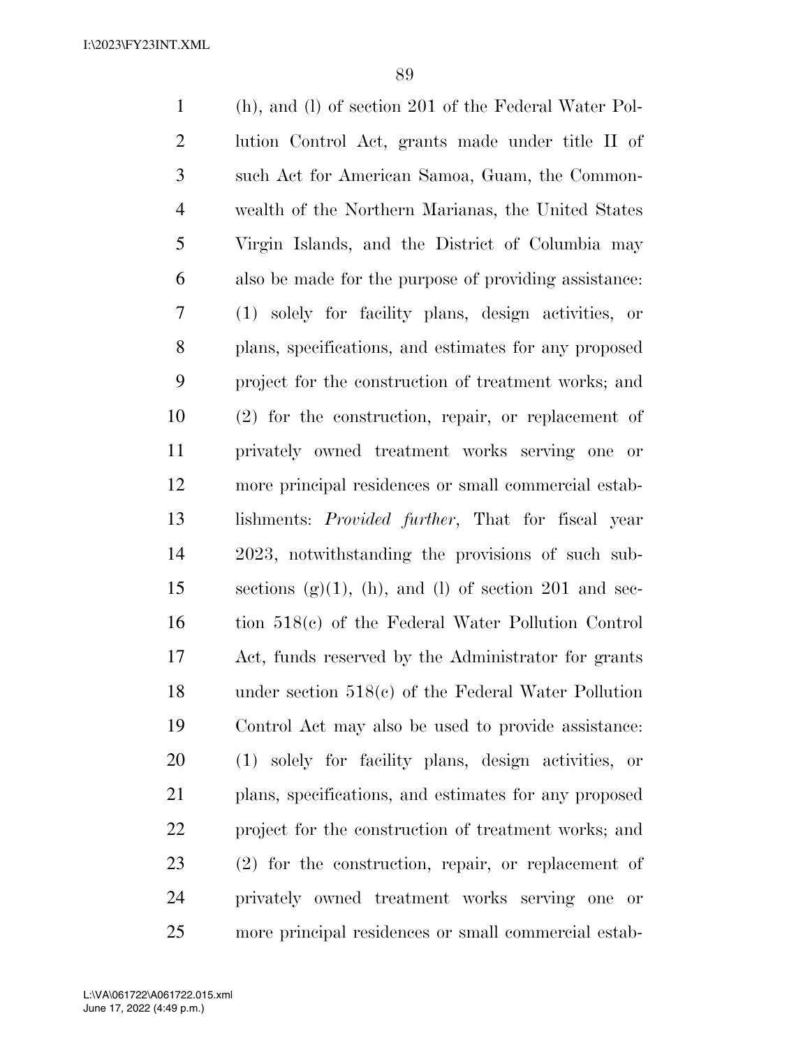(h), and (l) of section 201 of the Federal Water Pollution Control Act, grants made under title II of such Act for American Samoa, Guam, the Commonwealth of the Northern Marianas, the United States Virgin Islands, and the District of Columbia may also be made for the purpose of providing assistance: (1) solely for facility plans, design activities, or plans, specifications, and estimates for any proposed project for the construction of treatment works; and (2) for the construction, repair, or replacement of privately owned treatment works serving one or more principal residences or small commercial establishments: *Provided further*, That for fiscal year 2023, notwithstanding the provisions of such subsections (g)(1), (h), and (l) of section 201 and section 518(c) of the Federal Water Pollution Control Act, funds reserved by the Administrator for grants under section 518(c) of the Federal Water Pollution Control Act may also be used to provide assistance: (1) solely for facility plans, design activities, or plans, specifications, and estimates for any proposed project for the construction of treatment works; and (2) for the construction, repair, or replacement of privately owned treatment works serving one or more principal residences or small commercial estab-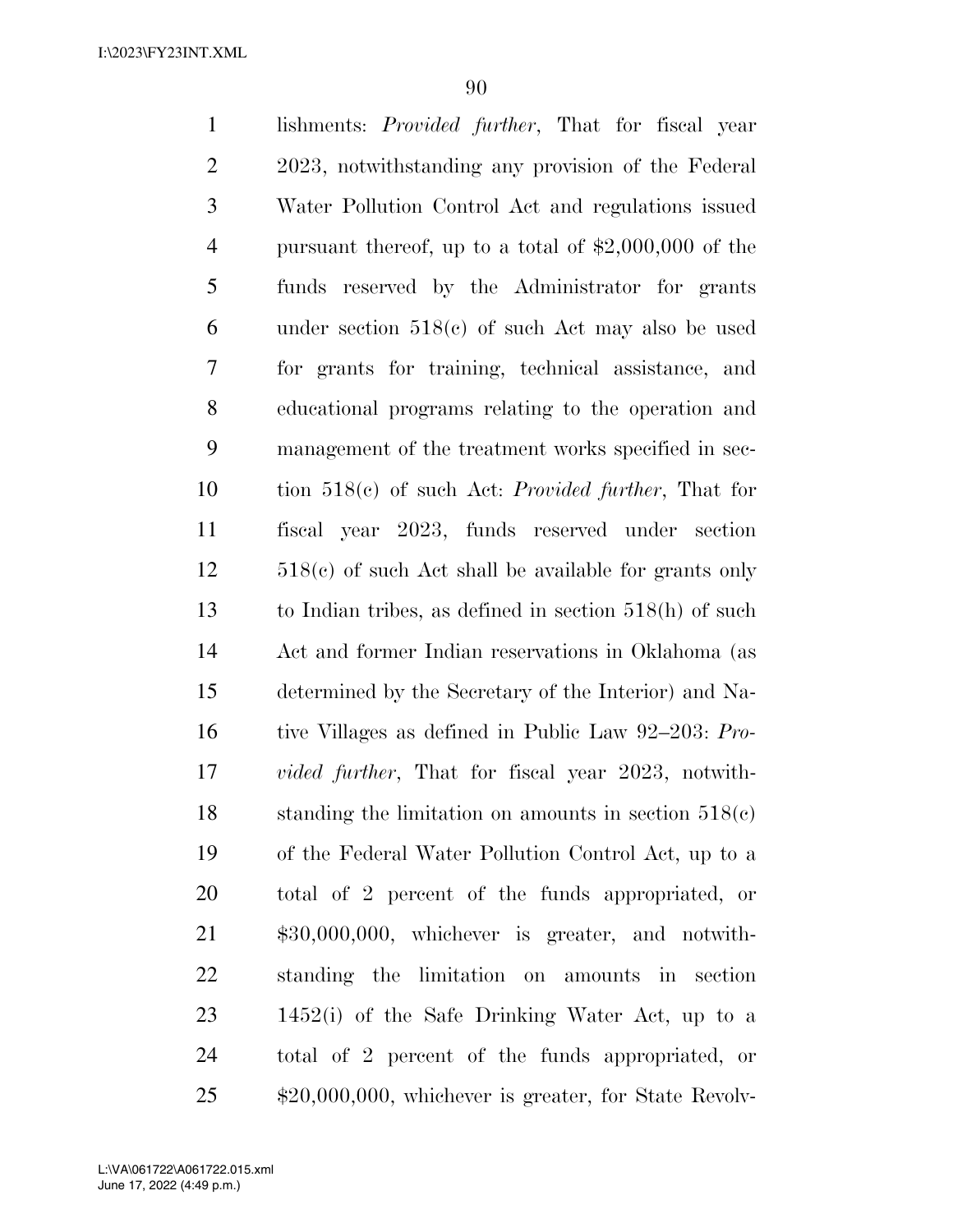lishments: *Provided further*, That for fiscal year 2023, notwithstanding any provision of the Federal Water Pollution Control Act and regulations issued pursuant thereof, up to a total of $2,000,000 of the funds reserved by the Administrator for grants under section 518(c) of such Act may also be used for grants for training, technical assistance, and educational programs relating to the operation and management of the treatment works specified in section 518(c) of such Act: *Provided further*, That for fiscal year 2023, funds reserved under section 518(c) of such Act shall be available for grants only to Indian tribes, as defined in section 518(h) of such Act and former Indian reservations in Oklahoma (as determined by the Secretary of the Interior) and Native Villages as defined in Public Law 92–203: *Provided further*, That for fiscal year 2023, notwithstanding the limitation on amounts in section 518(c) of the Federal Water Pollution Control Act, up to a total of 2 percent of the funds appropriated, or $30,000,000, whichever is greater, and notwithstanding the limitation on amounts in section 1452(i) of the Safe Drinking Water Act, up to a total of 2 percent of the funds appropriated, or $20,000,000, whichever is greater, for State Revolv-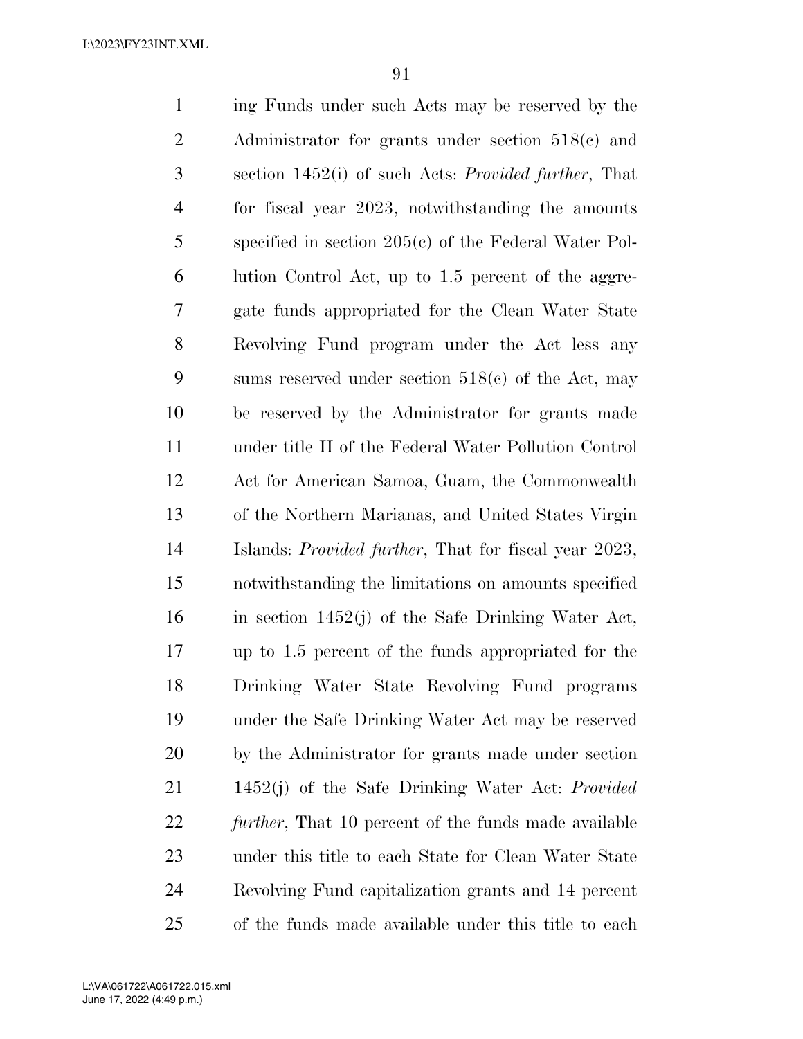ing Funds under such Acts may be reserved by the Administrator for grants under section 518(c) and section 1452(i) of such Acts: *Provided further*, That for fiscal year 2023, notwithstanding the amounts specified in section 205(c) of the Federal Water Pollution Control Act, up to 1.5 percent of the aggregate funds appropriated for the Clean Water State Revolving Fund program under the Act less any sums reserved under section 518(c) of the Act, may be reserved by the Administrator for grants made under title II of the Federal Water Pollution Control Act for American Samoa, Guam, the Commonwealth of the Northern Marianas, and United States Virgin Islands: *Provided further*, That for fiscal year 2023, notwithstanding the limitations on amounts specified in section 1452(j) of the Safe Drinking Water Act, up to 1.5 percent of the funds appropriated for the Drinking Water State Revolving Fund programs under the Safe Drinking Water Act may be reserved by the Administrator for grants made under section 1452(j) of the Safe Drinking Water Act: *Provided further*, That 10 percent of the funds made available under this title to each State for Clean Water State Revolving Fund capitalization grants and 14 percent of the funds made available under this title to each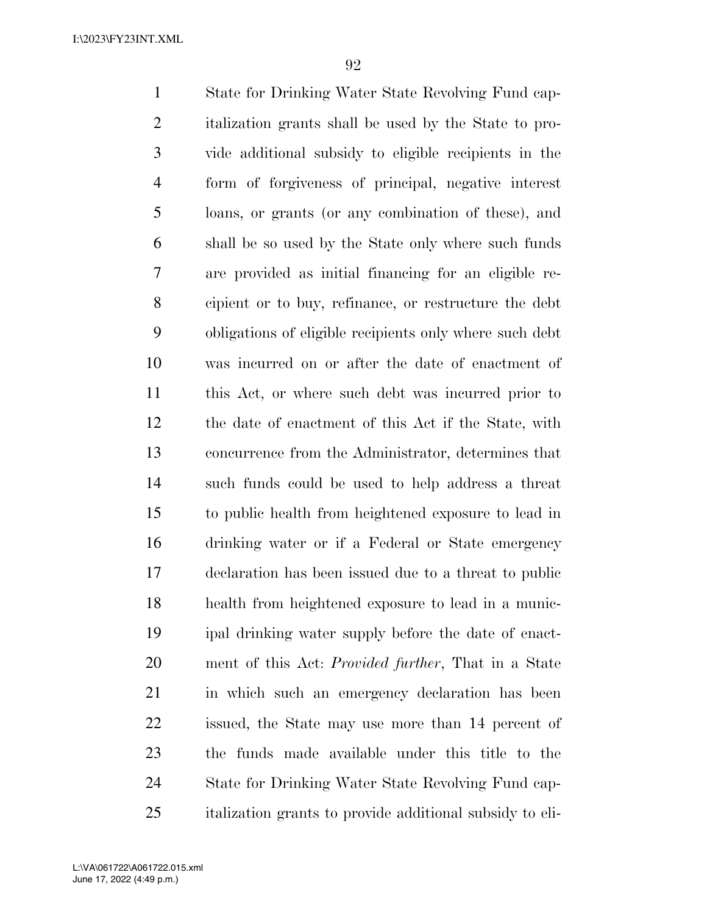State for Drinking Water State Revolving Fund capitalization grants shall be used by the State to provide additional subsidy to eligible recipients in the form of forgiveness of principal, negative interest loans, or grants (or any combination of these), and shall be so used by the State only where such funds are provided as initial financing for an eligible recipient or to buy, refinance, or restructure the debt obligations of eligible recipients only where such debt was incurred on or after the date of enactment of this Act, or where such debt was incurred prior to the date of enactment of this Act if the State, with concurrence from the Administrator, determines that such funds could be used to help address a threat to public health from heightened exposure to lead in drinking water or if a Federal or State emergency declaration has been issued due to a threat to public health from heightened exposure to lead in a municipal drinking water supply before the date of enactment of this Act: *Provided further*, That in a State in which such an emergency declaration has been issued, the State may use more than 14 percent of the funds made available under this title to the State for Drinking Water State Revolving Fund capitalization grants to provide additional subsidy to eli-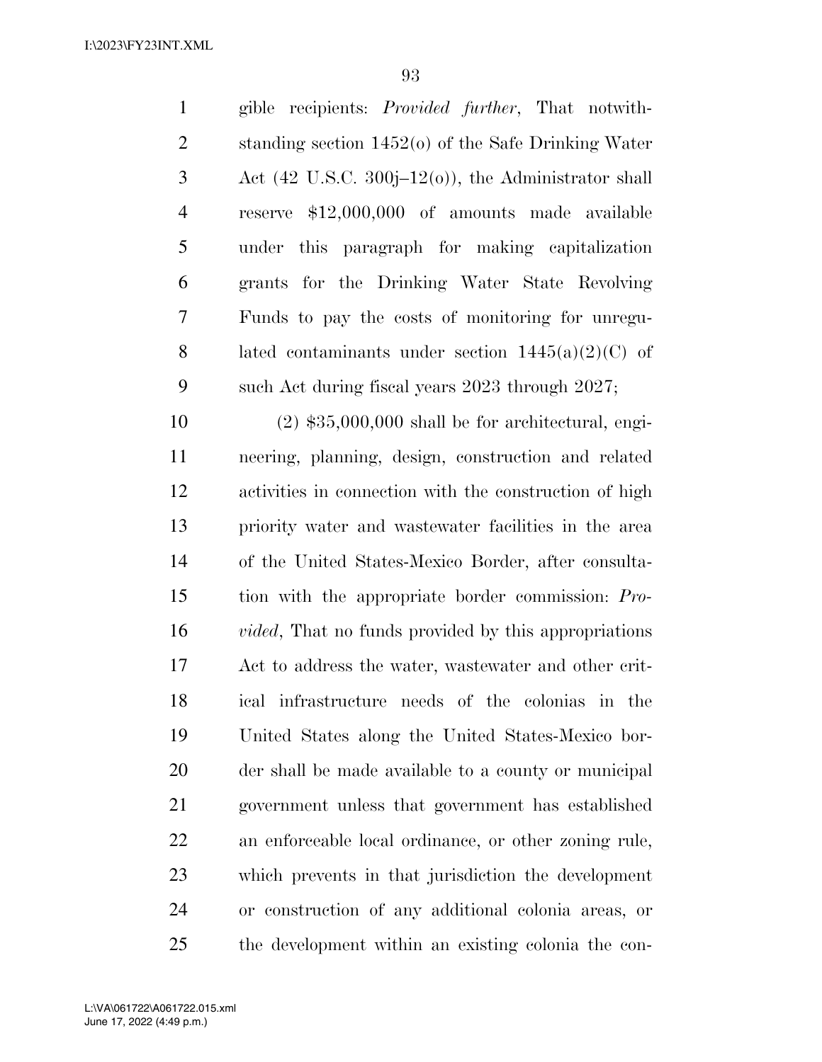gible recipients: *Provided further*, That notwithstanding section 1452(o) of the Safe Drinking Water Act (42 U.S.C. 300j–12(o)), the Administrator shall reserve $12,000,000 of amounts made available under this paragraph for making capitalization grants for the Drinking Water State Revolving Funds to pay the costs of monitoring for unregulated contaminants under section 1445(a)(2)(C) of such Act during fiscal years 2023 through 2027;

(2) $35,000,000 shall be for architectural, engineering, planning, design, construction and related activities in connection with the construction of high priority water and wastewater facilities in the area of the United States-Mexico Border, after consultation with the appropriate border commission: *Provided*, That no funds provided by this appropriations Act to address the water, wastewater and other critical infrastructure needs of the colonias in the United States along the United States-Mexico border shall be made available to a county or municipal government unless that government has established an enforceable local ordinance, or other zoning rule, which prevents in that jurisdiction the development or construction of any additional colonia areas, or the development within an existing colonia the con-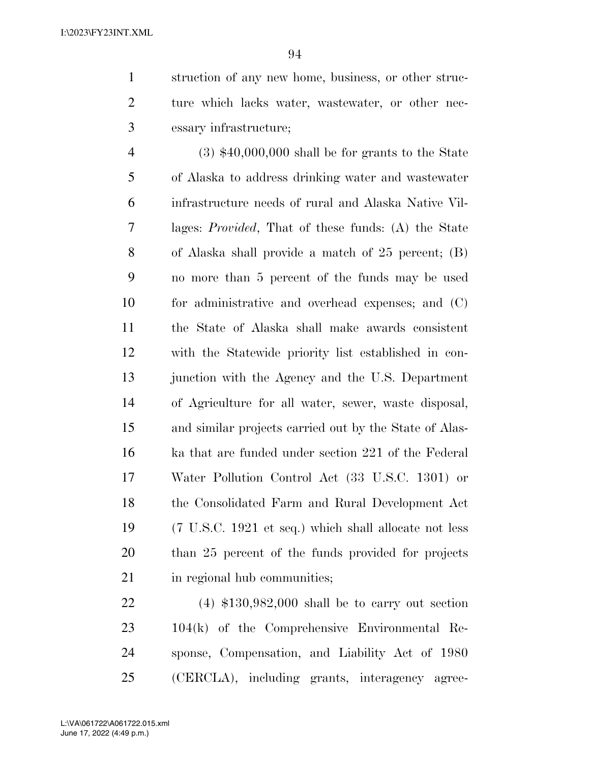struction of any new home, business, or other structure which lacks water, wastewater, or other necessary infrastructure;

(3) $40,000,000 shall be for grants to the State of Alaska to address drinking water and wastewater infrastructure needs of rural and Alaska Native Villages: *Provided*, That of these funds: (A) the State of Alaska shall provide a match of 25 percent; (B) no more than 5 percent of the funds may be used for administrative and overhead expenses; and (C) the State of Alaska shall make awards consistent with the Statewide priority list established in conjunction with the Agency and the U.S. Department of Agriculture for all water, sewer, waste disposal, and similar projects carried out by the State of Alaska that are funded under section 221 of the Federal Water Pollution Control Act (33 U.S.C. 1301) or the Consolidated Farm and Rural Development Act (7 U.S.C. 1921 et seq.) which shall allocate not less than 25 percent of the funds provided for projects in regional hub communities;

(4) $130,982,000 shall be to carry out section 104(k) of the Comprehensive Environmental Response, Compensation, and Liability Act of 1980 (CERCLA), including grants, interagency agree-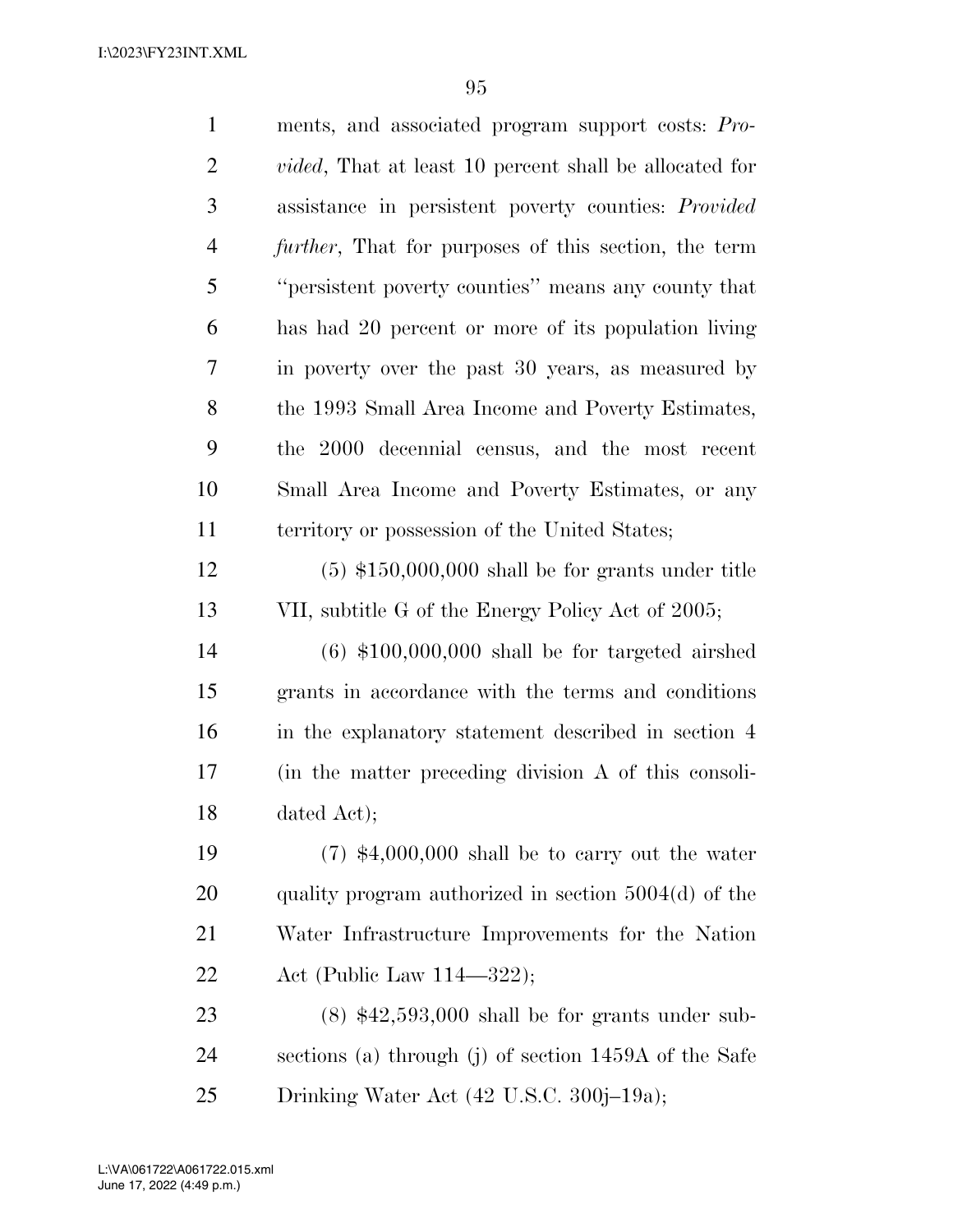ments, and associated program support costs: *Provided*, That at least 10 percent shall be allocated for assistance in persistent poverty counties: *Provided further*, That for purposes of this section, the term ''persistent poverty counties'' means any county that has had 20 percent or more of its population living in poverty over the past 30 years, as measured by the 1993 Small Area Income and Poverty Estimates, the 2000 decennial census, and the most recent Small Area Income and Poverty Estimates, or any territory or possession of the United States;

(5) $150,000,000 shall be for grants under title VII, subtitle G of the Energy Policy Act of 2005;

(6) $100,000,000 shall be for targeted airshed grants in accordance with the terms and conditions in the explanatory statement described in section 4 (in the matter preceding division A of this consolidated Act);

(7) $4,000,000 shall be to carry out the water quality program authorized in section 5004(d) of the Water Infrastructure Improvements for the Nation Act (Public Law 114—322);

(8) $42,593,000 shall be for grants under subsections (a) through (j) of section 1459A of the Safe Drinking Water Act (42 U.S.C. 300j–19a);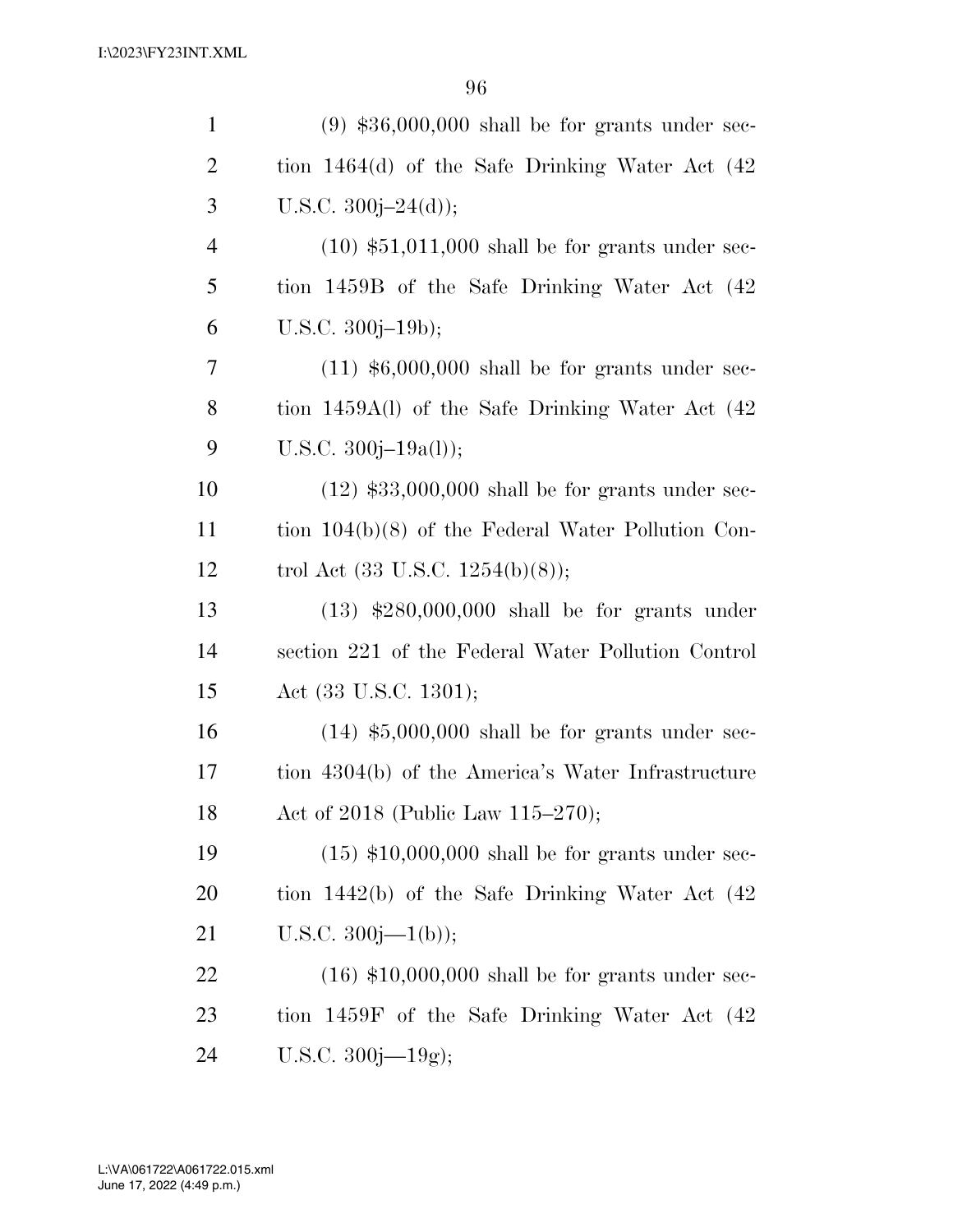(9) $36,000,000 shall be for grants under section 1464(d) of the Safe Drinking Water Act (42 U.S.C. 300j–24(d));

(10) $51,011,000 shall be for grants under section 1459B of the Safe Drinking Water Act (42 U.S.C. 300j–19b);

(11) $6,000,000 shall be for grants under section 1459A(l) of the Safe Drinking Water Act (42 U.S.C. 300j–19a(l));

(12) $33,000,000 shall be for grants under section 104(b)(8) of the Federal Water Pollution Control Act (33 U.S.C. 1254(b)(8));

(13) $280,000,000 shall be for grants under section 221 of the Federal Water Pollution Control Act (33 U.S.C. 1301);

(14) $5,000,000 shall be for grants under section 4304(b) of the America's Water Infrastructure Act of 2018 (Public Law 115–270);

(15) $10,000,000 shall be for grants under section 1442(b) of the Safe Drinking Water Act (42 U.S.C. 300j—1(b));

(16) $10,000,000 shall be for grants under section 1459F of the Safe Drinking Water Act (42 U.S.C. 300j—19g);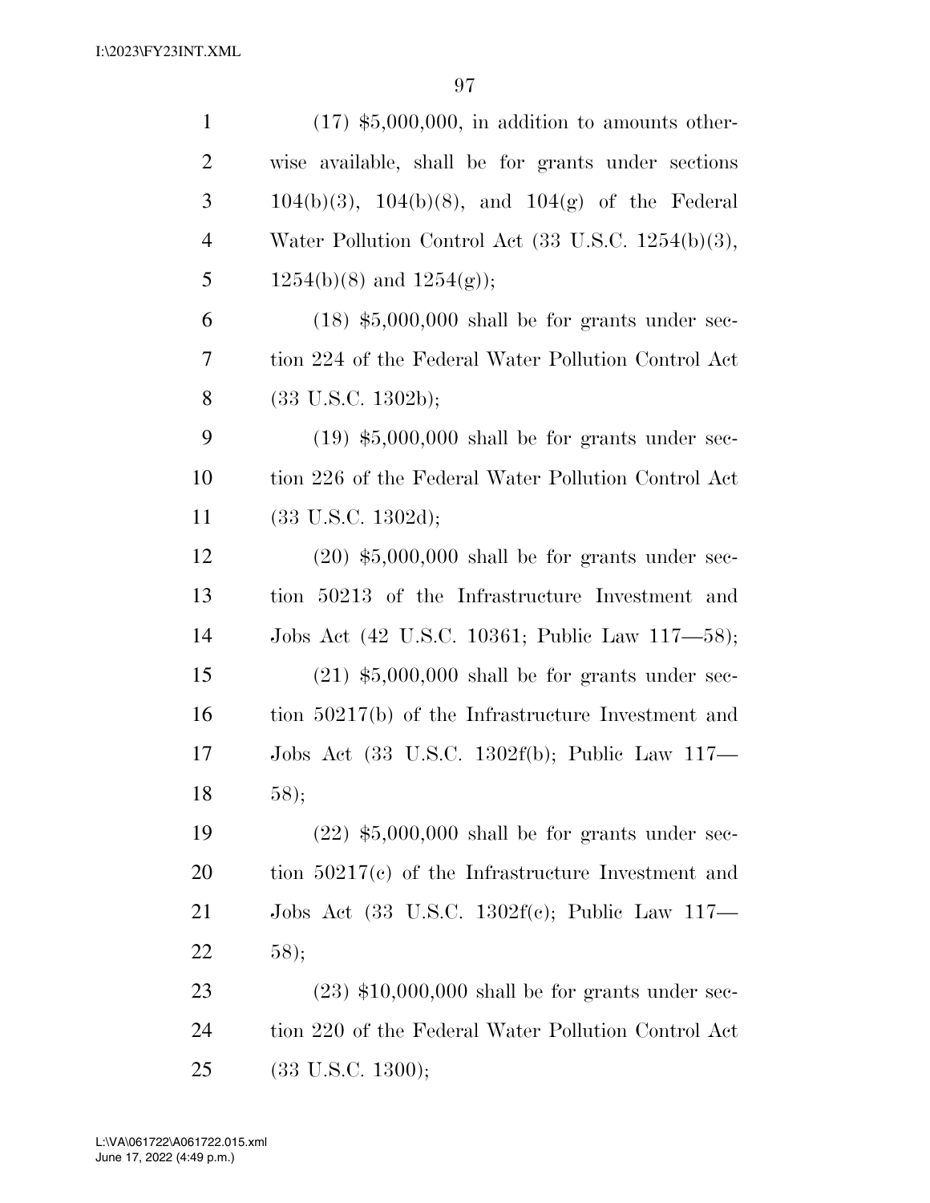(17) $5,000,000, in addition to amounts otherwise available, shall be for grants under sections 104(b)(3), 104(b)(8), and 104(g) of the Federal Water Pollution Control Act (33 U.S.C. 1254(b)(3), 1254(b)(8) and 1254(g));

(18) $5,000,000 shall be for grants under section 224 of the Federal Water Pollution Control Act (33 U.S.C. 1302b);

(19) $5,000,000 shall be for grants under section 226 of the Federal Water Pollution Control Act (33 U.S.C. 1302d);

(20) $5,000,000 shall be for grants under section 50213 of the Infrastructure Investment and Jobs Act (42 U.S.C. 10361; Public Law 117—58);

(21) $5,000,000 shall be for grants under section 50217(b) of the Infrastructure Investment and Jobs Act (33 U.S.C. 1302f(b); Public Law 117—58);

(22) $5,000,000 shall be for grants under section 50217(c) of the Infrastructure Investment and Jobs Act (33 U.S.C. 1302f(c); Public Law 117—58);

(23) $10,000,000 shall be for grants under section 220 of the Federal Water Pollution Control Act (33 U.S.C. 1300);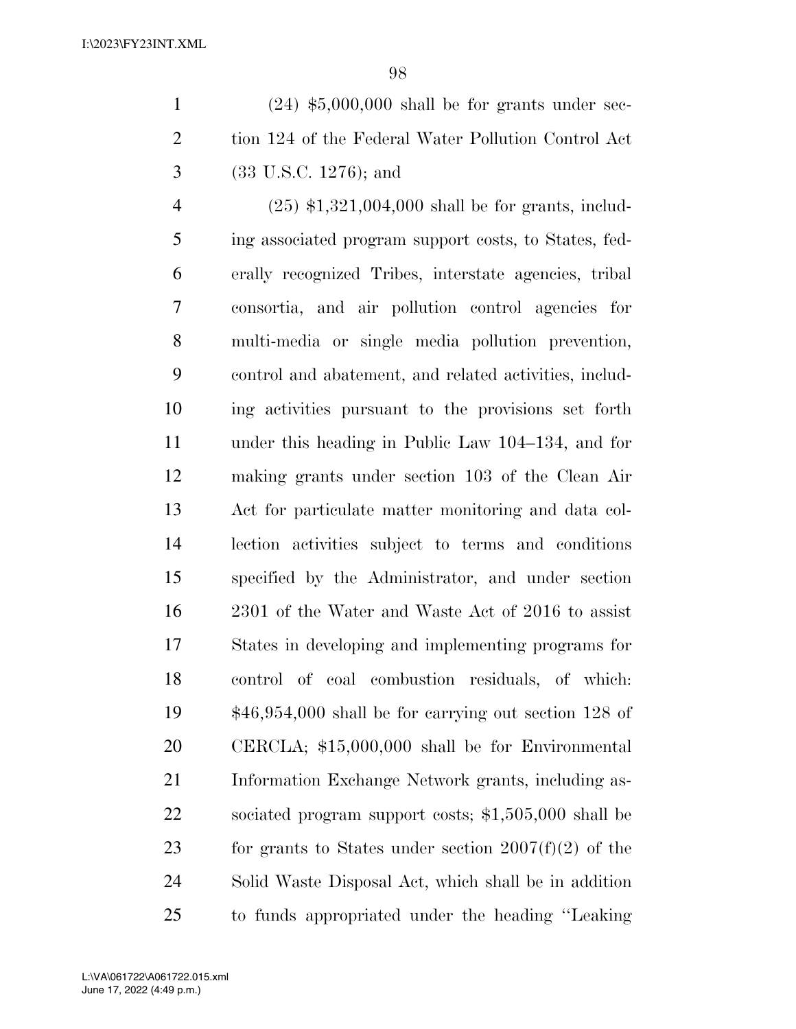(24) $5,000,000 shall be for grants under section 124 of the Federal Water Pollution Control Act (33 U.S.C. 1276); and

(25) $1,321,004,000 shall be for grants, including associated program support costs, to States, federally recognized Tribes, interstate agencies, tribal consortia, and air pollution control agencies for multi-media or single media pollution prevention, control and abatement, and related activities, including activities pursuant to the provisions set forth under this heading in Public Law 104–134, and for making grants under section 103 of the Clean Air Act for particulate matter monitoring and data collection activities subject to terms and conditions specified by the Administrator, and under section 2301 of the Water and Waste Act of 2016 to assist States in developing and implementing programs for control of coal combustion residuals, of which: $46,954,000 shall be for carrying out section 128 of CERCLA; $15,000,000 shall be for Environmental Information Exchange Network grants, including associated program support costs; $1,505,000 shall be for grants to States under section 2007(f)(2) of the Solid Waste Disposal Act, which shall be in addition to funds appropriated under the heading ''Leaking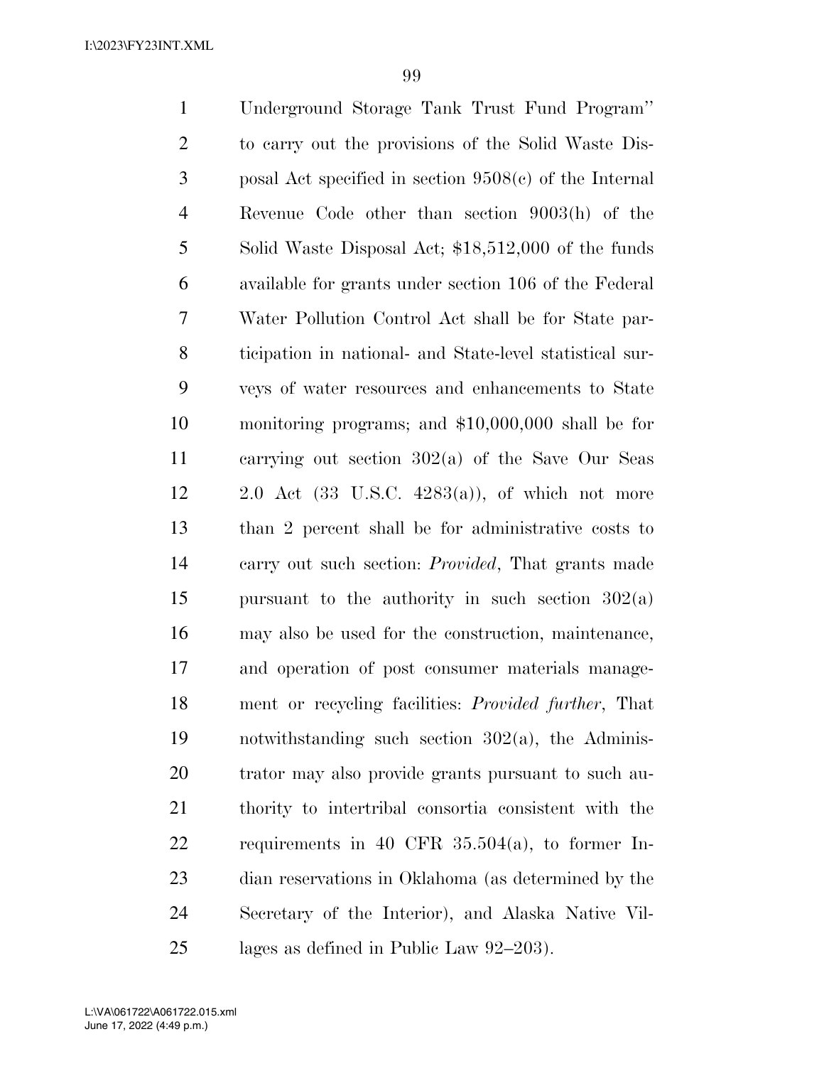Underground Storage Tank Trust Fund Program'' to carry out the provisions of the Solid Waste Disposal Act specified in section 9508(c) of the Internal Revenue Code other than section 9003(h) of the Solid Waste Disposal Act; $18,512,000 of the funds available for grants under section 106 of the Federal Water Pollution Control Act shall be for State participation in national- and State-level statistical surveys of water resources and enhancements to State monitoring programs; and $10,000,000 shall be for carrying out section 302(a) of the Save Our Seas 2.0 Act (33 U.S.C. 4283(a)), of which not more than 2 percent shall be for administrative costs to carry out such section: *Provided*, That grants made pursuant to the authority in such section 302(a) may also be used for the construction, maintenance, and operation of post consumer materials management or recycling facilities: *Provided further*, That notwithstanding such section 302(a), the Administrator may also provide grants pursuant to such authority to intertribal consortia consistent with the requirements in 40 CFR 35.504(a), to former Indian reservations in Oklahoma (as determined by the Secretary of the Interior), and Alaska Native Villages as defined in Public Law 92–203).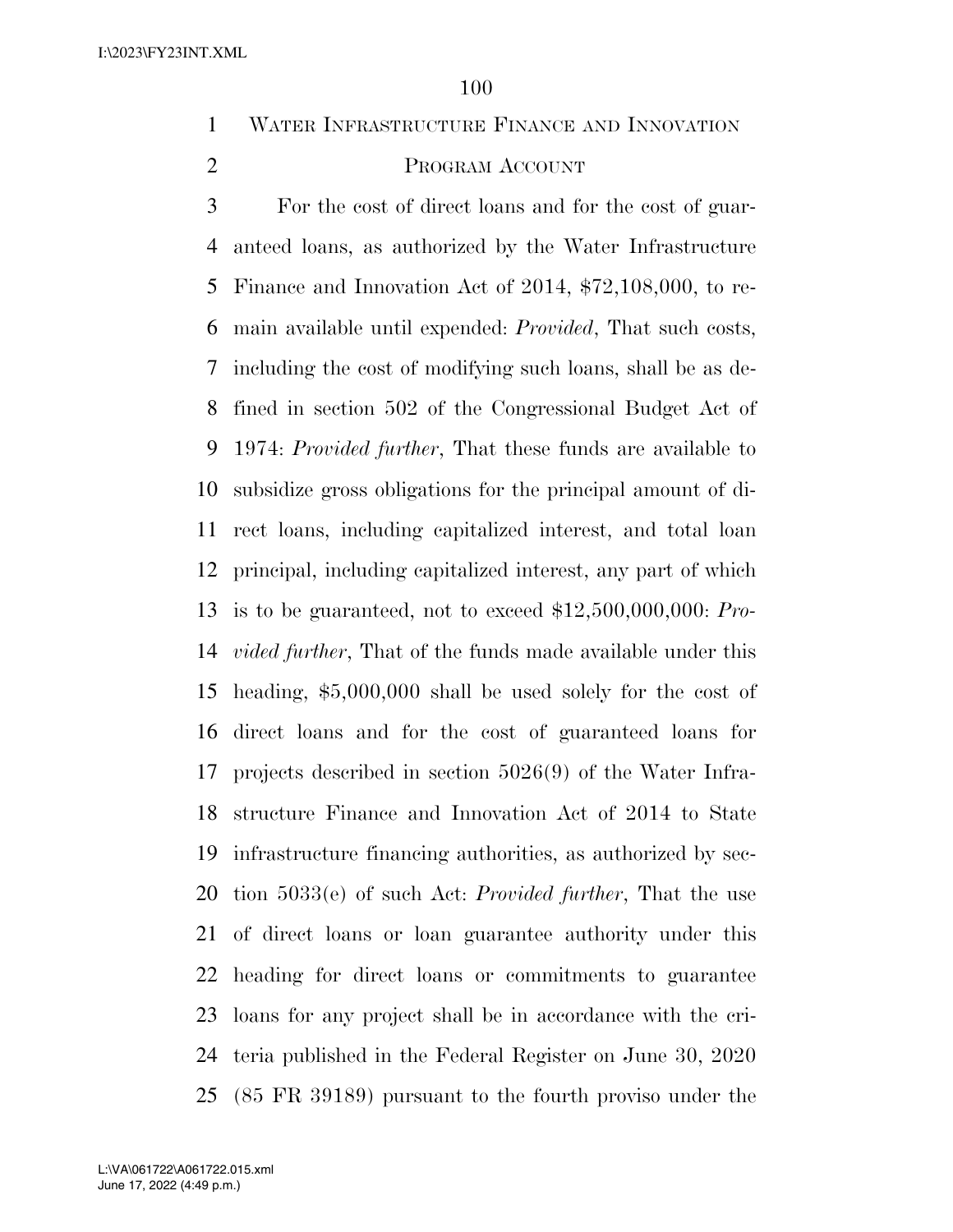## Water Infrastructure Finance and Innovation Program Account

For the cost of direct loans and for the cost of guaranteed loans, as authorized by the Water Infrastructure Finance and Innovation Act of 2014, $72,108,000, to remain available until expended: *Provided*, That such costs, including the cost of modifying such loans, shall be as defined in section 502 of the Congressional Budget Act of 1974: *Provided further*, That these funds are available to subsidize gross obligations for the principal amount of direct loans, including capitalized interest, and total loan principal, including capitalized interest, any part of which is to be guaranteed, not to exceed $12,500,000,000: *Provided further*, That of the funds made available under this heading, $5,000,000 shall be used solely for the cost of direct loans and for the cost of guaranteed loans for projects described in section 5026(9) of the Water Infrastructure Finance and Innovation Act of 2014 to State infrastructure financing authorities, as authorized by section 5033(e) of such Act: *Provided further*, That the use of direct loans or loan guarantee authority under this heading for direct loans or commitments to guarantee loans for any project shall be in accordance with the criteria published in the Federal Register on June 30, 2020 (85 FR 39189) pursuant to the fourth proviso under the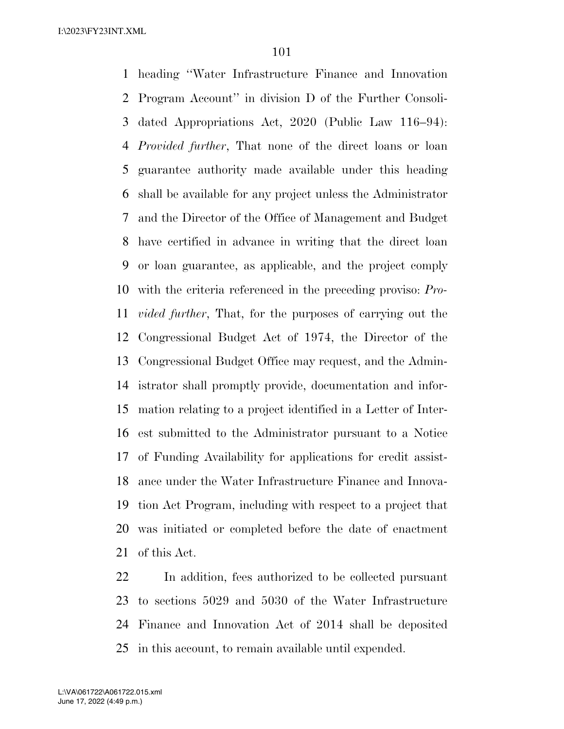heading ''Water Infrastructure Finance and Innovation Program Account'' in division D of the Further Consolidated Appropriations Act, 2020 (Public Law 116–94): *Provided further*, That none of the direct loans or loan guarantee authority made available under this heading shall be available for any project unless the Administrator and the Director of the Office of Management and Budget have certified in advance in writing that the direct loan or loan guarantee, as applicable, and the project comply with the criteria referenced in the preceding proviso: *Provided further*, That, for the purposes of carrying out the Congressional Budget Act of 1974, the Director of the Congressional Budget Office may request, and the Administrator shall promptly provide, documentation and information relating to a project identified in a Letter of Interest submitted to the Administrator pursuant to a Notice of Funding Availability for applications for credit assistance under the Water Infrastructure Finance and Innovation Act Program, including with respect to a project that was initiated or completed before the date of enactment of this Act.

In addition, fees authorized to be collected pursuant to sections 5029 and 5030 of the Water Infrastructure Finance and Innovation Act of 2014 shall be deposited in this account, to remain available until expended.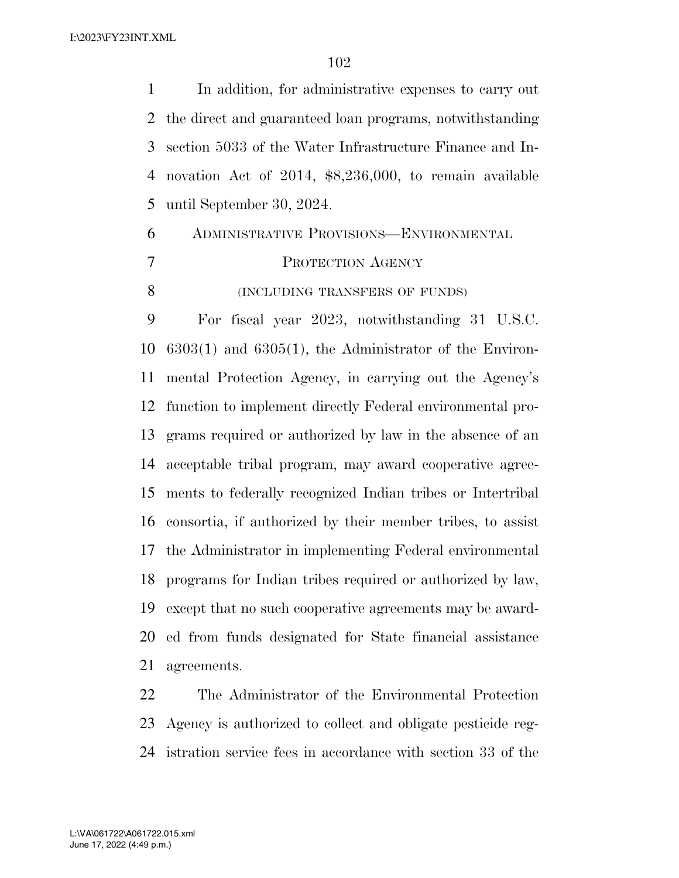In addition, for administrative expenses to carry out the direct and guaranteed loan programs, notwithstanding section 5033 of the Water Infrastructure Finance and Innovation Act of 2014, $8,236,000, to remain available until September 30, 2024.

## ADMINISTRATIVE PROVISIONS—ENVIRONMENTAL PROTECTION AGENCY

(INCLUDING TRANSFERS OF FUNDS)

For fiscal year 2023, notwithstanding 31 U.S.C. 6303(1) and 6305(1), the Administrator of the Environmental Protection Agency, in carrying out the Agency's function to implement directly Federal environmental programs required or authorized by law in the absence of an acceptable tribal program, may award cooperative agreements to federally recognized Indian tribes or Intertribal consortia, if authorized by their member tribes, to assist the Administrator in implementing Federal environmental programs for Indian tribes required or authorized by law, except that no such cooperative agreements may be awarded from funds designated for State financial assistance agreements.

The Administrator of the Environmental Protection Agency is authorized to collect and obligate pesticide registration service fees in accordance with section 33 of the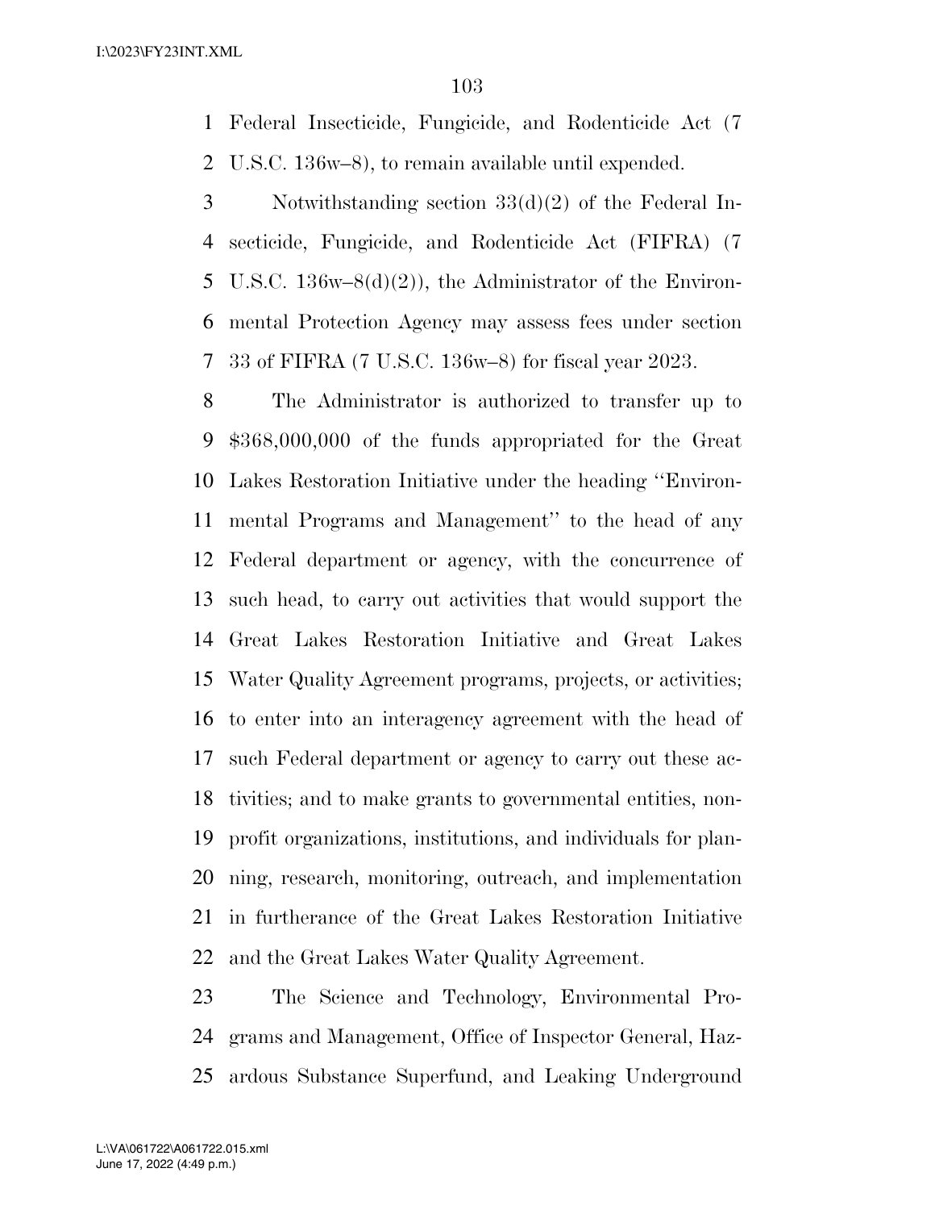Federal Insecticide, Fungicide, and Rodenticide Act (7 U.S.C. 136w–8), to remain available until expended.

Notwithstanding section 33(d)(2) of the Federal Insecticide, Fungicide, and Rodenticide Act (FIFRA) (7 U.S.C. 136w–8(d)(2)), the Administrator of the Environmental Protection Agency may assess fees under section 33 of FIFRA (7 U.S.C. 136w–8) for fiscal year 2023.

The Administrator is authorized to transfer up to $368,000,000 of the funds appropriated for the Great Lakes Restoration Initiative under the heading ''Environmental Programs and Management'' to the head of any Federal department or agency, with the concurrence of such head, to carry out activities that would support the Great Lakes Restoration Initiative and Great Lakes Water Quality Agreement programs, projects, or activities; to enter into an interagency agreement with the head of such Federal department or agency to carry out these activities; and to make grants to governmental entities, nonprofit organizations, institutions, and individuals for planning, research, monitoring, outreach, and implementation in furtherance of the Great Lakes Restoration Initiative and the Great Lakes Water Quality Agreement.

The Science and Technology, Environmental Programs and Management, Office of Inspector General, Hazardous Substance Superfund, and Leaking Underground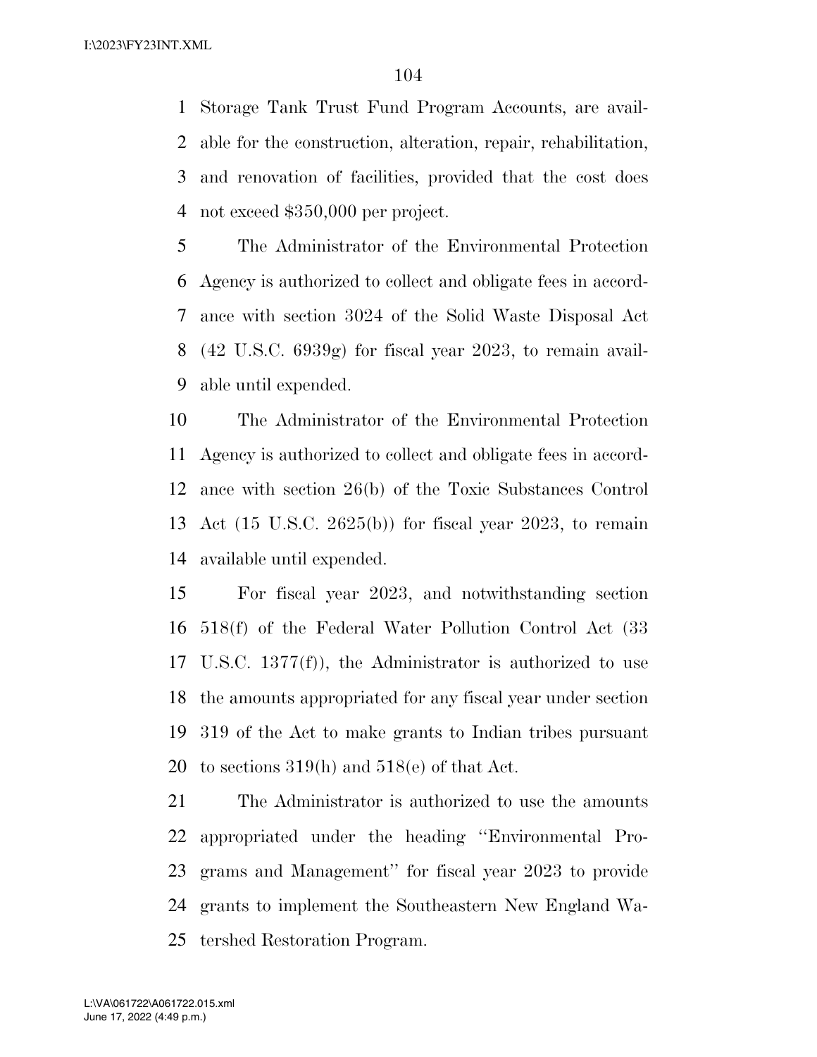Storage Tank Trust Fund Program Accounts, are available for the construction, alteration, repair, rehabilitation, and renovation of facilities, provided that the cost does not exceed $350,000 per project.

The Administrator of the Environmental Protection Agency is authorized to collect and obligate fees in accordance with section 3024 of the Solid Waste Disposal Act (42 U.S.C. 6939g) for fiscal year 2023, to remain available until expended.

The Administrator of the Environmental Protection Agency is authorized to collect and obligate fees in accordance with section 26(b) of the Toxic Substances Control Act (15 U.S.C. 2625(b)) for fiscal year 2023, to remain available until expended.

For fiscal year 2023, and notwithstanding section 518(f) of the Federal Water Pollution Control Act (33 U.S.C. 1377(f)), the Administrator is authorized to use the amounts appropriated for any fiscal year under section 319 of the Act to make grants to Indian tribes pursuant to sections 319(h) and 518(e) of that Act.

The Administrator is authorized to use the amounts appropriated under the heading ''Environmental Programs and Management'' for fiscal year 2023 to provide grants to implement the Southeastern New England Watershed Restoration Program.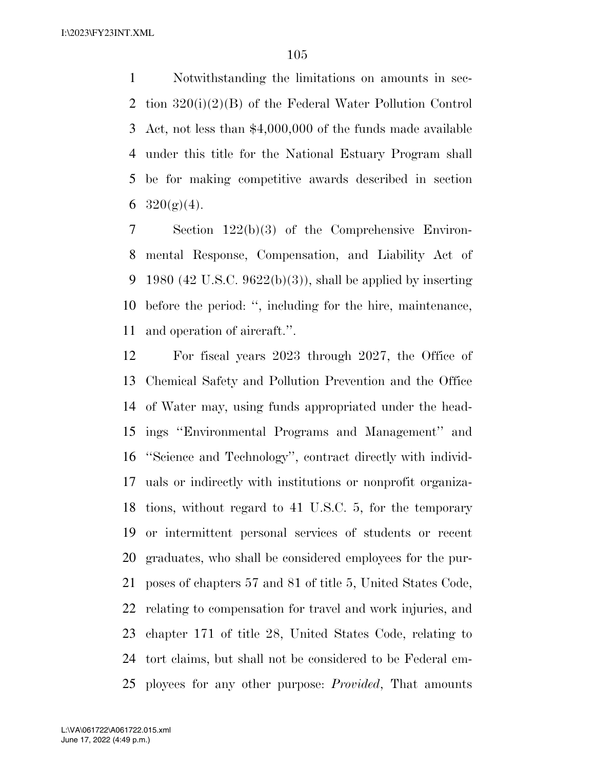Notwithstanding the limitations on amounts in section 320(i)(2)(B) of the Federal Water Pollution Control Act, not less than $4,000,000 of the funds made available under this title for the National Estuary Program shall be for making competitive awards described in section 320(g)(4).

Section 122(b)(3) of the Comprehensive Environmental Response, Compensation, and Liability Act of 1980 (42 U.S.C. 9622(b)(3)), shall be applied by inserting before the period: '', including for the hire, maintenance, and operation of aircraft.''.

For fiscal years 2023 through 2027, the Office of Chemical Safety and Pollution Prevention and the Office of Water may, using funds appropriated under the headings ''Environmental Programs and Management'' and ''Science and Technology'', contract directly with individuals or indirectly with institutions or nonprofit organizations, without regard to 41 U.S.C. 5, for the temporary or intermittent personal services of students or recent graduates, who shall be considered employees for the purposes of chapters 57 and 81 of title 5, United States Code, relating to compensation for travel and work injuries, and chapter 171 of title 28, United States Code, relating to tort claims, but shall not be considered to be Federal employees for any other purpose: *Provided*, That amounts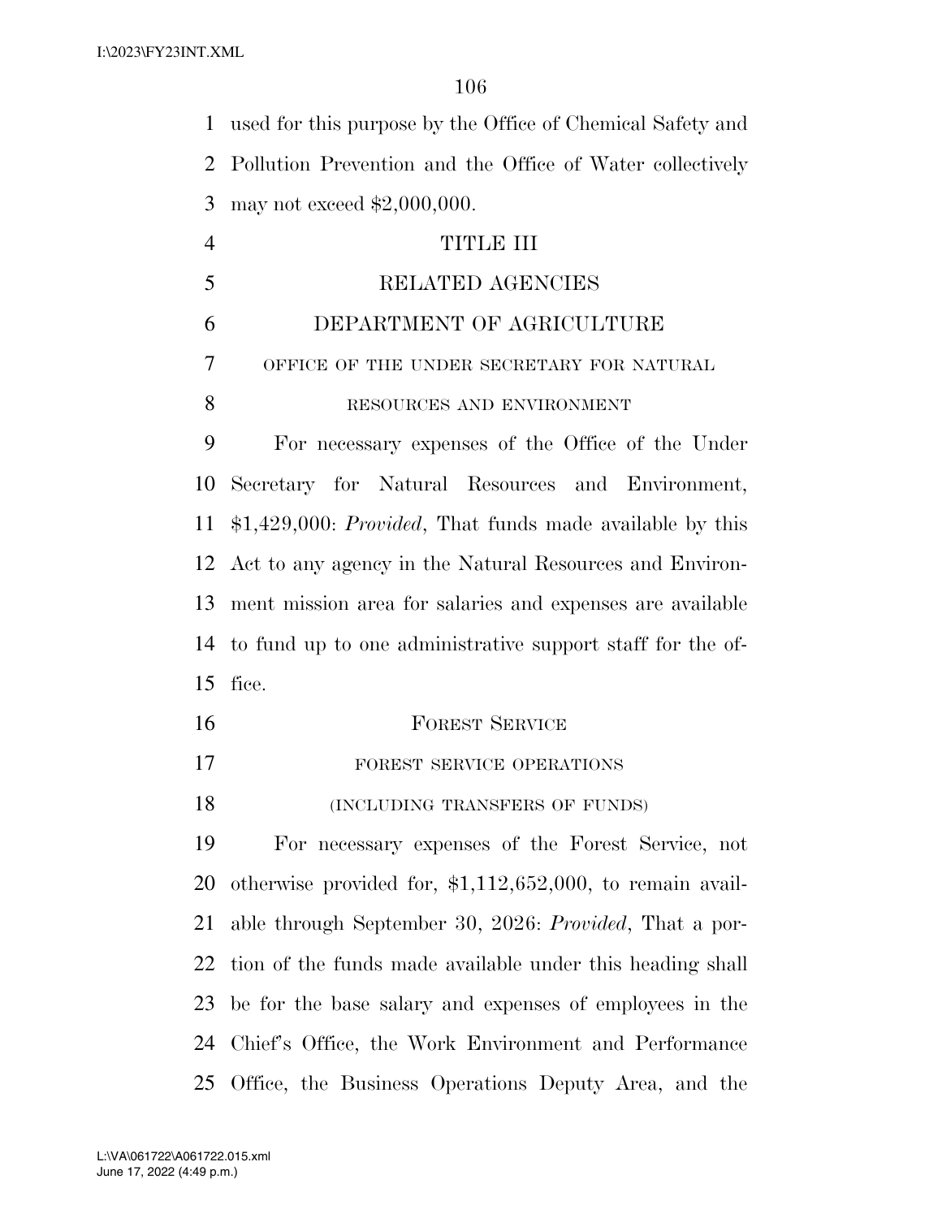used for this purpose by the Office of Chemical Safety and Pollution Prevention and the Office of Water collectively may not exceed $2,000,000.

# TITLE III

# RELATED AGENCIES

## DEPARTMENT OF AGRICULTURE

### OFFICE OF THE UNDER SECRETARY FOR NATURAL RESOURCES AND ENVIRONMENT

For necessary expenses of the Office of the Under Secretary for Natural Resources and Environment, $1,429,000: *Provided*, That funds made available by this Act to any agency in the Natural Resources and Environment mission area for salaries and expenses are available to fund up to one administrative support staff for the office.

## FOREST SERVICE

### FOREST SERVICE OPERATIONS

(INCLUDING TRANSFERS OF FUNDS)

For necessary expenses of the Forest Service, not otherwise provided for, $1,112,652,000, to remain available through September 30, 2026: *Provided*, That a portion of the funds made available under this heading shall be for the base salary and expenses of employees in the Chief's Office, the Work Environment and Performance Office, the Business Operations Deputy Area, and the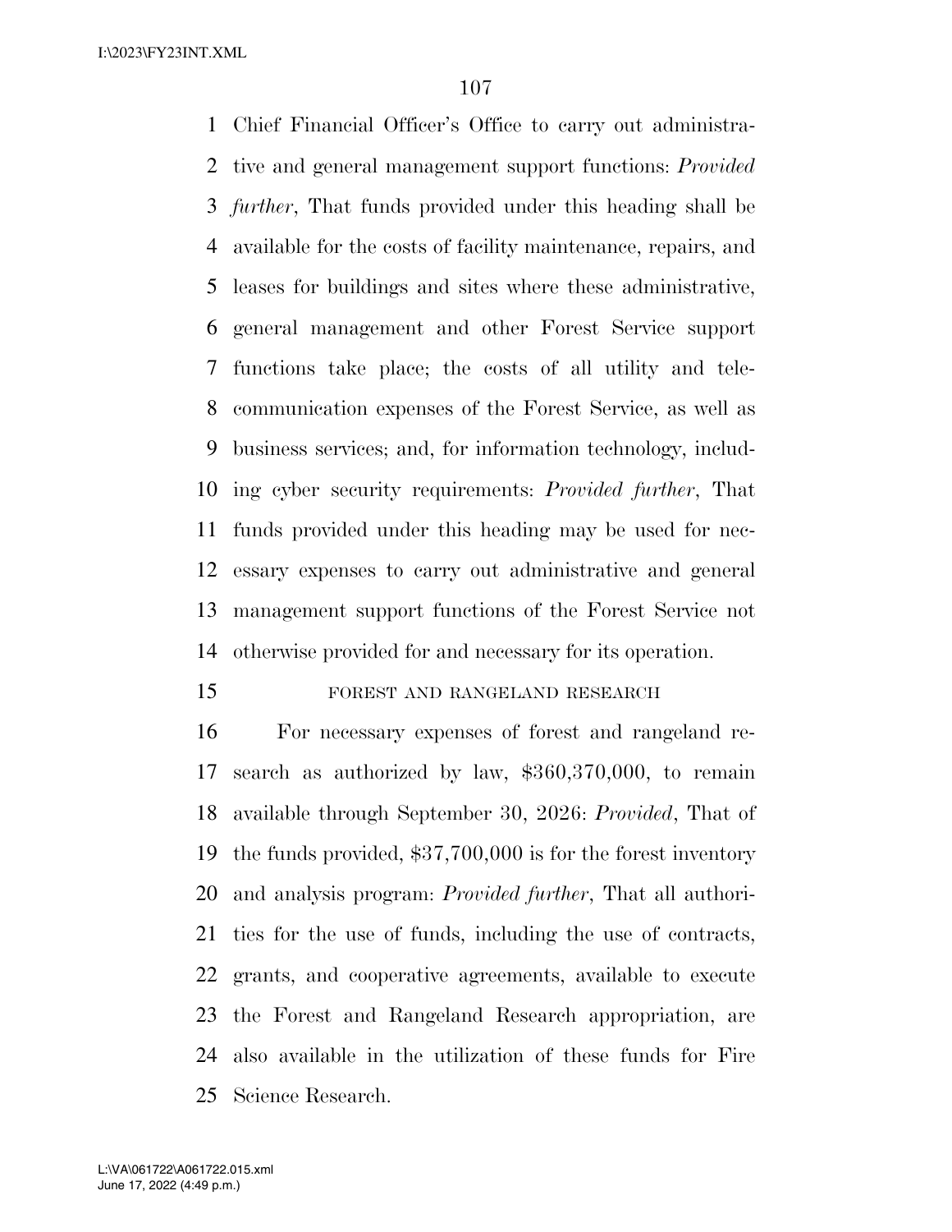Chief Financial Officer's Office to carry out administrative and general management support functions: *Provided further*, That funds provided under this heading shall be available for the costs of facility maintenance, repairs, and leases for buildings and sites where these administrative, general management and other Forest Service support functions take place; the costs of all utility and telecommunication expenses of the Forest Service, as well as business services; and, for information technology, including cyber security requirements: *Provided further*, That funds provided under this heading may be used for necessary expenses to carry out administrative and general management support functions of the Forest Service not otherwise provided for and necessary for its operation.

FOREST AND RANGELAND RESEARCH

For necessary expenses of forest and rangeland research as authorized by law, $360,370,000, to remain available through September 30, 2026: *Provided*, That of the funds provided, $37,700,000 is for the forest inventory and analysis program: *Provided further*, That all authorities for the use of funds, including the use of contracts, grants, and cooperative agreements, available to execute the Forest and Rangeland Research appropriation, are also available in the utilization of these funds for Fire Science Research.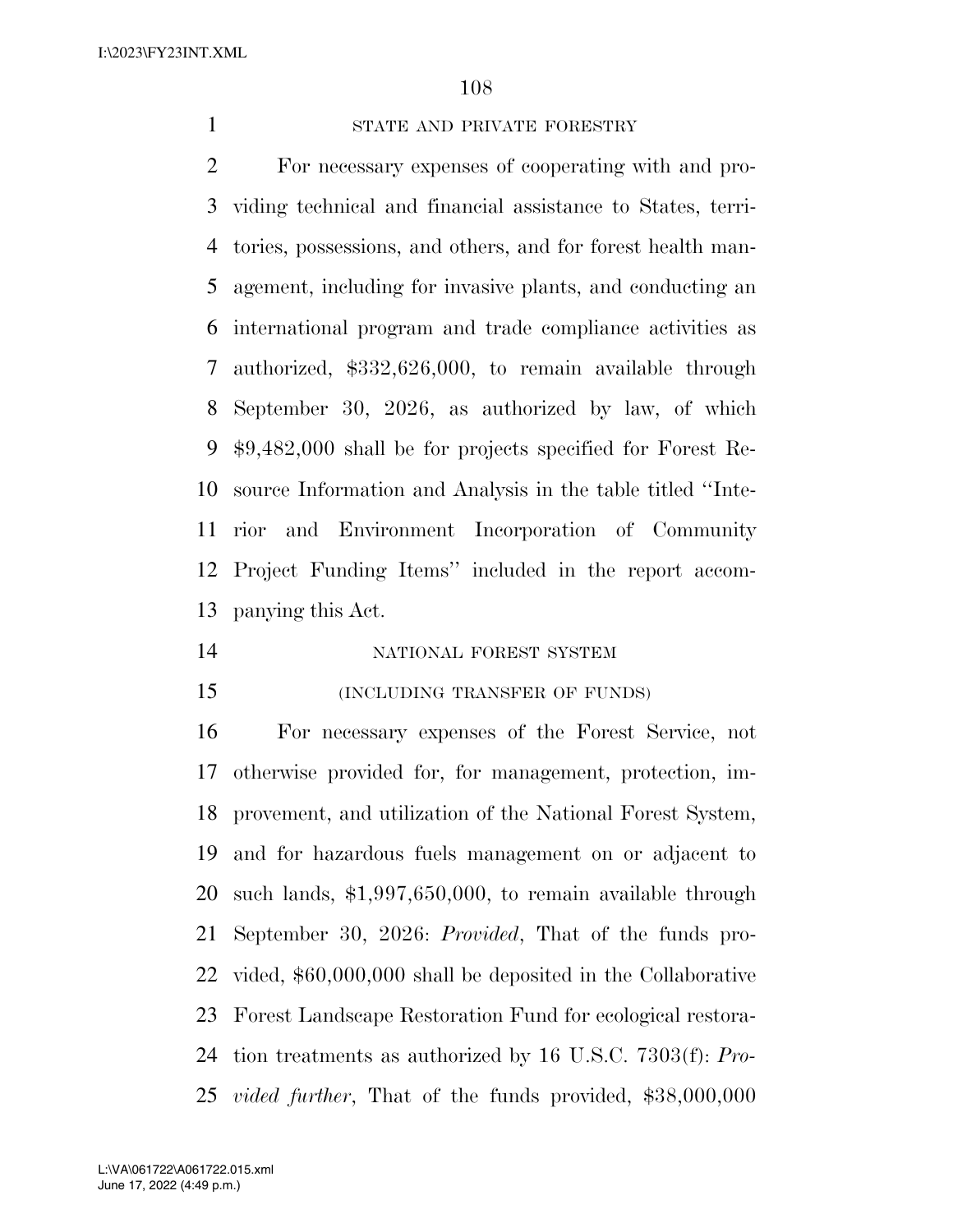STATE AND PRIVATE FORESTRY

For necessary expenses of cooperating with and providing technical and financial assistance to States, territories, possessions, and others, and for forest health management, including for invasive plants, and conducting an international program and trade compliance activities as authorized, $332,626,000, to remain available through September 30, 2026, as authorized by law, of which $9,482,000 shall be for projects specified for Forest Resource Information and Analysis in the table titled ''Interior and Environment Incorporation of Community Project Funding Items'' included in the report accompanying this Act.

NATIONAL FOREST SYSTEM

(INCLUDING TRANSFER OF FUNDS)

For necessary expenses of the Forest Service, not otherwise provided for, for management, protection, improvement, and utilization of the National Forest System, and for hazardous fuels management on or adjacent to such lands, $1,997,650,000, to remain available through September 30, 2026: *Provided*, That of the funds provided, $60,000,000 shall be deposited in the Collaborative Forest Landscape Restoration Fund for ecological restoration treatments as authorized by 16 U.S.C. 7303(f): *Provided further*, That of the funds provided, $38,000,000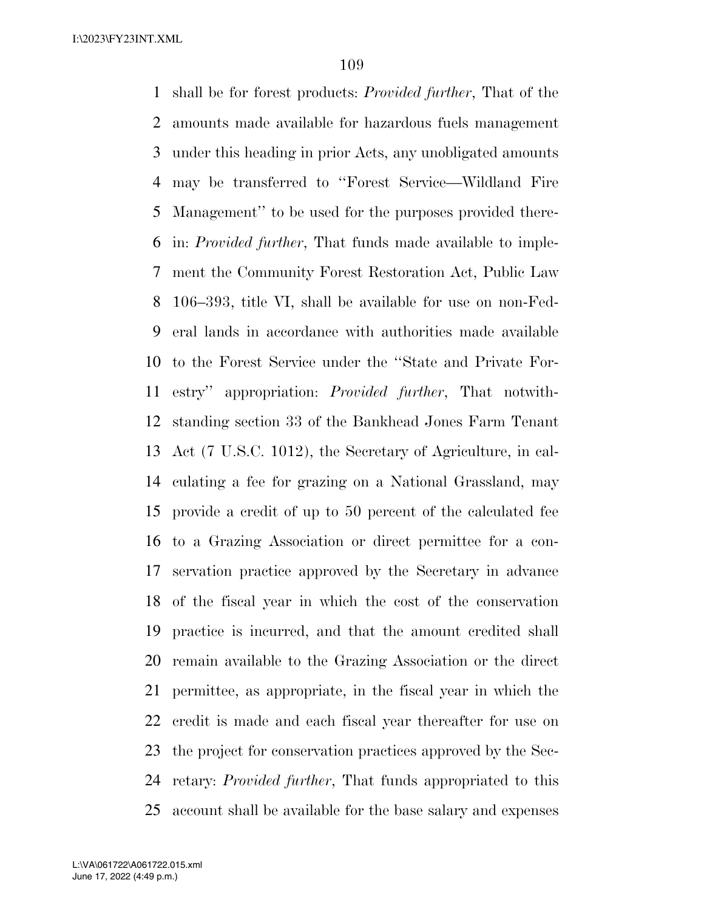shall be for forest products: *Provided further*, That of the amounts made available for hazardous fuels management under this heading in prior Acts, any unobligated amounts may be transferred to ''Forest Service—Wildland Fire Management'' to be used for the purposes provided therein: *Provided further*, That funds made available to implement the Community Forest Restoration Act, Public Law 106–393, title VI, shall be available for use on non-Federal lands in accordance with authorities made available to the Forest Service under the ''State and Private Forestry'' appropriation: *Provided further*, That notwithstanding section 33 of the Bankhead Jones Farm Tenant Act (7 U.S.C. 1012), the Secretary of Agriculture, in calculating a fee for grazing on a National Grassland, may provide a credit of up to 50 percent of the calculated fee to a Grazing Association or direct permittee for a conservation practice approved by the Secretary in advance of the fiscal year in which the cost of the conservation practice is incurred, and that the amount credited shall remain available to the Grazing Association or the direct permittee, as appropriate, in the fiscal year in which the credit is made and each fiscal year thereafter for use on the project for conservation practices approved by the Secretary: *Provided further*, That funds appropriated to this account shall be available for the base salary and expenses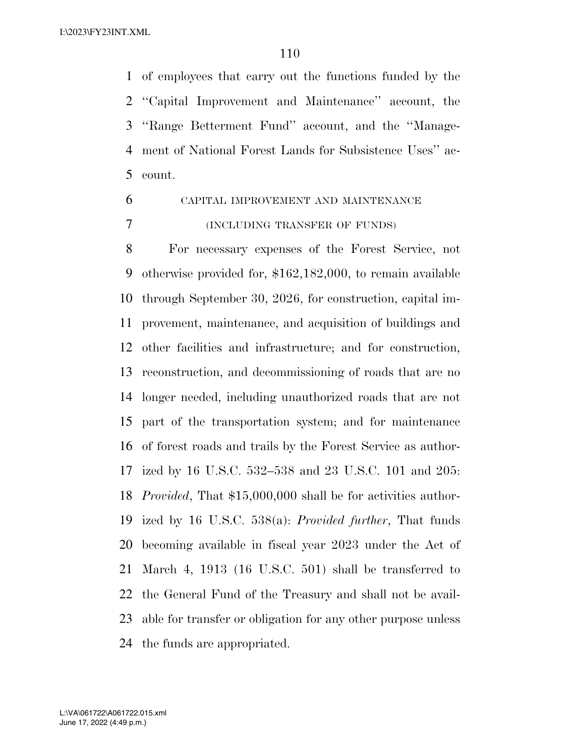of employees that carry out the functions funded by the ''Capital Improvement and Maintenance'' account, the ''Range Betterment Fund'' account, and the ''Management of National Forest Lands for Subsistence Uses'' account.

CAPITAL IMPROVEMENT AND MAINTENANCE

(INCLUDING TRANSFER OF FUNDS)

For necessary expenses of the Forest Service, not otherwise provided for, $162,182,000, to remain available through September 30, 2026, for construction, capital improvement, maintenance, and acquisition of buildings and other facilities and infrastructure; and for construction, reconstruction, and decommissioning of roads that are no longer needed, including unauthorized roads that are not part of the transportation system; and for maintenance of forest roads and trails by the Forest Service as authorized by 16 U.S.C. 532–538 and 23 U.S.C. 101 and 205: *Provided*, That $15,000,000 shall be for activities authorized by 16 U.S.C. 538(a): *Provided further*, That funds becoming available in fiscal year 2023 under the Act of March 4, 1913 (16 U.S.C. 501) shall be transferred to the General Fund of the Treasury and shall not be available for transfer or obligation for any other purpose unless the funds are appropriated.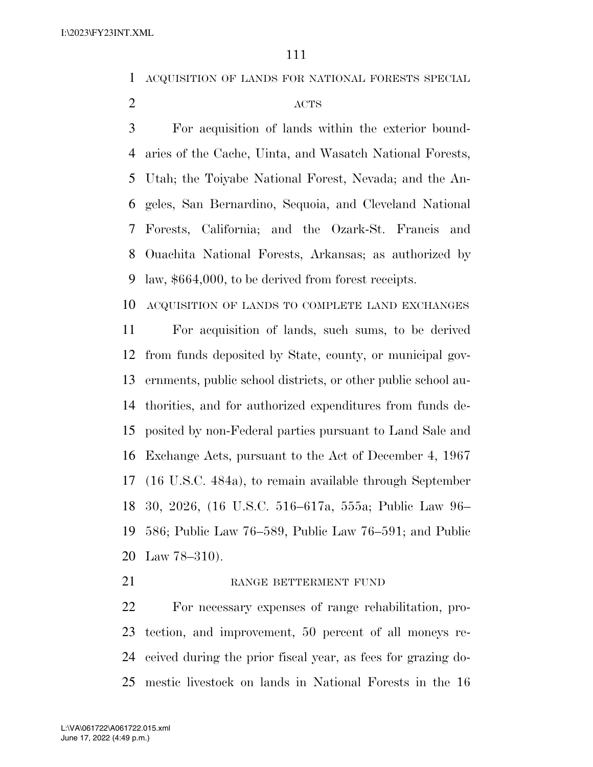ACQUISITION OF LANDS FOR NATIONAL FORESTS SPECIAL ACTS

For acquisition of lands within the exterior boundaries of the Cache, Uinta, and Wasatch National Forests, Utah; the Toiyabe National Forest, Nevada; and the Angeles, San Bernardino, Sequoia, and Cleveland National Forests, California; and the Ozark-St. Francis and Ouachita National Forests, Arkansas; as authorized by law, $664,000, to be derived from forest receipts.

ACQUISITION OF LANDS TO COMPLETE LAND EXCHANGES

For acquisition of lands, such sums, to be derived from funds deposited by State, county, or municipal governments, public school districts, or other public school authorities, and for authorized expenditures from funds deposited by non-Federal parties pursuant to Land Sale and Exchange Acts, pursuant to the Act of December 4, 1967 (16 U.S.C. 484a), to remain available through September 30, 2026, (16 U.S.C. 516–617a, 555a; Public Law 96–586; Public Law 76–589, Public Law 76–591; and Public Law 78–310).

RANGE BETTERMENT FUND

For necessary expenses of range rehabilitation, protection, and improvement, 50 percent of all moneys received during the prior fiscal year, as fees for grazing domestic livestock on lands in National Forests in the 16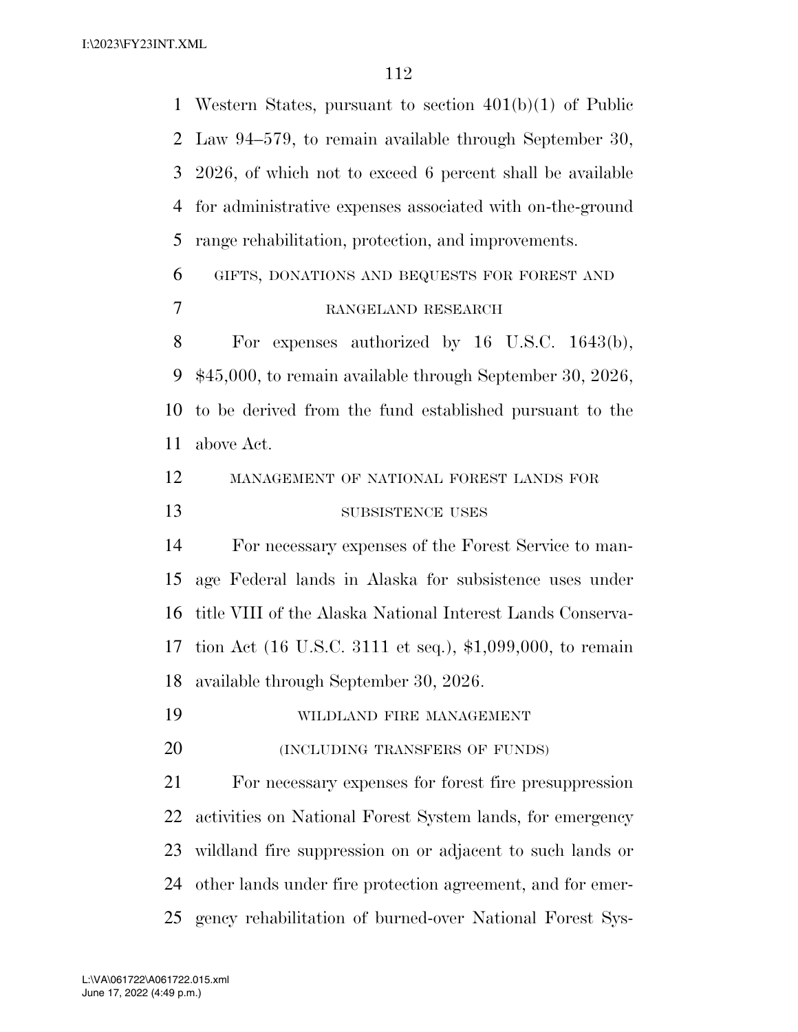Western States, pursuant to section 401(b)(1) of Public Law 94–579, to remain available through September 30, 2026, of which not to exceed 6 percent shall be available for administrative expenses associated with on-the-ground range rehabilitation, protection, and improvements.

GIFTS, DONATIONS AND BEQUESTS FOR FOREST AND RANGELAND RESEARCH

For expenses authorized by 16 U.S.C. 1643(b), $45,000, to remain available through September 30, 2026, to be derived from the fund established pursuant to the above Act.

MANAGEMENT OF NATIONAL FOREST LANDS FOR SUBSISTENCE USES

For necessary expenses of the Forest Service to manage Federal lands in Alaska for subsistence uses under title VIII of the Alaska National Interest Lands Conservation Act (16 U.S.C. 3111 et seq.), $1,099,000, to remain available through September 30, 2026.

WILDLAND FIRE MANAGEMENT

(INCLUDING TRANSFERS OF FUNDS)

For necessary expenses for forest fire presuppression activities on National Forest System lands, for emergency wildland fire suppression on or adjacent to such lands or other lands under fire protection agreement, and for emergency rehabilitation of burned-over National Forest Sys-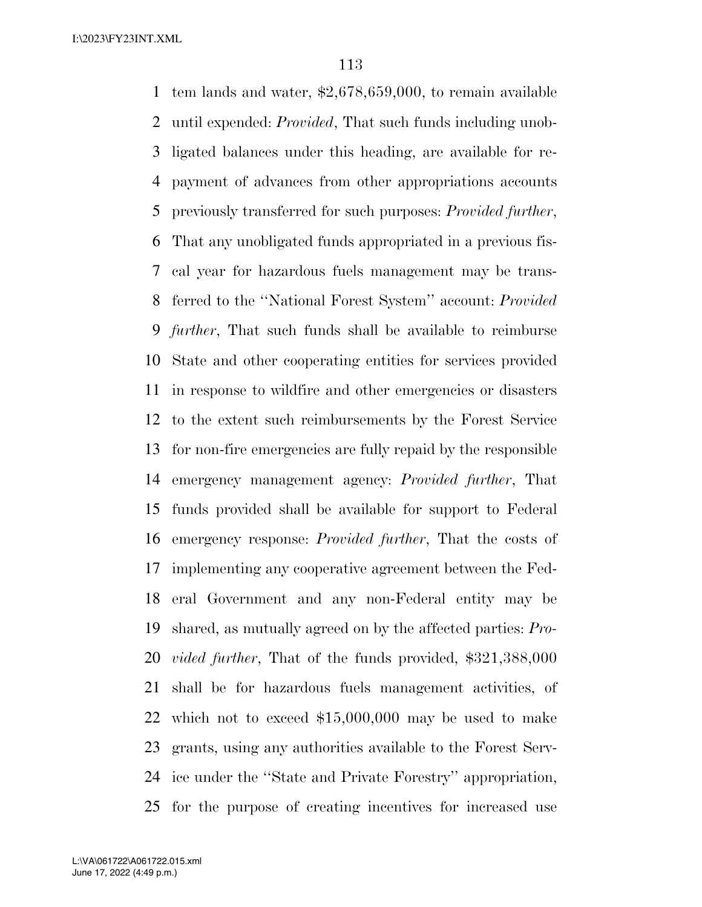tem lands and water, $2,678,659,000, to remain available until expended: *Provided*, That such funds including unobligated balances under this heading, are available for repayment of advances from other appropriations accounts previously transferred for such purposes: *Provided further*, That any unobligated funds appropriated in a previous fiscal year for hazardous fuels management may be transferred to the ''National Forest System'' account: *Provided further*, That such funds shall be available to reimburse State and other cooperating entities for services provided in response to wildfire and other emergencies or disasters to the extent such reimbursements by the Forest Service for non-fire emergencies are fully repaid by the responsible emergency management agency: *Provided further*, That funds provided shall be available for support to Federal emergency response: *Provided further*, That the costs of implementing any cooperative agreement between the Federal Government and any non-Federal entity may be shared, as mutually agreed on by the affected parties: *Provided further*, That of the funds provided, $321,388,000 shall be for hazardous fuels management activities, of which not to exceed $15,000,000 may be used to make grants, using any authorities available to the Forest Service under the ''State and Private Forestry'' appropriation, for the purpose of creating incentives for increased use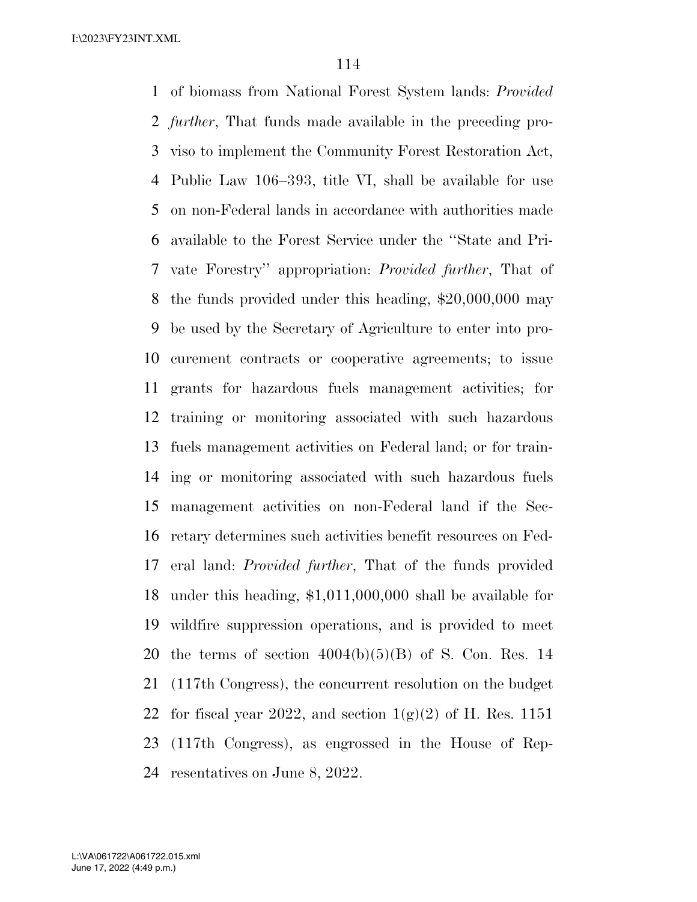of biomass from National Forest System lands: *Provided further*, That funds made available in the preceding proviso to implement the Community Forest Restoration Act, Public Law 106–393, title VI, shall be available for use on non-Federal lands in accordance with authorities made available to the Forest Service under the ''State and Private Forestry'' appropriation: *Provided further*, That of the funds provided under this heading, $20,000,000 may be used by the Secretary of Agriculture to enter into procurement contracts or cooperative agreements; to issue grants for hazardous fuels management activities; for training or monitoring associated with such hazardous fuels management activities on Federal land; or for training or monitoring associated with such hazardous fuels management activities on non-Federal land if the Secretary determines such activities benefit resources on Federal land: *Provided further*, That of the funds provided under this heading, $1,011,000,000 shall be available for wildfire suppression operations, and is provided to meet the terms of section 4004(b)(5)(B) of S. Con. Res. 14 (117th Congress), the concurrent resolution on the budget for fiscal year 2022, and section 1(g)(2) of H. Res. 1151 (117th Congress), as engrossed in the House of Representatives on June 8, 2022.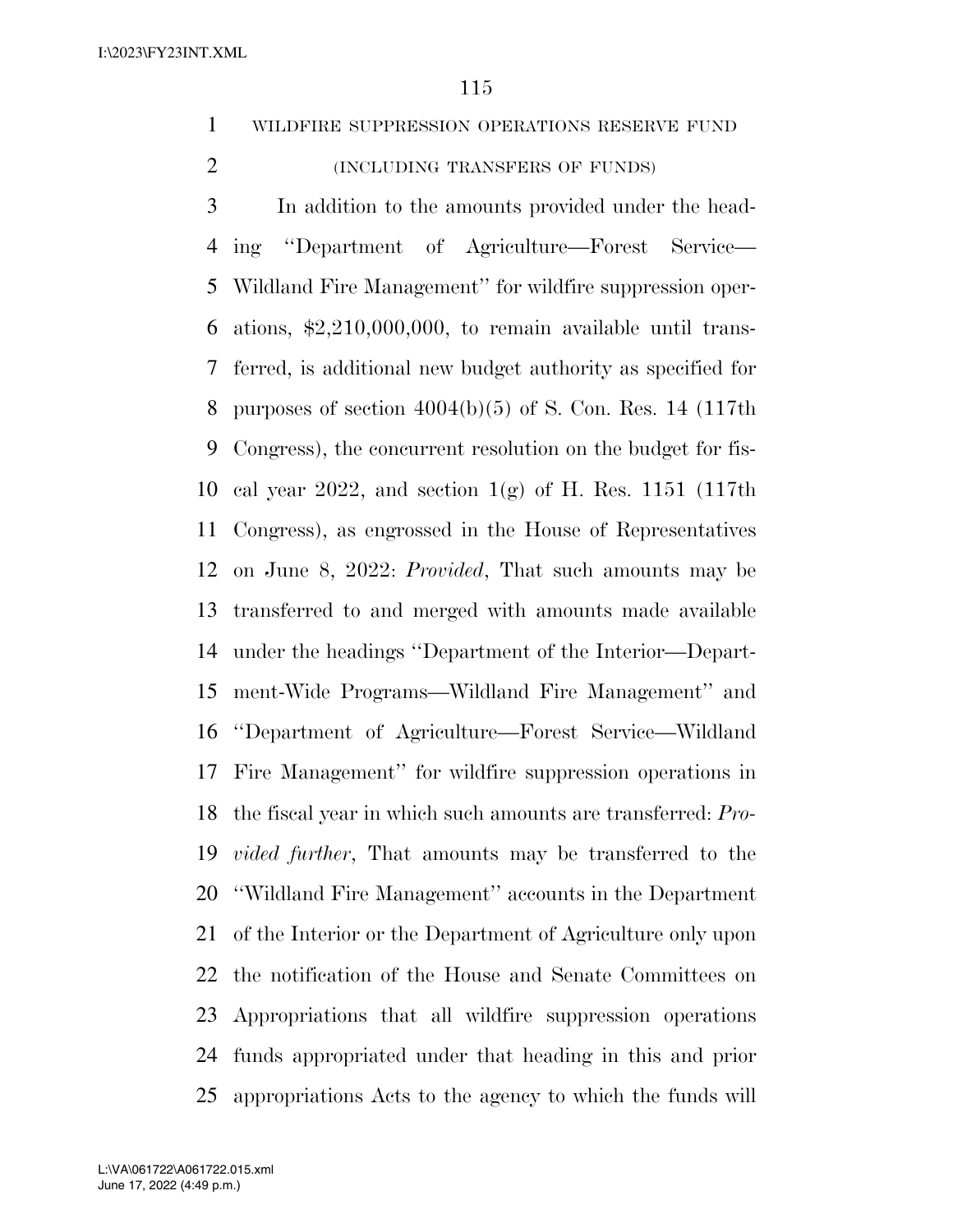WILDFIRE SUPPRESSION OPERATIONS RESERVE FUND

(INCLUDING TRANSFERS OF FUNDS)

In addition to the amounts provided under the heading ''Department of Agriculture—Forest Service—Wildland Fire Management'' for wildfire suppression operations, $2,210,000,000, to remain available until transferred, is additional new budget authority as specified for purposes of section 4004(b)(5) of S. Con. Res. 14 (117th Congress), the concurrent resolution on the budget for fiscal year 2022, and section 1(g) of H. Res. 1151 (117th Congress), as engrossed in the House of Representatives on June 8, 2022: *Provided*, That such amounts may be transferred to and merged with amounts made available under the headings ''Department of the Interior—Department-Wide Programs—Wildland Fire Management'' and ''Department of Agriculture—Forest Service—Wildland Fire Management'' for wildfire suppression operations in the fiscal year in which such amounts are transferred: *Provided further*, That amounts may be transferred to the ''Wildland Fire Management'' accounts in the Department of the Interior or the Department of Agriculture only upon the notification of the House and Senate Committees on Appropriations that all wildfire suppression operations funds appropriated under that heading in this and prior appropriations Acts to the agency to which the funds will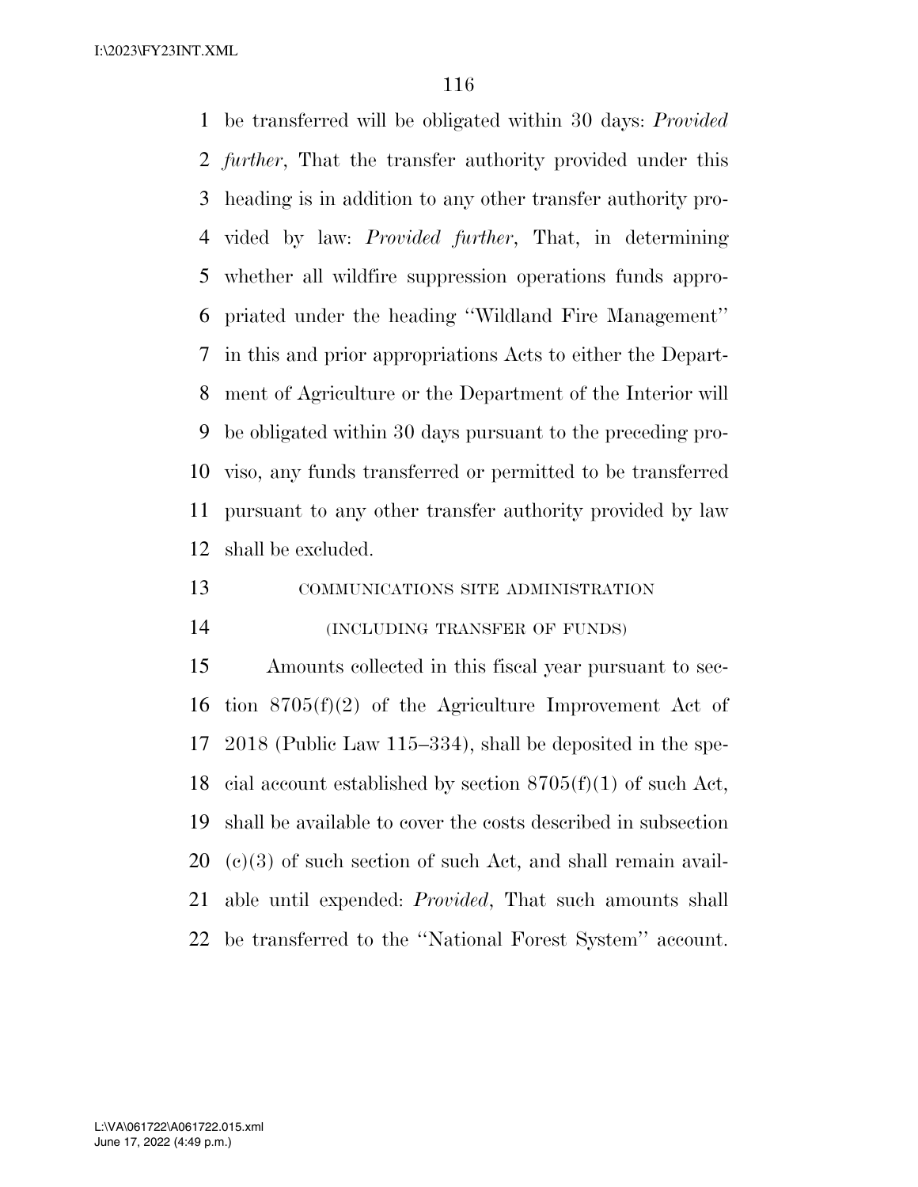be transferred will be obligated within 30 days: *Provided further*, That the transfer authority provided under this heading is in addition to any other transfer authority provided by law: *Provided further*, That, in determining whether all wildfire suppression operations funds appropriated under the heading ''Wildland Fire Management'' in this and prior appropriations Acts to either the Department of Agriculture or the Department of the Interior will be obligated within 30 days pursuant to the preceding proviso, any funds transferred or permitted to be transferred pursuant to any other transfer authority provided by law shall be excluded.

COMMUNICATIONS SITE ADMINISTRATION

(INCLUDING TRANSFER OF FUNDS)

Amounts collected in this fiscal year pursuant to section 8705(f)(2) of the Agriculture Improvement Act of 2018 (Public Law 115–334), shall be deposited in the special account established by section 8705(f)(1) of such Act, shall be available to cover the costs described in subsection (c)(3) of such section of such Act, and shall remain available until expended: *Provided*, That such amounts shall be transferred to the ''National Forest System'' account.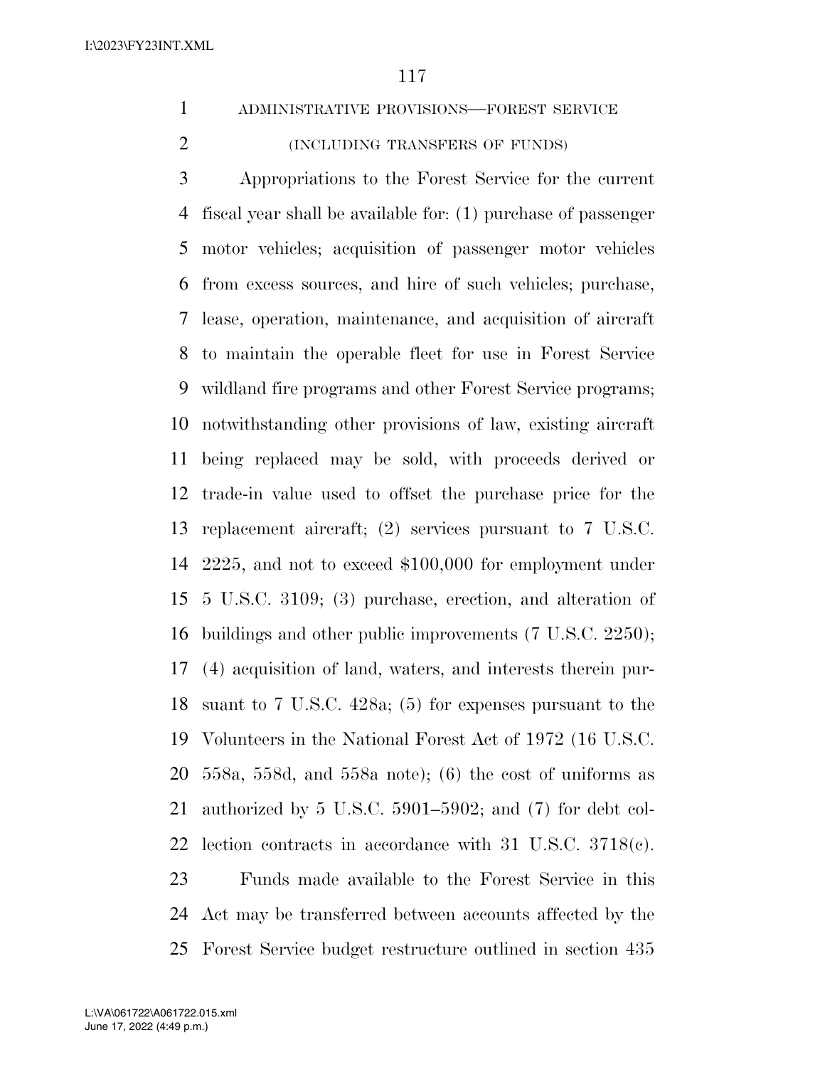ADMINISTRATIVE PROVISIONS—FOREST SERVICE

(INCLUDING TRANSFERS OF FUNDS)

Appropriations to the Forest Service for the current fiscal year shall be available for: (1) purchase of passenger motor vehicles; acquisition of passenger motor vehicles from excess sources, and hire of such vehicles; purchase, lease, operation, maintenance, and acquisition of aircraft to maintain the operable fleet for use in Forest Service wildland fire programs and other Forest Service programs; notwithstanding other provisions of law, existing aircraft being replaced may be sold, with proceeds derived or trade-in value used to offset the purchase price for the replacement aircraft; (2) services pursuant to 7 U.S.C. 2225, and not to exceed $100,000 for employment under 5 U.S.C. 3109; (3) purchase, erection, and alteration of buildings and other public improvements (7 U.S.C. 2250); (4) acquisition of land, waters, and interests therein pursuant to 7 U.S.C. 428a; (5) for expenses pursuant to the Volunteers in the National Forest Act of 1972 (16 U.S.C. 558a, 558d, and 558a note); (6) the cost of uniforms as authorized by 5 U.S.C. 5901–5902; and (7) for debt collection contracts in accordance with 31 U.S.C. 3718(c).

Funds made available to the Forest Service in this Act may be transferred between accounts affected by the Forest Service budget restructure outlined in section 435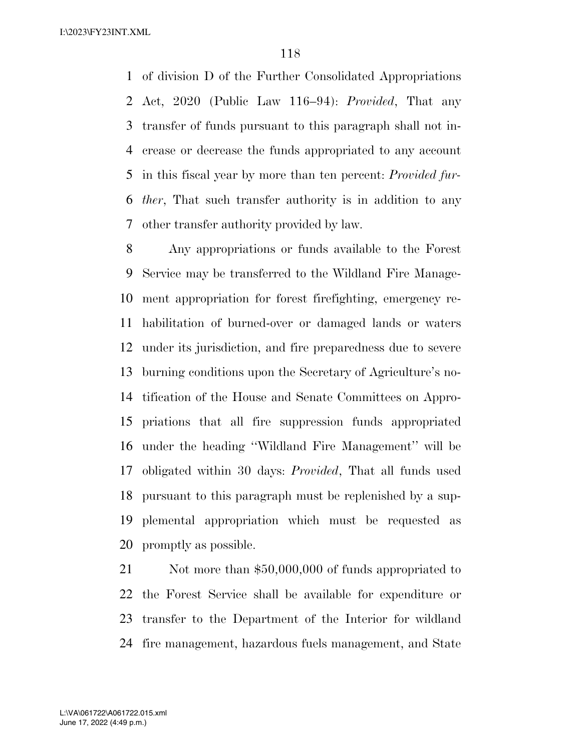of division D of the Further Consolidated Appropriations Act, 2020 (Public Law 116–94): *Provided*, That any transfer of funds pursuant to this paragraph shall not increase or decrease the funds appropriated to any account in this fiscal year by more than ten percent: *Provided further*, That such transfer authority is in addition to any other transfer authority provided by law.

Any appropriations or funds available to the Forest Service may be transferred to the Wildland Fire Management appropriation for forest firefighting, emergency rehabilitation of burned-over or damaged lands or waters under its jurisdiction, and fire preparedness due to severe burning conditions upon the Secretary of Agriculture's notification of the House and Senate Committees on Appropriations that all fire suppression funds appropriated under the heading ''Wildland Fire Management'' will be obligated within 30 days: *Provided*, That all funds used pursuant to this paragraph must be replenished by a supplemental appropriation which must be requested as promptly as possible.

Not more than $50,000,000 of funds appropriated to the Forest Service shall be available for expenditure or transfer to the Department of the Interior for wildland fire management, hazardous fuels management, and State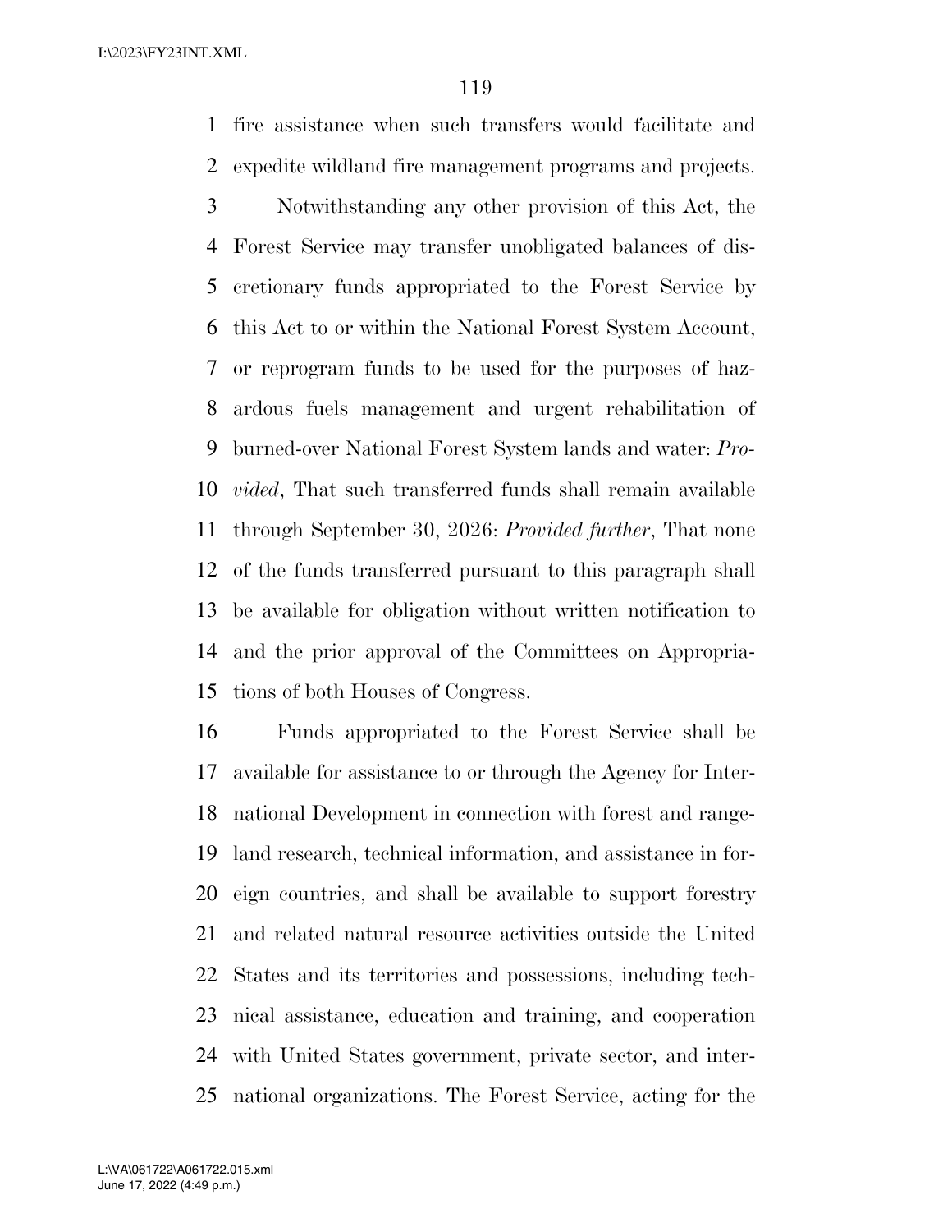fire assistance when such transfers would facilitate and expedite wildland fire management programs and projects.

Notwithstanding any other provision of this Act, the Forest Service may transfer unobligated balances of discretionary funds appropriated to the Forest Service by this Act to or within the National Forest System Account, or reprogram funds to be used for the purposes of hazardous fuels management and urgent rehabilitation of burned-over National Forest System lands and water: *Provided*, That such transferred funds shall remain available through September 30, 2026: *Provided further*, That none of the funds transferred pursuant to this paragraph shall be available for obligation without written notification to and the prior approval of the Committees on Appropriations of both Houses of Congress.

Funds appropriated to the Forest Service shall be available for assistance to or through the Agency for International Development in connection with forest and rangeland research, technical information, and assistance in foreign countries, and shall be available to support forestry and related natural resource activities outside the United States and its territories and possessions, including technical assistance, education and training, and cooperation with United States government, private sector, and international organizations. The Forest Service, acting for the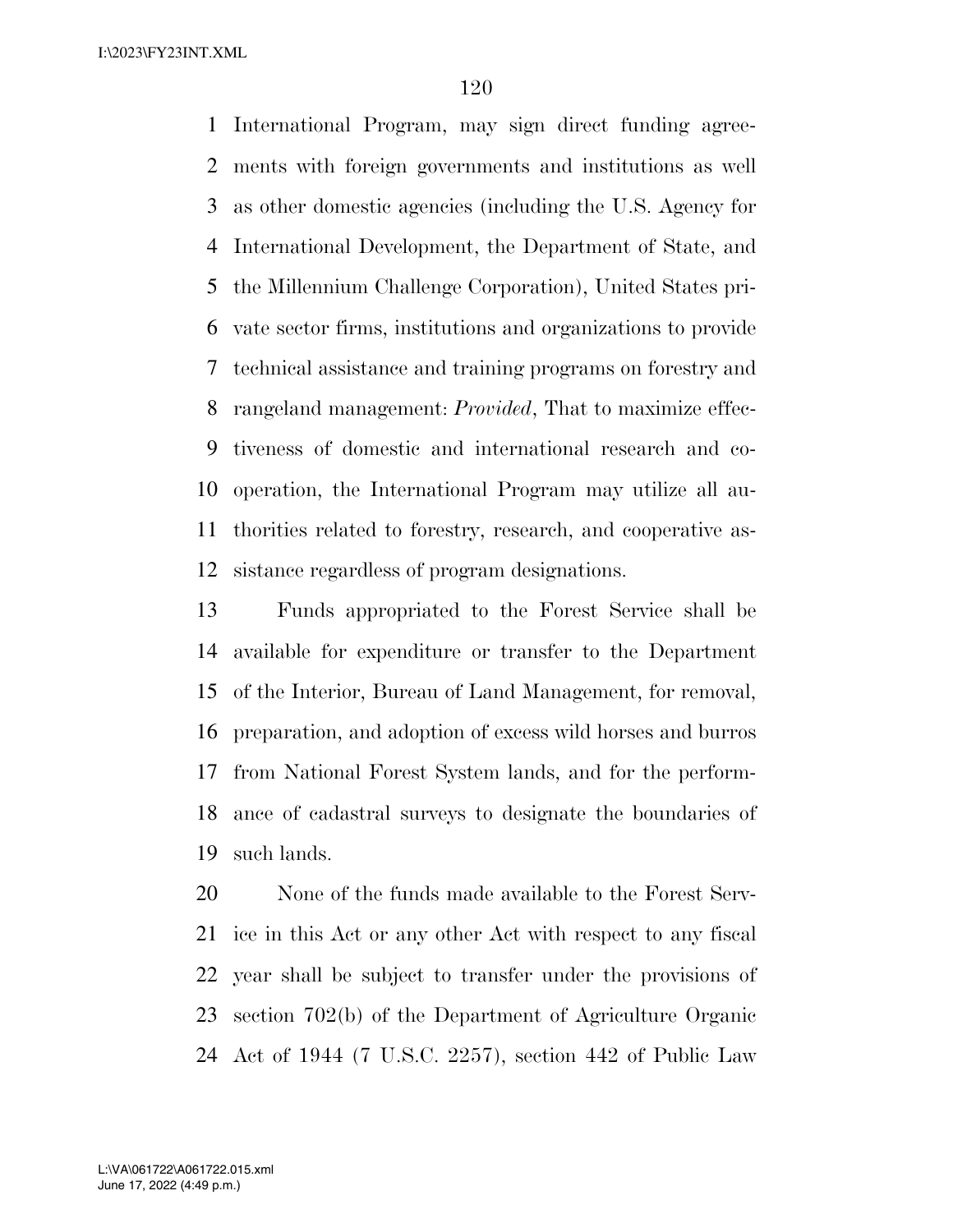International Program, may sign direct funding agreements with foreign governments and institutions as well as other domestic agencies (including the U.S. Agency for International Development, the Department of State, and the Millennium Challenge Corporation), United States private sector firms, institutions and organizations to provide technical assistance and training programs on forestry and rangeland management: *Provided*, That to maximize effectiveness of domestic and international research and cooperation, the International Program may utilize all authorities related to forestry, research, and cooperative assistance regardless of program designations.

Funds appropriated to the Forest Service shall be available for expenditure or transfer to the Department of the Interior, Bureau of Land Management, for removal, preparation, and adoption of excess wild horses and burros from National Forest System lands, and for the performance of cadastral surveys to designate the boundaries of such lands.

None of the funds made available to the Forest Service in this Act or any other Act with respect to any fiscal year shall be subject to transfer under the provisions of section 702(b) of the Department of Agriculture Organic Act of 1944 (7 U.S.C. 2257), section 442 of Public Law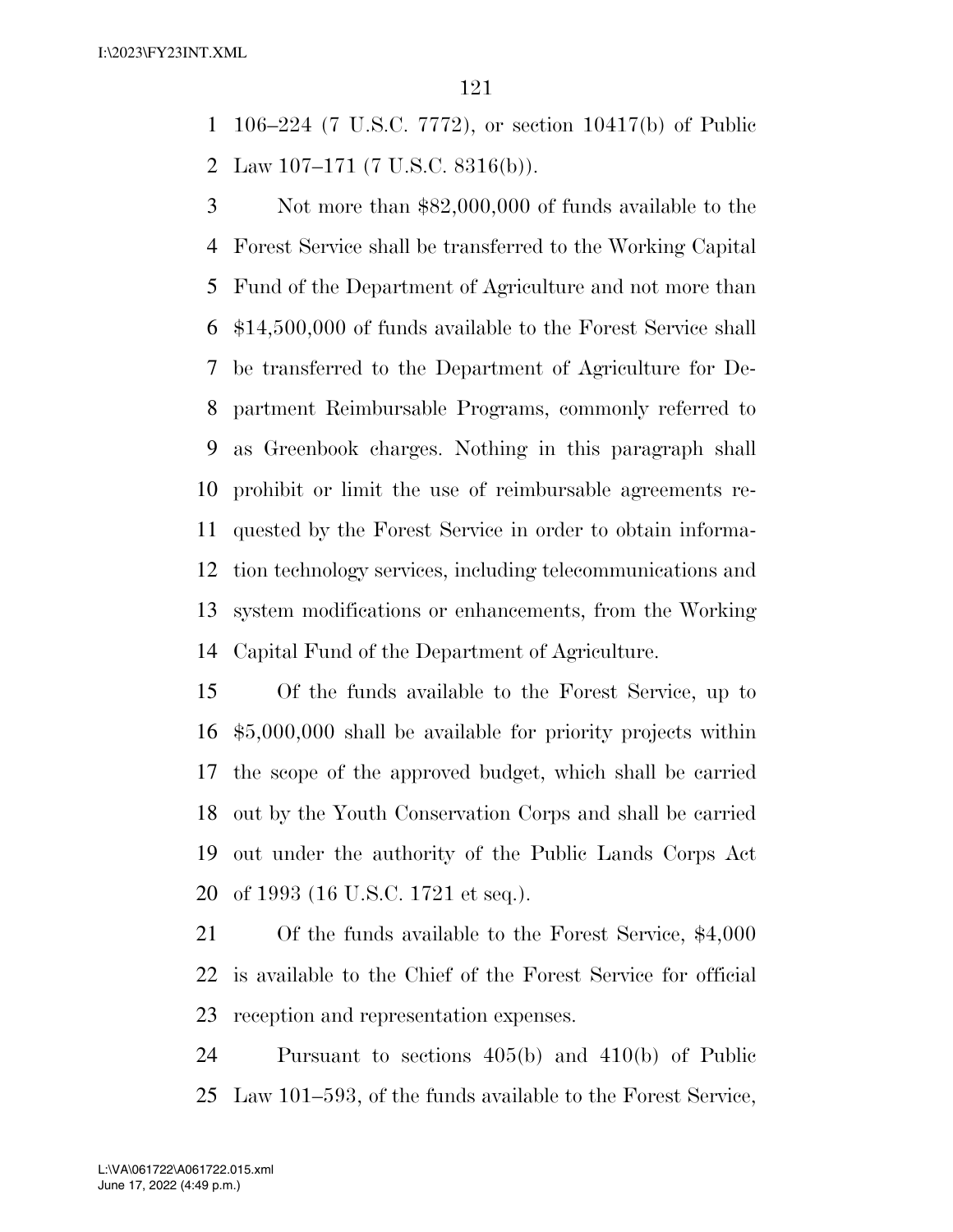106–224 (7 U.S.C. 7772), or section 10417(b) of Public Law 107–171 (7 U.S.C. 8316(b)).

Not more than $82,000,000 of funds available to the Forest Service shall be transferred to the Working Capital Fund of the Department of Agriculture and not more than $14,500,000 of funds available to the Forest Service shall be transferred to the Department of Agriculture for Department Reimbursable Programs, commonly referred to as Greenbook charges. Nothing in this paragraph shall prohibit or limit the use of reimbursable agreements requested by the Forest Service in order to obtain information technology services, including telecommunications and system modifications or enhancements, from the Working Capital Fund of the Department of Agriculture.

Of the funds available to the Forest Service, up to $5,000,000 shall be available for priority projects within the scope of the approved budget, which shall be carried out by the Youth Conservation Corps and shall be carried out under the authority of the Public Lands Corps Act of 1993 (16 U.S.C. 1721 et seq.).

Of the funds available to the Forest Service, $4,000 is available to the Chief of the Forest Service for official reception and representation expenses.

Pursuant to sections 405(b) and 410(b) of Public Law 101–593, of the funds available to the Forest Service,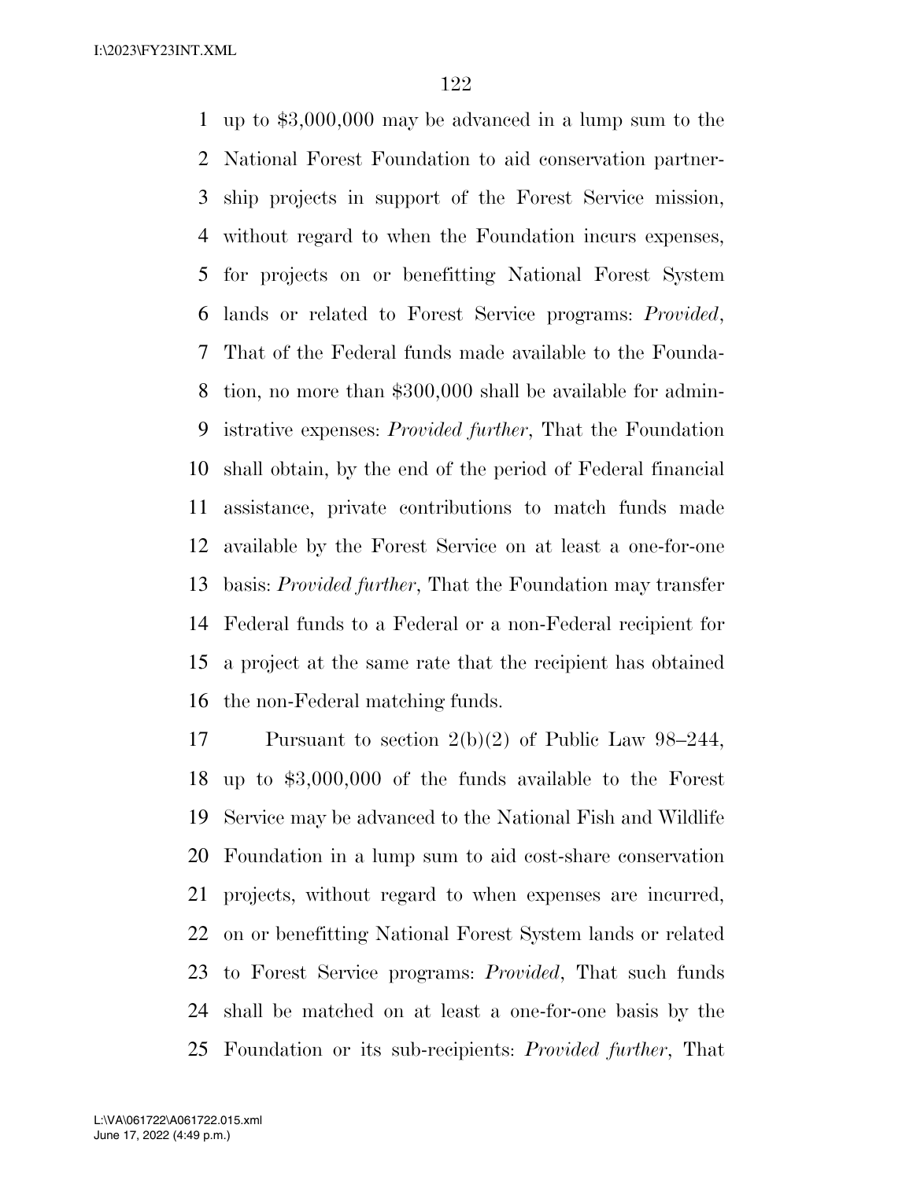up to $3,000,000 may be advanced in a lump sum to the National Forest Foundation to aid conservation partnership projects in support of the Forest Service mission, without regard to when the Foundation incurs expenses, for projects on or benefitting National Forest System lands or related to Forest Service programs: *Provided*, That of the Federal funds made available to the Foundation, no more than $300,000 shall be available for administrative expenses: *Provided further*, That the Foundation shall obtain, by the end of the period of Federal financial assistance, private contributions to match funds made available by the Forest Service on at least a one-for-one basis: *Provided further*, That the Foundation may transfer Federal funds to a Federal or a non-Federal recipient for a project at the same rate that the recipient has obtained the non-Federal matching funds.

Pursuant to section 2(b)(2) of Public Law 98–244, up to $3,000,000 of the funds available to the Forest Service may be advanced to the National Fish and Wildlife Foundation in a lump sum to aid cost-share conservation projects, without regard to when expenses are incurred, on or benefitting National Forest System lands or related to Forest Service programs: *Provided*, That such funds shall be matched on at least a one-for-one basis by the Foundation or its sub-recipients: *Provided further*, That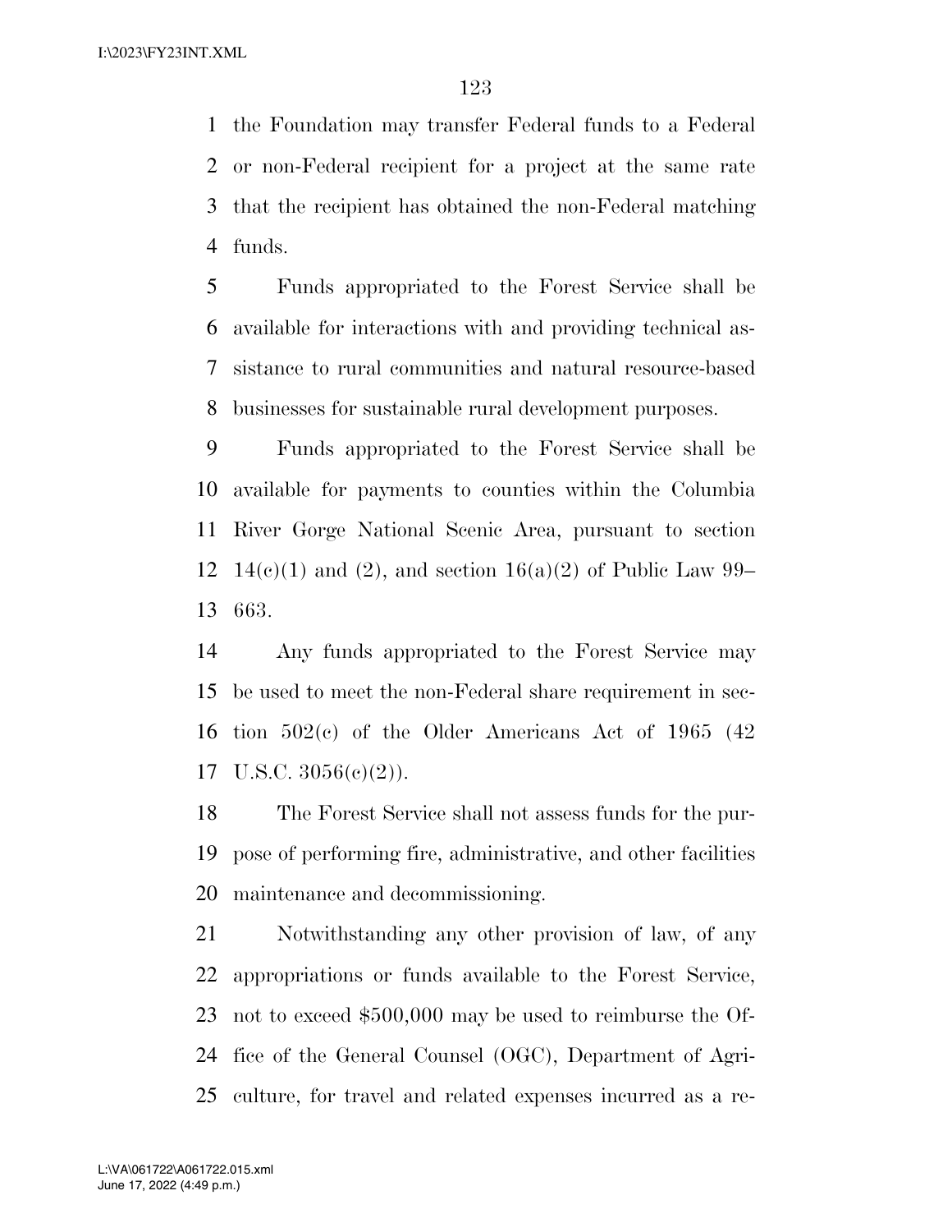the Foundation may transfer Federal funds to a Federal or non-Federal recipient for a project at the same rate that the recipient has obtained the non-Federal matching funds.

Funds appropriated to the Forest Service shall be available for interactions with and providing technical assistance to rural communities and natural resource-based businesses for sustainable rural development purposes.

Funds appropriated to the Forest Service shall be available for payments to counties within the Columbia River Gorge National Scenic Area, pursuant to section 14(c)(1) and (2), and section 16(a)(2) of Public Law 99–663.

Any funds appropriated to the Forest Service may be used to meet the non-Federal share requirement in section 502(c) of the Older Americans Act of 1965 (42 U.S.C. 3056(c)(2)).

The Forest Service shall not assess funds for the purpose of performing fire, administrative, and other facilities maintenance and decommissioning.

Notwithstanding any other provision of law, of any appropriations or funds available to the Forest Service, not to exceed $500,000 may be used to reimburse the Office of the General Counsel (OGC), Department of Agriculture, for travel and related expenses incurred as a re-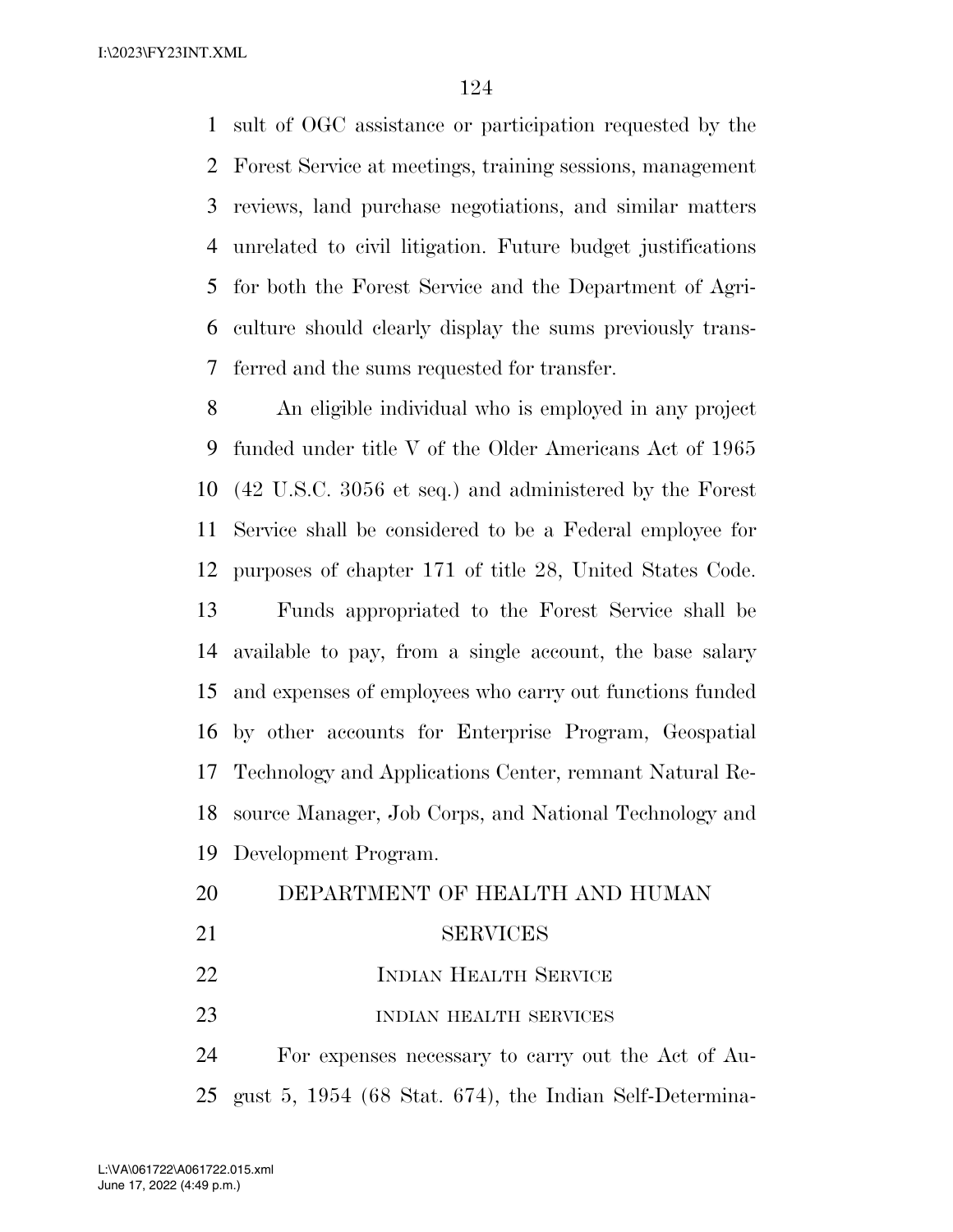sult of OGC assistance or participation requested by the Forest Service at meetings, training sessions, management reviews, land purchase negotiations, and similar matters unrelated to civil litigation. Future budget justifications for both the Forest Service and the Department of Agriculture should clearly display the sums previously transferred and the sums requested for transfer.

An eligible individual who is employed in any project funded under title V of the Older Americans Act of 1965 (42 U.S.C. 3056 et seq.) and administered by the Forest Service shall be considered to be a Federal employee for purposes of chapter 171 of title 28, United States Code.

Funds appropriated to the Forest Service shall be available to pay, from a single account, the base salary and expenses of employees who carry out functions funded by other accounts for Enterprise Program, Geospatial Technology and Applications Center, remnant Natural Resource Manager, Job Corps, and National Technology and Development Program.

## DEPARTMENT OF HEALTH AND HUMAN SERVICES

### Indian Health Service

#### indian health services

For expenses necessary to carry out the Act of August 5, 1954 (68 Stat. 674), the Indian Self-Determina-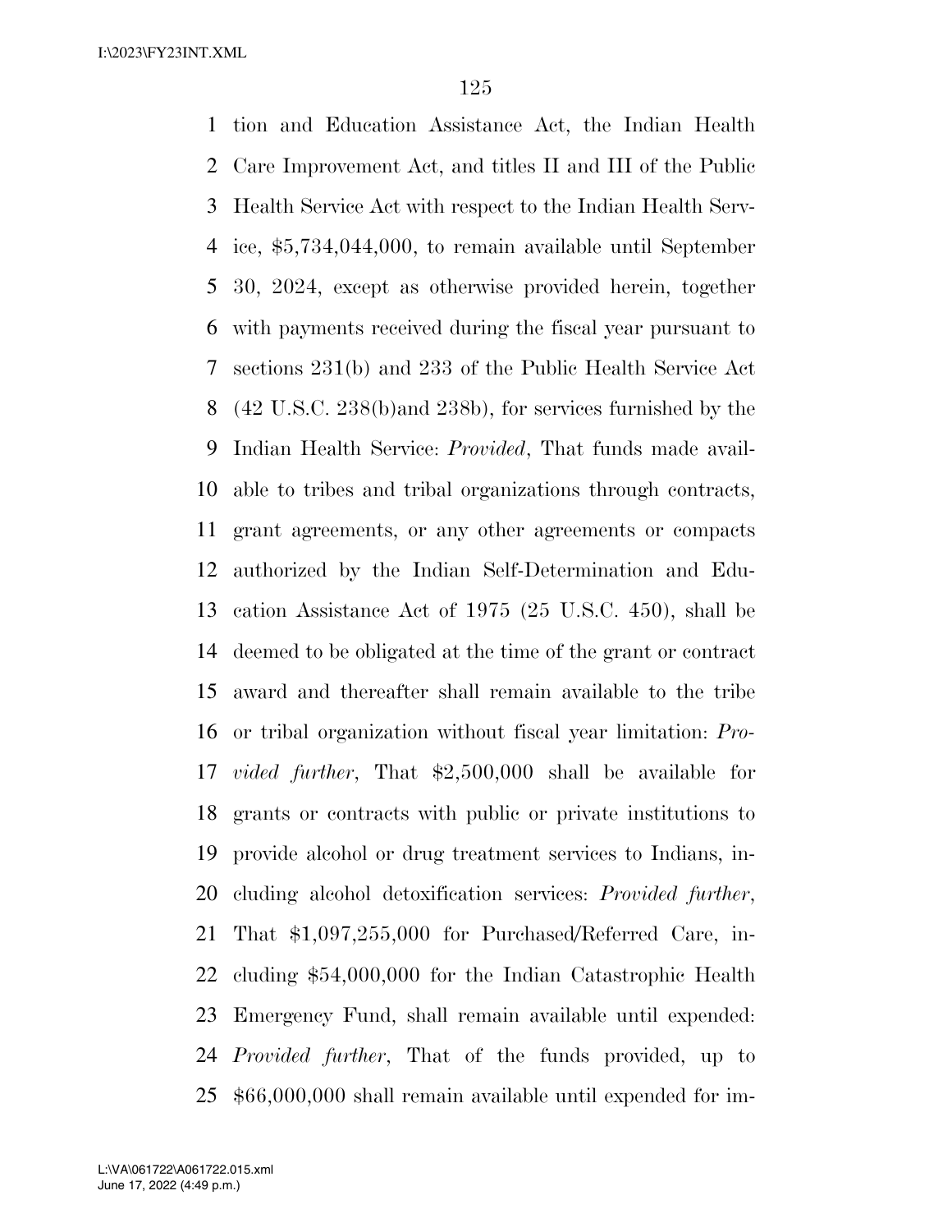tion and Education Assistance Act, the Indian Health Care Improvement Act, and titles II and III of the Public Health Service Act with respect to the Indian Health Service, $5,734,044,000, to remain available until September 30, 2024, except as otherwise provided herein, together with payments received during the fiscal year pursuant to sections 231(b) and 233 of the Public Health Service Act (42 U.S.C. 238(b)and 238b), for services furnished by the Indian Health Service: *Provided*, That funds made available to tribes and tribal organizations through contracts, grant agreements, or any other agreements or compacts authorized by the Indian Self-Determination and Education Assistance Act of 1975 (25 U.S.C. 450), shall be deemed to be obligated at the time of the grant or contract award and thereafter shall remain available to the tribe or tribal organization without fiscal year limitation: *Provided further*, That $2,500,000 shall be available for grants or contracts with public or private institutions to provide alcohol or drug treatment services to Indians, including alcohol detoxification services: *Provided further*, That $1,097,255,000 for Purchased/Referred Care, including $54,000,000 for the Indian Catastrophic Health Emergency Fund, shall remain available until expended: *Provided further*, That of the funds provided, up to $66,000,000 shall remain available until expended for im-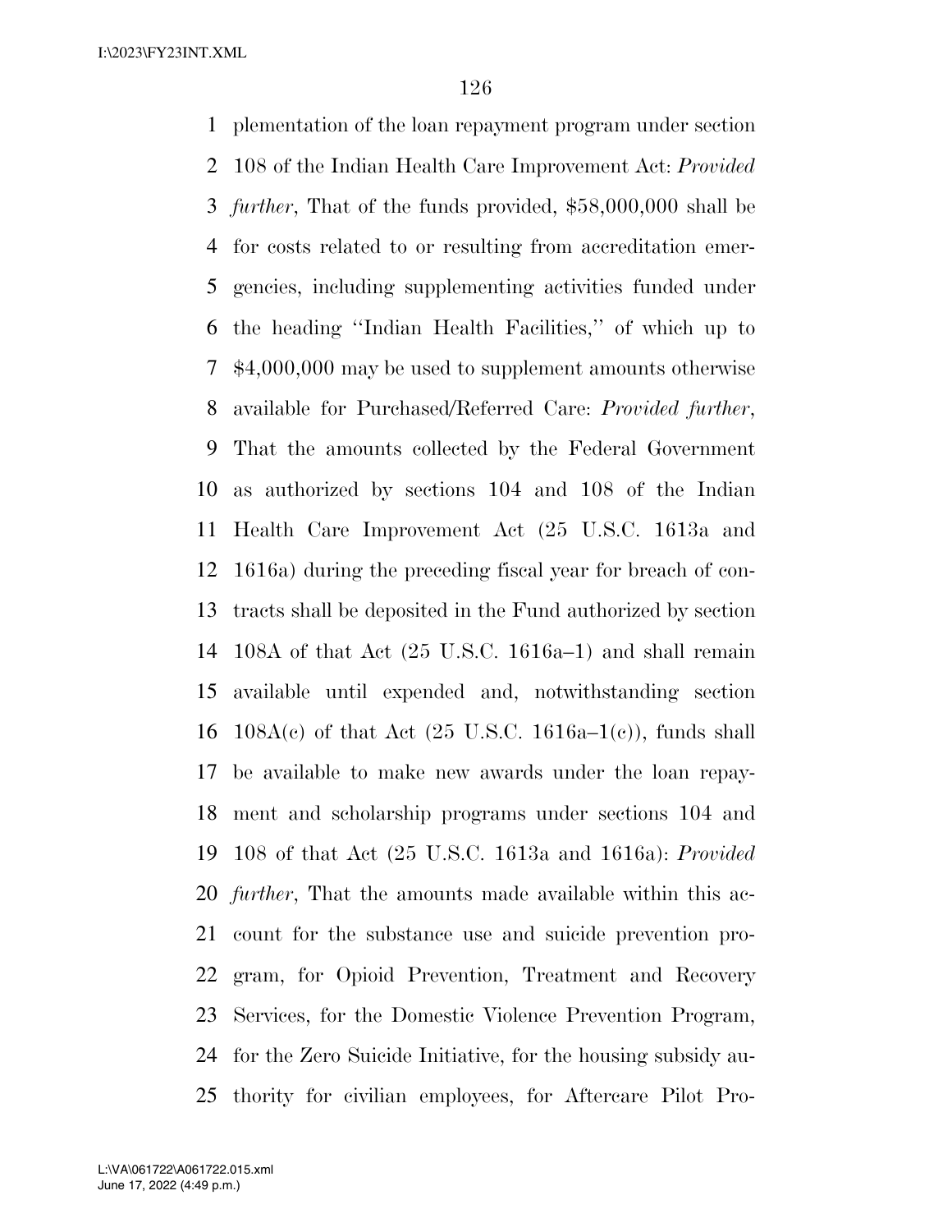plementation of the loan repayment program under section 108 of the Indian Health Care Improvement Act: *Provided further*, That of the funds provided, $58,000,000 shall be for costs related to or resulting from accreditation emergencies, including supplementing activities funded under the heading ''Indian Health Facilities,'' of which up to $4,000,000 may be used to supplement amounts otherwise available for Purchased/Referred Care: *Provided further*, That the amounts collected by the Federal Government as authorized by sections 104 and 108 of the Indian Health Care Improvement Act (25 U.S.C. 1613a and 1616a) during the preceding fiscal year for breach of contracts shall be deposited in the Fund authorized by section 108A of that Act (25 U.S.C. 1616a–1) and shall remain available until expended and, notwithstanding section 108A(c) of that Act (25 U.S.C. 1616a–1(c)), funds shall be available to make new awards under the loan repayment and scholarship programs under sections 104 and 108 of that Act (25 U.S.C. 1613a and 1616a): *Provided further*, That the amounts made available within this account for the substance use and suicide prevention program, for Opioid Prevention, Treatment and Recovery Services, for the Domestic Violence Prevention Program, for the Zero Suicide Initiative, for the housing subsidy authority for civilian employees, for Aftercare Pilot Pro-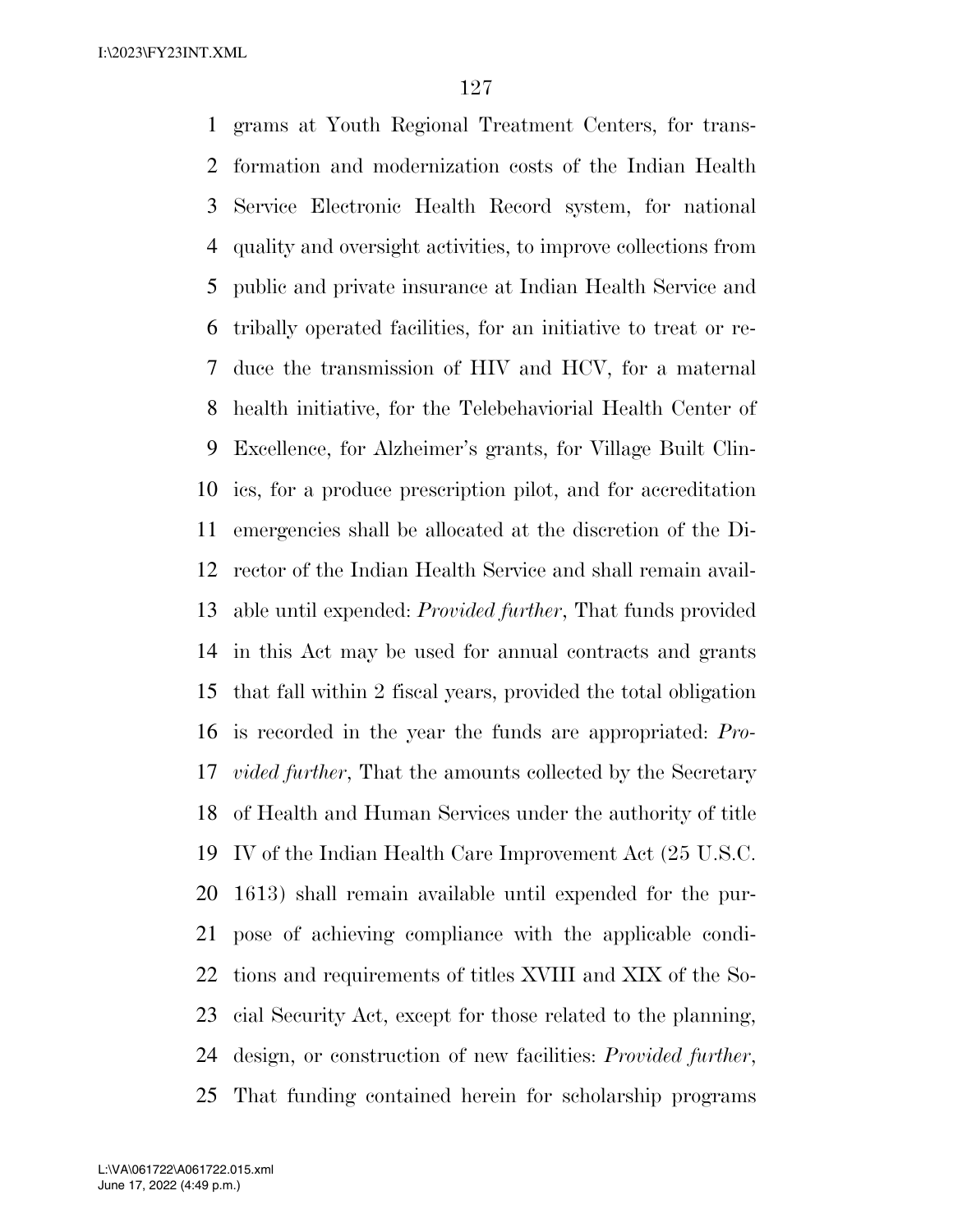grams at Youth Regional Treatment Centers, for transformation and modernization costs of the Indian Health Service Electronic Health Record system, for national quality and oversight activities, to improve collections from public and private insurance at Indian Health Service and tribally operated facilities, for an initiative to treat or reduce the transmission of HIV and HCV, for a maternal health initiative, for the Telebehaviorial Health Center of Excellence, for Alzheimer's grants, for Village Built Clinics, for a produce prescription pilot, and for accreditation emergencies shall be allocated at the discretion of the Director of the Indian Health Service and shall remain available until expended: *Provided further*, That funds provided in this Act may be used for annual contracts and grants that fall within 2 fiscal years, provided the total obligation is recorded in the year the funds are appropriated: *Provided further*, That the amounts collected by the Secretary of Health and Human Services under the authority of title IV of the Indian Health Care Improvement Act (25 U.S.C. 1613) shall remain available until expended for the purpose of achieving compliance with the applicable conditions and requirements of titles XVIII and XIX of the Social Security Act, except for those related to the planning, design, or construction of new facilities: *Provided further*, That funding contained herein for scholarship programs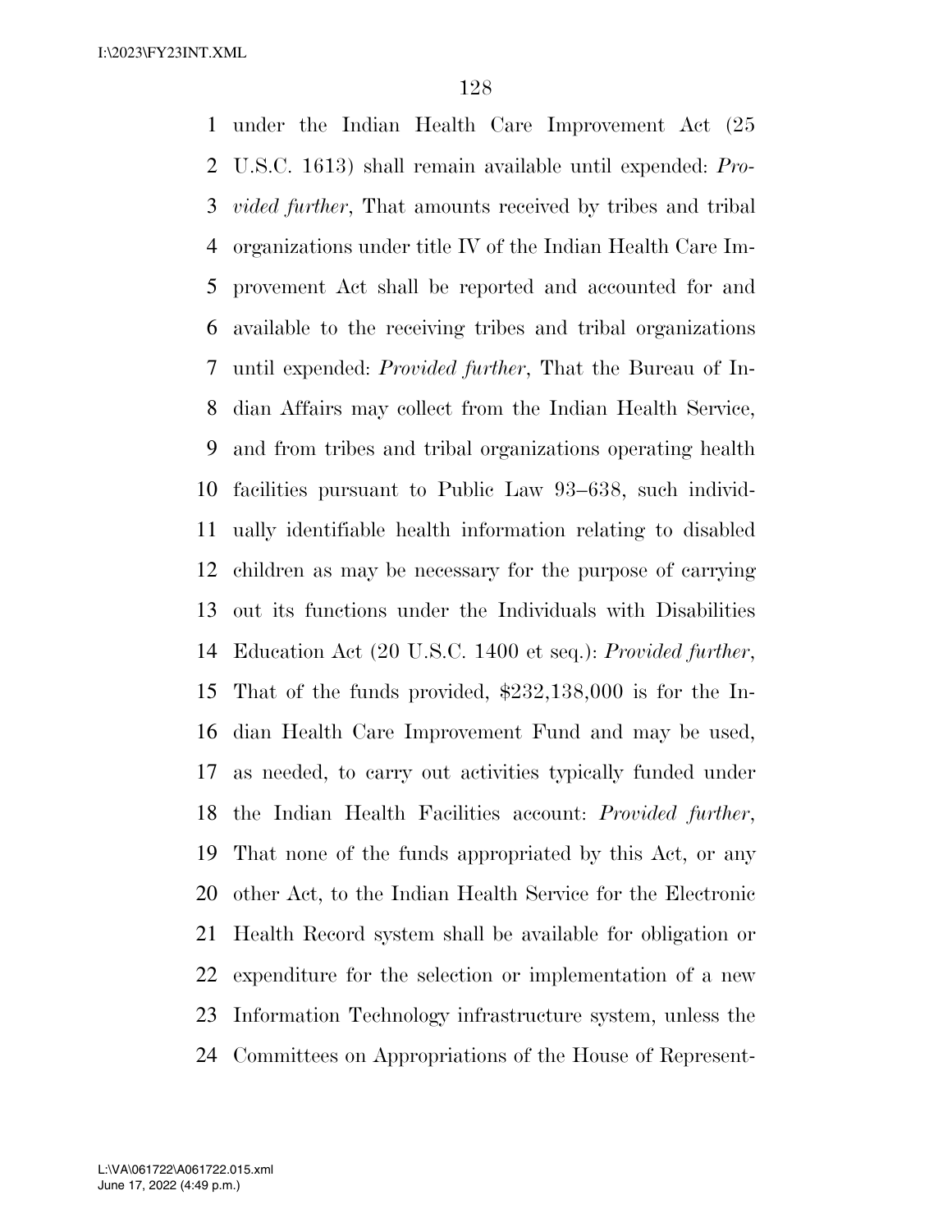under the Indian Health Care Improvement Act (25 U.S.C. 1613) shall remain available until expended: *Provided further*, That amounts received by tribes and tribal organizations under title IV of the Indian Health Care Improvement Act shall be reported and accounted for and available to the receiving tribes and tribal organizations until expended: *Provided further*, That the Bureau of Indian Affairs may collect from the Indian Health Service, and from tribes and tribal organizations operating health facilities pursuant to Public Law 93–638, such individually identifiable health information relating to disabled children as may be necessary for the purpose of carrying out its functions under the Individuals with Disabilities Education Act (20 U.S.C. 1400 et seq.): *Provided further*, That of the funds provided, $232,138,000 is for the Indian Health Care Improvement Fund and may be used, as needed, to carry out activities typically funded under the Indian Health Facilities account: *Provided further*, That none of the funds appropriated by this Act, or any other Act, to the Indian Health Service for the Electronic Health Record system shall be available for obligation or expenditure for the selection or implementation of a new Information Technology infrastructure system, unless the Committees on Appropriations of the House of Represent-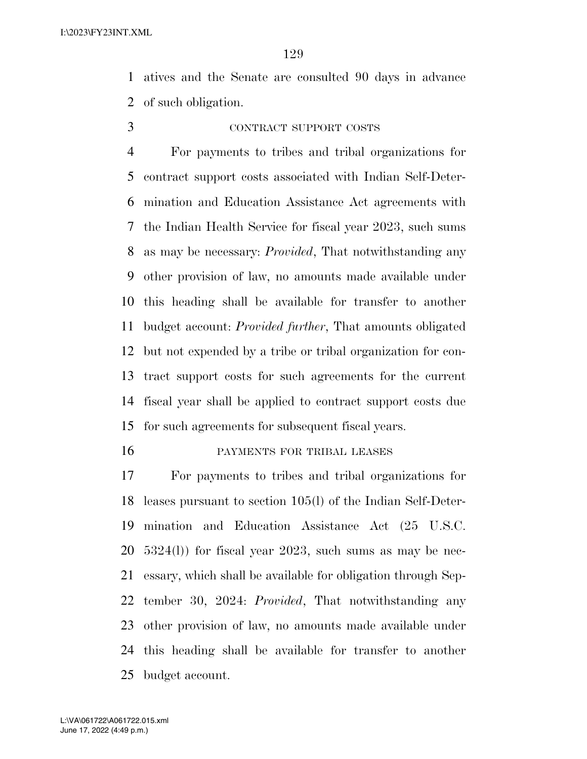atives and the Senate are consulted 90 days in advance of such obligation.

CONTRACT SUPPORT COSTS

For payments to tribes and tribal organizations for contract support costs associated with Indian Self-Determination and Education Assistance Act agreements with the Indian Health Service for fiscal year 2023, such sums as may be necessary: *Provided*, That notwithstanding any other provision of law, no amounts made available under this heading shall be available for transfer to another budget account: *Provided further*, That amounts obligated but not expended by a tribe or tribal organization for contract support costs for such agreements for the current fiscal year shall be applied to contract support costs due for such agreements for subsequent fiscal years.

PAYMENTS FOR TRIBAL LEASES

For payments to tribes and tribal organizations for leases pursuant to section 105(l) of the Indian Self-Determination and Education Assistance Act (25 U.S.C. 5324(l)) for fiscal year 2023, such sums as may be necessary, which shall be available for obligation through September 30, 2024: *Provided*, That notwithstanding any other provision of law, no amounts made available under this heading shall be available for transfer to another budget account.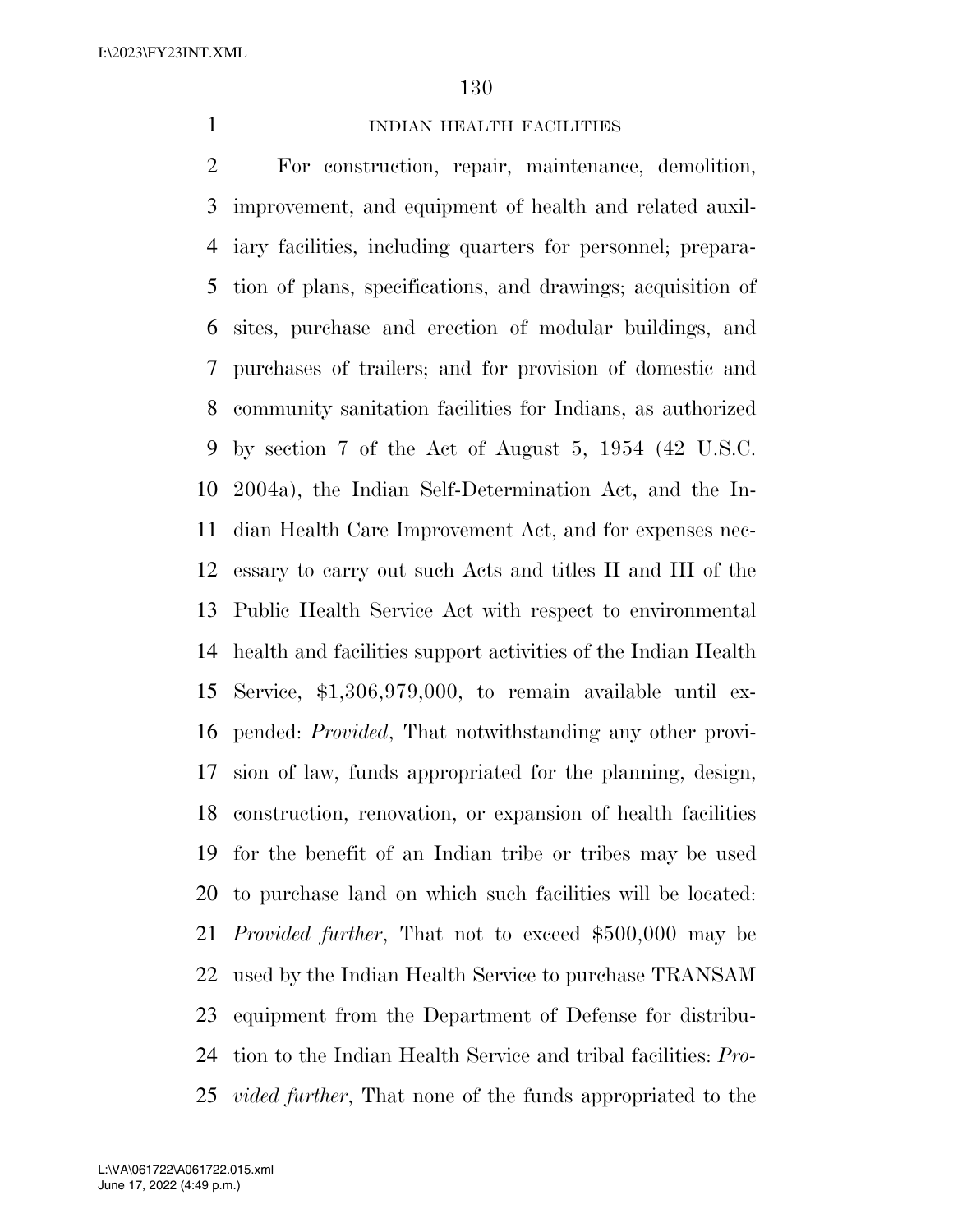## INDIAN HEALTH FACILITIES

For construction, repair, maintenance, demolition, improvement, and equipment of health and related auxiliary facilities, including quarters for personnel; preparation of plans, specifications, and drawings; acquisition of sites, purchase and erection of modular buildings, and purchases of trailers; and for provision of domestic and community sanitation facilities for Indians, as authorized by section 7 of the Act of August 5, 1954 (42 U.S.C. 2004a), the Indian Self-Determination Act, and the Indian Health Care Improvement Act, and for expenses necessary to carry out such Acts and titles II and III of the Public Health Service Act with respect to environmental health and facilities support activities of the Indian Health Service, $1,306,979,000, to remain available until expended: *Provided*, That notwithstanding any other provision of law, funds appropriated for the planning, design, construction, renovation, or expansion of health facilities for the benefit of an Indian tribe or tribes may be used to purchase land on which such facilities will be located: *Provided further*, That not to exceed $500,000 may be used by the Indian Health Service to purchase TRANSAM equipment from the Department of Defense for distribution to the Indian Health Service and tribal facilities: *Provided further*, That none of the funds appropriated to the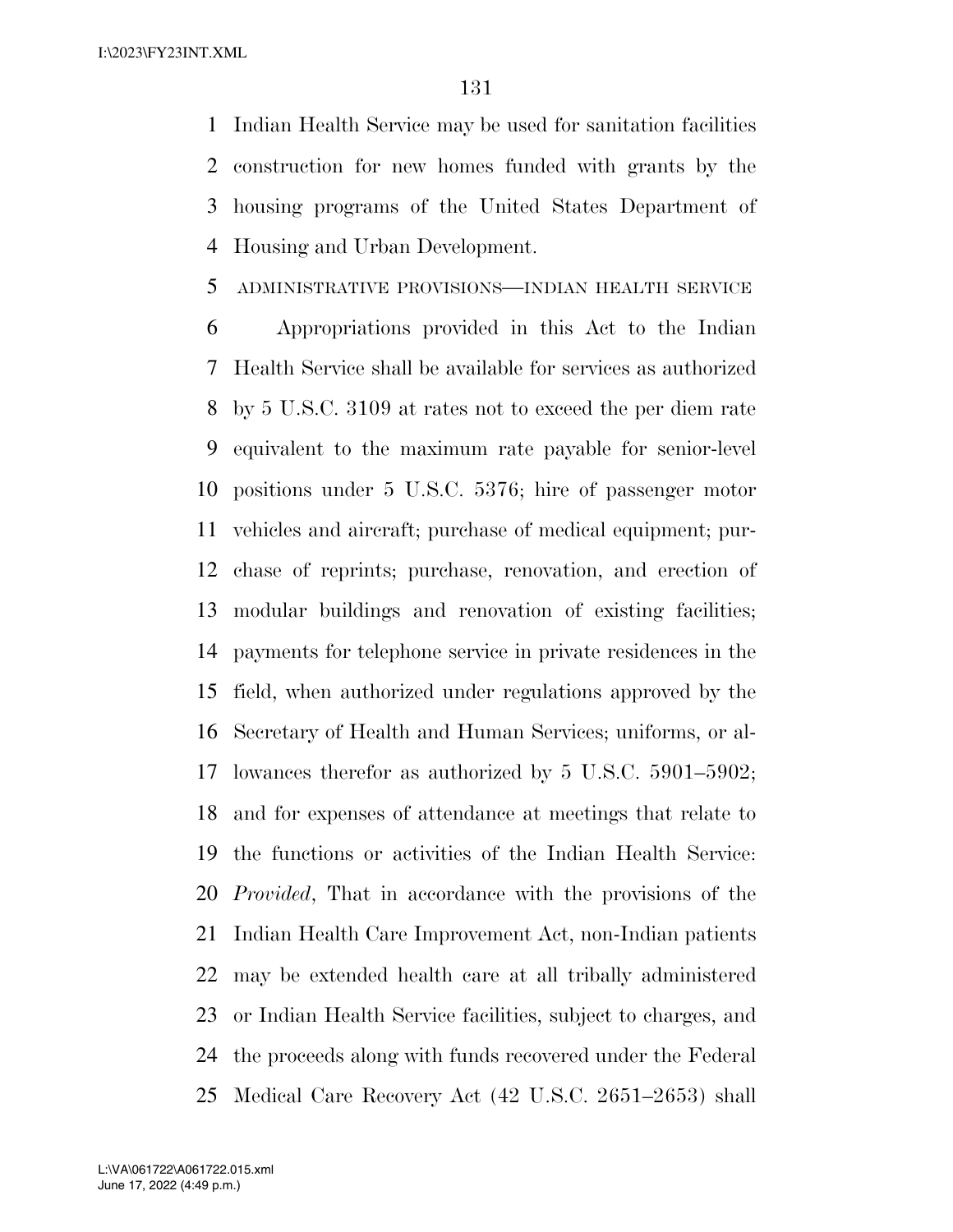Indian Health Service may be used for sanitation facilities construction for new homes funded with grants by the housing programs of the United States Department of Housing and Urban Development.

ADMINISTRATIVE PROVISIONS—INDIAN HEALTH SERVICE

Appropriations provided in this Act to the Indian Health Service shall be available for services as authorized by 5 U.S.C. 3109 at rates not to exceed the per diem rate equivalent to the maximum rate payable for senior-level positions under 5 U.S.C. 5376; hire of passenger motor vehicles and aircraft; purchase of medical equipment; purchase of reprints; purchase, renovation, and erection of modular buildings and renovation of existing facilities; payments for telephone service in private residences in the field, when authorized under regulations approved by the Secretary of Health and Human Services; uniforms, or allowances therefor as authorized by 5 U.S.C. 5901–5902; and for expenses of attendance at meetings that relate to the functions or activities of the Indian Health Service: *Provided*, That in accordance with the provisions of the Indian Health Care Improvement Act, non-Indian patients may be extended health care at all tribally administered or Indian Health Service facilities, subject to charges, and the proceeds along with funds recovered under the Federal Medical Care Recovery Act (42 U.S.C. 2651–2653) shall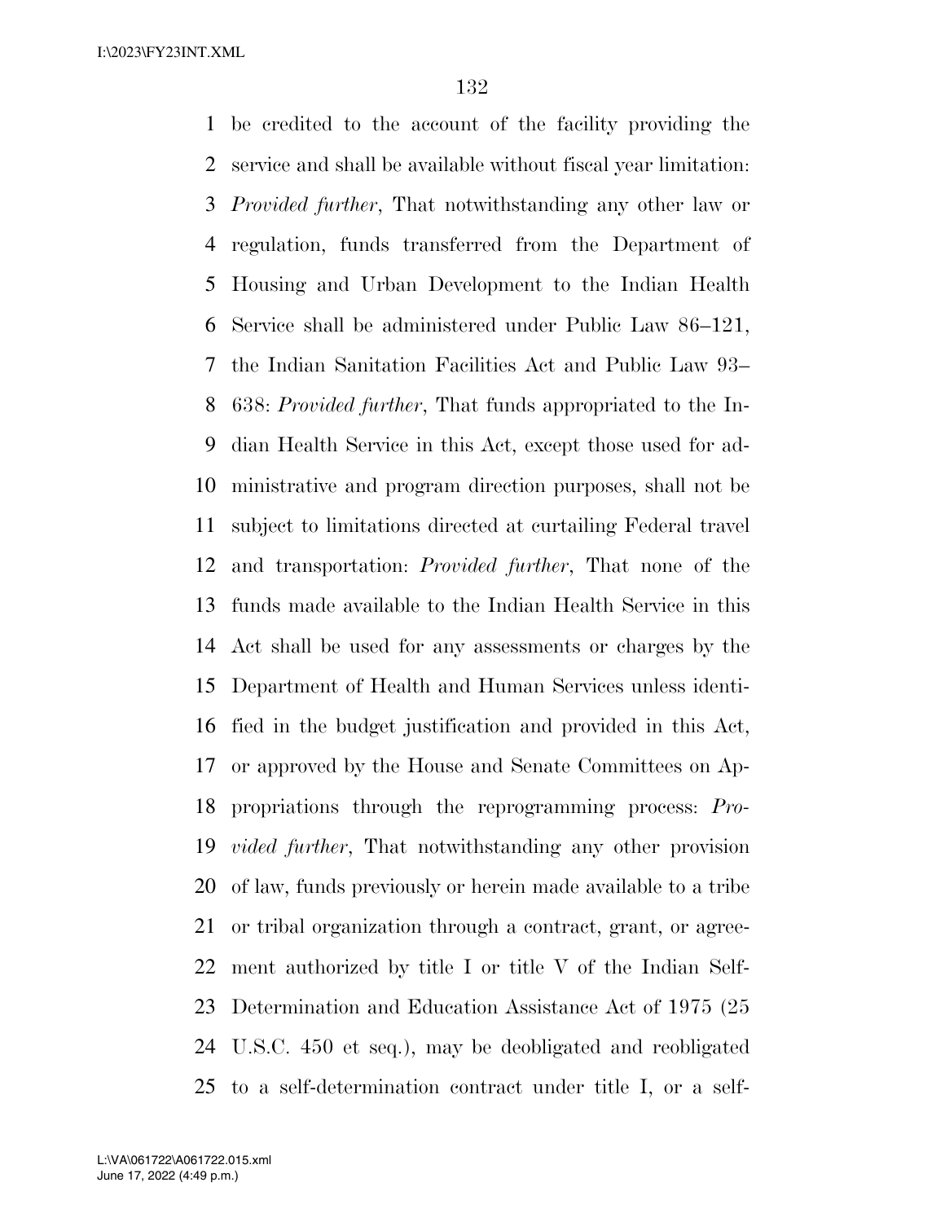be credited to the account of the facility providing the service and shall be available without fiscal year limitation: *Provided further*, That notwithstanding any other law or regulation, funds transferred from the Department of Housing and Urban Development to the Indian Health Service shall be administered under Public Law 86–121, the Indian Sanitation Facilities Act and Public Law 93–638: *Provided further*, That funds appropriated to the Indian Health Service in this Act, except those used for administrative and program direction purposes, shall not be subject to limitations directed at curtailing Federal travel and transportation: *Provided further*, That none of the funds made available to the Indian Health Service in this Act shall be used for any assessments or charges by the Department of Health and Human Services unless identified in the budget justification and provided in this Act, or approved by the House and Senate Committees on Appropriations through the reprogramming process: *Provided further*, That notwithstanding any other provision of law, funds previously or herein made available to a tribe or tribal organization through a contract, grant, or agreement authorized by title I or title V of the Indian Self-Determination and Education Assistance Act of 1975 (25 U.S.C. 450 et seq.), may be deobligated and reobligated to a self-determination contract under title I, or a self-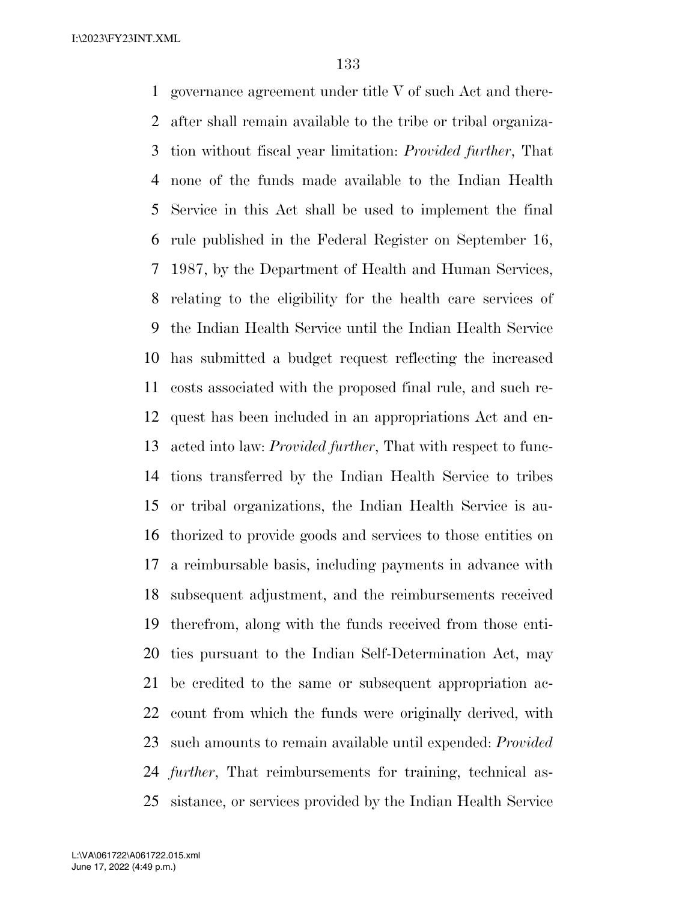governance agreement under title V of such Act and thereafter shall remain available to the tribe or tribal organization without fiscal year limitation: *Provided further*, That none of the funds made available to the Indian Health Service in this Act shall be used to implement the final rule published in the Federal Register on September 16, 1987, by the Department of Health and Human Services, relating to the eligibility for the health care services of the Indian Health Service until the Indian Health Service has submitted a budget request reflecting the increased costs associated with the proposed final rule, and such request has been included in an appropriations Act and enacted into law: *Provided further*, That with respect to functions transferred by the Indian Health Service to tribes or tribal organizations, the Indian Health Service is authorized to provide goods and services to those entities on a reimbursable basis, including payments in advance with subsequent adjustment, and the reimbursements received therefrom, along with the funds received from those entities pursuant to the Indian Self-Determination Act, may be credited to the same or subsequent appropriation account from which the funds were originally derived, with such amounts to remain available until expended: *Provided further*, That reimbursements for training, technical assistance, or services provided by the Indian Health Service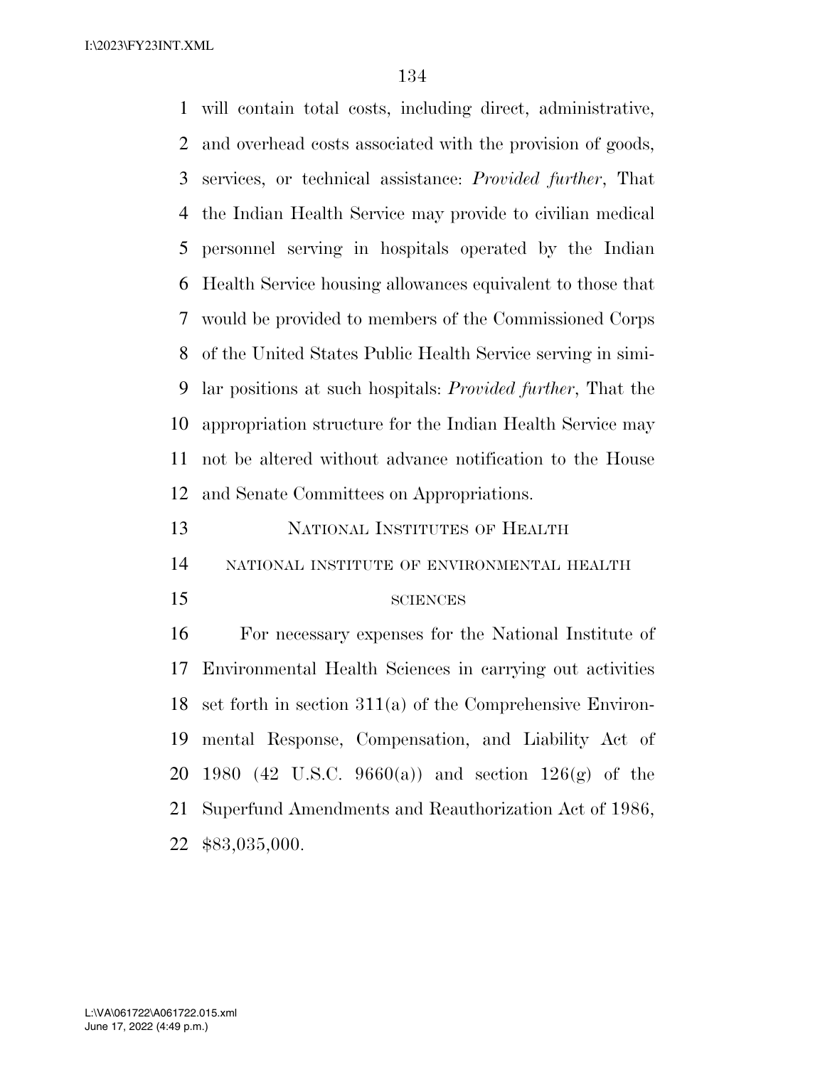will contain total costs, including direct, administrative, and overhead costs associated with the provision of goods, services, or technical assistance: *Provided further*, That the Indian Health Service may provide to civilian medical personnel serving in hospitals operated by the Indian Health Service housing allowances equivalent to those that would be provided to members of the Commissioned Corps of the United States Public Health Service serving in similar positions at such hospitals: *Provided further*, That the appropriation structure for the Indian Health Service may not be altered without advance notification to the House and Senate Committees on Appropriations.

## NATIONAL INSTITUTES OF HEALTH

### NATIONAL INSTITUTE OF ENVIRONMENTAL HEALTH SCIENCES

For necessary expenses for the National Institute of Environmental Health Sciences in carrying out activities set forth in section 311(a) of the Comprehensive Environmental Response, Compensation, and Liability Act of 1980 (42 U.S.C. 9660(a)) and section 126(g) of the Superfund Amendments and Reauthorization Act of 1986, $83,035,000.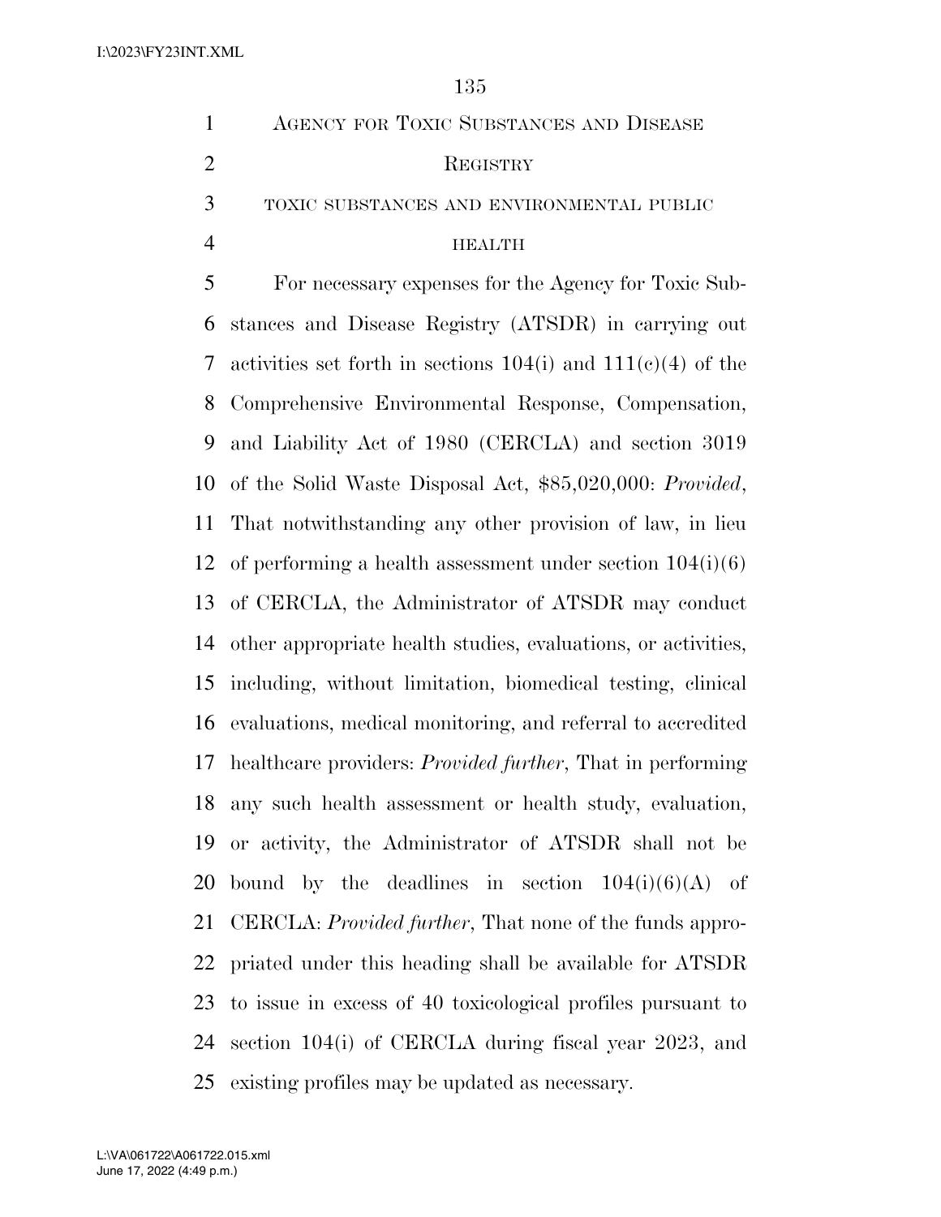## Agency for Toxic Substances and Disease Registry

### toxic substances and environmental public health

For necessary expenses for the Agency for Toxic Substances and Disease Registry (ATSDR) in carrying out activities set forth in sections 104(i) and 111(c)(4) of the Comprehensive Environmental Response, Compensation, and Liability Act of 1980 (CERCLA) and section 3019 of the Solid Waste Disposal Act, $85,020,000: *Provided*, That notwithstanding any other provision of law, in lieu of performing a health assessment under section 104(i)(6) of CERCLA, the Administrator of ATSDR may conduct other appropriate health studies, evaluations, or activities, including, without limitation, biomedical testing, clinical evaluations, medical monitoring, and referral to accredited healthcare providers: *Provided further*, That in performing any such health assessment or health study, evaluation, or activity, the Administrator of ATSDR shall not be bound by the deadlines in section 104(i)(6)(A) of CERCLA: *Provided further*, That none of the funds appropriated under this heading shall be available for ATSDR to issue in excess of 40 toxicological profiles pursuant to section 104(i) of CERCLA during fiscal year 2023, and existing profiles may be updated as necessary.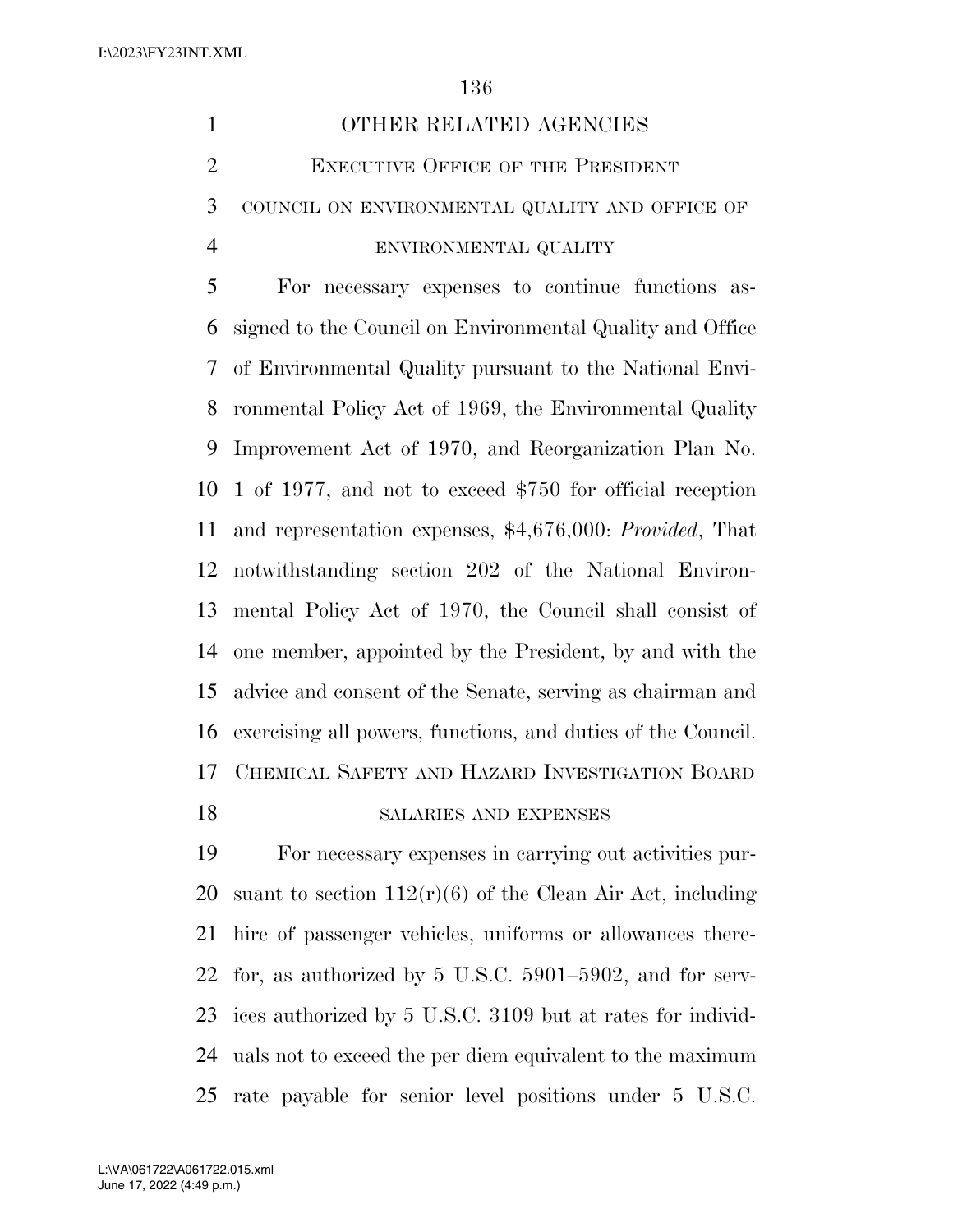OTHER RELATED AGENCIES

EXECUTIVE OFFICE OF THE PRESIDENT

COUNCIL ON ENVIRONMENTAL QUALITY AND OFFICE OF ENVIRONMENTAL QUALITY

For necessary expenses to continue functions assigned to the Council on Environmental Quality and Office of Environmental Quality pursuant to the National Environmental Policy Act of 1969, the Environmental Quality Improvement Act of 1970, and Reorganization Plan No. 1 of 1977, and not to exceed $750 for official reception and representation expenses, $4,676,000: *Provided*, That notwithstanding section 202 of the National Environmental Policy Act of 1970, the Council shall consist of one member, appointed by the President, by and with the advice and consent of the Senate, serving as chairman and exercising all powers, functions, and duties of the Council.

CHEMICAL SAFETY AND HAZARD INVESTIGATION BOARD

SALARIES AND EXPENSES

For necessary expenses in carrying out activities pursuant to section 112(r)(6) of the Clean Air Act, including hire of passenger vehicles, uniforms or allowances therefor, as authorized by 5 U.S.C. 5901–5902, and for services authorized by 5 U.S.C. 3109 but at rates for individuals not to exceed the per diem equivalent to the maximum rate payable for senior level positions under 5 U.S.C.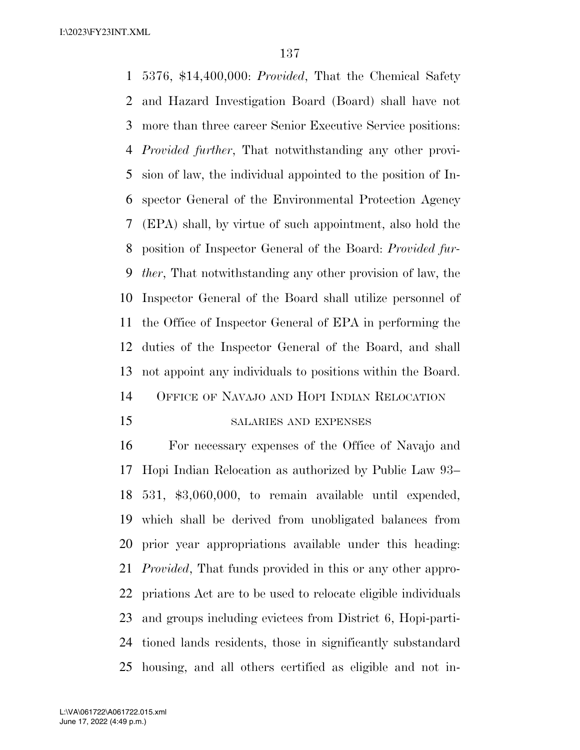5376, $14,400,000: *Provided*, That the Chemical Safety and Hazard Investigation Board (Board) shall have not more than three career Senior Executive Service positions: *Provided further*, That notwithstanding any other provision of law, the individual appointed to the position of Inspector General of the Environmental Protection Agency (EPA) shall, by virtue of such appointment, also hold the position of Inspector General of the Board: *Provided further*, That notwithstanding any other provision of law, the Inspector General of the Board shall utilize personnel of the Office of Inspector General of EPA in performing the duties of the Inspector General of the Board, and shall not appoint any individuals to positions within the Board.

## OFFICE OF NAVAJO AND HOPI INDIAN RELOCATION

### SALARIES AND EXPENSES

For necessary expenses of the Office of Navajo and Hopi Indian Relocation as authorized by Public Law 93–531, $3,060,000, to remain available until expended, which shall be derived from unobligated balances from prior year appropriations available under this heading: *Provided*, That funds provided in this or any other appropriations Act are to be used to relocate eligible individuals and groups including evictees from District 6, Hopi-partitioned lands residents, those in significantly substandard housing, and all others certified as eligible and not in-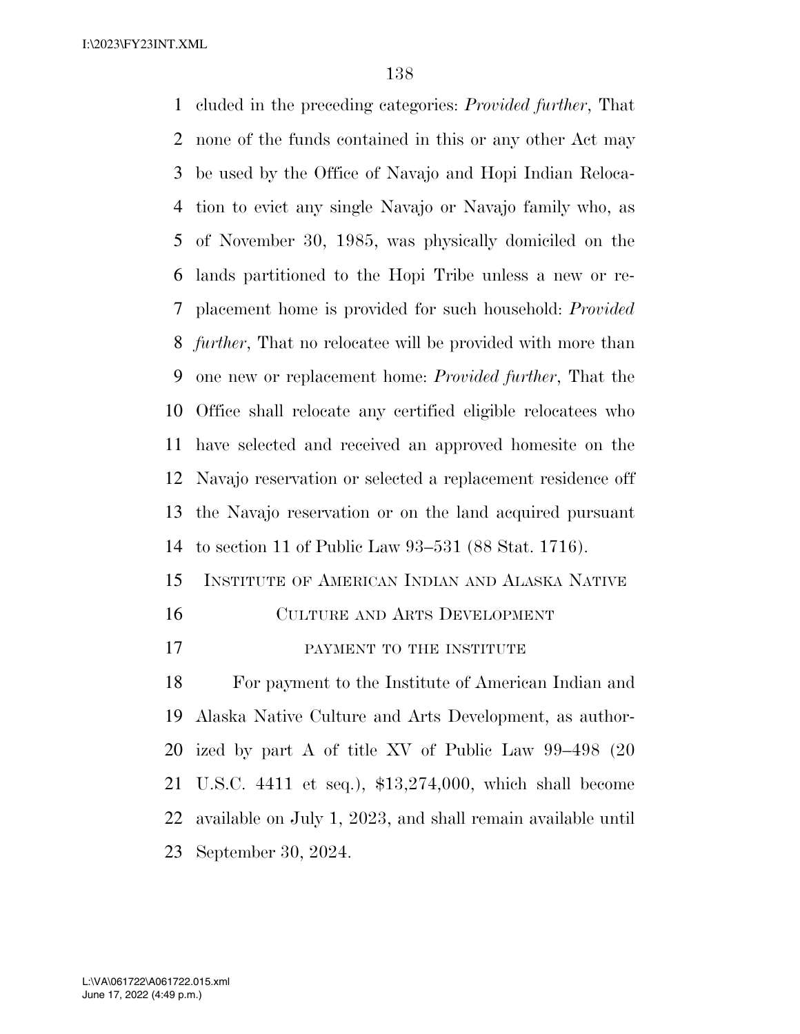cluded in the preceding categories: *Provided further*, That none of the funds contained in this or any other Act may be used by the Office of Navajo and Hopi Indian Relocation to evict any single Navajo or Navajo family who, as of November 30, 1985, was physically domiciled on the lands partitioned to the Hopi Tribe unless a new or replacement home is provided for such household: *Provided further*, That no relocatee will be provided with more than one new or replacement home: *Provided further*, That the Office shall relocate any certified eligible relocatees who have selected and received an approved homesite on the Navajo reservation or selected a replacement residence off the Navajo reservation or on the land acquired pursuant to section 11 of Public Law 93–531 (88 Stat. 1716).

## Institute of American Indian and Alaska Native Culture and Arts Development

### payment to the institute

For payment to the Institute of American Indian and Alaska Native Culture and Arts Development, as authorized by part A of title XV of Public Law 99–498 (20 U.S.C. 4411 et seq.), $13,274,000, which shall become available on July 1, 2023, and shall remain available until September 30, 2024.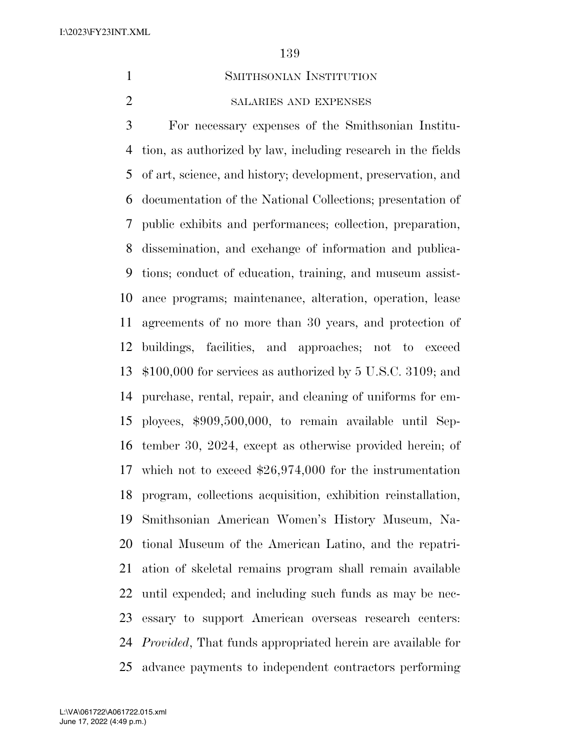## SMITHSONIAN INSTITUTION

### SALARIES AND EXPENSES

For necessary expenses of the Smithsonian Institution, as authorized by law, including research in the fields of art, science, and history; development, preservation, and documentation of the National Collections; presentation of public exhibits and performances; collection, preparation, dissemination, and exchange of information and publications; conduct of education, training, and museum assistance programs; maintenance, alteration, operation, lease agreements of no more than 30 years, and protection of buildings, facilities, and approaches; not to exceed $100,000 for services as authorized by 5 U.S.C. 3109; and purchase, rental, repair, and cleaning of uniforms for employees, $909,500,000, to remain available until September 30, 2024, except as otherwise provided herein; of which not to exceed $26,974,000 for the instrumentation program, collections acquisition, exhibition reinstallation, Smithsonian American Women's History Museum, National Museum of the American Latino, and the repatriation of skeletal remains program shall remain available until expended; and including such funds as may be necessary to support American overseas research centers: *Provided*, That funds appropriated herein are available for advance payments to independent contractors performing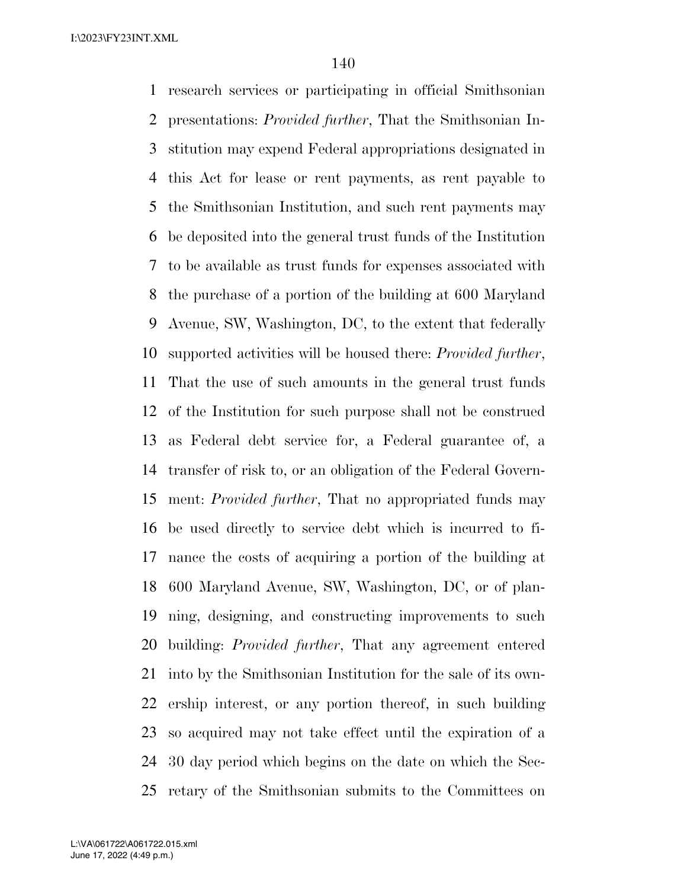research services or participating in official Smithsonian presentations: *Provided further*, That the Smithsonian Institution may expend Federal appropriations designated in this Act for lease or rent payments, as rent payable to the Smithsonian Institution, and such rent payments may be deposited into the general trust funds of the Institution to be available as trust funds for expenses associated with the purchase of a portion of the building at 600 Maryland Avenue, SW, Washington, DC, to the extent that federally supported activities will be housed there: *Provided further*, That the use of such amounts in the general trust funds of the Institution for such purpose shall not be construed as Federal debt service for, a Federal guarantee of, a transfer of risk to, or an obligation of the Federal Government: *Provided further*, That no appropriated funds may be used directly to service debt which is incurred to finance the costs of acquiring a portion of the building at 600 Maryland Avenue, SW, Washington, DC, or of planning, designing, and constructing improvements to such building: *Provided further*, That any agreement entered into by the Smithsonian Institution for the sale of its ownership interest, or any portion thereof, in such building so acquired may not take effect until the expiration of a 30 day period which begins on the date on which the Secretary of the Smithsonian submits to the Committees on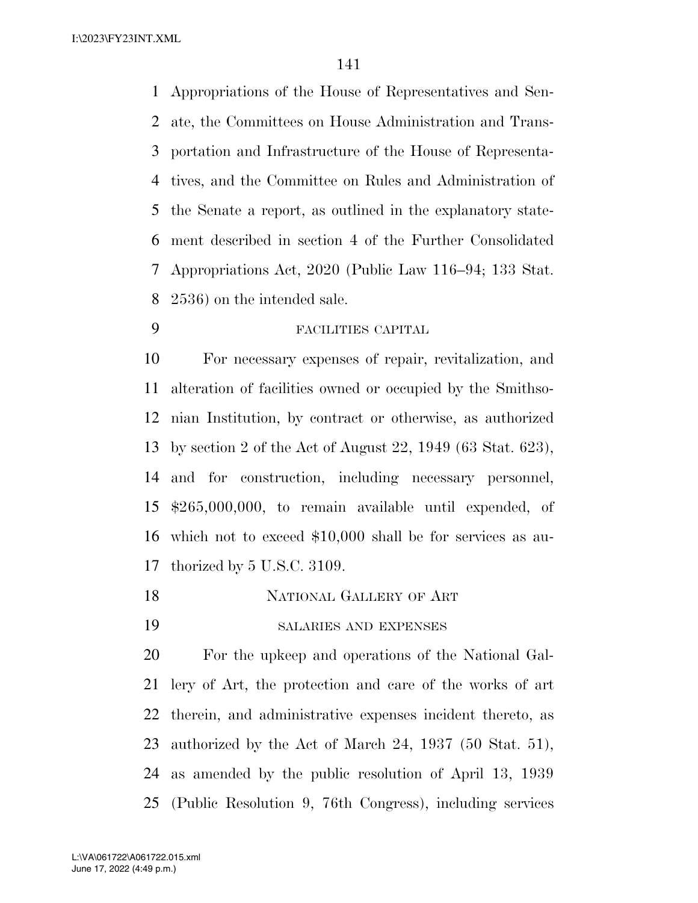Appropriations of the House of Representatives and Senate, the Committees on House Administration and Transportation and Infrastructure of the House of Representatives, and the Committee on Rules and Administration of the Senate a report, as outlined in the explanatory statement described in section 4 of the Further Consolidated Appropriations Act, 2020 (Public Law 116–94; 133 Stat. 2536) on the intended sale.

FACILITIES CAPITAL

For necessary expenses of repair, revitalization, and alteration of facilities owned or occupied by the Smithsonian Institution, by contract or otherwise, as authorized by section 2 of the Act of August 22, 1949 (63 Stat. 623), and for construction, including necessary personnel, $265,000,000, to remain available until expended, of which not to exceed $10,000 shall be for services as authorized by 5 U.S.C. 3109.

NATIONAL GALLERY OF ART

SALARIES AND EXPENSES

For the upkeep and operations of the National Gallery of Art, the protection and care of the works of art therein, and administrative expenses incident thereto, as authorized by the Act of March 24, 1937 (50 Stat. 51), as amended by the public resolution of April 13, 1939 (Public Resolution 9, 76th Congress), including services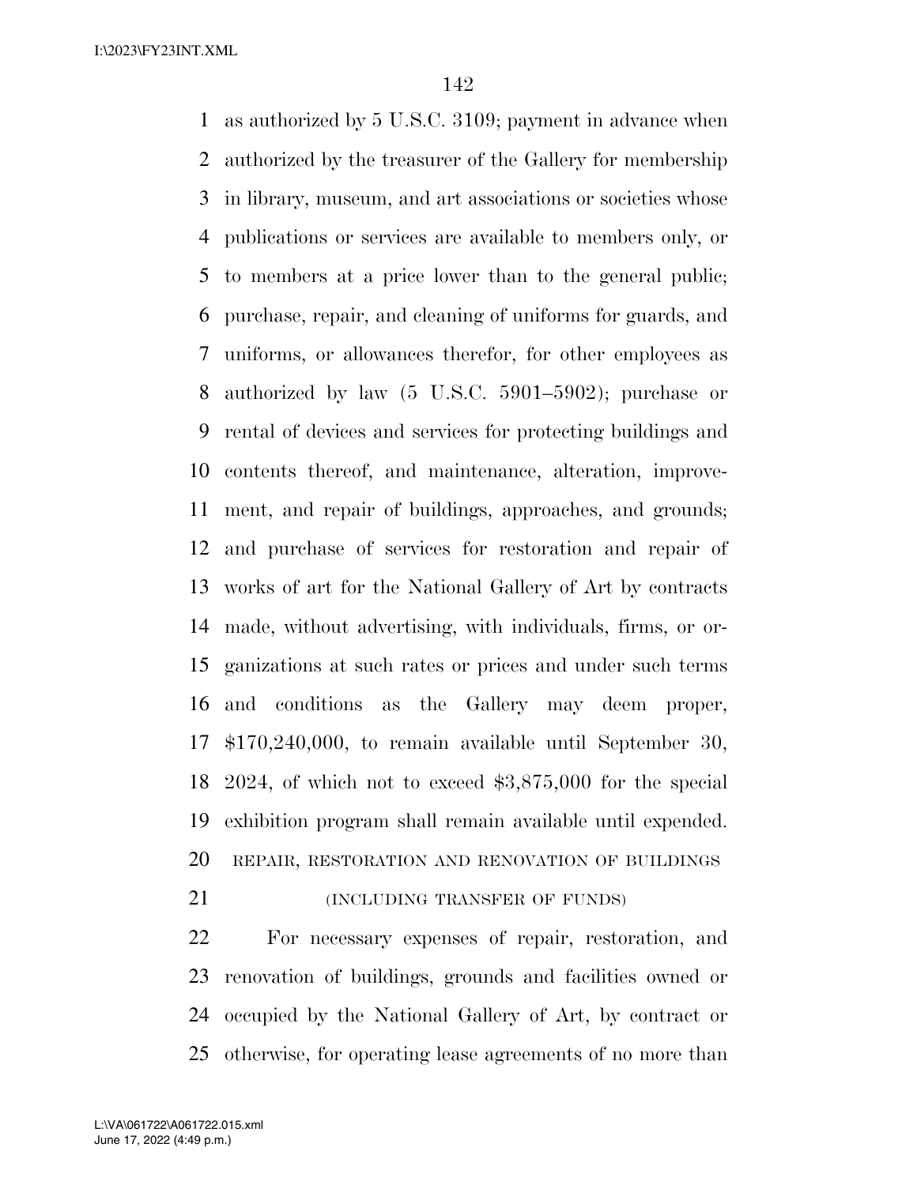as authorized by 5 U.S.C. 3109; payment in advance when authorized by the treasurer of the Gallery for membership in library, museum, and art associations or societies whose publications or services are available to members only, or to members at a price lower than to the general public; purchase, repair, and cleaning of uniforms for guards, and uniforms, or allowances therefor, for other employees as authorized by law (5 U.S.C. 5901–5902); purchase or rental of devices and services for protecting buildings and contents thereof, and maintenance, alteration, improvement, and repair of buildings, approaches, and grounds; and purchase of services for restoration and repair of works of art for the National Gallery of Art by contracts made, without advertising, with individuals, firms, or organizations at such rates or prices and under such terms and conditions as the Gallery may deem proper, $170,240,000, to remain available until September 30, 2024, of which not to exceed $3,875,000 for the special exhibition program shall remain available until expended.

REPAIR, RESTORATION AND RENOVATION OF BUILDINGS

(INCLUDING TRANSFER OF FUNDS)

For necessary expenses of repair, restoration, and renovation of buildings, grounds and facilities owned or occupied by the National Gallery of Art, by contract or otherwise, for operating lease agreements of no more than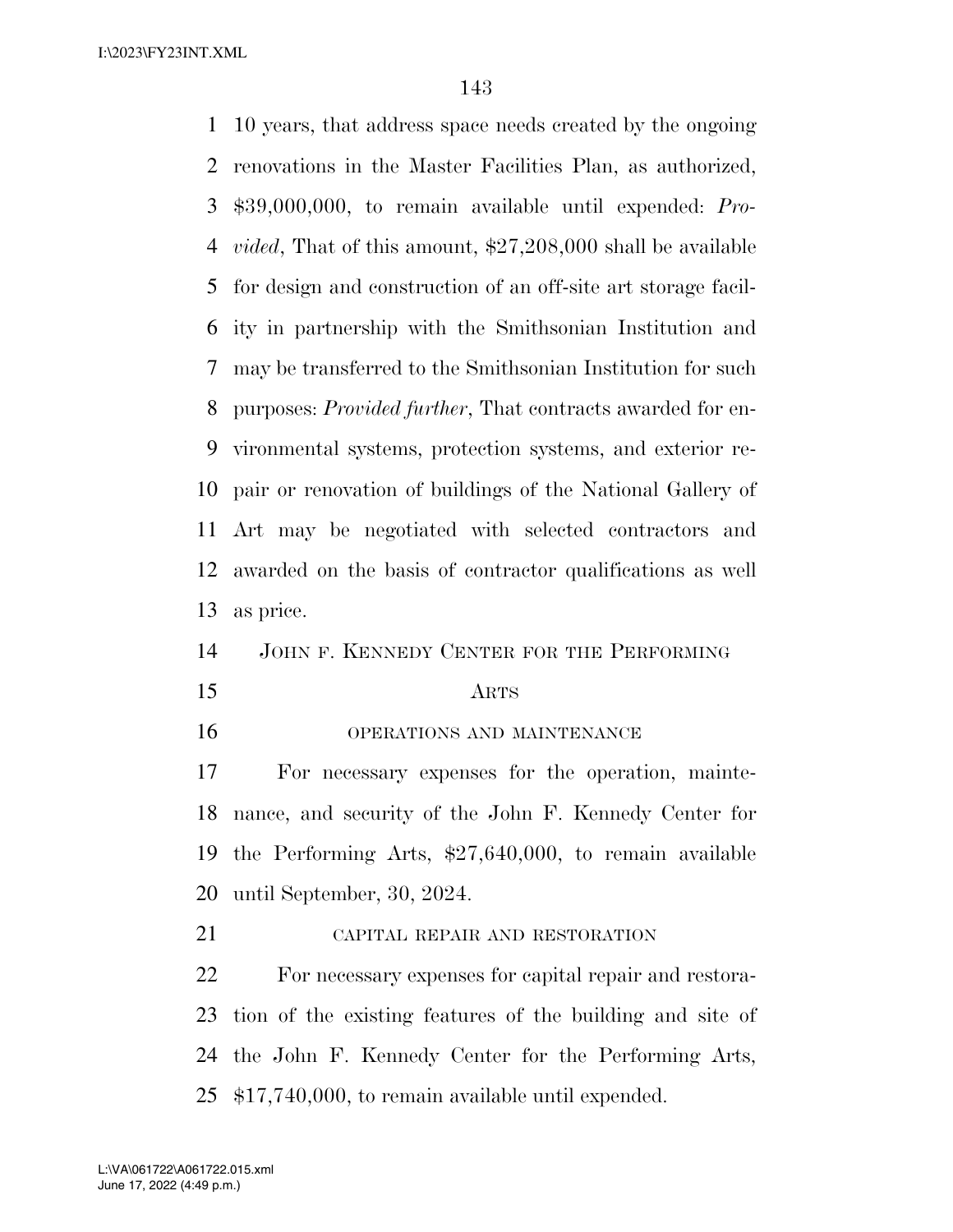10 years, that address space needs created by the ongoing renovations in the Master Facilities Plan, as authorized, $39,000,000, to remain available until expended: *Provided*, That of this amount, $27,208,000 shall be available for design and construction of an off-site art storage facility in partnership with the Smithsonian Institution and may be transferred to the Smithsonian Institution for such purposes: *Provided further*, That contracts awarded for environmental systems, protection systems, and exterior repair or renovation of buildings of the National Gallery of Art may be negotiated with selected contractors and awarded on the basis of contractor qualifications as well as price.

## JOHN F. KENNEDY CENTER FOR THE PERFORMING ARTS

### OPERATIONS AND MAINTENANCE

For necessary expenses for the operation, maintenance, and security of the John F. Kennedy Center for the Performing Arts, $27,640,000, to remain available until September, 30, 2024.

### CAPITAL REPAIR AND RESTORATION

For necessary expenses for capital repair and restoration of the existing features of the building and site of the John F. Kennedy Center for the Performing Arts, $17,740,000, to remain available until expended.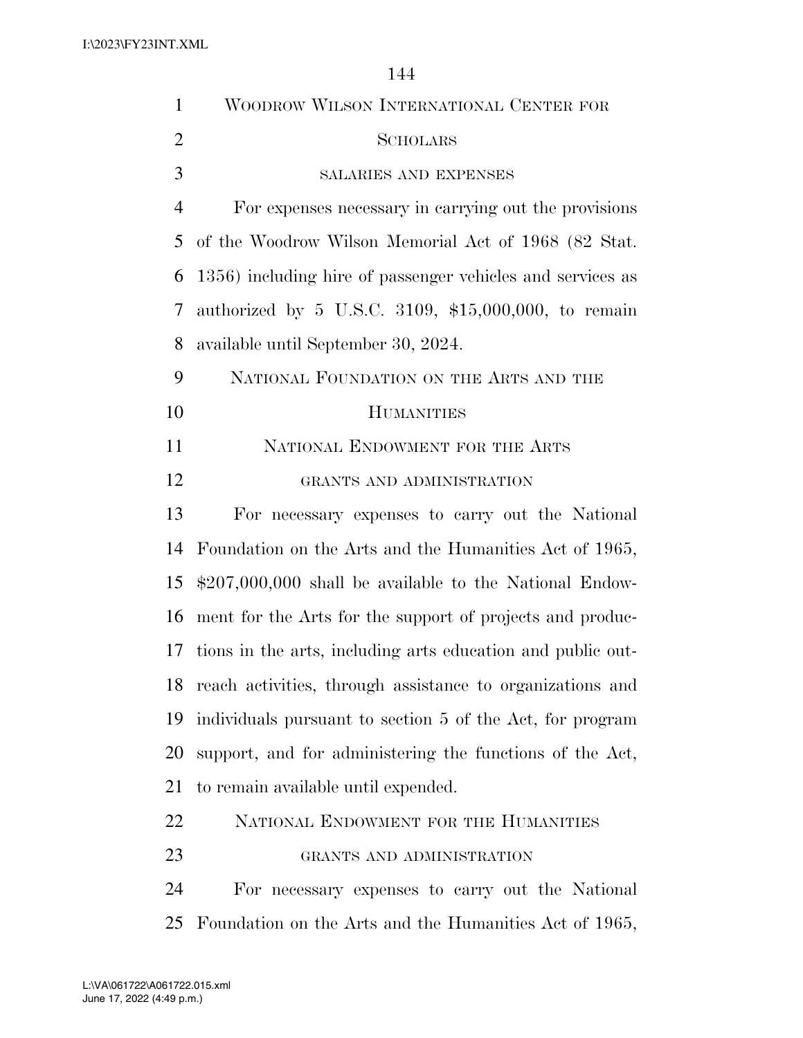## Woodrow Wilson International Center for Scholars

### salaries and expenses

For expenses necessary in carrying out the provisions of the Woodrow Wilson Memorial Act of 1968 (82 Stat. 1356) including hire of passenger vehicles and services as authorized by 5 U.S.C. 3109, $15,000,000, to remain available until September 30, 2024.

## National Foundation on the Arts and the Humanities

### National Endowment for the Arts

#### grants and administration

For necessary expenses to carry out the National Foundation on the Arts and the Humanities Act of 1965, $207,000,000 shall be available to the National Endowment for the Arts for the support of projects and productions in the arts, including arts education and public outreach activities, through assistance to organizations and individuals pursuant to section 5 of the Act, for program support, and for administering the functions of the Act, to remain available until expended.

### National Endowment for the Humanities

#### grants and administration

For necessary expenses to carry out the National Foundation on the Arts and the Humanities Act of 1965,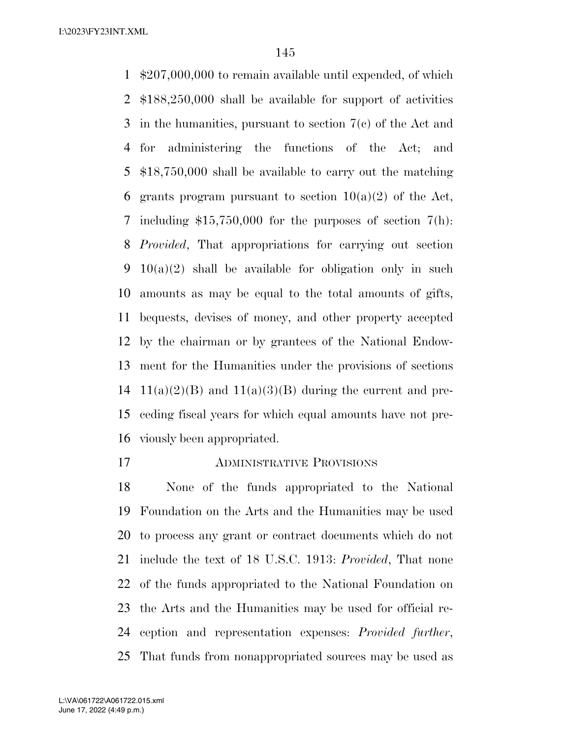$207,000,000 to remain available until expended, of which $188,250,000 shall be available for support of activities in the humanities, pursuant to section 7(c) of the Act and for administering the functions of the Act; and $18,750,000 shall be available to carry out the matching grants program pursuant to section 10(a)(2) of the Act, including $15,750,000 for the purposes of section 7(h): *Provided*, That appropriations for carrying out section 10(a)(2) shall be available for obligation only in such amounts as may be equal to the total amounts of gifts, bequests, devises of money, and other property accepted by the chairman or by grantees of the National Endowment for the Humanities under the provisions of sections 11(a)(2)(B) and 11(a)(3)(B) during the current and preceding fiscal years for which equal amounts have not previously been appropriated.

## ADMINISTRATIVE PROVISIONS

None of the funds appropriated to the National Foundation on the Arts and the Humanities may be used to process any grant or contract documents which do not include the text of 18 U.S.C. 1913: *Provided*, That none of the funds appropriated to the National Foundation on the Arts and the Humanities may be used for official reception and representation expenses: *Provided further*, That funds from nonappropriated sources may be used as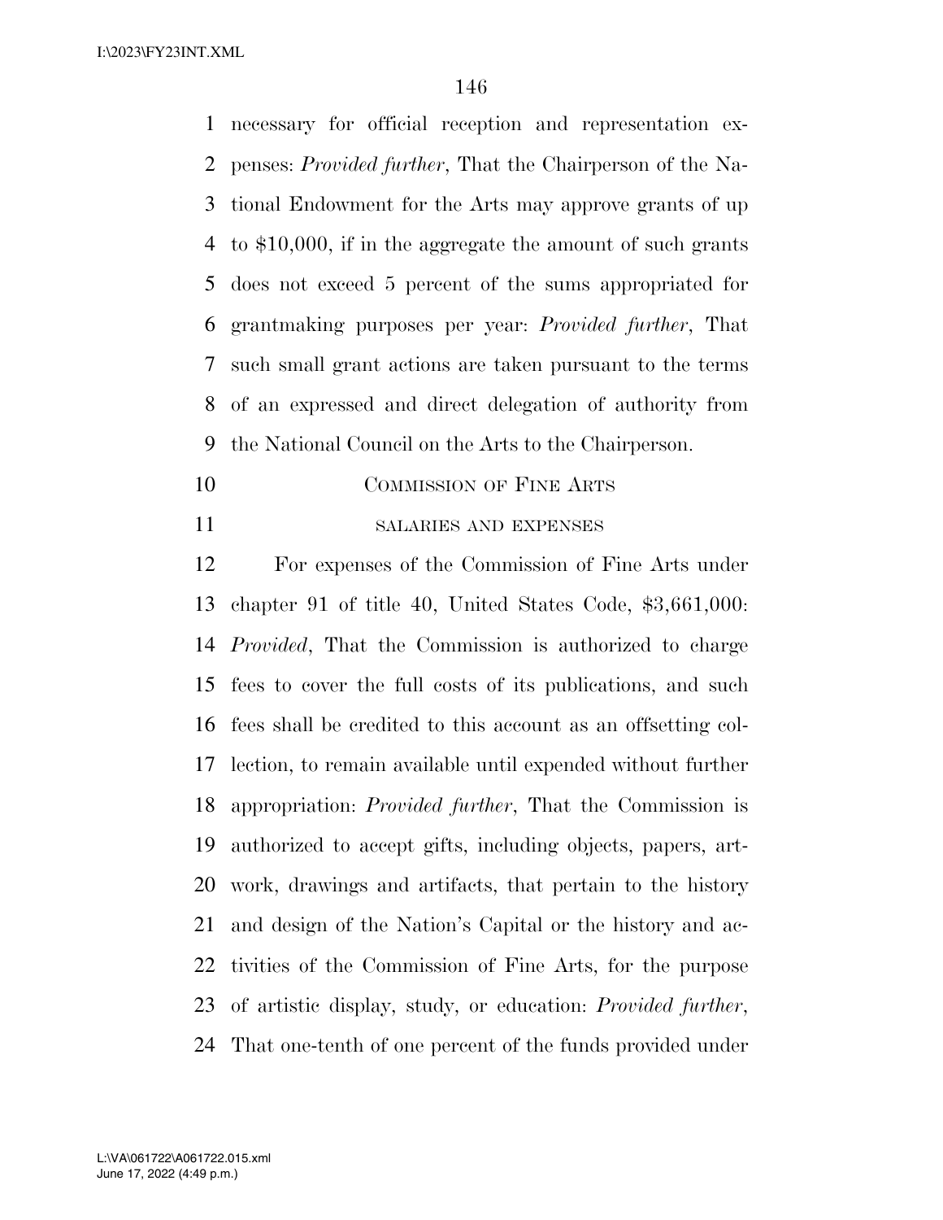necessary for official reception and representation expenses: *Provided further*, That the Chairperson of the National Endowment for the Arts may approve grants of up to $10,000, if in the aggregate the amount of such grants does not exceed 5 percent of the sums appropriated for grantmaking purposes per year: *Provided further*, That such small grant actions are taken pursuant to the terms of an expressed and direct delegation of authority from the National Council on the Arts to the Chairperson.

## COMMISSION OF FINE ARTS

### SALARIES AND EXPENSES

For expenses of the Commission of Fine Arts under chapter 91 of title 40, United States Code, $3,661,000: *Provided*, That the Commission is authorized to charge fees to cover the full costs of its publications, and such fees shall be credited to this account as an offsetting collection, to remain available until expended without further appropriation: *Provided further*, That the Commission is authorized to accept gifts, including objects, papers, artwork, drawings and artifacts, that pertain to the history and design of the Nation's Capital or the history and activities of the Commission of Fine Arts, for the purpose of artistic display, study, or education: *Provided further*, That one-tenth of one percent of the funds provided under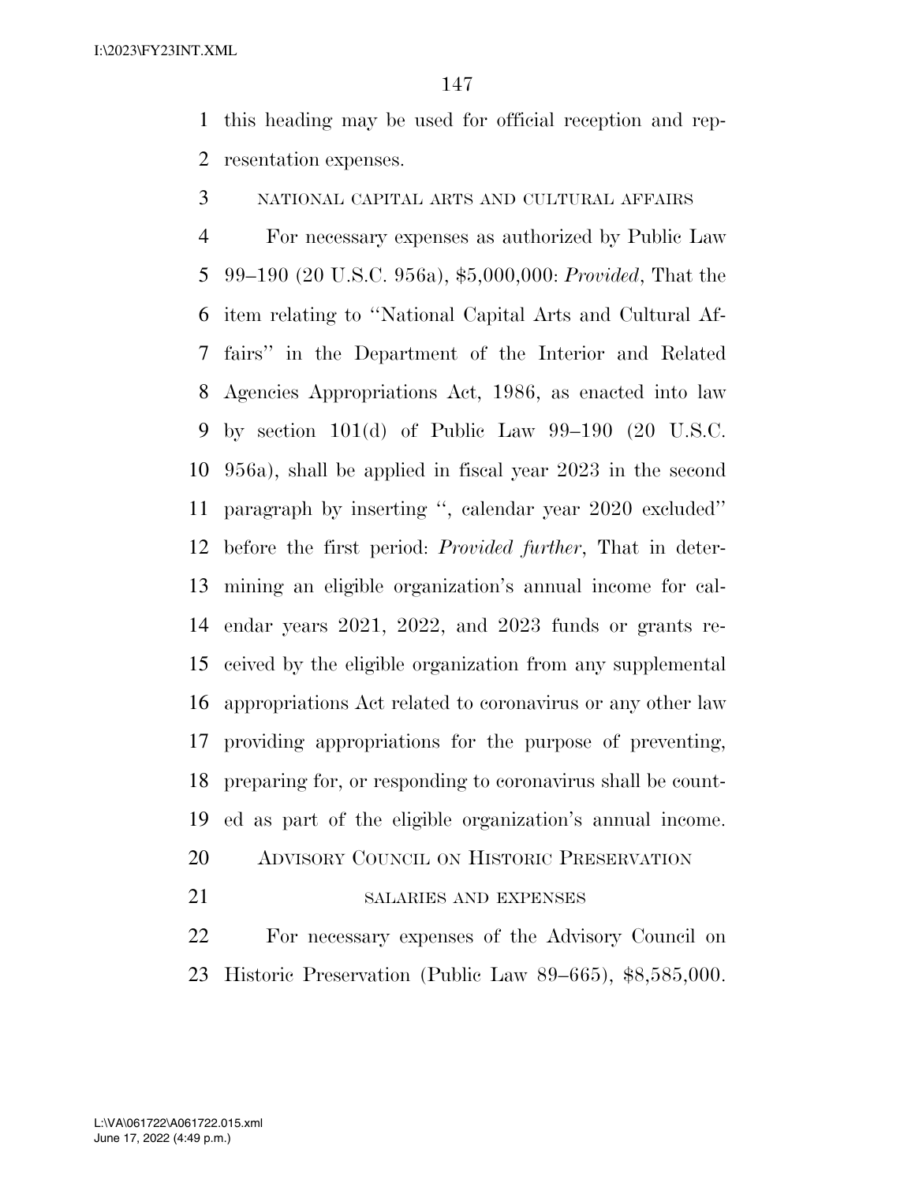this heading may be used for official reception and representation expenses.

NATIONAL CAPITAL ARTS AND CULTURAL AFFAIRS

For necessary expenses as authorized by Public Law 99–190 (20 U.S.C. 956a), $5,000,000: *Provided*, That the item relating to ''National Capital Arts and Cultural Affairs'' in the Department of the Interior and Related Agencies Appropriations Act, 1986, as enacted into law by section 101(d) of Public Law 99–190 (20 U.S.C. 956a), shall be applied in fiscal year 2023 in the second paragraph by inserting '', calendar year 2020 excluded'' before the first period: *Provided further*, That in determining an eligible organization's annual income for calendar years 2021, 2022, and 2023 funds or grants received by the eligible organization from any supplemental appropriations Act related to coronavirus or any other law providing appropriations for the purpose of preventing, preparing for, or responding to coronavirus shall be counted as part of the eligible organization's annual income.

## ADVISORY COUNCIL ON HISTORIC PRESERVATION

SALARIES AND EXPENSES

For necessary expenses of the Advisory Council on Historic Preservation (Public Law 89–665), $8,585,000.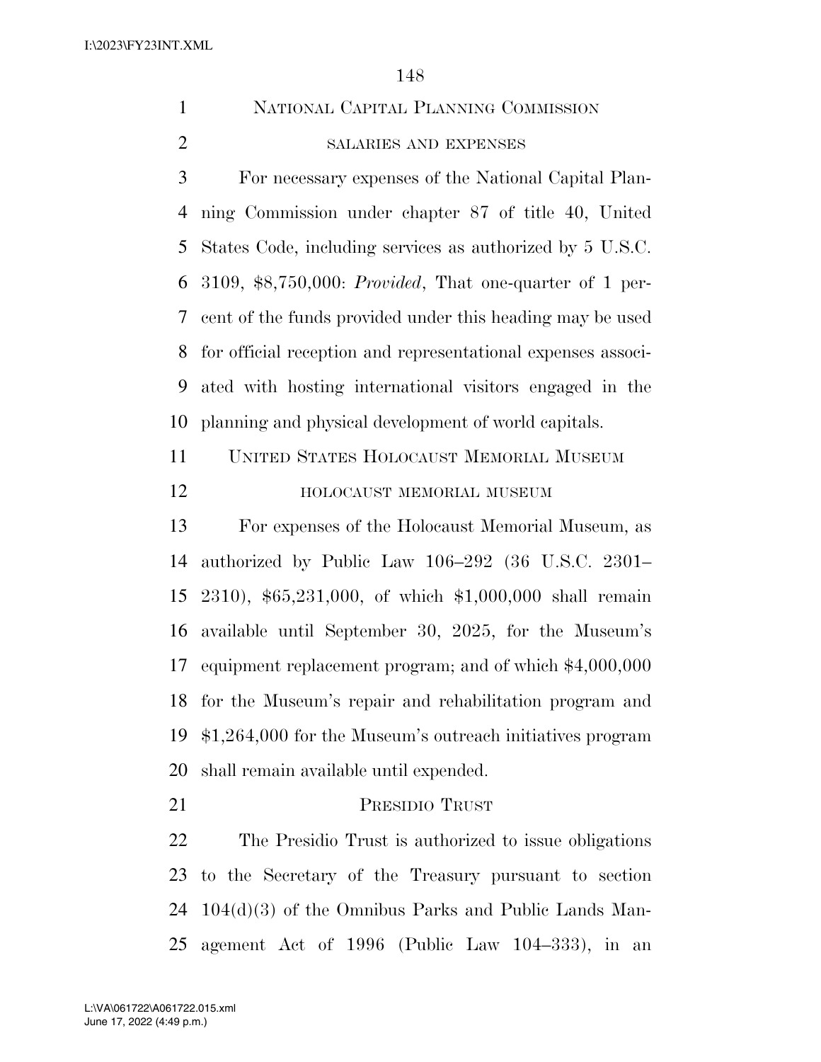NATIONAL CAPITAL PLANNING COMMISSION

SALARIES AND EXPENSES

For necessary expenses of the National Capital Planning Commission under chapter 87 of title 40, United States Code, including services as authorized by 5 U.S.C. 3109, $8,750,000: *Provided*, That one-quarter of 1 percent of the funds provided under this heading may be used for official reception and representational expenses associated with hosting international visitors engaged in the planning and physical development of world capitals.

UNITED STATES HOLOCAUST MEMORIAL MUSEUM

HOLOCAUST MEMORIAL MUSEUM

For expenses of the Holocaust Memorial Museum, as authorized by Public Law 106–292 (36 U.S.C. 2301–2310), $65,231,000, of which $1,000,000 shall remain available until September 30, 2025, for the Museum's equipment replacement program; and of which $4,000,000 for the Museum's repair and rehabilitation program and $1,264,000 for the Museum's outreach initiatives program shall remain available until expended.

PRESIDIO TRUST

The Presidio Trust is authorized to issue obligations to the Secretary of the Treasury pursuant to section 104(d)(3) of the Omnibus Parks and Public Lands Management Act of 1996 (Public Law 104–333), in an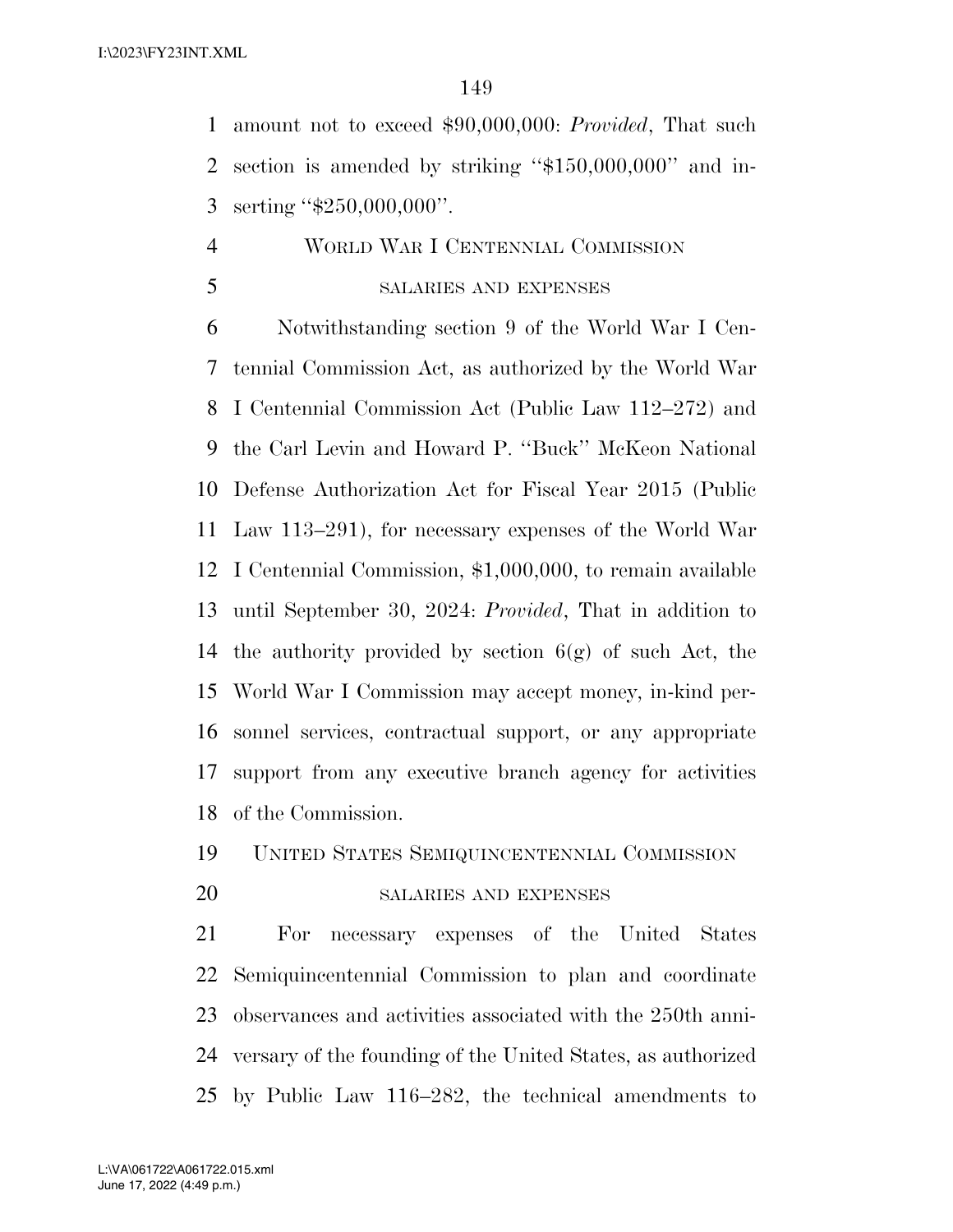amount not to exceed $90,000,000: *Provided*, That such section is amended by striking ''$150,000,000'' and inserting ''$250,000,000''.

WORLD WAR I CENTENNIAL COMMISSION

SALARIES AND EXPENSES

Notwithstanding section 9 of the World War I Centennial Commission Act, as authorized by the World War I Centennial Commission Act (Public Law 112–272) and the Carl Levin and Howard P. ''Buck'' McKeon National Defense Authorization Act for Fiscal Year 2015 (Public Law 113–291), for necessary expenses of the World War I Centennial Commission, $1,000,000, to remain available until September 30, 2024: *Provided*, That in addition to the authority provided by section 6(g) of such Act, the World War I Commission may accept money, in-kind personnel services, contractual support, or any appropriate support from any executive branch agency for activities of the Commission.

UNITED STATES SEMIQUINCENTENNIAL COMMISSION

SALARIES AND EXPENSES

For necessary expenses of the United States Semiquincentennial Commission to plan and coordinate observances and activities associated with the 250th anniversary of the founding of the United States, as authorized by Public Law 116–282, the technical amendments to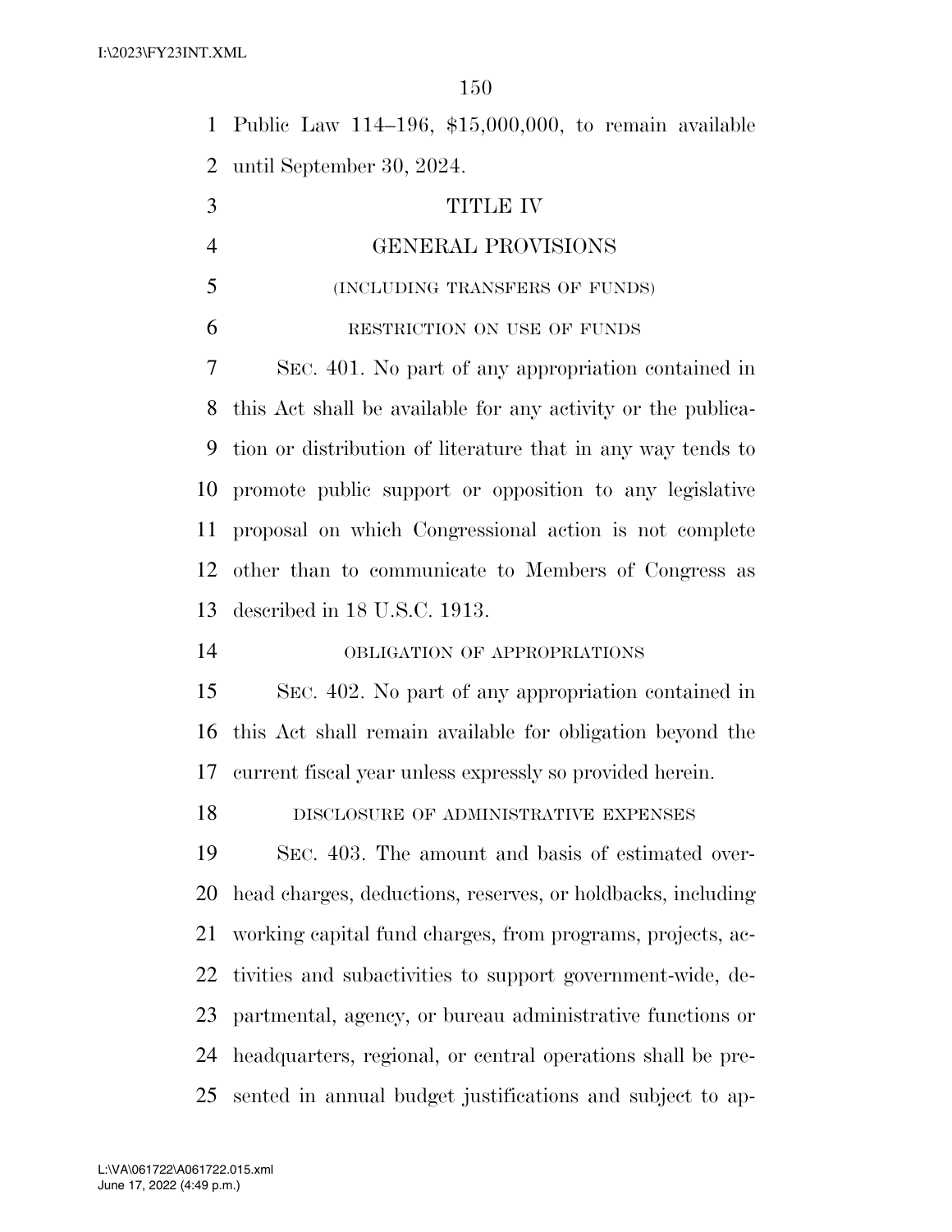Public Law 114–196, $15,000,000, to remain available until September 30, 2024.

# TITLE IV

# GENERAL PROVISIONS

(INCLUDING TRANSFERS OF FUNDS)

RESTRICTION ON USE OF FUNDS

SEC. 401. No part of any appropriation contained in this Act shall be available for any activity or the publication or distribution of literature that in any way tends to promote public support or opposition to any legislative proposal on which Congressional action is not complete other than to communicate to Members of Congress as described in 18 U.S.C. 1913.

OBLIGATION OF APPROPRIATIONS

SEC. 402. No part of any appropriation contained in this Act shall remain available for obligation beyond the current fiscal year unless expressly so provided herein.

DISCLOSURE OF ADMINISTRATIVE EXPENSES

SEC. 403. The amount and basis of estimated overhead charges, deductions, reserves, or holdbacks, including working capital fund charges, from programs, projects, activities and subactivities to support government-wide, departmental, agency, or bureau administrative functions or headquarters, regional, or central operations shall be presented in annual budget justifications and subject to ap-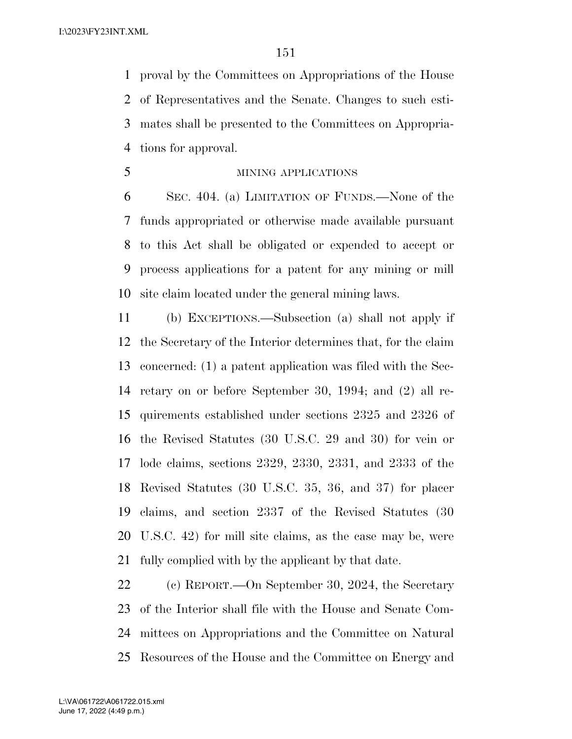proval by the Committees on Appropriations of the House of Representatives and the Senate. Changes to such estimates shall be presented to the Committees on Appropriations for approval.

MINING APPLICATIONS

SEC. 404. (a) LIMITATION OF FUNDS.—None of the funds appropriated or otherwise made available pursuant to this Act shall be obligated or expended to accept or process applications for a patent for any mining or mill site claim located under the general mining laws.

(b) EXCEPTIONS.—Subsection (a) shall not apply if the Secretary of the Interior determines that, for the claim concerned: (1) a patent application was filed with the Secretary on or before September 30, 1994; and (2) all requirements established under sections 2325 and 2326 of the Revised Statutes (30 U.S.C. 29 and 30) for vein or lode claims, sections 2329, 2330, 2331, and 2333 of the Revised Statutes (30 U.S.C. 35, 36, and 37) for placer claims, and section 2337 of the Revised Statutes (30 U.S.C. 42) for mill site claims, as the case may be, were fully complied with by the applicant by that date.

(c) REPORT.—On September 30, 2024, the Secretary of the Interior shall file with the House and Senate Committees on Appropriations and the Committee on Natural Resources of the House and the Committee on Energy and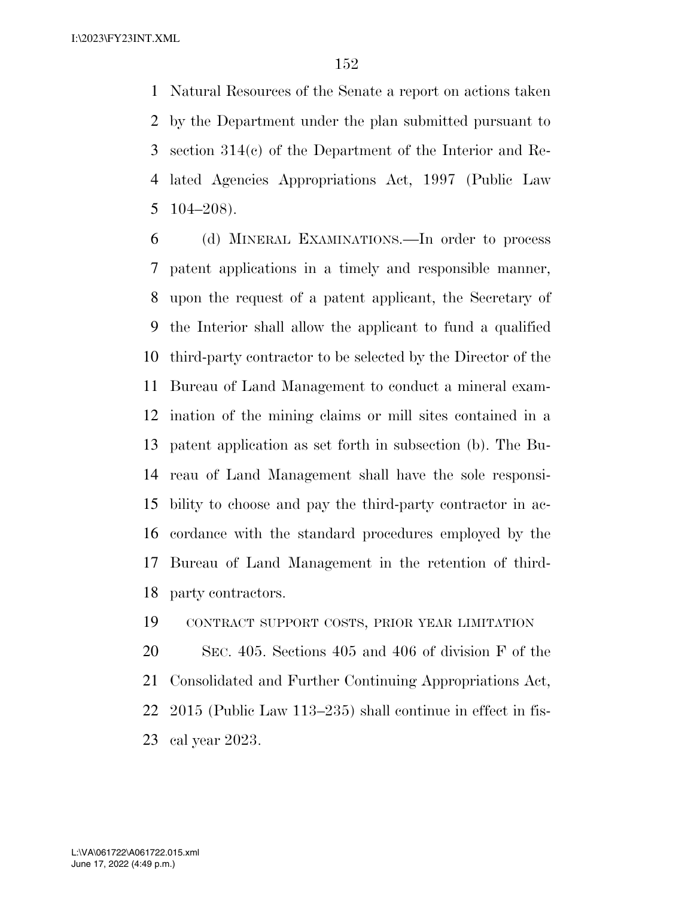Natural Resources of the Senate a report on actions taken by the Department under the plan submitted pursuant to section 314(c) of the Department of the Interior and Related Agencies Appropriations Act, 1997 (Public Law 104–208).

(d) MINERAL EXAMINATIONS.—In order to process patent applications in a timely and responsible manner, upon the request of a patent applicant, the Secretary of the Interior shall allow the applicant to fund a qualified third-party contractor to be selected by the Director of the Bureau of Land Management to conduct a mineral examination of the mining claims or mill sites contained in a patent application as set forth in subsection (b). The Bureau of Land Management shall have the sole responsibility to choose and pay the third-party contractor in accordance with the standard procedures employed by the Bureau of Land Management in the retention of third-party contractors.

CONTRACT SUPPORT COSTS, PRIOR YEAR LIMITATION

SEC. 405. Sections 405 and 406 of division F of the Consolidated and Further Continuing Appropriations Act, 2015 (Public Law 113–235) shall continue in effect in fiscal year 2023.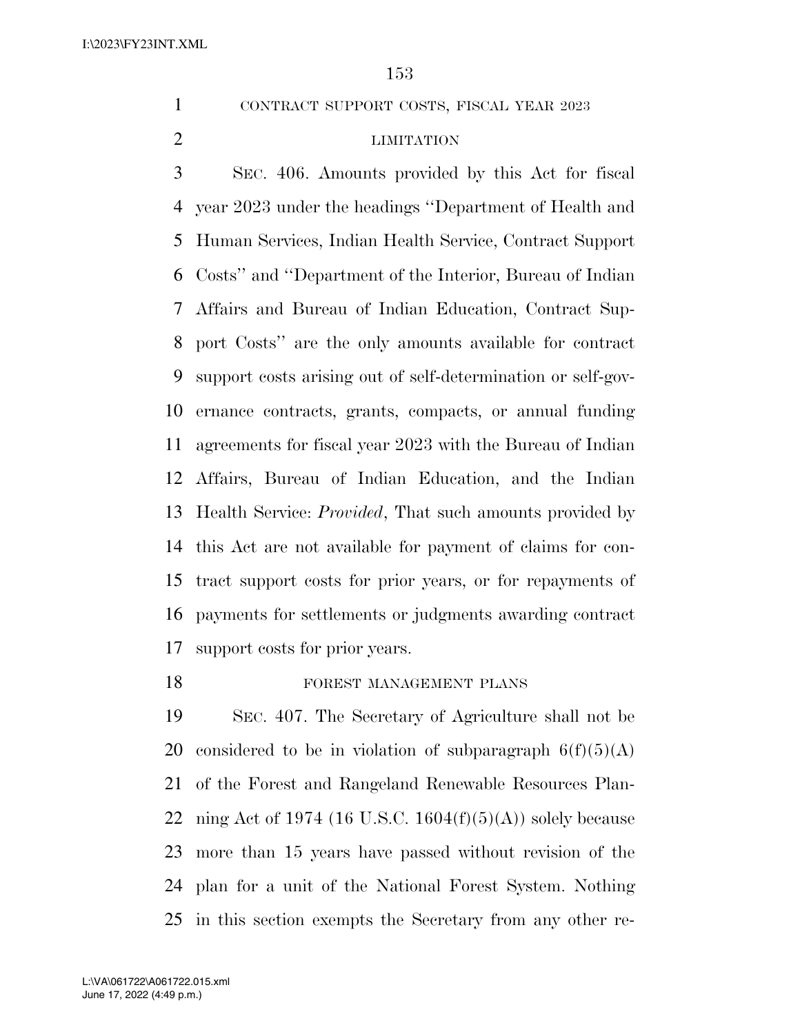CONTRACT SUPPORT COSTS, FISCAL YEAR 2023 LIMITATION

SEC. 406. Amounts provided by this Act for fiscal year 2023 under the headings ''Department of Health and Human Services, Indian Health Service, Contract Support Costs'' and ''Department of the Interior, Bureau of Indian Affairs and Bureau of Indian Education, Contract Support Costs'' are the only amounts available for contract support costs arising out of self-determination or self-governance contracts, grants, compacts, or annual funding agreements for fiscal year 2023 with the Bureau of Indian Affairs, Bureau of Indian Education, and the Indian Health Service: *Provided*, That such amounts provided by this Act are not available for payment of claims for contract support costs for prior years, or for repayments of payments for settlements or judgments awarding contract support costs for prior years.

FOREST MANAGEMENT PLANS

SEC. 407. The Secretary of Agriculture shall not be considered to be in violation of subparagraph 6(f)(5)(A) of the Forest and Rangeland Renewable Resources Planning Act of 1974 (16 U.S.C. 1604(f)(5)(A)) solely because more than 15 years have passed without revision of the plan for a unit of the National Forest System. Nothing in this section exempts the Secretary from any other re-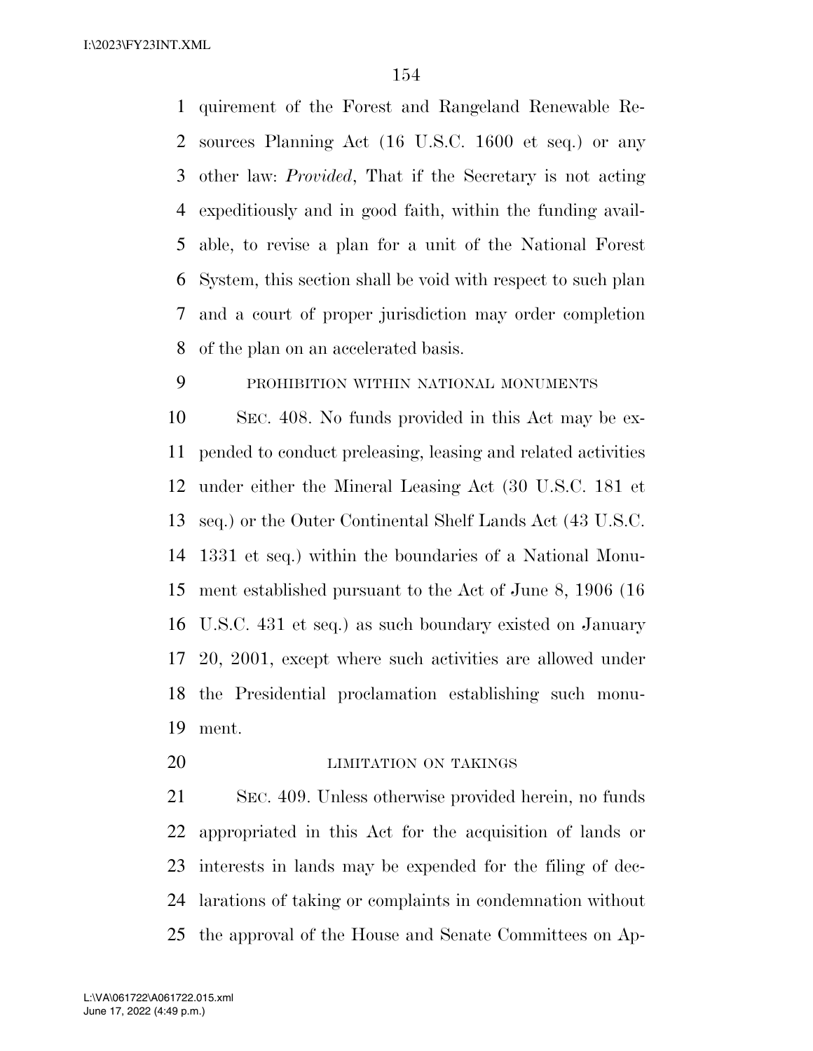quirement of the Forest and Rangeland Renewable Resources Planning Act (16 U.S.C. 1600 et seq.) or any other law: *Provided*, That if the Secretary is not acting expeditiously and in good faith, within the funding available, to revise a plan for a unit of the National Forest System, this section shall be void with respect to such plan and a court of proper jurisdiction may order completion of the plan on an accelerated basis.

PROHIBITION WITHIN NATIONAL MONUMENTS

SEC. 408. No funds provided in this Act may be expended to conduct preleasing, leasing and related activities under either the Mineral Leasing Act (30 U.S.C. 181 et seq.) or the Outer Continental Shelf Lands Act (43 U.S.C. 1331 et seq.) within the boundaries of a National Monument established pursuant to the Act of June 8, 1906 (16 U.S.C. 431 et seq.) as such boundary existed on January 20, 2001, except where such activities are allowed under the Presidential proclamation establishing such monument.

LIMITATION ON TAKINGS

SEC. 409. Unless otherwise provided herein, no funds appropriated in this Act for the acquisition of lands or interests in lands may be expended for the filing of declarations of taking or complaints in condemnation without the approval of the House and Senate Committees on Ap-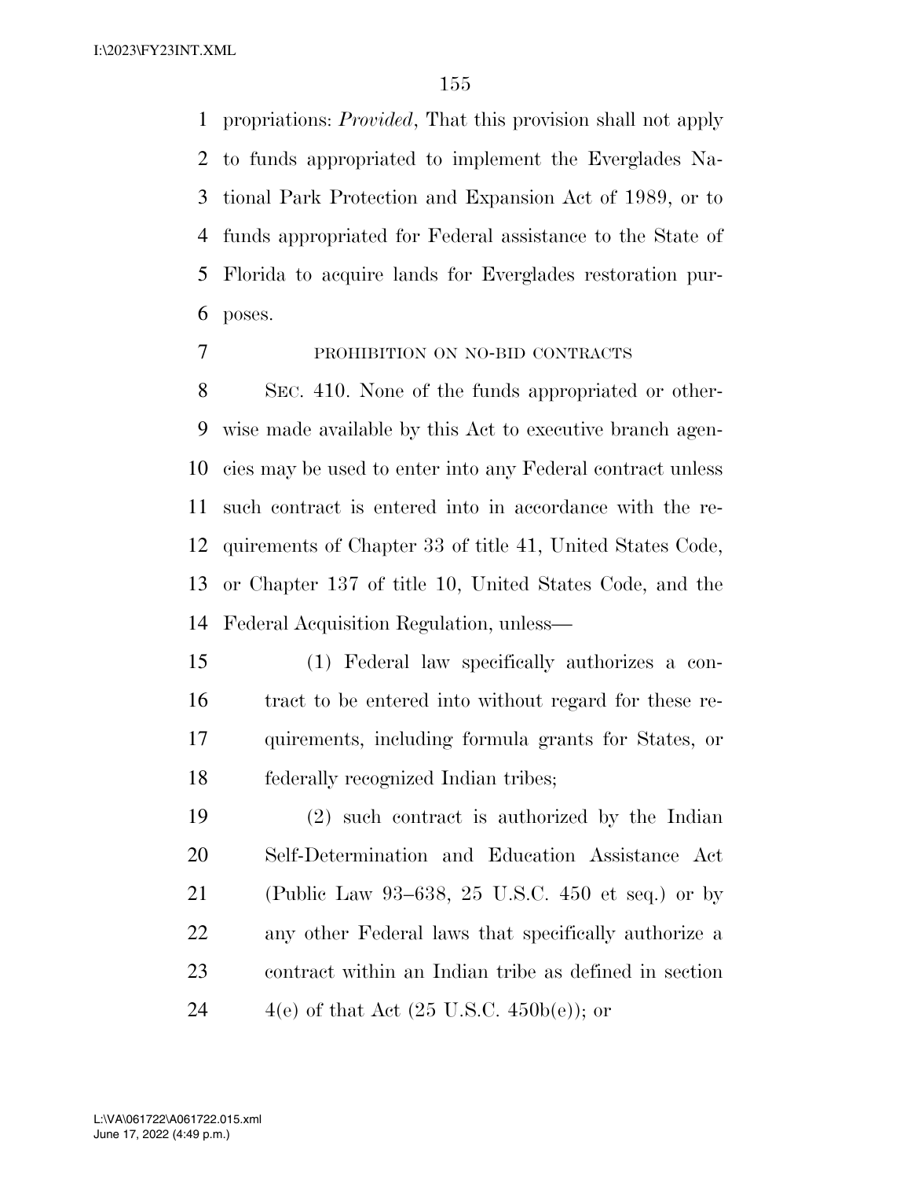propriations: *Provided*, That this provision shall not apply to funds appropriated to implement the Everglades National Park Protection and Expansion Act of 1989, or to funds appropriated for Federal assistance to the State of Florida to acquire lands for Everglades restoration purposes.

PROHIBITION ON NO-BID CONTRACTS

SEC. 410. None of the funds appropriated or otherwise made available by this Act to executive branch agencies may be used to enter into any Federal contract unless such contract is entered into in accordance with the requirements of Chapter 33 of title 41, United States Code, or Chapter 137 of title 10, United States Code, and the Federal Acquisition Regulation, unless—

(1) Federal law specifically authorizes a contract to be entered into without regard for these requirements, including formula grants for States, or federally recognized Indian tribes;

(2) such contract is authorized by the Indian Self-Determination and Education Assistance Act (Public Law 93–638, 25 U.S.C. 450 et seq.) or by any other Federal laws that specifically authorize a contract within an Indian tribe as defined in section 4(e) of that Act (25 U.S.C. 450b(e)); or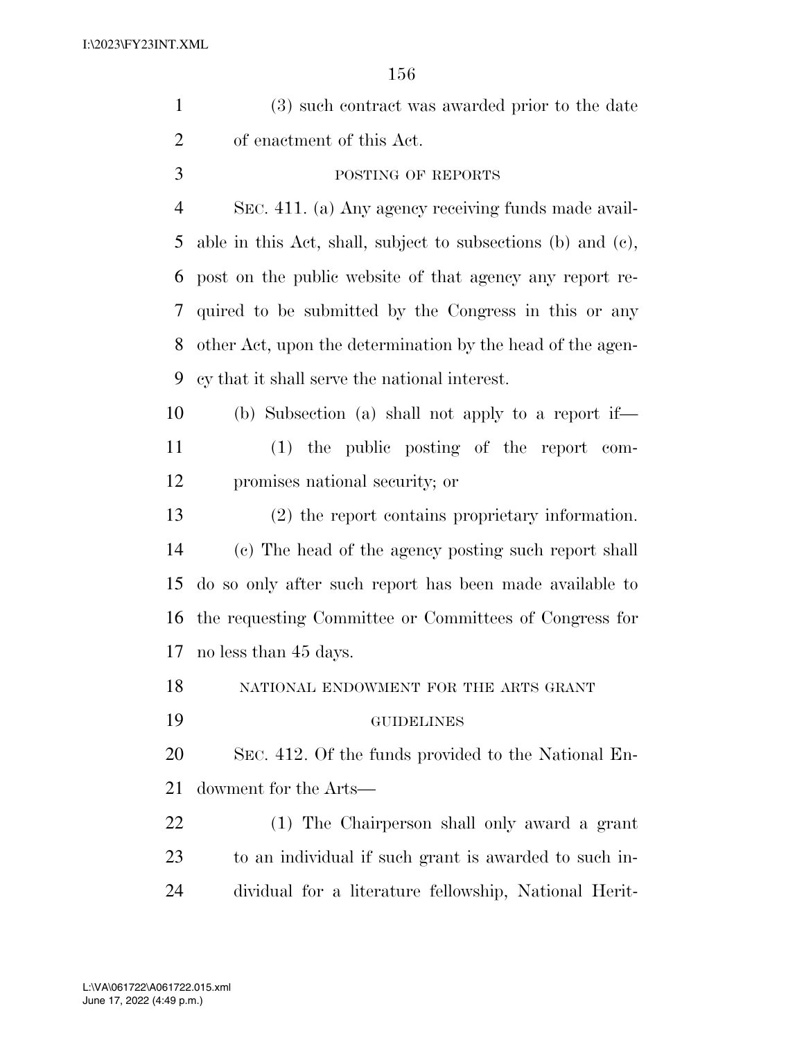(3) such contract was awarded prior to the date of enactment of this Act.

POSTING OF REPORTS

SEC. 411. (a) Any agency receiving funds made available in this Act, shall, subject to subsections (b) and (c), post on the public website of that agency any report required to be submitted by the Congress in this or any other Act, upon the determination by the head of the agency that it shall serve the national interest.

(b) Subsection (a) shall not apply to a report if—

(1) the public posting of the report compromises national security; or

(2) the report contains proprietary information.

(c) The head of the agency posting such report shall do so only after such report has been made available to the requesting Committee or Committees of Congress for no less than 45 days.

NATIONAL ENDOWMENT FOR THE ARTS GRANT GUIDELINES

SEC. 412. Of the funds provided to the National Endowment for the Arts—

(1) The Chairperson shall only award a grant to an individual if such grant is awarded to such individual for a literature fellowship, National Herit-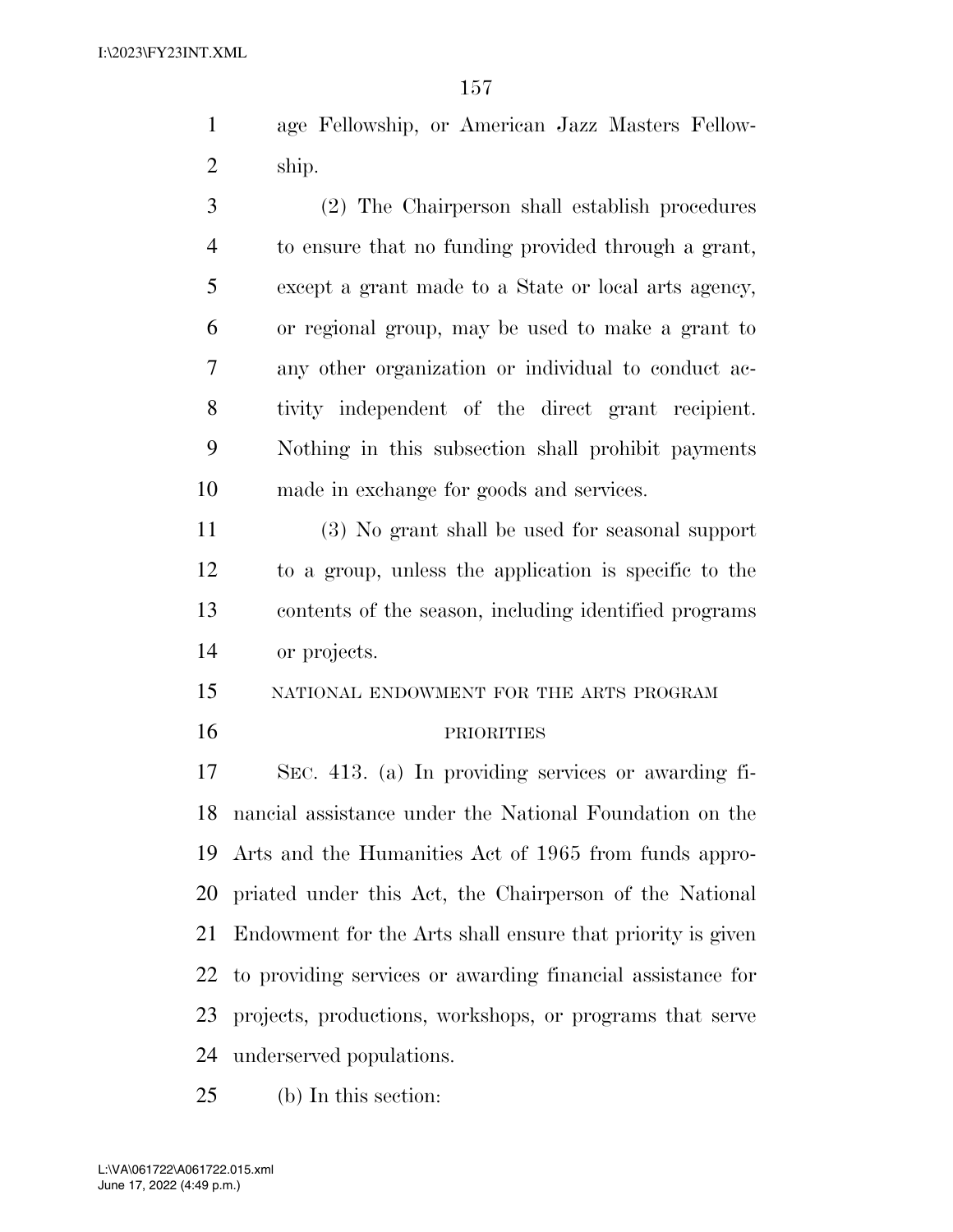age Fellowship, or American Jazz Masters Fellowship.

(2) The Chairperson shall establish procedures to ensure that no funding provided through a grant, except a grant made to a State or local arts agency, or regional group, may be used to make a grant to any other organization or individual to conduct activity independent of the direct grant recipient. Nothing in this subsection shall prohibit payments made in exchange for goods and services.

(3) No grant shall be used for seasonal support to a group, unless the application is specific to the contents of the season, including identified programs or projects.

NATIONAL ENDOWMENT FOR THE ARTS PROGRAM PRIORITIES

SEC. 413. (a) In providing services or awarding financial assistance under the National Foundation on the Arts and the Humanities Act of 1965 from funds appropriated under this Act, the Chairperson of the National Endowment for the Arts shall ensure that priority is given to providing services or awarding financial assistance for projects, productions, workshops, or programs that serve underserved populations.

(b) In this section: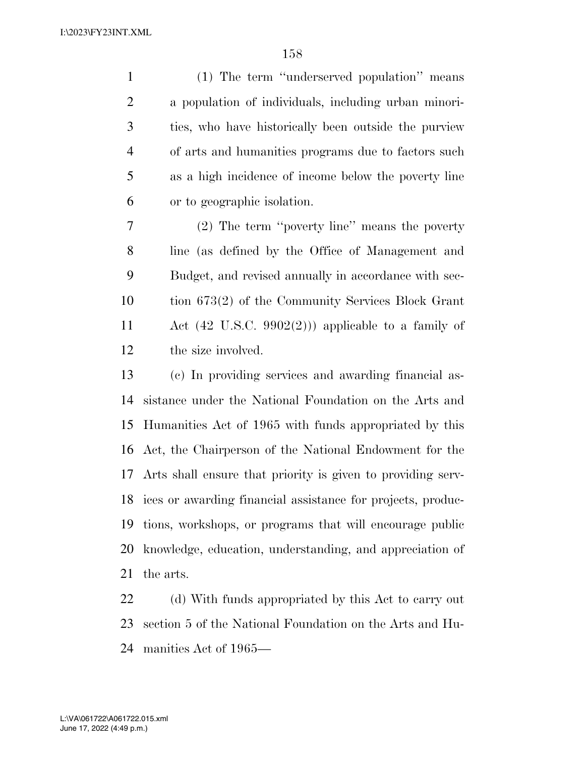(1) The term "underserved population" means a population of individuals, including urban minorities, who have historically been outside the purview of arts and humanities programs due to factors such as a high incidence of income below the poverty line or to geographic isolation.

(2) The term "poverty line" means the poverty line (as defined by the Office of Management and Budget, and revised annually in accordance with section 673(2) of the Community Services Block Grant Act (42 U.S.C. 9902(2))) applicable to a family of the size involved.

(c) In providing services and awarding financial assistance under the National Foundation on the Arts and Humanities Act of 1965 with funds appropriated by this Act, the Chairperson of the National Endowment for the Arts shall ensure that priority is given to providing services or awarding financial assistance for projects, productions, workshops, or programs that will encourage public knowledge, education, understanding, and appreciation of the arts.

(d) With funds appropriated by this Act to carry out section 5 of the National Foundation on the Arts and Humanities Act of 1965—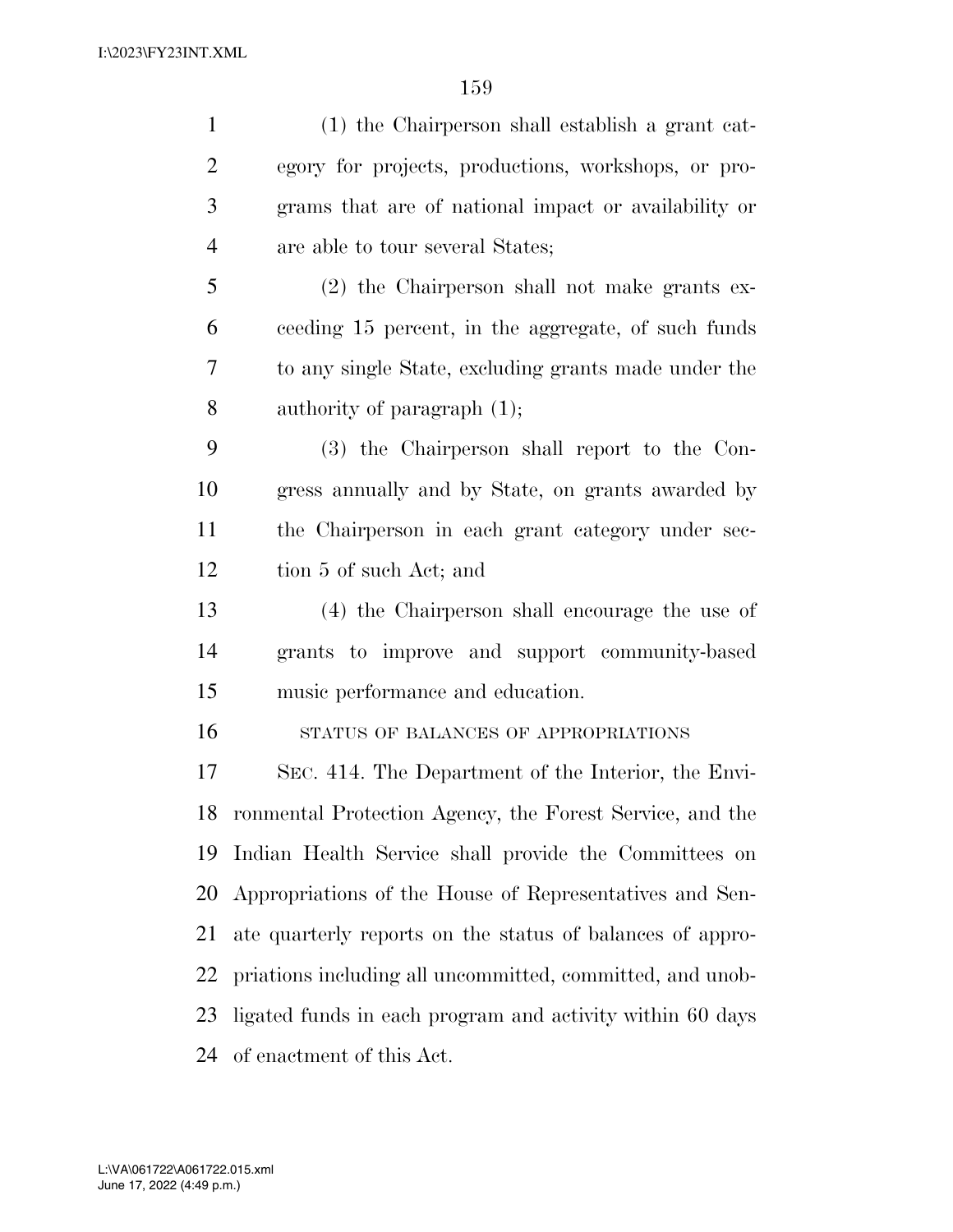(1) the Chairperson shall establish a grant category for projects, productions, workshops, or programs that are of national impact or availability or are able to tour several States;

(2) the Chairperson shall not make grants exceeding 15 percent, in the aggregate, of such funds to any single State, excluding grants made under the authority of paragraph (1);

(3) the Chairperson shall report to the Congress annually and by State, on grants awarded by the Chairperson in each grant category under section 5 of such Act; and

(4) the Chairperson shall encourage the use of grants to improve and support community-based music performance and education.

STATUS OF BALANCES OF APPROPRIATIONS

SEC. 414. The Department of the Interior, the Environmental Protection Agency, the Forest Service, and the Indian Health Service shall provide the Committees on Appropriations of the House of Representatives and Senate quarterly reports on the status of balances of appropriations including all uncommitted, committed, and unobligated funds in each program and activity within 60 days of enactment of this Act.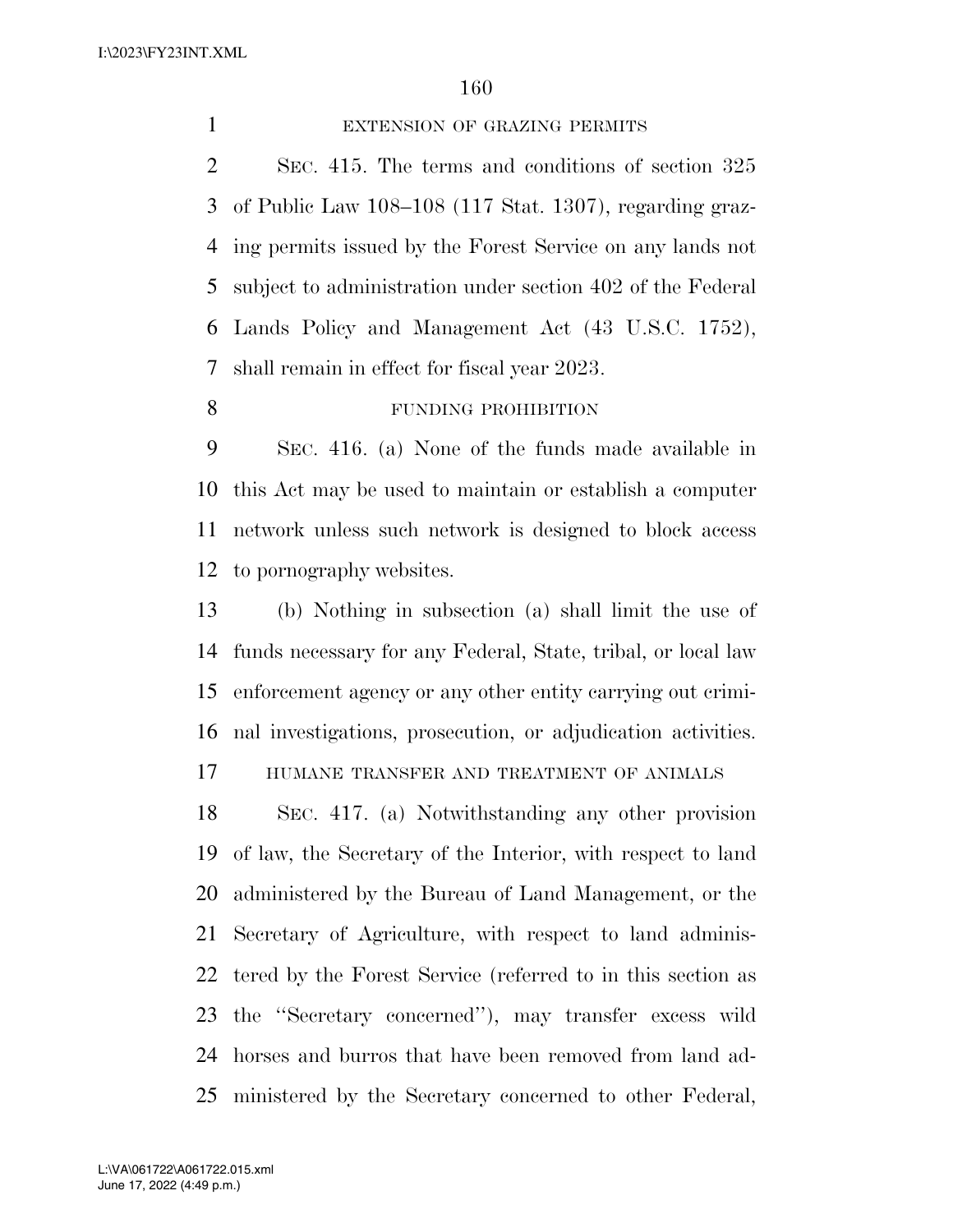EXTENSION OF GRAZING PERMITS

SEC. 415. The terms and conditions of section 325 of Public Law 108–108 (117 Stat. 1307), regarding grazing permits issued by the Forest Service on any lands not subject to administration under section 402 of the Federal Lands Policy and Management Act (43 U.S.C. 1752), shall remain in effect for fiscal year 2023.

FUNDING PROHIBITION

SEC. 416. (a) None of the funds made available in this Act may be used to maintain or establish a computer network unless such network is designed to block access to pornography websites.

(b) Nothing in subsection (a) shall limit the use of funds necessary for any Federal, State, tribal, or local law enforcement agency or any other entity carrying out criminal investigations, prosecution, or adjudication activities.

HUMANE TRANSFER AND TREATMENT OF ANIMALS

SEC. 417. (a) Notwithstanding any other provision of law, the Secretary of the Interior, with respect to land administered by the Bureau of Land Management, or the Secretary of Agriculture, with respect to land administered by the Forest Service (referred to in this section as the ''Secretary concerned''), may transfer excess wild horses and burros that have been removed from land administered by the Secretary concerned to other Federal,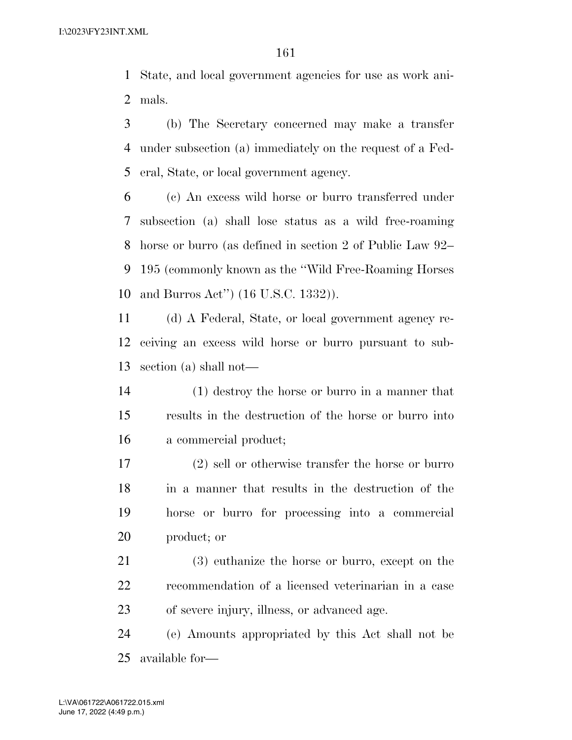State, and local government agencies for use as work animals.

(b) The Secretary concerned may make a transfer under subsection (a) immediately on the request of a Federal, State, or local government agency.

(c) An excess wild horse or burro transferred under subsection (a) shall lose status as a wild free-roaming horse or burro (as defined in section 2 of Public Law 92–195 (commonly known as the ''Wild Free-Roaming Horses and Burros Act'') (16 U.S.C. 1332)).

(d) A Federal, State, or local government agency receiving an excess wild horse or burro pursuant to subsection (a) shall not—

(1) destroy the horse or burro in a manner that results in the destruction of the horse or burro into a commercial product;

(2) sell or otherwise transfer the horse or burro in a manner that results in the destruction of the horse or burro for processing into a commercial product; or

(3) euthanize the horse or burro, except on the recommendation of a licensed veterinarian in a case of severe injury, illness, or advanced age.

(e) Amounts appropriated by this Act shall not be available for—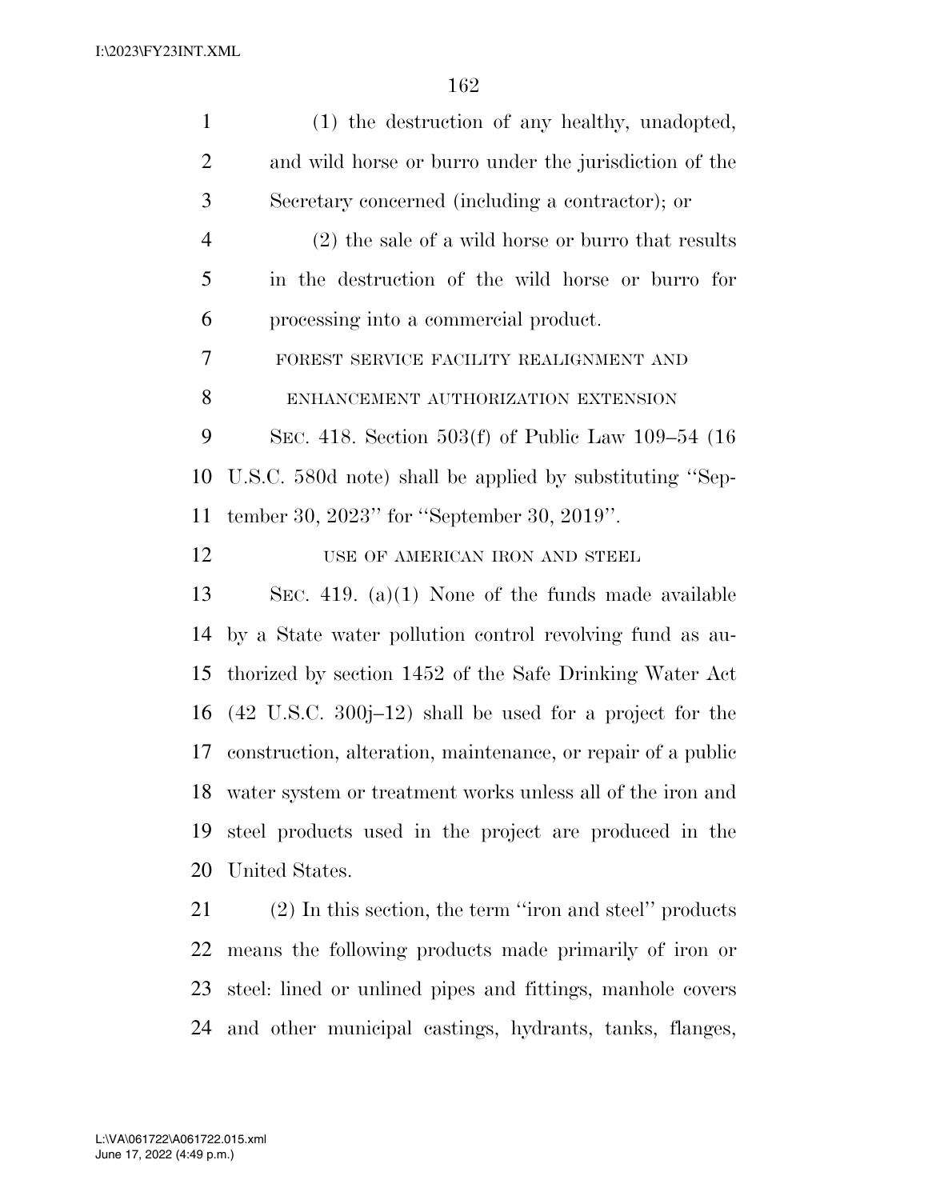(1) the destruction of any healthy, unadopted, and wild horse or burro under the jurisdiction of the Secretary concerned (including a contractor); or

(2) the sale of a wild horse or burro that results in the destruction of the wild horse or burro for processing into a commercial product.

FOREST SERVICE FACILITY REALIGNMENT AND ENHANCEMENT AUTHORIZATION EXTENSION

SEC. 418. Section 503(f) of Public Law 109–54 (16 U.S.C. 580d note) shall be applied by substituting ''September 30, 2023'' for ''September 30, 2019''.

USE OF AMERICAN IRON AND STEEL

SEC. 419. (a)(1) None of the funds made available by a State water pollution control revolving fund as authorized by section 1452 of the Safe Drinking Water Act (42 U.S.C. 300j–12) shall be used for a project for the construction, alteration, maintenance, or repair of a public water system or treatment works unless all of the iron and steel products used in the project are produced in the United States.

(2) In this section, the term ''iron and steel'' products means the following products made primarily of iron or steel: lined or unlined pipes and fittings, manhole covers and other municipal castings, hydrants, tanks, flanges,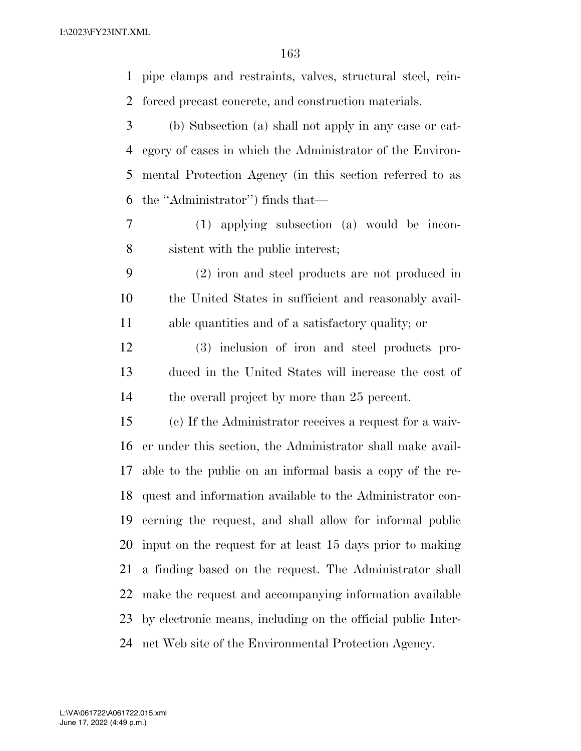pipe clamps and restraints, valves, structural steel, reinforced precast concrete, and construction materials.

(b) Subsection (a) shall not apply in any case or category of cases in which the Administrator of the Environmental Protection Agency (in this section referred to as the ''Administrator'') finds that—

(1) applying subsection (a) would be inconsistent with the public interest;

(2) iron and steel products are not produced in the United States in sufficient and reasonably available quantities and of a satisfactory quality; or

(3) inclusion of iron and steel products produced in the United States will increase the cost of the overall project by more than 25 percent.

(c) If the Administrator receives a request for a waiver under this section, the Administrator shall make available to the public on an informal basis a copy of the request and information available to the Administrator concerning the request, and shall allow for informal public input on the request for at least 15 days prior to making a finding based on the request. The Administrator shall make the request and accompanying information available by electronic means, including on the official public Internet Web site of the Environmental Protection Agency.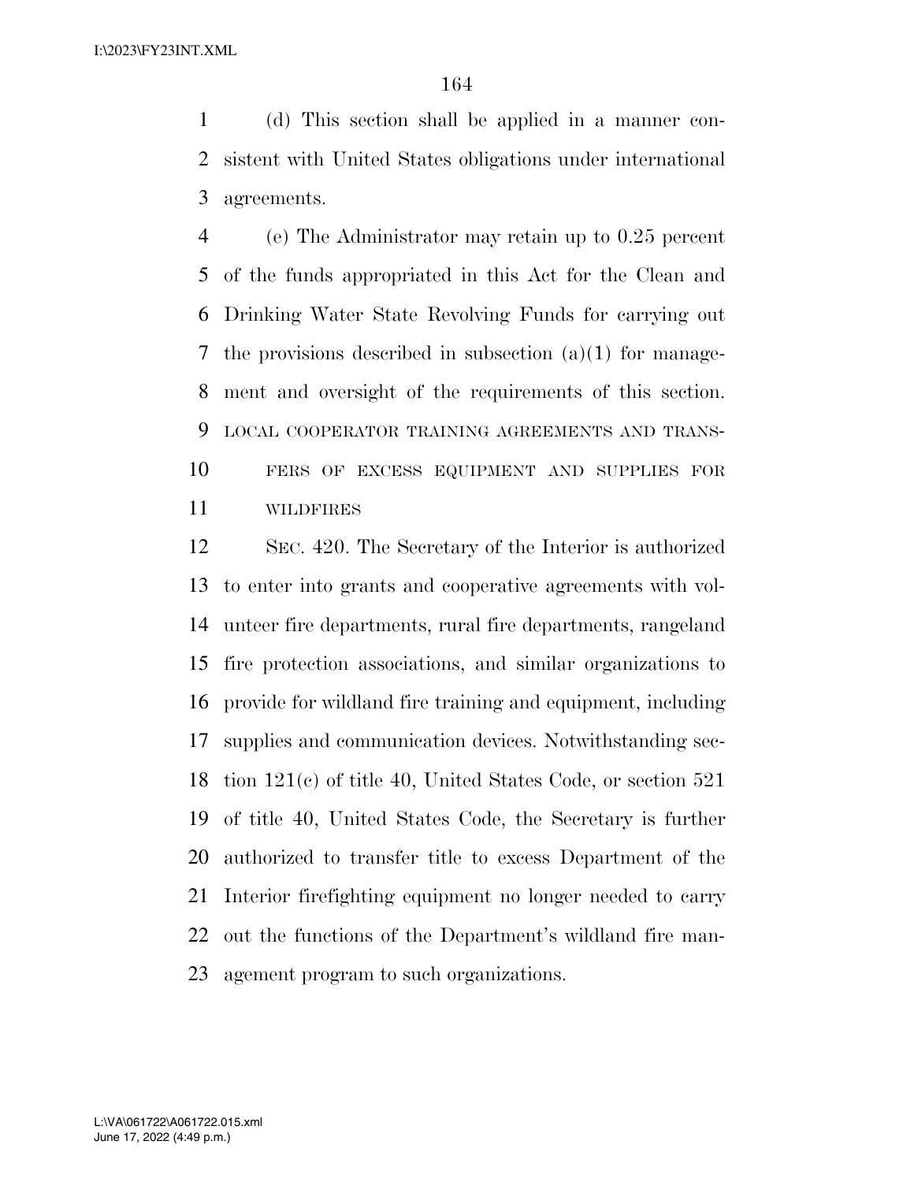(d) This section shall be applied in a manner consistent with United States obligations under international agreements.

(e) The Administrator may retain up to 0.25 percent of the funds appropriated in this Act for the Clean and Drinking Water State Revolving Funds for carrying out the provisions described in subsection (a)(1) for management and oversight of the requirements of this section.

LOCAL COOPERATOR TRAINING AGREEMENTS AND TRANSFERS OF EXCESS EQUIPMENT AND SUPPLIES FOR WILDFIRES

SEC. 420. The Secretary of the Interior is authorized to enter into grants and cooperative agreements with volunteer fire departments, rural fire departments, rangeland fire protection associations, and similar organizations to provide for wildland fire training and equipment, including supplies and communication devices. Notwithstanding section 121(c) of title 40, United States Code, or section 521 of title 40, United States Code, the Secretary is further authorized to transfer title to excess Department of the Interior firefighting equipment no longer needed to carry out the functions of the Department's wildland fire management program to such organizations.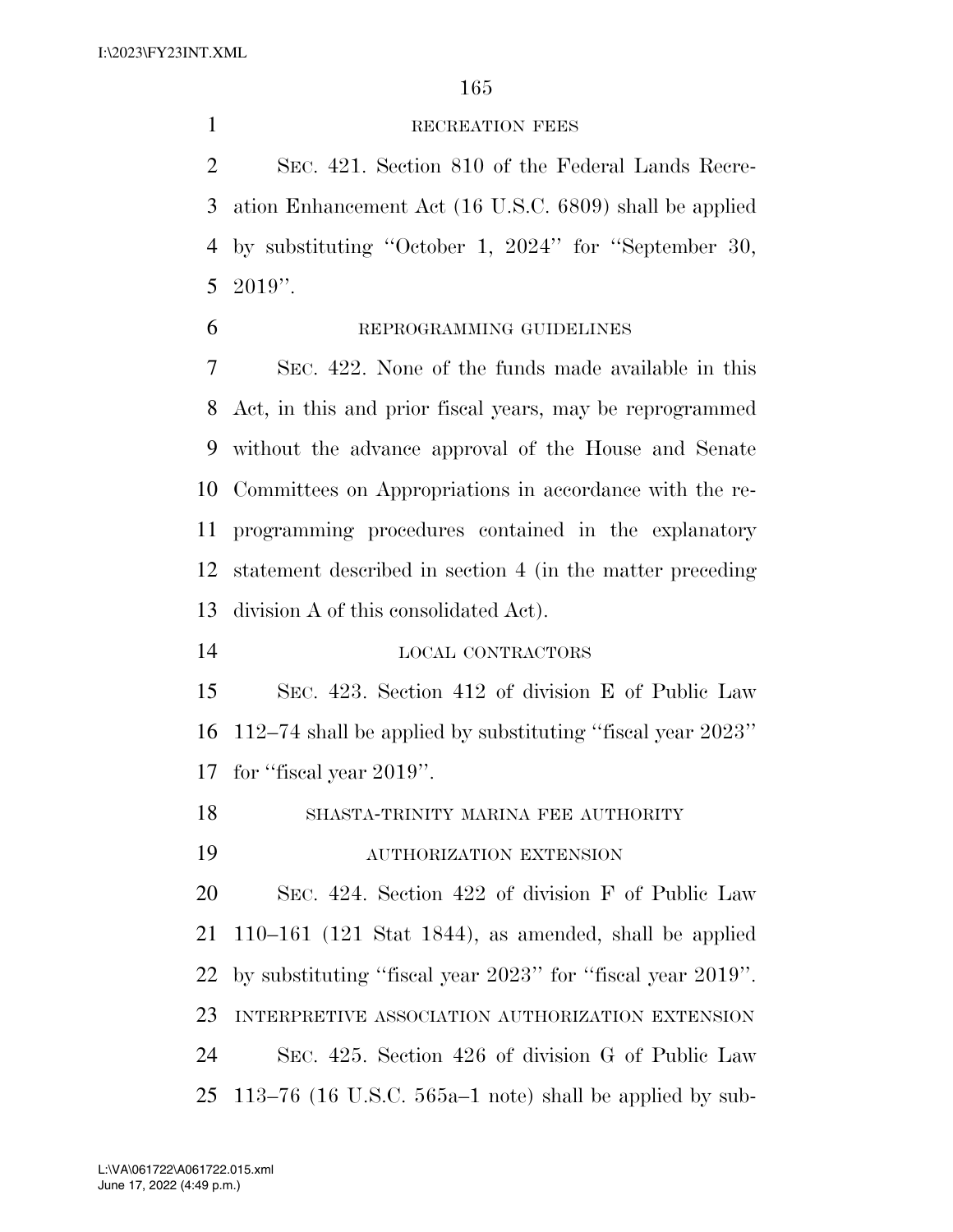RECREATION FEES

SEC. 421. Section 810 of the Federal Lands Recreation Enhancement Act (16 U.S.C. 6809) shall be applied by substituting ''October 1, 2024'' for ''September 30, 2019''.

REPROGRAMMING GUIDELINES

SEC. 422. None of the funds made available in this Act, in this and prior fiscal years, may be reprogrammed without the advance approval of the House and Senate Committees on Appropriations in accordance with the reprogramming procedures contained in the explanatory statement described in section 4 (in the matter preceding division A of this consolidated Act).

LOCAL CONTRACTORS

SEC. 423. Section 412 of division E of Public Law 112–74 shall be applied by substituting ''fiscal year 2023'' for ''fiscal year 2019''.

SHASTA-TRINITY MARINA FEE AUTHORITY AUTHORIZATION EXTENSION

SEC. 424. Section 422 of division F of Public Law 110–161 (121 Stat 1844), as amended, shall be applied by substituting ''fiscal year 2023'' for ''fiscal year 2019''.

INTERPRETIVE ASSOCIATION AUTHORIZATION EXTENSION

SEC. 425. Section 426 of division G of Public Law 113–76 (16 U.S.C. 565a–1 note) shall be applied by sub-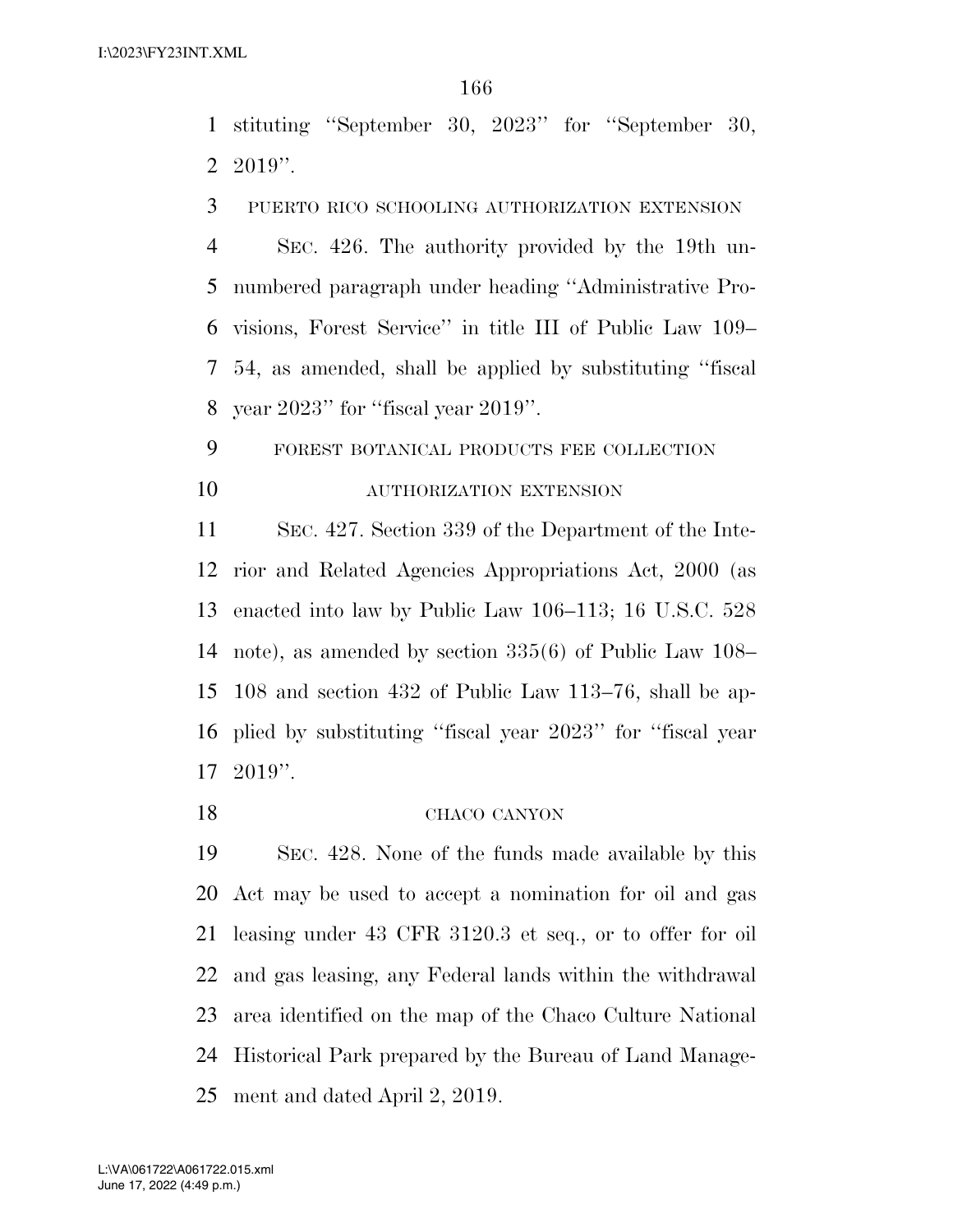stituting "September 30, 2023" for "September 30, 2019".

PUERTO RICO SCHOOLING AUTHORIZATION EXTENSION

SEC. 426. The authority provided by the 19th unnumbered paragraph under heading "Administrative Provisions, Forest Service" in title III of Public Law 109–54, as amended, shall be applied by substituting "fiscal year 2023" for "fiscal year 2019".

FOREST BOTANICAL PRODUCTS FEE COLLECTION AUTHORIZATION EXTENSION

SEC. 427. Section 339 of the Department of the Interior and Related Agencies Appropriations Act, 2000 (as enacted into law by Public Law 106–113; 16 U.S.C. 528 note), as amended by section 335(6) of Public Law 108–108 and section 432 of Public Law 113–76, shall be applied by substituting "fiscal year 2023" for "fiscal year 2019".

CHACO CANYON

SEC. 428. None of the funds made available by this Act may be used to accept a nomination for oil and gas leasing under 43 CFR 3120.3 et seq., or to offer for oil and gas leasing, any Federal lands within the withdrawal area identified on the map of the Chaco Culture National Historical Park prepared by the Bureau of Land Management and dated April 2, 2019.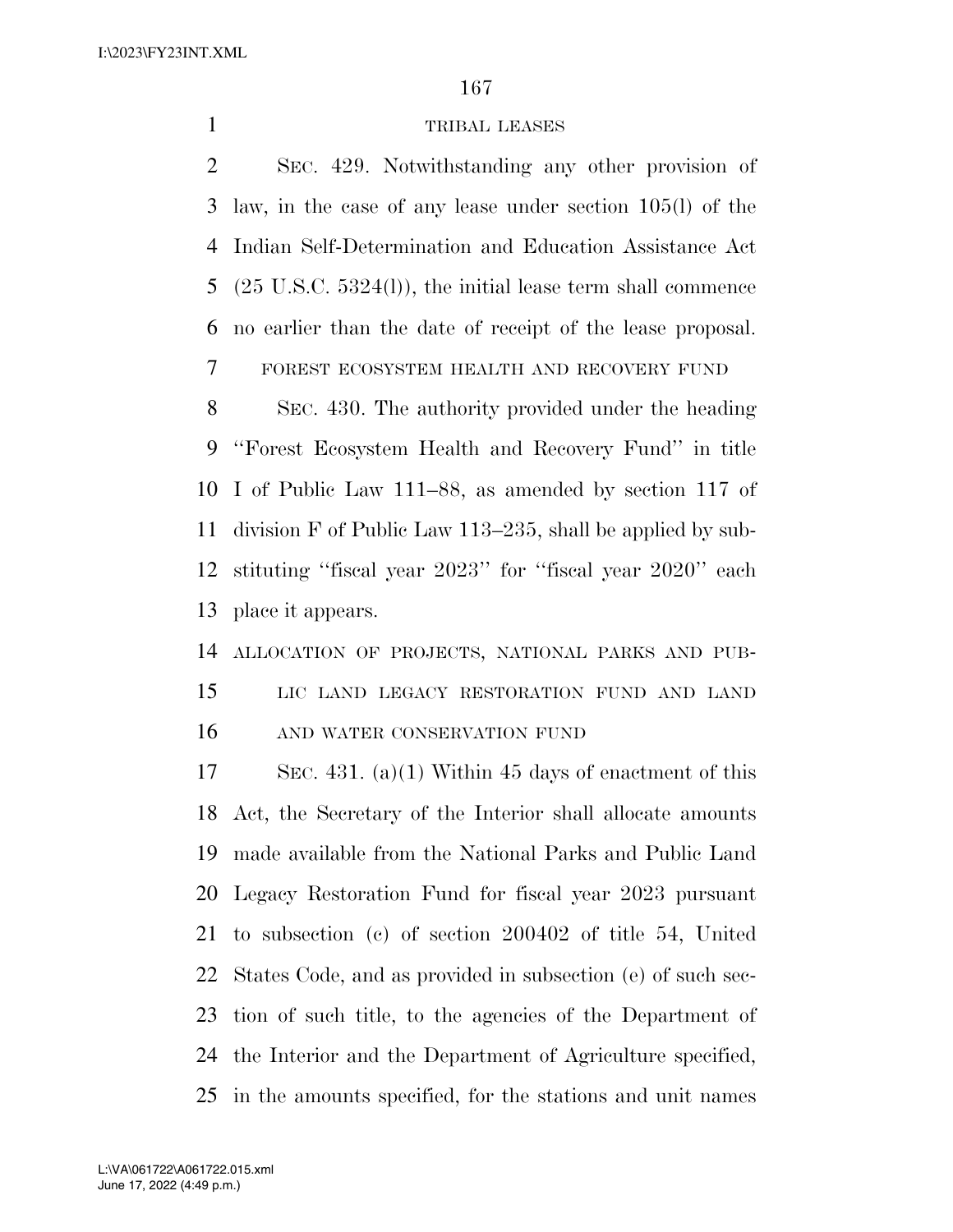TRIBAL LEASES

SEC. 429. Notwithstanding any other provision of law, in the case of any lease under section 105(l) of the Indian Self-Determination and Education Assistance Act (25 U.S.C. 5324(l)), the initial lease term shall commence no earlier than the date of receipt of the lease proposal.

FOREST ECOSYSTEM HEALTH AND RECOVERY FUND

SEC. 430. The authority provided under the heading ''Forest Ecosystem Health and Recovery Fund'' in title I of Public Law 111–88, as amended by section 117 of division F of Public Law 113–235, shall be applied by substituting ''fiscal year 2023'' for ''fiscal year 2020'' each place it appears.

ALLOCATION OF PROJECTS, NATIONAL PARKS AND PUBLIC LAND LEGACY RESTORATION FUND AND LAND AND WATER CONSERVATION FUND

SEC. 431. (a)(1) Within 45 days of enactment of this Act, the Secretary of the Interior shall allocate amounts made available from the National Parks and Public Land Legacy Restoration Fund for fiscal year 2023 pursuant to subsection (c) of section 200402 of title 54, United States Code, and as provided in subsection (e) of such section of such title, to the agencies of the Department of the Interior and the Department of Agriculture specified, in the amounts specified, for the stations and unit names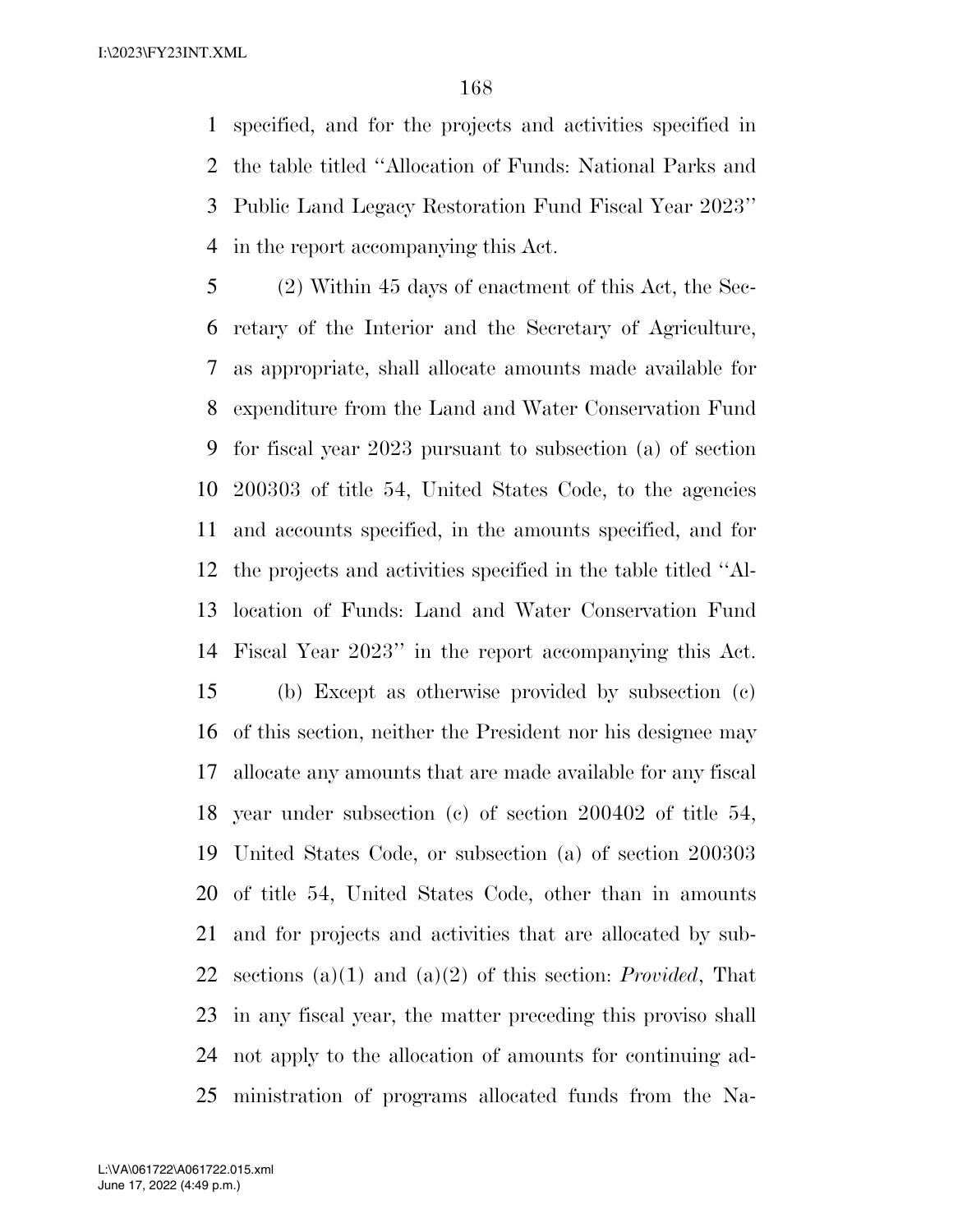specified, and for the projects and activities specified in the table titled ''Allocation of Funds: National Parks and Public Land Legacy Restoration Fund Fiscal Year 2023'' in the report accompanying this Act.

(2) Within 45 days of enactment of this Act, the Secretary of the Interior and the Secretary of Agriculture, as appropriate, shall allocate amounts made available for expenditure from the Land and Water Conservation Fund for fiscal year 2023 pursuant to subsection (a) of section 200303 of title 54, United States Code, to the agencies and accounts specified, in the amounts specified, and for the projects and activities specified in the table titled ''Allocation of Funds: Land and Water Conservation Fund Fiscal Year 2023'' in the report accompanying this Act.

(b) Except as otherwise provided by subsection (c) of this section, neither the President nor his designee may allocate any amounts that are made available for any fiscal year under subsection (c) of section 200402 of title 54, United States Code, or subsection (a) of section 200303 of title 54, United States Code, other than in amounts and for projects and activities that are allocated by subsections (a)(1) and (a)(2) of this section: *Provided*, That in any fiscal year, the matter preceding this proviso shall not apply to the allocation of amounts for continuing administration of programs allocated funds from the Na-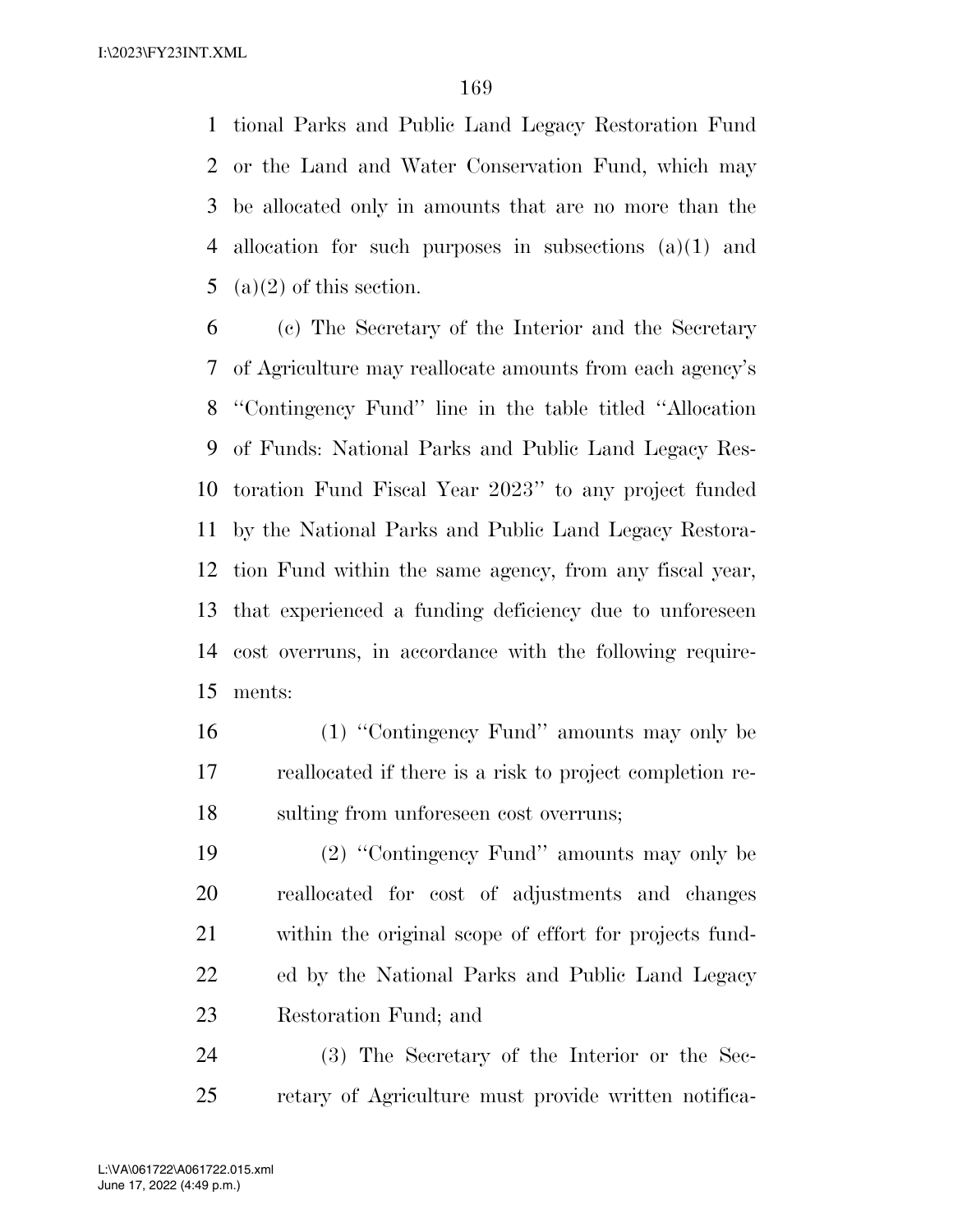tional Parks and Public Land Legacy Restoration Fund or the Land and Water Conservation Fund, which may be allocated only in amounts that are no more than the allocation for such purposes in subsections (a)(1) and (a)(2) of this section.

(c) The Secretary of the Interior and the Secretary of Agriculture may reallocate amounts from each agency's ''Contingency Fund'' line in the table titled ''Allocation of Funds: National Parks and Public Land Legacy Restoration Fund Fiscal Year 2023'' to any project funded by the National Parks and Public Land Legacy Restoration Fund within the same agency, from any fiscal year, that experienced a funding deficiency due to unforeseen cost overruns, in accordance with the following requirements:

(1) ''Contingency Fund'' amounts may only be reallocated if there is a risk to project completion resulting from unforeseen cost overruns;

(2) ''Contingency Fund'' amounts may only be reallocated for cost of adjustments and changes within the original scope of effort for projects funded by the National Parks and Public Land Legacy Restoration Fund; and

(3) The Secretary of the Interior or the Secretary of Agriculture must provide written notifica-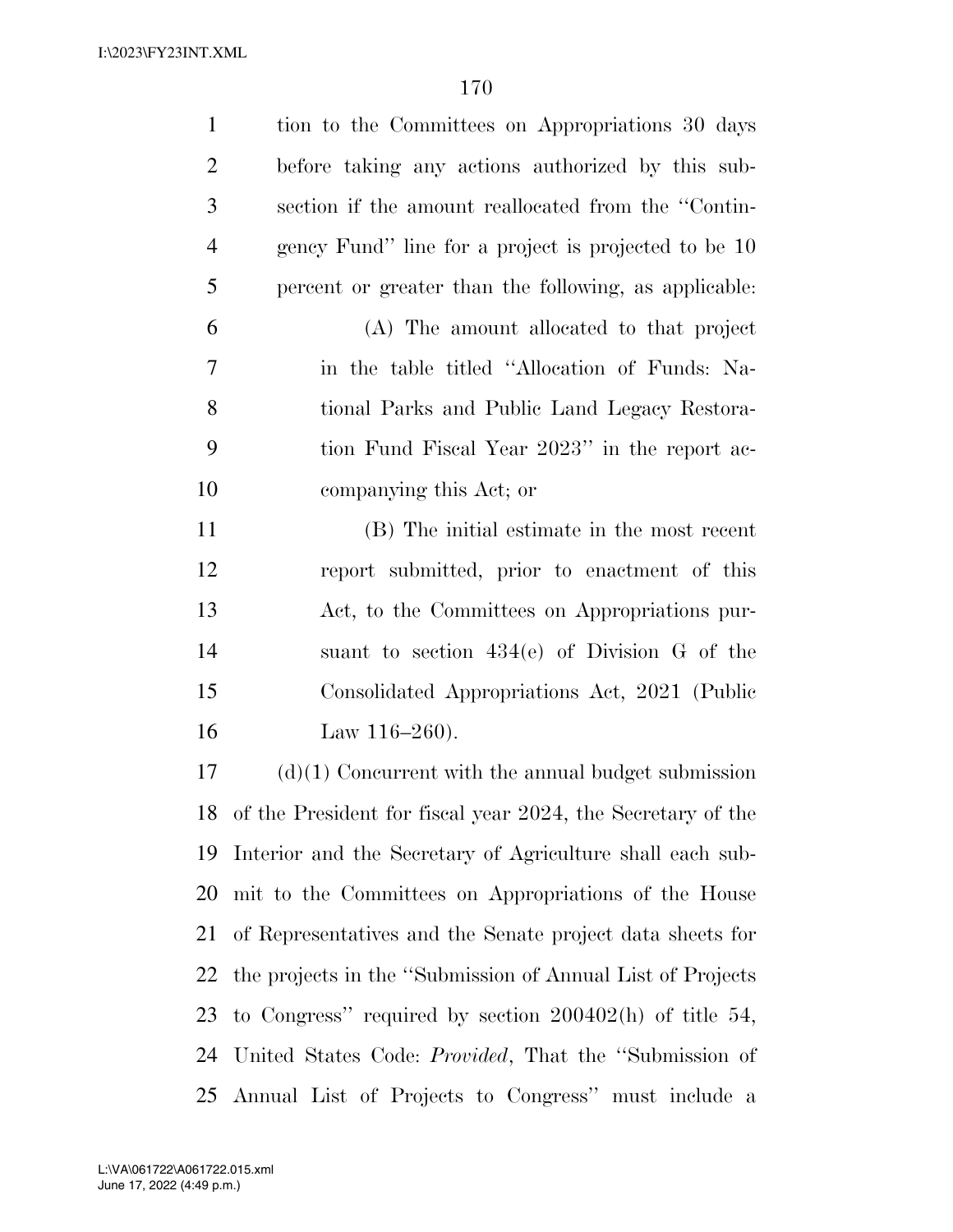tion to the Committees on Appropriations 30 days before taking any actions authorized by this subsection if the amount reallocated from the ''Contingency Fund'' line for a project is projected to be 10 percent or greater than the following, as applicable:

(A) The amount allocated to that project in the table titled ''Allocation of Funds: National Parks and Public Land Legacy Restoration Fund Fiscal Year 2023'' in the report accompanying this Act; or

(B) The initial estimate in the most recent report submitted, prior to enactment of this Act, to the Committees on Appropriations pursuant to section 434(e) of Division G of the Consolidated Appropriations Act, 2021 (Public Law 116–260).

(d)(1) Concurrent with the annual budget submission of the President for fiscal year 2024, the Secretary of the Interior and the Secretary of Agriculture shall each submit to the Committees on Appropriations of the House of Representatives and the Senate project data sheets for the projects in the ''Submission of Annual List of Projects to Congress'' required by section 200402(h) of title 54, United States Code: *Provided*, That the ''Submission of Annual List of Projects to Congress'' must include a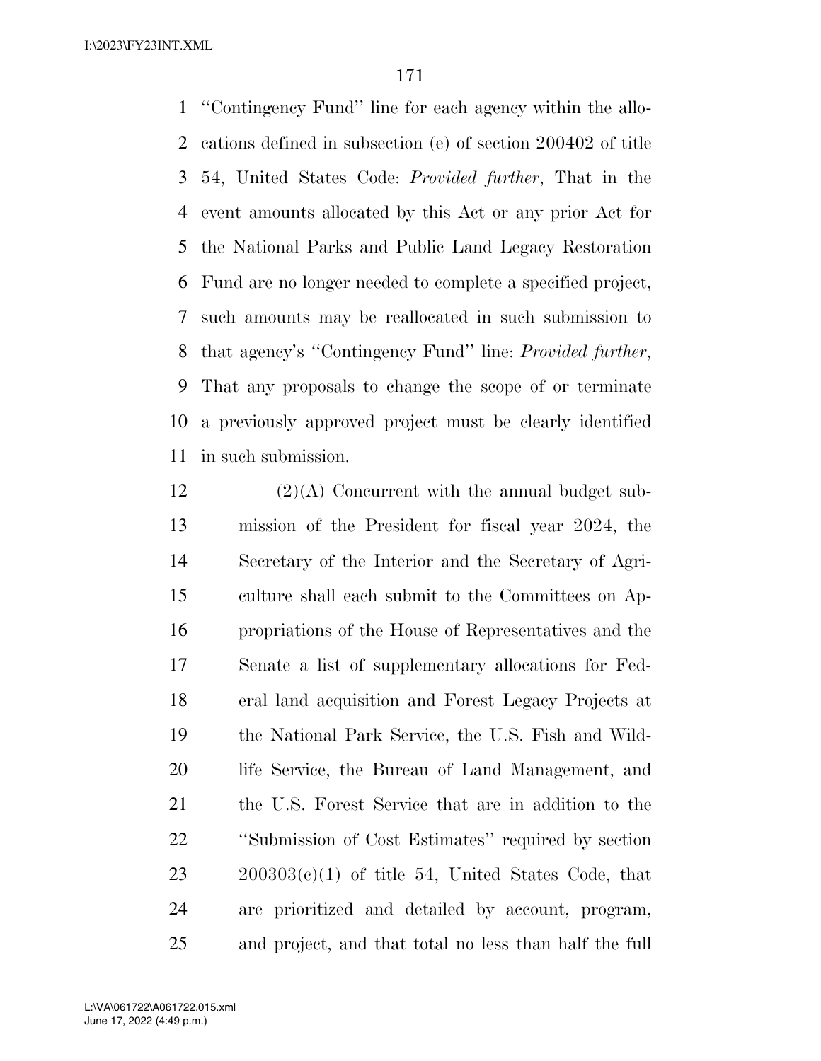"Contingency Fund" line for each agency within the allocations defined in subsection (e) of section 200402 of title 54, United States Code: *Provided further*, That in the event amounts allocated by this Act or any prior Act for the National Parks and Public Land Legacy Restoration Fund are no longer needed to complete a specified project, such amounts may be reallocated in such submission to that agency's "Contingency Fund" line: *Provided further*, That any proposals to change the scope of or terminate a previously approved project must be clearly identified in such submission.

(2)(A) Concurrent with the annual budget submission of the President for fiscal year 2024, the Secretary of the Interior and the Secretary of Agriculture shall each submit to the Committees on Appropriations of the House of Representatives and the Senate a list of supplementary allocations for Federal land acquisition and Forest Legacy Projects at the National Park Service, the U.S. Fish and Wildlife Service, the Bureau of Land Management, and the U.S. Forest Service that are in addition to the "Submission of Cost Estimates" required by section 200303(c)(1) of title 54, United States Code, that are prioritized and detailed by account, program, and project, and that total no less than half the full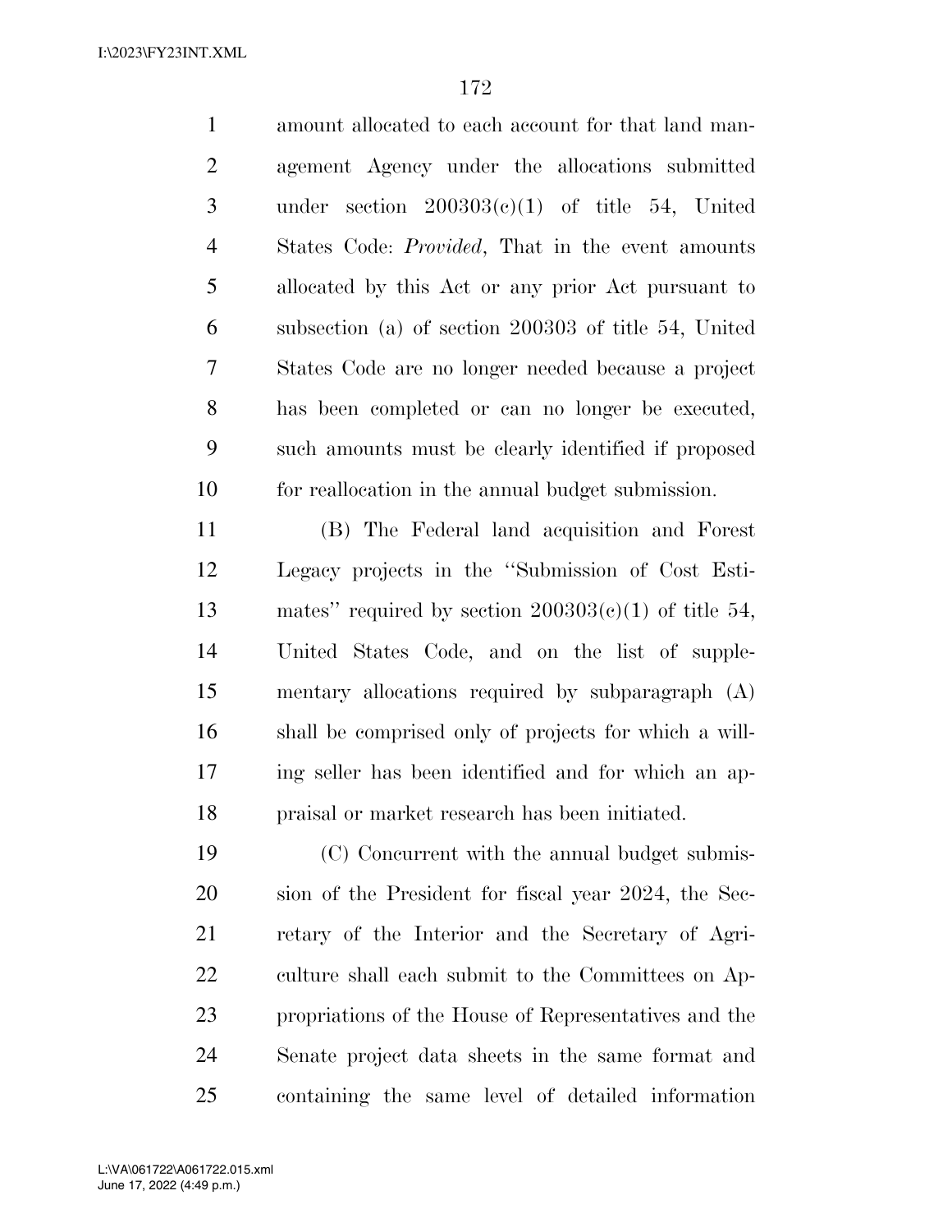amount allocated to each account for that land management Agency under the allocations submitted under section 200303(c)(1) of title 54, United States Code: *Provided*, That in the event amounts allocated by this Act or any prior Act pursuant to subsection (a) of section 200303 of title 54, United States Code are no longer needed because a project has been completed or can no longer be executed, such amounts must be clearly identified if proposed for reallocation in the annual budget submission.

(B) The Federal land acquisition and Forest Legacy projects in the ''Submission of Cost Estimates'' required by section 200303(c)(1) of title 54, United States Code, and on the list of supplementary allocations required by subparagraph (A) shall be comprised only of projects for which a willing seller has been identified and for which an appraisal or market research has been initiated.

(C) Concurrent with the annual budget submission of the President for fiscal year 2024, the Secretary of the Interior and the Secretary of Agriculture shall each submit to the Committees on Appropriations of the House of Representatives and the Senate project data sheets in the same format and containing the same level of detailed information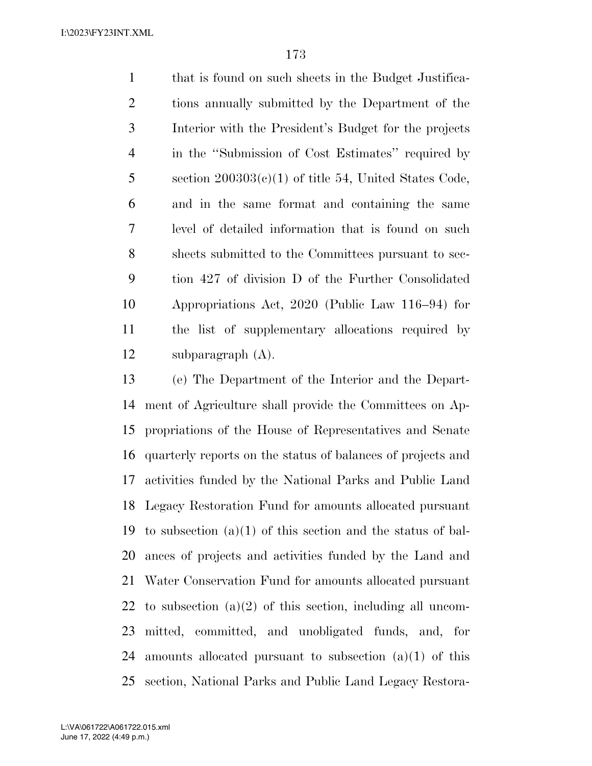that is found on such sheets in the Budget Justifications annually submitted by the Department of the Interior with the President's Budget for the projects in the "Submission of Cost Estimates" required by section 200303(c)(1) of title 54, United States Code, and in the same format and containing the same level of detailed information that is found on such sheets submitted to the Committees pursuant to section 427 of division D of the Further Consolidated Appropriations Act, 2020 (Public Law 116–94) for the list of supplementary allocations required by subparagraph (A).

(e) The Department of the Interior and the Department of Agriculture shall provide the Committees on Appropriations of the House of Representatives and Senate quarterly reports on the status of balances of projects and activities funded by the National Parks and Public Land Legacy Restoration Fund for amounts allocated pursuant to subsection (a)(1) of this section and the status of balances of projects and activities funded by the Land and Water Conservation Fund for amounts allocated pursuant to subsection (a)(2) of this section, including all uncommitted, committed, and unobligated funds, and, for amounts allocated pursuant to subsection (a)(1) of this section, National Parks and Public Land Legacy Restora-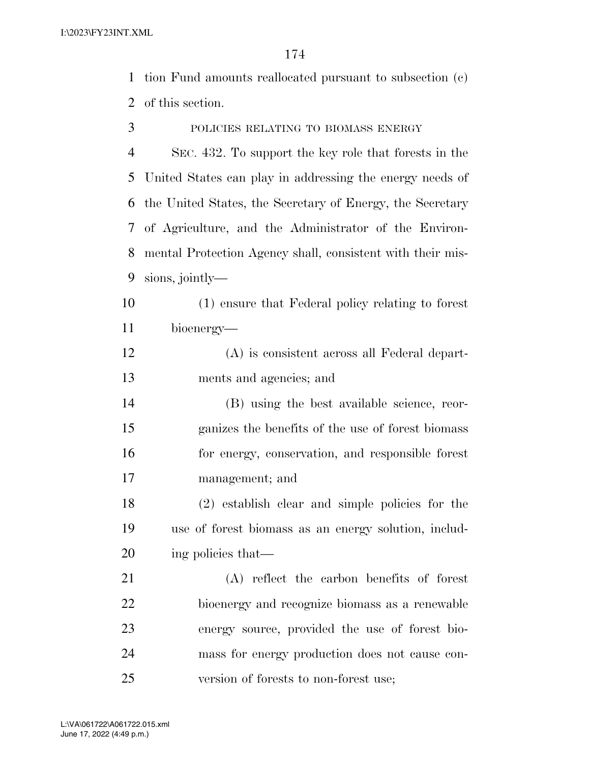tion Fund amounts reallocated pursuant to subsection (c) of this section.

POLICIES RELATING TO BIOMASS ENERGY

SEC. 432. To support the key role that forests in the United States can play in addressing the energy needs of the United States, the Secretary of Energy, the Secretary of Agriculture, and the Administrator of the Environmental Protection Agency shall, consistent with their missions, jointly—

(1) ensure that Federal policy relating to forest bioenergy—

(A) is consistent across all Federal departments and agencies; and

(B) using the best available science, reorganizes the benefits of the use of forest biomass for energy, conservation, and responsible forest management; and

(2) establish clear and simple policies for the use of forest biomass as an energy solution, including policies that—

(A) reflect the carbon benefits of forest bioenergy and recognize biomass as a renewable energy source, provided the use of forest biomass for energy production does not cause conversion of forests to non-forest use;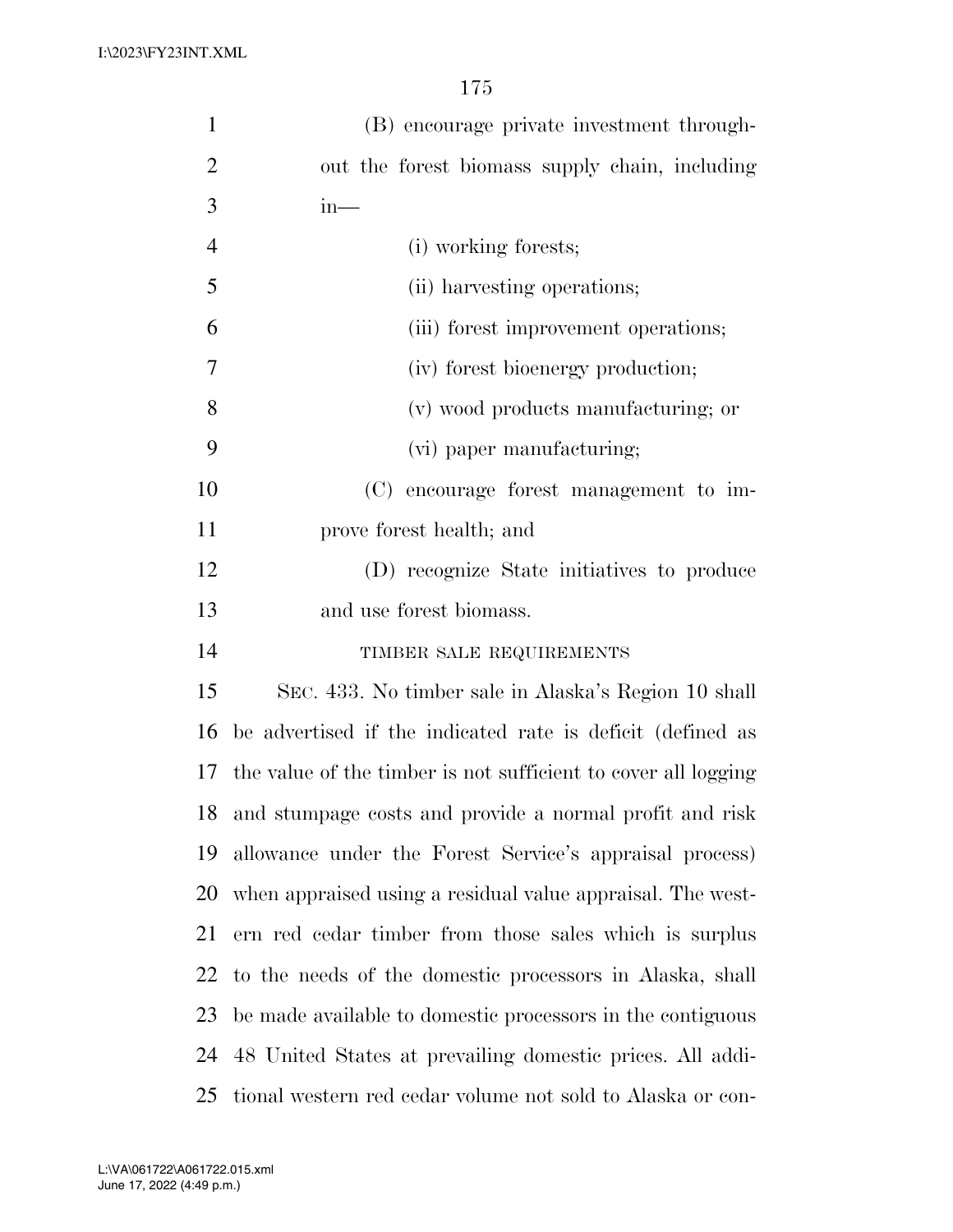(B) encourage private investment throughout the forest biomass supply chain, including in—

(i) working forests;

(ii) harvesting operations;

(iii) forest improvement operations;

(iv) forest bioenergy production;

(v) wood products manufacturing; or

(vi) paper manufacturing;

(C) encourage forest management to improve forest health; and

(D) recognize State initiatives to produce and use forest biomass.

TIMBER SALE REQUIREMENTS

SEC. 433. No timber sale in Alaska's Region 10 shall be advertised if the indicated rate is deficit (defined as the value of the timber is not sufficient to cover all logging and stumpage costs and provide a normal profit and risk allowance under the Forest Service's appraisal process) when appraised using a residual value appraisal. The western red cedar timber from those sales which is surplus to the needs of the domestic processors in Alaska, shall be made available to domestic processors in the contiguous 48 United States at prevailing domestic prices. All additional western red cedar volume not sold to Alaska or con-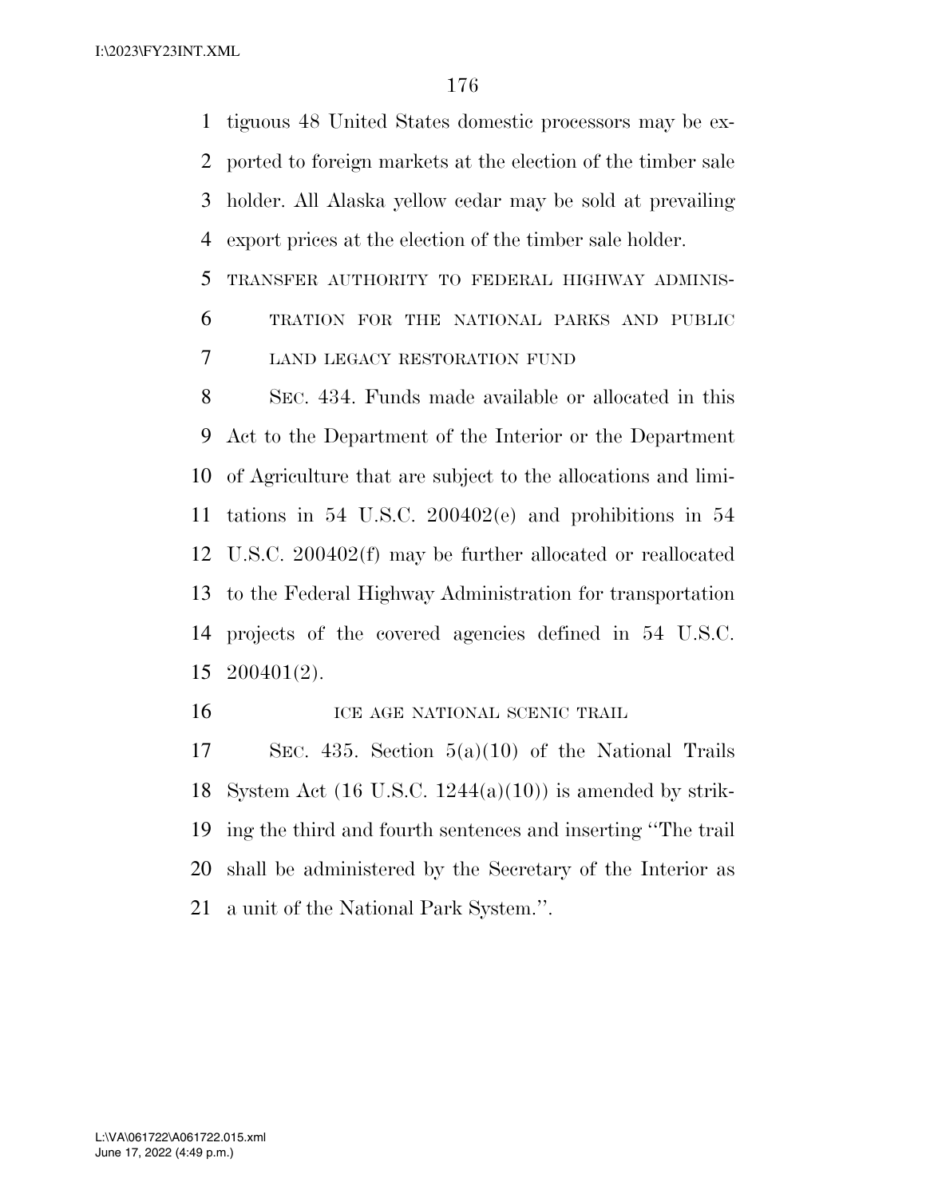tiguous 48 United States domestic processors may be exported to foreign markets at the election of the timber sale holder. All Alaska yellow cedar may be sold at prevailing export prices at the election of the timber sale holder.

TRANSFER AUTHORITY TO FEDERAL HIGHWAY ADMINISTRATION FOR THE NATIONAL PARKS AND PUBLIC LAND LEGACY RESTORATION FUND

SEC. 434. Funds made available or allocated in this Act to the Department of the Interior or the Department of Agriculture that are subject to the allocations and limitations in 54 U.S.C. 200402(e) and prohibitions in 54 U.S.C. 200402(f) may be further allocated or reallocated to the Federal Highway Administration for transportation projects of the covered agencies defined in 54 U.S.C. 200401(2).

ICE AGE NATIONAL SCENIC TRAIL

SEC. 435. Section 5(a)(10) of the National Trails System Act (16 U.S.C. 1244(a)(10)) is amended by striking the third and fourth sentences and inserting ''The trail shall be administered by the Secretary of the Interior as a unit of the National Park System.''.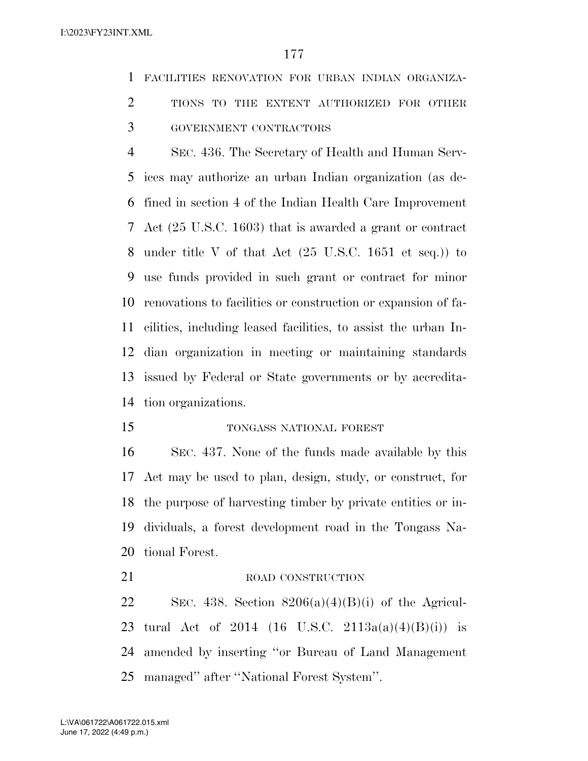FACILITIES RENOVATION FOR URBAN INDIAN ORGANIZATIONS TO THE EXTENT AUTHORIZED FOR OTHER GOVERNMENT CONTRACTORS

SEC. 436. The Secretary of Health and Human Services may authorize an urban Indian organization (as defined in section 4 of the Indian Health Care Improvement Act (25 U.S.C. 1603) that is awarded a grant or contract under title V of that Act (25 U.S.C. 1651 et seq.)) to use funds provided in such grant or contract for minor renovations to facilities or construction or expansion of facilities, including leased facilities, to assist the urban Indian organization in meeting or maintaining standards issued by Federal or State governments or by accreditation organizations.

TONGASS NATIONAL FOREST

SEC. 437. None of the funds made available by this Act may be used to plan, design, study, or construct, for the purpose of harvesting timber by private entities or individuals, a forest development road in the Tongass National Forest.

ROAD CONSTRUCTION

SEC. 438. Section 8206(a)(4)(B)(i) of the Agricultural Act of 2014 (16 U.S.C. 2113a(a)(4)(B)(i)) is amended by inserting ''or Bureau of Land Management managed'' after ''National Forest System''.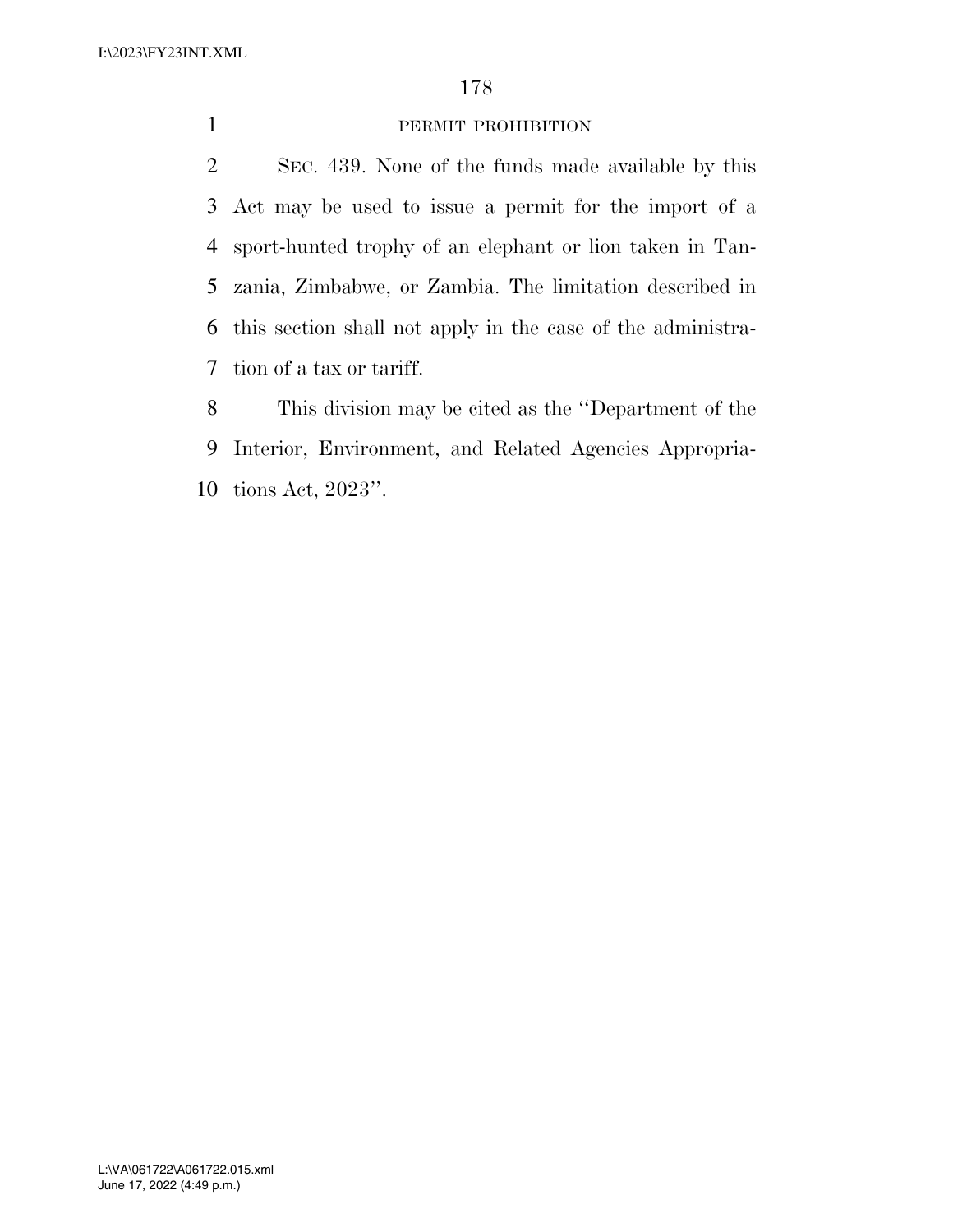PERMIT PROHIBITION

SEC. 439. None of the funds made available by this Act may be used to issue a permit for the import of a sport-hunted trophy of an elephant or lion taken in Tanzania, Zimbabwe, or Zambia. The limitation described in this section shall not apply in the case of the administration of a tax or tariff.

This division may be cited as the ''Department of the Interior, Environment, and Related Agencies Appropriations Act, 2023''.